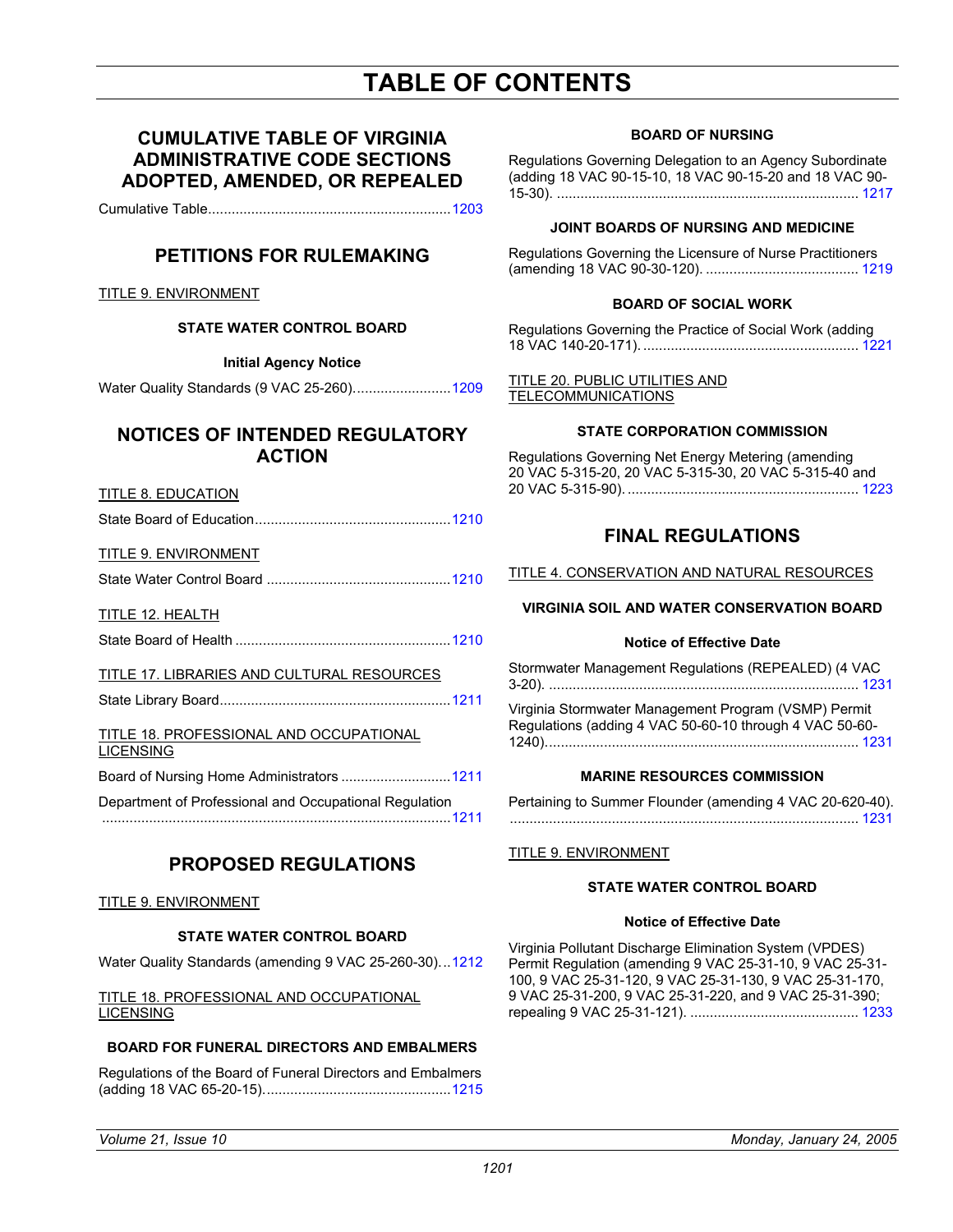# TABLE OF CONTENTS

## CUMULATIVE TABLE OF VIRGINIA ADMINISTRATIVE CODE SECTIONS ADOPTED, AMENDED, OR REPEALED

Cumulative Table.............................................................1203

## PETITIONS FOR RULEMAKING

TITLE 9. ENVIRONMENT

#### STATE WATER CONTROL BOARD

**Initial Agency Notice**

Water Quality Standards (9 VAC 25-260).........................1209

## NOTICES OF INTENDED REGULATORY ACTION

TITLE 8. EDUCATION

State Board of Education..................................................1210

TITLE 9. ENVIRONMENT

State Water Control Board ...............................................1210

TITLE 12. HEALTH

State Board of Health .......................................................1210

TITLE 17. LIBRARIES AND CULTURAL RESOURCES

State Library Board...........................................................1211

TITLE 18. PROFESSIONAL AND OCCUPATIONAL LICENSING

Board of Nursing Home Administrators ............................1211

Department of Professional and Occupational Regulation .......................................................................................1211

## PROPOSED REGULATIONS

TITLE 9. ENVIRONMENT

#### STATE WATER CONTROL BOARD

Water Quality Standards (amending 9 VAC 25-260-30)...1212

TITLE 18. PROFESSIONAL AND OCCUPATIONAL LICENSING

#### BOARD FOR FUNERAL DIRECTORS AND EMBALMERS

Regulations of the Board of Funeral Directors and Embalmers (adding 18 VAC 65-20-15)...............................................1215

#### BOARD OF NURSING

Regulations Governing Delegation to an Agency Subordinate (adding 18 VAC 90-15-10, 18 VAC 90-15-20 and 18 VAC 90-15-30). ............................................................................ 1217

#### JOINT BOARDS OF NURSING AND MEDICINE

Regulations Governing the Licensure of Nurse Practitioners (amending 18 VAC 90-30-120). ....................................... 1219

#### BOARD OF SOCIAL WORK

Regulations Governing the Practice of Social Work (adding 18 VAC 140-20-171). ...................................................... 1221

TITLE 20. PUBLIC UTILITIES AND TELECOMMUNICATIONS

#### STATE CORPORATION COMMISSION

Regulations Governing Net Energy Metering (amending 20 VAC 5-315-20, 20 VAC 5-315-30, 20 VAC 5-315-40 and 20 VAC 5-315-90). .......................................................... 1223

## FINAL REGULATIONS

TITLE 4. CONSERVATION AND NATURAL RESOURCES

#### VIRGINIA SOIL AND WATER CONSERVATION BOARD

**Notice of Effective Date**

Stormwater Management Regulations (REPEALED) (4 VAC 3-20). ............................................................................... 1231

Virginia Stormwater Management Program (VSMP) Permit Regulations (adding 4 VAC 50-60-10 through 4 VAC 50-60-1240)................................................................................ 1231

#### MARINE RESOURCES COMMISSION

Pertaining to Summer Flounder (amending 4 VAC 20-620-40). ........................................................................................ 1231

TITLE 9. ENVIRONMENT

#### STATE WATER CONTROL BOARD

**Notice of Effective Date**

Virginia Pollutant Discharge Elimination System (VPDES) Permit Regulation (amending 9 VAC 25-31-10, 9 VAC 25-31-100, 9 VAC 25-31-120, 9 VAC 25-31-130, 9 VAC 25-31-170, 9 VAC 25-31-200, 9 VAC 25-31-220, and 9 VAC 25-31-390; repealing 9 VAC 25-31-121). ........................................... 1233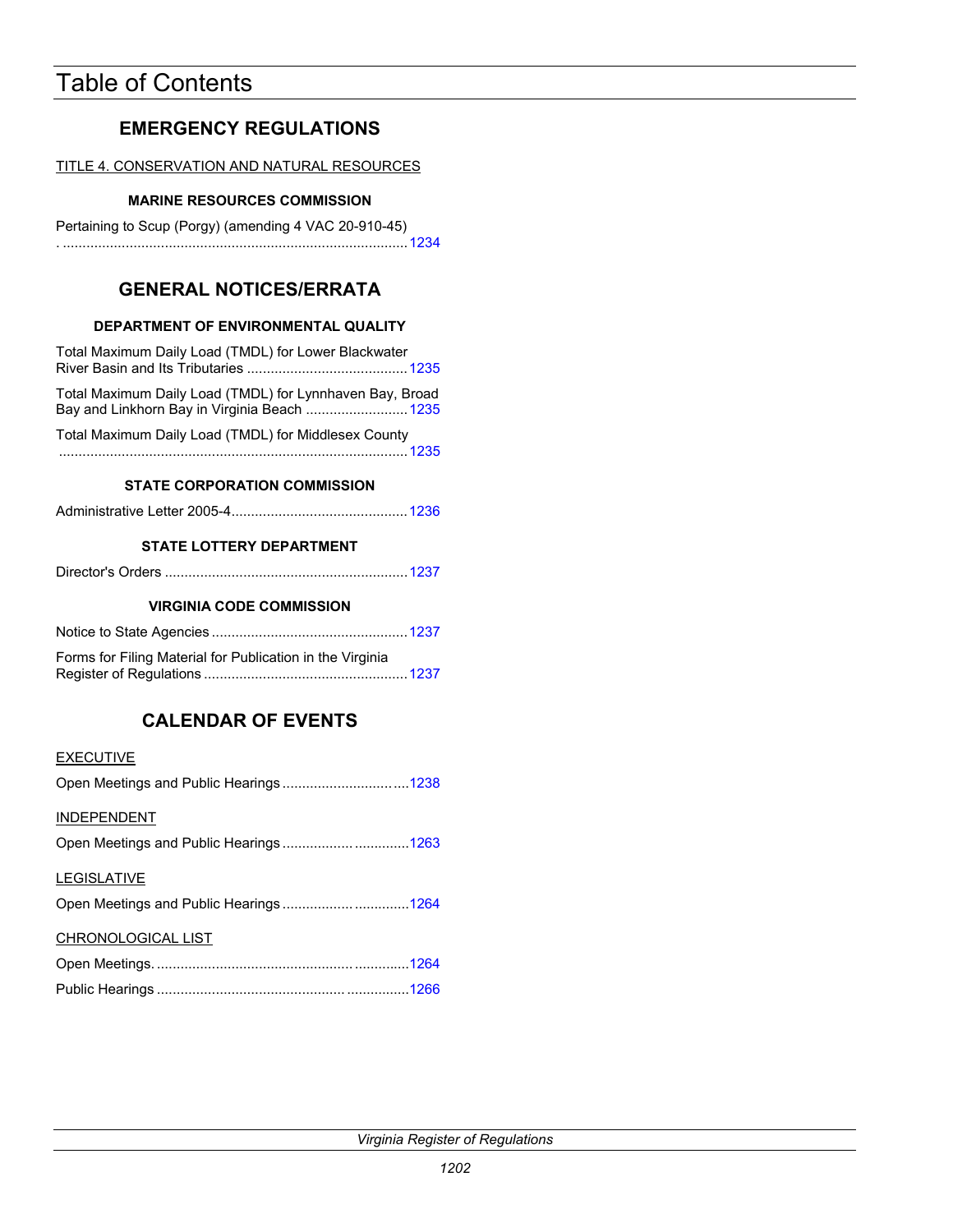# Table of Contents

## EMERGENCY REGULATIONS

TITLE 4. CONSERVATION AND NATURAL RESOURCES

#### MARINE RESOURCES COMMISSION

Pertaining to Scup (Porgy) (amending 4 VAC 20-910-45) ....... 1234

## GENERAL NOTICES/ERRATA

#### DEPARTMENT OF ENVIRONMENTAL QUALITY

Total Maximum Daily Load (TMDL) for Lower Blackwater River Basin and Its Tributaries ....... 1235

Total Maximum Daily Load (TMDL) for Lynnhaven Bay, Broad Bay and Linkhorn Bay in Virginia Beach ....... 1235

Total Maximum Daily Load (TMDL) for Middlesex County ....... 1235

#### STATE CORPORATION COMMISSION

Administrative Letter 2005-4 ....... 1236

#### STATE LOTTERY DEPARTMENT

Director's Orders ....... 1237

#### VIRGINIA CODE COMMISSION

Notice to State Agencies ....... 1237

Forms for Filing Material for Publication in the Virginia Register of Regulations ....... 1237

## CALENDAR OF EVENTS

EXECUTIVE

Open Meetings and Public Hearings ....... 1238

INDEPENDENT

Open Meetings and Public Hearings ....... 1263

LEGISLATIVE

Open Meetings and Public Hearings ....... 1264

CHRONOLOGICAL LIST

Open Meetings ....... 1264

Public Hearings ....... 1266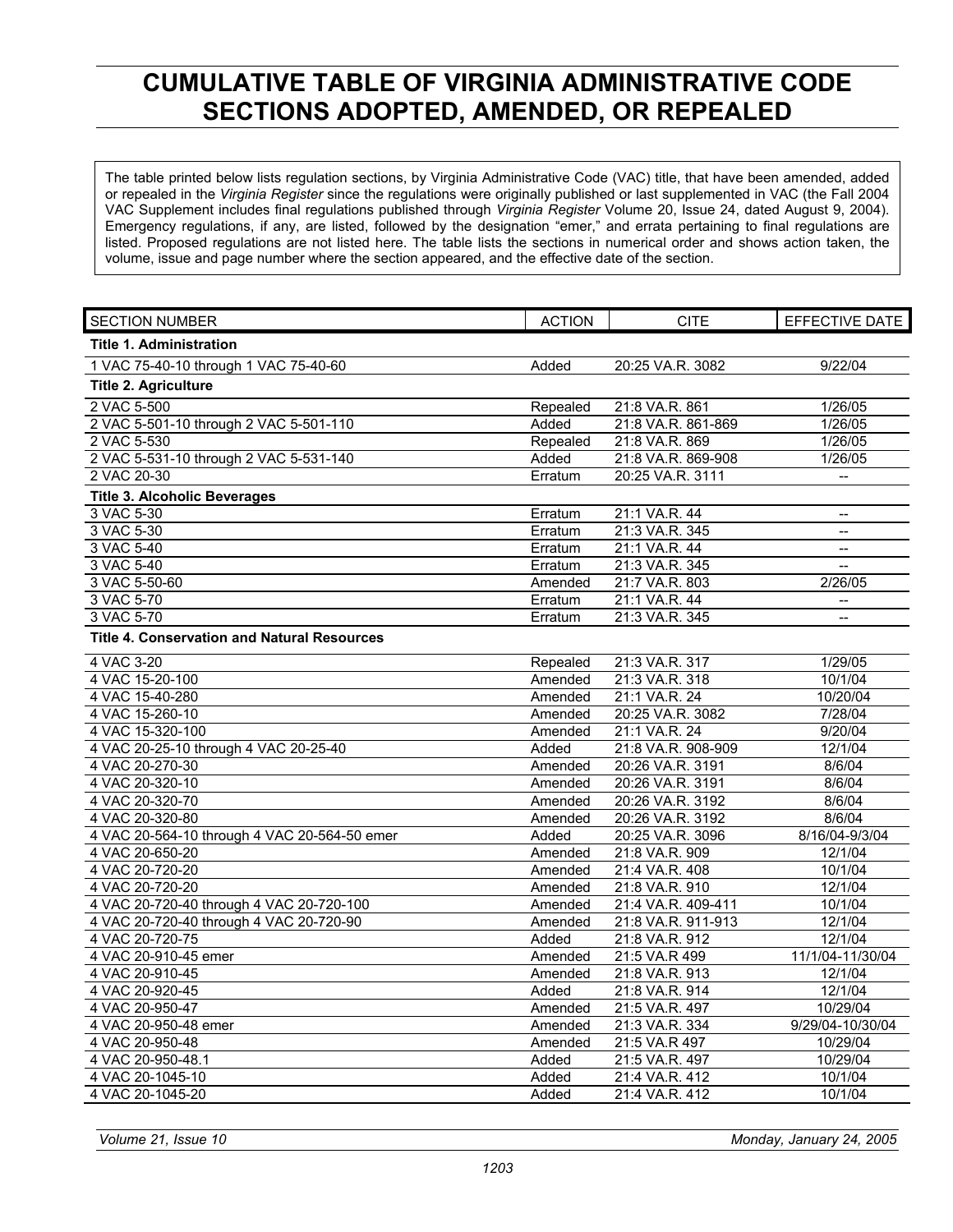# CUMULATIVE TABLE OF VIRGINIA ADMINISTRATIVE CODE SECTIONS ADOPTED, AMENDED, OR REPEALED

The table printed below lists regulation sections, by Virginia Administrative Code (VAC) title, that have been amended, added or repealed in the *Virginia Register* since the regulations were originally published or last supplemented in VAC (the Fall 2004 VAC Supplement includes final regulations published through *Virginia Register* Volume 20, Issue 24, dated August 9, 2004). Emergency regulations, if any, are listed, followed by the designation "emer," and errata pertaining to final regulations are listed. Proposed regulations are not listed here. The table lists the sections in numerical order and shows action taken, the volume, issue and page number where the section appeared, and the effective date of the section.

| SECTION NUMBER | ACTION | CITE | EFFECTIVE DATE |
|---|---|---|---|
| **Title 1. Administration** | | | |
| 1 VAC 75-40-10 through 1 VAC 75-40-60 | Added | 20:25 VA.R. 3082 | 9/22/04 |
| **Title 2. Agriculture** | | | |
| 2 VAC 5-500 | Repealed | 21:8 VA.R. 861 | 1/26/05 |
| 2 VAC 5-501-10 through 2 VAC 5-501-110 | Added | 21:8 VA.R. 861-869 | 1/26/05 |
| 2 VAC 5-530 | Repealed | 21:8 VA.R. 869 | 1/26/05 |
| 2 VAC 5-531-10 through 2 VAC 5-531-140 | Added | 21:8 VA.R. 869-908 | 1/26/05 |
| 2 VAC 20-30 | Erratum | 20:25 VA.R. 3111 | -- |
| **Title 3. Alcoholic Beverages** | | | |
| 3 VAC 5-30 | Erratum | 21:1 VA.R. 44 | -- |
| 3 VAC 5-30 | Erratum | 21:3 VA.R. 345 | -- |
| 3 VAC 5-40 | Erratum | 21:1 VA.R. 44 | -- |
| 3 VAC 5-40 | Erratum | 21:3 VA.R. 345 | -- |
| 3 VAC 5-50-60 | Amended | 21:7 VA.R. 803 | 2/26/05 |
| 3 VAC 5-70 | Erratum | 21:1 VA.R. 44 | -- |
| 3 VAC 5-70 | Erratum | 21:3 VA.R. 345 | -- |
| **Title 4. Conservation and Natural Resources** | | | |
| 4 VAC 3-20 | Repealed | 21:3 VA.R. 317 | 1/29/05 |
| 4 VAC 15-20-100 | Amended | 21:3 VA.R. 318 | 10/1/04 |
| 4 VAC 15-40-280 | Amended | 21:1 VA.R. 24 | 10/20/04 |
| 4 VAC 15-260-10 | Amended | 20:25 VA.R. 3082 | 7/28/04 |
| 4 VAC 15-320-100 | Amended | 21:1 VA.R. 24 | 9/20/04 |
| 4 VAC 20-25-10 through 4 VAC 20-25-40 | Added | 21:8 VA.R. 908-909 | 12/1/04 |
| 4 VAC 20-270-30 | Amended | 20:26 VA.R. 3191 | 8/6/04 |
| 4 VAC 20-320-10 | Amended | 20:26 VA.R. 3191 | 8/6/04 |
| 4 VAC 20-320-70 | Amended | 20:26 VA.R. 3192 | 8/6/04 |
| 4 VAC 20-320-80 | Amended | 20:26 VA.R. 3192 | 8/6/04 |
| 4 VAC 20-564-10 through 4 VAC 20-564-50 emer | Added | 20:25 VA.R. 3096 | 8/16/04-9/3/04 |
| 4 VAC 20-650-20 | Amended | 21:8 VA.R. 909 | 12/1/04 |
| 4 VAC 20-720-20 | Amended | 21:4 VA.R. 408 | 10/1/04 |
| 4 VAC 20-720-20 | Amended | 21:8 VA.R. 910 | 12/1/04 |
| 4 VAC 20-720-40 through 4 VAC 20-720-100 | Amended | 21:4 VA.R. 409-411 | 10/1/04 |
| 4 VAC 20-720-40 through 4 VAC 20-720-90 | Amended | 21:8 VA.R. 911-913 | 12/1/04 |
| 4 VAC 20-720-75 | Added | 21:8 VA.R. 912 | 12/1/04 |
| 4 VAC 20-910-45 emer | Amended | 21:5 VA.R 499 | 11/1/04-11/30/04 |
| 4 VAC 20-910-45 | Amended | 21:8 VA.R. 913 | 12/1/04 |
| 4 VAC 20-920-45 | Added | 21:8 VA.R. 914 | 12/1/04 |
| 4 VAC 20-950-47 | Amended | 21:5 VA.R. 497 | 10/29/04 |
| 4 VAC 20-950-48 emer | Amended | 21:3 VA.R. 334 | 9/29/04-10/30/04 |
| 4 VAC 20-950-48 | Amended | 21:5 VA.R 497 | 10/29/04 |
| 4 VAC 20-950-48.1 | Added | 21:5 VA.R. 497 | 10/29/04 |
| 4 VAC 20-1045-10 | Added | 21:4 VA.R. 412 | 10/1/04 |
| 4 VAC 20-1045-20 | Added | 21:4 VA.R. 412 | 10/1/04 |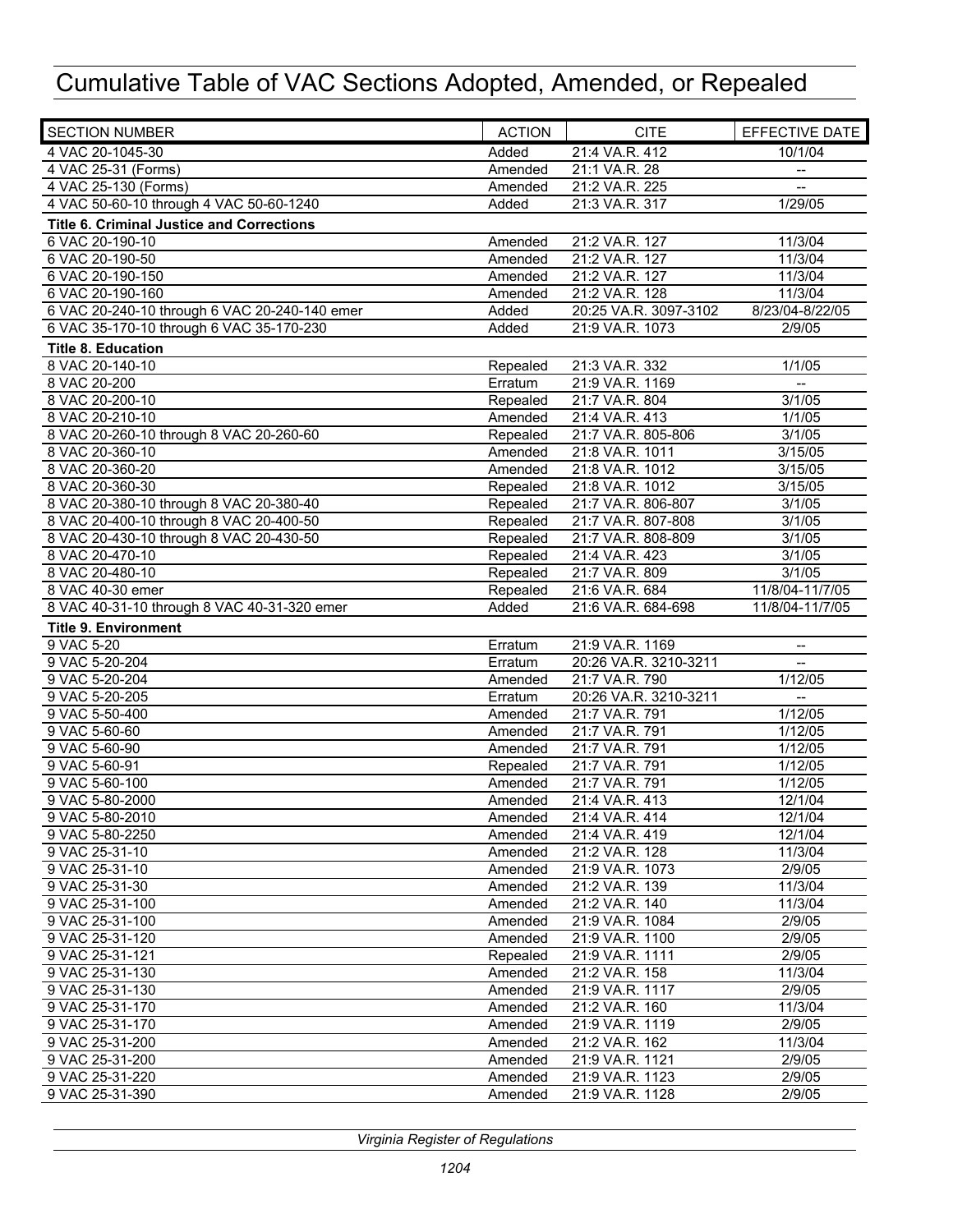# Cumulative Table of VAC Sections Adopted, Amended, or Repealed

| SECTION NUMBER | ACTION | CITE | EFFECTIVE DATE |
|---|---|---|---|
| 4 VAC 20-1045-30 | Added | 21:4 VA.R. 412 | 10/1/04 |
| 4 VAC 25-31 (Forms) | Amended | 21:1 VA.R. 28 | -- |
| 4 VAC 25-130 (Forms) | Amended | 21:2 VA.R. 225 | -- |
| 4 VAC 50-60-10 through 4 VAC 50-60-1240 | Added | 21:3 VA.R. 317 | 1/29/05 |
| **Title 6. Criminal Justice and Corrections** | | | |
| 6 VAC 20-190-10 | Amended | 21:2 VA.R. 127 | 11/3/04 |
| 6 VAC 20-190-50 | Amended | 21:2 VA.R. 127 | 11/3/04 |
| 6 VAC 20-190-150 | Amended | 21:2 VA.R. 127 | 11/3/04 |
| 6 VAC 20-190-160 | Amended | 21:2 VA.R. 128 | 11/3/04 |
| 6 VAC 20-240-10 through 6 VAC 20-240-140 emer | Added | 20:25 VA.R. 3097-3102 | 8/23/04-8/22/05 |
| 6 VAC 35-170-10 through 6 VAC 35-170-230 | Added | 21:9 VA.R. 1073 | 2/9/05 |
| **Title 8. Education** | | | |
| 8 VAC 20-140-10 | Repealed | 21:3 VA.R. 332 | 1/1/05 |
| 8 VAC 20-200 | Erratum | 21:9 VA.R. 1169 | -- |
| 8 VAC 20-200-10 | Repealed | 21:7 VA.R. 804 | 3/1/05 |
| 8 VAC 20-210-10 | Amended | 21:4 VA.R. 413 | 1/1/05 |
| 8 VAC 20-260-10 through 8 VAC 20-260-60 | Repealed | 21:7 VA.R. 805-806 | 3/1/05 |
| 8 VAC 20-360-10 | Amended | 21:8 VA.R. 1011 | 3/15/05 |
| 8 VAC 20-360-20 | Amended | 21:8 VA.R. 1012 | 3/15/05 |
| 8 VAC 20-360-30 | Repealed | 21:8 VA.R. 1012 | 3/15/05 |
| 8 VAC 20-380-10 through 8 VAC 20-380-40 | Repealed | 21:7 VA.R. 806-807 | 3/1/05 |
| 8 VAC 20-400-10 through 8 VAC 20-400-50 | Repealed | 21:7 VA.R. 807-808 | 3/1/05 |
| 8 VAC 20-430-10 through 8 VAC 20-430-50 | Repealed | 21:7 VA.R. 808-809 | 3/1/05 |
| 8 VAC 20-470-10 | Repealed | 21:4 VA.R. 423 | 3/1/05 |
| 8 VAC 20-480-10 | Repealed | 21:7 VA.R. 809 | 3/1/05 |
| 8 VAC 40-30 emer | Repealed | 21:6 VA.R. 684 | 11/8/04-11/7/05 |
| 8 VAC 40-31-10 through 8 VAC 40-31-320 emer | Added | 21:6 VA.R. 684-698 | 11/8/04-11/7/05 |
| **Title 9. Environment** | | | |
| 9 VAC 5-20 | Erratum | 21:9 VA.R. 1169 | -- |
| 9 VAC 5-20-204 | Erratum | 20:26 VA.R. 3210-3211 | -- |
| 9 VAC 5-20-204 | Amended | 21:7 VA.R. 790 | 1/12/05 |
| 9 VAC 5-20-205 | Erratum | 20:26 VA.R. 3210-3211 | -- |
| 9 VAC 5-50-400 | Amended | 21:7 VA.R. 791 | 1/12/05 |
| 9 VAC 5-60-60 | Amended | 21:7 VA.R. 791 | 1/12/05 |
| 9 VAC 5-60-90 | Amended | 21:7 VA.R. 791 | 1/12/05 |
| 9 VAC 5-60-91 | Repealed | 21:7 VA.R. 791 | 1/12/05 |
| 9 VAC 5-60-100 | Amended | 21:7 VA.R. 791 | 1/12/05 |
| 9 VAC 5-80-2000 | Amended | 21:4 VA.R. 413 | 12/1/04 |
| 9 VAC 5-80-2010 | Amended | 21:4 VA.R. 414 | 12/1/04 |
| 9 VAC 5-80-2250 | Amended | 21:4 VA.R. 419 | 12/1/04 |
| 9 VAC 25-31-10 | Amended | 21:2 VA.R. 128 | 11/3/04 |
| 9 VAC 25-31-10 | Amended | 21:9 VA.R. 1073 | 2/9/05 |
| 9 VAC 25-31-30 | Amended | 21:2 VA.R. 139 | 11/3/04 |
| 9 VAC 25-31-100 | Amended | 21:2 VA.R. 140 | 11/3/04 |
| 9 VAC 25-31-100 | Amended | 21:9 VA.R. 1084 | 2/9/05 |
| 9 VAC 25-31-120 | Amended | 21:9 VA.R. 1100 | 2/9/05 |
| 9 VAC 25-31-121 | Repealed | 21:9 VA.R. 1111 | 2/9/05 |
| 9 VAC 25-31-130 | Amended | 21:2 VA.R. 158 | 11/3/04 |
| 9 VAC 25-31-130 | Amended | 21:9 VA.R. 1117 | 2/9/05 |
| 9 VAC 25-31-170 | Amended | 21:2 VA.R. 160 | 11/3/04 |
| 9 VAC 25-31-170 | Amended | 21:9 VA.R. 1119 | 2/9/05 |
| 9 VAC 25-31-200 | Amended | 21:2 VA.R. 162 | 11/3/04 |
| 9 VAC 25-31-200 | Amended | 21:9 VA.R. 1121 | 2/9/05 |
| 9 VAC 25-31-220 | Amended | 21:9 VA.R. 1123 | 2/9/05 |
| 9 VAC 25-31-390 | Amended | 21:9 VA.R. 1128 | 2/9/05 |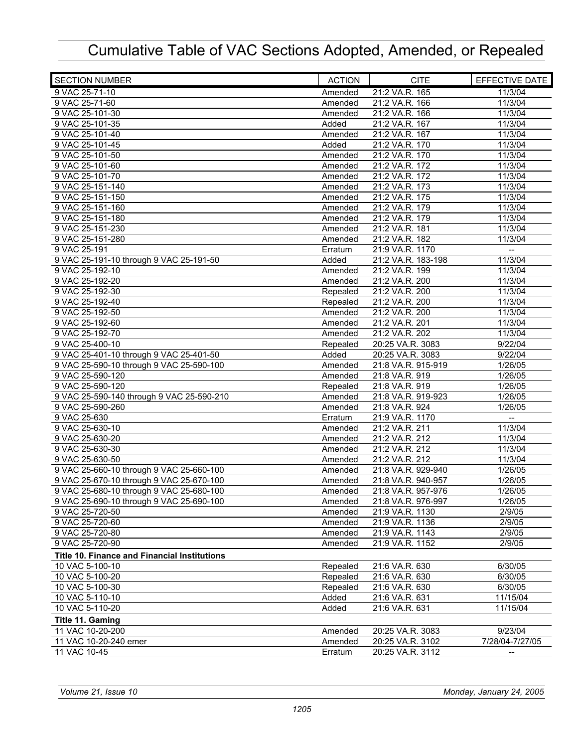# Cumulative Table of VAC Sections Adopted, Amended, or Repealed

| SECTION NUMBER | ACTION | CITE | EFFECTIVE DATE |
|---|---|---|---|
| 9 VAC 25-71-10 | Amended | 21:2 VA.R. 165 | 11/3/04 |
| 9 VAC 25-71-60 | Amended | 21:2 VA.R. 166 | 11/3/04 |
| 9 VAC 25-101-30 | Amended | 21:2 VA.R. 166 | 11/3/04 |
| 9 VAC 25-101-35 | Added | 21:2 VA.R. 167 | 11/3/04 |
| 9 VAC 25-101-40 | Amended | 21:2 VA.R. 167 | 11/3/04 |
| 9 VAC 25-101-45 | Added | 21:2 VA.R. 170 | 11/3/04 |
| 9 VAC 25-101-50 | Amended | 21:2 VA.R. 170 | 11/3/04 |
| 9 VAC 25-101-60 | Amended | 21:2 VA.R. 172 | 11/3/04 |
| 9 VAC 25-101-70 | Amended | 21:2 VA.R. 172 | 11/3/04 |
| 9 VAC 25-151-140 | Amended | 21:2 VA.R. 173 | 11/3/04 |
| 9 VAC 25-151-150 | Amended | 21:2 VA.R. 175 | 11/3/04 |
| 9 VAC 25-151-160 | Amended | 21:2 VA.R. 179 | 11/3/04 |
| 9 VAC 25-151-180 | Amended | 21:2 VA.R. 179 | 11/3/04 |
| 9 VAC 25-151-230 | Amended | 21:2 VA.R. 181 | 11/3/04 |
| 9 VAC 25-151-280 | Amended | 21:2 VA.R. 182 | 11/3/04 |
| 9 VAC 25-191 | Erratum | 21:9 VA.R. 1170 | -- |
| 9 VAC 25-191-10 through 9 VAC 25-191-50 | Added | 21:2 VA.R. 183-198 | 11/3/04 |
| 9 VAC 25-192-10 | Amended | 21:2 VA.R. 199 | 11/3/04 |
| 9 VAC 25-192-20 | Amended | 21:2 VA.R. 200 | 11/3/04 |
| 9 VAC 25-192-30 | Repealed | 21:2 VA.R. 200 | 11/3/04 |
| 9 VAC 25-192-40 | Repealed | 21:2 VA.R. 200 | 11/3/04 |
| 9 VAC 25-192-50 | Amended | 21:2 VA.R. 200 | 11/3/04 |
| 9 VAC 25-192-60 | Amended | 21:2 VA.R. 201 | 11/3/04 |
| 9 VAC 25-192-70 | Amended | 21:2 VA.R. 202 | 11/3/04 |
| 9 VAC 25-400-10 | Repealed | 20:25 VA.R. 3083 | 9/22/04 |
| 9 VAC 25-401-10 through 9 VAC 25-401-50 | Added | 20:25 VA.R. 3083 | 9/22/04 |
| 9 VAC 25-590-10 through 9 VAC 25-590-100 | Amended | 21:8 VA.R. 915-919 | 1/26/05 |
| 9 VAC 25-590-120 | Amended | 21:8 VA.R. 919 | 1/26/05 |
| 9 VAC 25-590-120 | Repealed | 21:8 VA.R. 919 | 1/26/05 |
| 9 VAC 25-590-140 through 9 VAC 25-590-210 | Amended | 21:8 VA.R. 919-923 | 1/26/05 |
| 9 VAC 25-590-260 | Amended | 21:8 VA.R. 924 | 1/26/05 |
| 9 VAC 25-630 | Erratum | 21:9 VA.R. 1170 | -- |
| 9 VAC 25-630-10 | Amended | 21:2 VA.R. 211 | 11/3/04 |
| 9 VAC 25-630-20 | Amended | 21:2 VA.R. 212 | 11/3/04 |
| 9 VAC 25-630-30 | Amended | 21:2 VA.R. 212 | 11/3/04 |
| 9 VAC 25-630-50 | Amended | 21:2 VA.R. 212 | 11/3/04 |
| 9 VAC 25-660-10 through 9 VAC 25-660-100 | Amended | 21:8 VA.R. 929-940 | 1/26/05 |
| 9 VAC 25-670-10 through 9 VAC 25-670-100 | Amended | 21:8 VA.R. 940-957 | 1/26/05 |
| 9 VAC 25-680-10 through 9 VAC 25-680-100 | Amended | 21:8 VA.R. 957-976 | 1/26/05 |
| 9 VAC 25-690-10 through 9 VAC 25-690-100 | Amended | 21:8 VA.R. 976-997 | 1/26/05 |
| 9 VAC 25-720-50 | Amended | 21:9 VA.R. 1130 | 2/9/05 |
| 9 VAC 25-720-60 | Amended | 21:9 VA.R. 1136 | 2/9/05 |
| 9 VAC 25-720-80 | Amended | 21:9 VA.R. 1143 | 2/9/05 |
| 9 VAC 25-720-90 | Amended | 21:9 VA.R. 1152 | 2/9/05 |
| **Title 10. Finance and Financial Institutions** | | | |
| 10 VAC 5-100-10 | Repealed | 21:6 VA.R. 630 | 6/30/05 |
| 10 VAC 5-100-20 | Repealed | 21:6 VA.R. 630 | 6/30/05 |
| 10 VAC 5-100-30 | Repealed | 21:6 VA.R. 630 | 6/30/05 |
| 10 VAC 5-110-10 | Added | 21:6 VA.R. 631 | 11/15/04 |
| 10 VAC 5-110-20 | Added | 21:6 VA.R. 631 | 11/15/04 |
| **Title 11. Gaming** | | | |
| 11 VAC 10-20-200 | Amended | 20:25 VA.R. 3083 | 9/23/04 |
| 11 VAC 10-20-240 emer | Amended | 20:25 VA.R. 3102 | 7/28/04-7/27/05 |
| 11 VAC 10-45 | Erratum | 20:25 VA.R. 3112 | -- |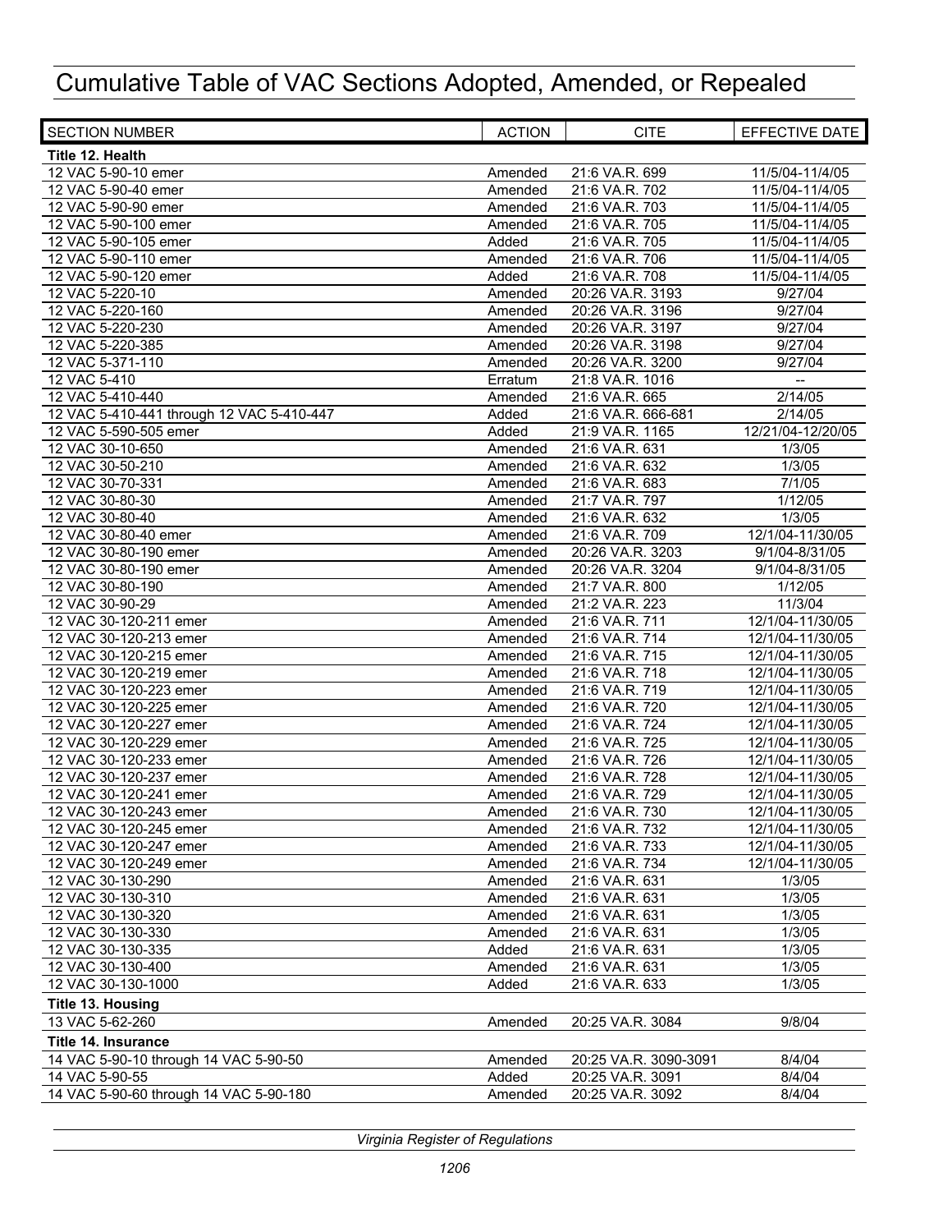# Cumulative Table of VAC Sections Adopted, Amended, or Repealed

| SECTION NUMBER | ACTION | CITE | EFFECTIVE DATE |
|---|---|---|---|
| **Title 12. Health** | | | |
| 12 VAC 5-90-10 emer | Amended | 21:6 VA.R. 699 | 11/5/04-11/4/05 |
| 12 VAC 5-90-40 emer | Amended | 21:6 VA.R. 702 | 11/5/04-11/4/05 |
| 12 VAC 5-90-90 emer | Amended | 21:6 VA.R. 703 | 11/5/04-11/4/05 |
| 12 VAC 5-90-100 emer | Amended | 21:6 VA.R. 705 | 11/5/04-11/4/05 |
| 12 VAC 5-90-105 emer | Added | 21:6 VA.R. 705 | 11/5/04-11/4/05 |
| 12 VAC 5-90-110 emer | Amended | 21:6 VA.R. 706 | 11/5/04-11/4/05 |
| 12 VAC 5-90-120 emer | Added | 21:6 VA.R. 708 | 11/5/04-11/4/05 |
| 12 VAC 5-220-10 | Amended | 20:26 VA.R. 3193 | 9/27/04 |
| 12 VAC 5-220-160 | Amended | 20:26 VA.R. 3196 | 9/27/04 |
| 12 VAC 5-220-230 | Amended | 20:26 VA.R. 3197 | 9/27/04 |
| 12 VAC 5-220-385 | Amended | 20:26 VA.R. 3198 | 9/27/04 |
| 12 VAC 5-371-110 | Amended | 20:26 VA.R. 3200 | 9/27/04 |
| 12 VAC 5-410 | Erratum | 21:8 VA.R. 1016 | -- |
| 12 VAC 5-410-440 | Amended | 21:6 VA.R. 665 | 2/14/05 |
| 12 VAC 5-410-441 through 12 VAC 5-410-447 | Added | 21:6 VA.R. 666-681 | 2/14/05 |
| 12 VAC 5-590-505 emer | Added | 21:9 VA.R. 1165 | 12/21/04-12/20/05 |
| 12 VAC 30-10-650 | Amended | 21:6 VA.R. 631 | 1/3/05 |
| 12 VAC 30-50-210 | Amended | 21:6 VA.R. 632 | 1/3/05 |
| 12 VAC 30-70-331 | Amended | 21:6 VA.R. 683 | 7/1/05 |
| 12 VAC 30-80-30 | Amended | 21:7 VA.R. 797 | 1/12/05 |
| 12 VAC 30-80-40 | Amended | 21:6 VA.R. 632 | 1/3/05 |
| 12 VAC 30-80-40 emer | Amended | 21:6 VA.R. 709 | 12/1/04-11/30/05 |
| 12 VAC 30-80-190 emer | Amended | 20:26 VA.R. 3203 | 9/1/04-8/31/05 |
| 12 VAC 30-80-190 emer | Amended | 20:26 VA.R. 3204 | 9/1/04-8/31/05 |
| 12 VAC 30-80-190 | Amended | 21:7 VA.R. 800 | 1/12/05 |
| 12 VAC 30-90-29 | Amended | 21:2 VA.R. 223 | 11/3/04 |
| 12 VAC 30-120-211 emer | Amended | 21:6 VA.R. 711 | 12/1/04-11/30/05 |
| 12 VAC 30-120-213 emer | Amended | 21:6 VA.R. 714 | 12/1/04-11/30/05 |
| 12 VAC 30-120-215 emer | Amended | 21:6 VA.R. 715 | 12/1/04-11/30/05 |
| 12 VAC 30-120-219 emer | Amended | 21:6 VA.R. 718 | 12/1/04-11/30/05 |
| 12 VAC 30-120-223 emer | Amended | 21:6 VA.R. 719 | 12/1/04-11/30/05 |
| 12 VAC 30-120-225 emer | Amended | 21:6 VA.R. 720 | 12/1/04-11/30/05 |
| 12 VAC 30-120-227 emer | Amended | 21:6 VA.R. 724 | 12/1/04-11/30/05 |
| 12 VAC 30-120-229 emer | Amended | 21:6 VA.R. 725 | 12/1/04-11/30/05 |
| 12 VAC 30-120-233 emer | Amended | 21:6 VA.R. 726 | 12/1/04-11/30/05 |
| 12 VAC 30-120-237 emer | Amended | 21:6 VA.R. 728 | 12/1/04-11/30/05 |
| 12 VAC 30-120-241 emer | Amended | 21:6 VA.R. 729 | 12/1/04-11/30/05 |
| 12 VAC 30-120-243 emer | Amended | 21:6 VA.R. 730 | 12/1/04-11/30/05 |
| 12 VAC 30-120-245 emer | Amended | 21:6 VA.R. 732 | 12/1/04-11/30/05 |
| 12 VAC 30-120-247 emer | Amended | 21:6 VA.R. 733 | 12/1/04-11/30/05 |
| 12 VAC 30-120-249 emer | Amended | 21:6 VA.R. 734 | 12/1/04-11/30/05 |
| 12 VAC 30-130-290 | Amended | 21:6 VA.R. 631 | 1/3/05 |
| 12 VAC 30-130-310 | Amended | 21:6 VA.R. 631 | 1/3/05 |
| 12 VAC 30-130-320 | Amended | 21:6 VA.R. 631 | 1/3/05 |
| 12 VAC 30-130-330 | Amended | 21:6 VA.R. 631 | 1/3/05 |
| 12 VAC 30-130-335 | Added | 21:6 VA.R. 631 | 1/3/05 |
| 12 VAC 30-130-400 | Amended | 21:6 VA.R. 631 | 1/3/05 |
| 12 VAC 30-130-1000 | Added | 21:6 VA.R. 633 | 1/3/05 |
| **Title 13. Housing** | | | |
| 13 VAC 5-62-260 | Amended | 20:25 VA.R. 3084 | 9/8/04 |
| **Title 14. Insurance** | | | |
| 14 VAC 5-90-10 through 14 VAC 5-90-50 | Amended | 20:25 VA.R. 3090-3091 | 8/4/04 |
| 14 VAC 5-90-55 | Added | 20:25 VA.R. 3091 | 8/4/04 |
| 14 VAC 5-90-60 through 14 VAC 5-90-180 | Amended | 20:25 VA.R. 3092 | 8/4/04 |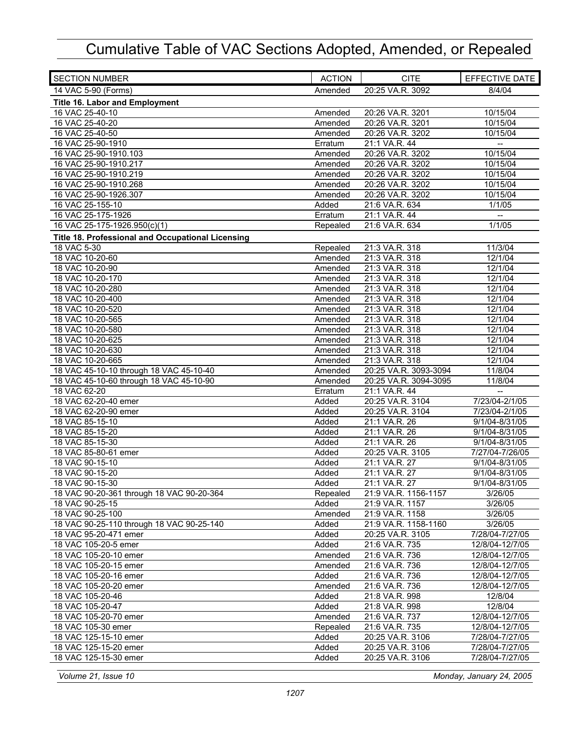# Cumulative Table of VAC Sections Adopted, Amended, or Repealed

| SECTION NUMBER | ACTION | CITE | EFFECTIVE DATE |
|---|---|---|---|
| 14 VAC 5-90 (Forms) | Amended | 20:25 VA.R. 3092 | 8/4/04 |
| **Title 16. Labor and Employment** | | | |
| 16 VAC 25-40-10 | Amended | 20:26 VA.R. 3201 | 10/15/04 |
| 16 VAC 25-40-20 | Amended | 20:26 VA.R. 3201 | 10/15/04 |
| 16 VAC 25-40-50 | Amended | 20:26 VA.R. 3202 | 10/15/04 |
| 16 VAC 25-90-1910 | Erratum | 21:1 VA.R. 44 | -- |
| 16 VAC 25-90-1910.103 | Amended | 20:26 VA.R. 3202 | 10/15/04 |
| 16 VAC 25-90-1910.217 | Amended | 20:26 VA.R. 3202 | 10/15/04 |
| 16 VAC 25-90-1910.219 | Amended | 20:26 VA.R. 3202 | 10/15/04 |
| 16 VAC 25-90-1910.268 | Amended | 20:26 VA.R. 3202 | 10/15/04 |
| 16 VAC 25-90-1926.307 | Amended | 20:26 VA.R. 3202 | 10/15/04 |
| 16 VAC 25-155-10 | Added | 21:6 VA.R. 634 | 1/1/05 |
| 16 VAC 25-175-1926 | Erratum | 21:1 VA.R. 44 | -- |
| 16 VAC 25-175-1926.950(c)(1) | Repealed | 21:6 VA.R. 634 | 1/1/05 |
| **Title 18. Professional and Occupational Licensing** | | | |
| 18 VAC 5-30 | Repealed | 21:3 VA.R. 318 | 11/3/04 |
| 18 VAC 10-20-60 | Amended | 21:3 VA.R. 318 | 12/1/04 |
| 18 VAC 10-20-90 | Amended | 21:3 VA.R. 318 | 12/1/04 |
| 18 VAC 10-20-170 | Amended | 21:3 VA.R. 318 | 12/1/04 |
| 18 VAC 10-20-280 | Amended | 21:3 VA.R. 318 | 12/1/04 |
| 18 VAC 10-20-400 | Amended | 21:3 VA.R. 318 | 12/1/04 |
| 18 VAC 10-20-520 | Amended | 21:3 VA.R. 318 | 12/1/04 |
| 18 VAC 10-20-565 | Amended | 21:3 VA.R. 318 | 12/1/04 |
| 18 VAC 10-20-580 | Amended | 21:3 VA.R. 318 | 12/1/04 |
| 18 VAC 10-20-625 | Amended | 21:3 VA.R. 318 | 12/1/04 |
| 18 VAC 10-20-630 | Amended | 21:3 VA.R. 318 | 12/1/04 |
| 18 VAC 10-20-665 | Amended | 21:3 VA.R. 318 | 12/1/04 |
| 18 VAC 45-10-10 through 18 VAC 45-10-40 | Amended | 20:25 VA.R. 3093-3094 | 11/8/04 |
| 18 VAC 45-10-60 through 18 VAC 45-10-90 | Amended | 20:25 VA.R. 3094-3095 | 11/8/04 |
| 18 VAC 62-20 | Erratum | 21:1 VA.R. 44 | -- |
| 18 VAC 62-20-40 emer | Added | 20:25 VA.R. 3104 | 7/23/04-2/1/05 |
| 18 VAC 62-20-90 emer | Added | 20:25 VA.R. 3104 | 7/23/04-2/1/05 |
| 18 VAC 85-15-10 | Added | 21:1 VA.R. 26 | 9/1/04-8/31/05 |
| 18 VAC 85-15-20 | Added | 21:1 VA.R. 26 | 9/1/04-8/31/05 |
| 18 VAC 85-15-30 | Added | 21:1 VA.R. 26 | 9/1/04-8/31/05 |
| 18 VAC 85-80-61 emer | Added | 20:25 VA.R. 3105 | 7/27/04-7/26/05 |
| 18 VAC 90-15-10 | Added | 21:1 VA.R. 27 | 9/1/04-8/31/05 |
| 18 VAC 90-15-20 | Added | 21:1 VA.R. 27 | 9/1/04-8/31/05 |
| 18 VAC 90-15-30 | Added | 21:1 VA.R. 27 | 9/1/04-8/31/05 |
| 18 VAC 90-20-361 through 18 VAC 90-20-364 | Repealed | 21:9 VA.R. 1156-1157 | 3/26/05 |
| 18 VAC 90-25-15 | Added | 21:9 VA.R. 1157 | 3/26/05 |
| 18 VAC 90-25-100 | Amended | 21:9 VA.R. 1158 | 3/26/05 |
| 18 VAC 90-25-110 through 18 VAC 90-25-140 | Added | 21:9 VA.R. 1158-1160 | 3/26/05 |
| 18 VAC 95-20-471 emer | Added | 20:25 VA.R. 3105 | 7/28/04-7/27/05 |
| 18 VAC 105-20-5 emer | Added | 21:6 VA.R. 735 | 12/8/04-12/7/05 |
| 18 VAC 105-20-10 emer | Amended | 21:6 VA.R. 736 | 12/8/04-12/7/05 |
| 18 VAC 105-20-15 emer | Amended | 21:6 VA.R. 736 | 12/8/04-12/7/05 |
| 18 VAC 105-20-16 emer | Added | 21:6 VA.R. 736 | 12/8/04-12/7/05 |
| 18 VAC 105-20-20 emer | Amended | 21:6 VA.R. 736 | 12/8/04-12/7/05 |
| 18 VAC 105-20-46 | Added | 21:8 VA.R. 998 | 12/8/04 |
| 18 VAC 105-20-47 | Added | 21:8 VA.R. 998 | 12/8/04 |
| 18 VAC 105-20-70 emer | Amended | 21:6 VA.R. 737 | 12/8/04-12/7/05 |
| 18 VAC 105-30 emer | Repealed | 21:6 VA.R. 735 | 12/8/04-12/7/05 |
| 18 VAC 125-15-10 emer | Added | 20:25 VA.R. 3106 | 7/28/04-7/27/05 |
| 18 VAC 125-15-20 emer | Added | 20:25 VA.R. 3106 | 7/28/04-7/27/05 |
| 18 VAC 125-15-30 emer | Added | 20:25 VA.R. 3106 | 7/28/04-7/27/05 |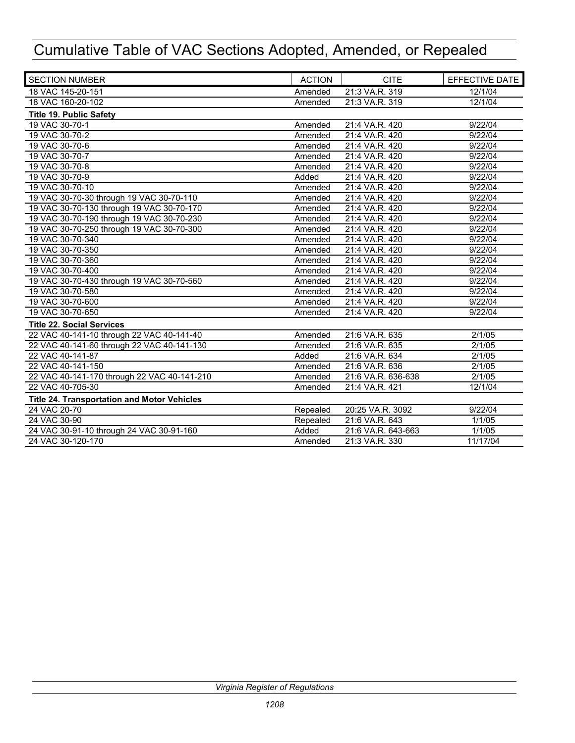# Cumulative Table of VAC Sections Adopted, Amended, or Repealed

| SECTION NUMBER | ACTION | CITE | EFFECTIVE DATE |
|---|---|---|---|
| 18 VAC 145-20-151 | Amended | 21:3 VA.R. 319 | 12/1/04 |
| 18 VAC 160-20-102 | Amended | 21:3 VA.R. 319 | 12/1/04 |
| **Title 19. Public Safety** | | | |
| 19 VAC 30-70-1 | Amended | 21:4 VA.R. 420 | 9/22/04 |
| 19 VAC 30-70-2 | Amended | 21:4 VA.R. 420 | 9/22/04 |
| 19 VAC 30-70-6 | Amended | 21:4 VA.R. 420 | 9/22/04 |
| 19 VAC 30-70-7 | Amended | 21:4 VA.R. 420 | 9/22/04 |
| 19 VAC 30-70-8 | Amended | 21:4 VA.R. 420 | 9/22/04 |
| 19 VAC 30-70-9 | Added | 21:4 VA.R. 420 | 9/22/04 |
| 19 VAC 30-70-10 | Amended | 21:4 VA.R. 420 | 9/22/04 |
| 19 VAC 30-70-30 through 19 VAC 30-70-110 | Amended | 21:4 VA.R. 420 | 9/22/04 |
| 19 VAC 30-70-130 through 19 VAC 30-70-170 | Amended | 21:4 VA.R. 420 | 9/22/04 |
| 19 VAC 30-70-190 through 19 VAC 30-70-230 | Amended | 21:4 VA.R. 420 | 9/22/04 |
| 19 VAC 30-70-250 through 19 VAC 30-70-300 | Amended | 21:4 VA.R. 420 | 9/22/04 |
| 19 VAC 30-70-340 | Amended | 21:4 VA.R. 420 | 9/22/04 |
| 19 VAC 30-70-350 | Amended | 21:4 VA.R. 420 | 9/22/04 |
| 19 VAC 30-70-360 | Amended | 21:4 VA.R. 420 | 9/22/04 |
| 19 VAC 30-70-400 | Amended | 21:4 VA.R. 420 | 9/22/04 |
| 19 VAC 30-70-430 through 19 VAC 30-70-560 | Amended | 21:4 VA.R. 420 | 9/22/04 |
| 19 VAC 30-70-580 | Amended | 21:4 VA.R. 420 | 9/22/04 |
| 19 VAC 30-70-600 | Amended | 21:4 VA.R. 420 | 9/22/04 |
| 19 VAC 30-70-650 | Amended | 21:4 VA.R. 420 | 9/22/04 |
| **Title 22. Social Services** | | | |
| 22 VAC 40-141-10 through 22 VAC 40-141-40 | Amended | 21:6 VA.R. 635 | 2/1/05 |
| 22 VAC 40-141-60 through 22 VAC 40-141-130 | Amended | 21:6 VA.R. 635 | 2/1/05 |
| 22 VAC 40-141-87 | Added | 21:6 VA.R. 634 | 2/1/05 |
| 22 VAC 40-141-150 | Amended | 21:6 VA.R. 636 | 2/1/05 |
| 22 VAC 40-141-170 through 22 VAC 40-141-210 | Amended | 21:6 VA.R. 636-638 | 2/1/05 |
| 22 VAC 40-705-30 | Amended | 21:4 VA.R. 421 | 12/1/04 |
| **Title 24. Transportation and Motor Vehicles** | | | |
| 24 VAC 20-70 | Repealed | 20:25 VA.R. 3092 | 9/22/04 |
| 24 VAC 30-90 | Repealed | 21:6 VA.R. 643 | 1/1/05 |
| 24 VAC 30-91-10 through 24 VAC 30-91-160 | Added | 21:6 VA.R. 643-663 | 1/1/05 |
| 24 VAC 30-120-170 | Amended | 21:3 VA.R. 330 | 11/17/04 |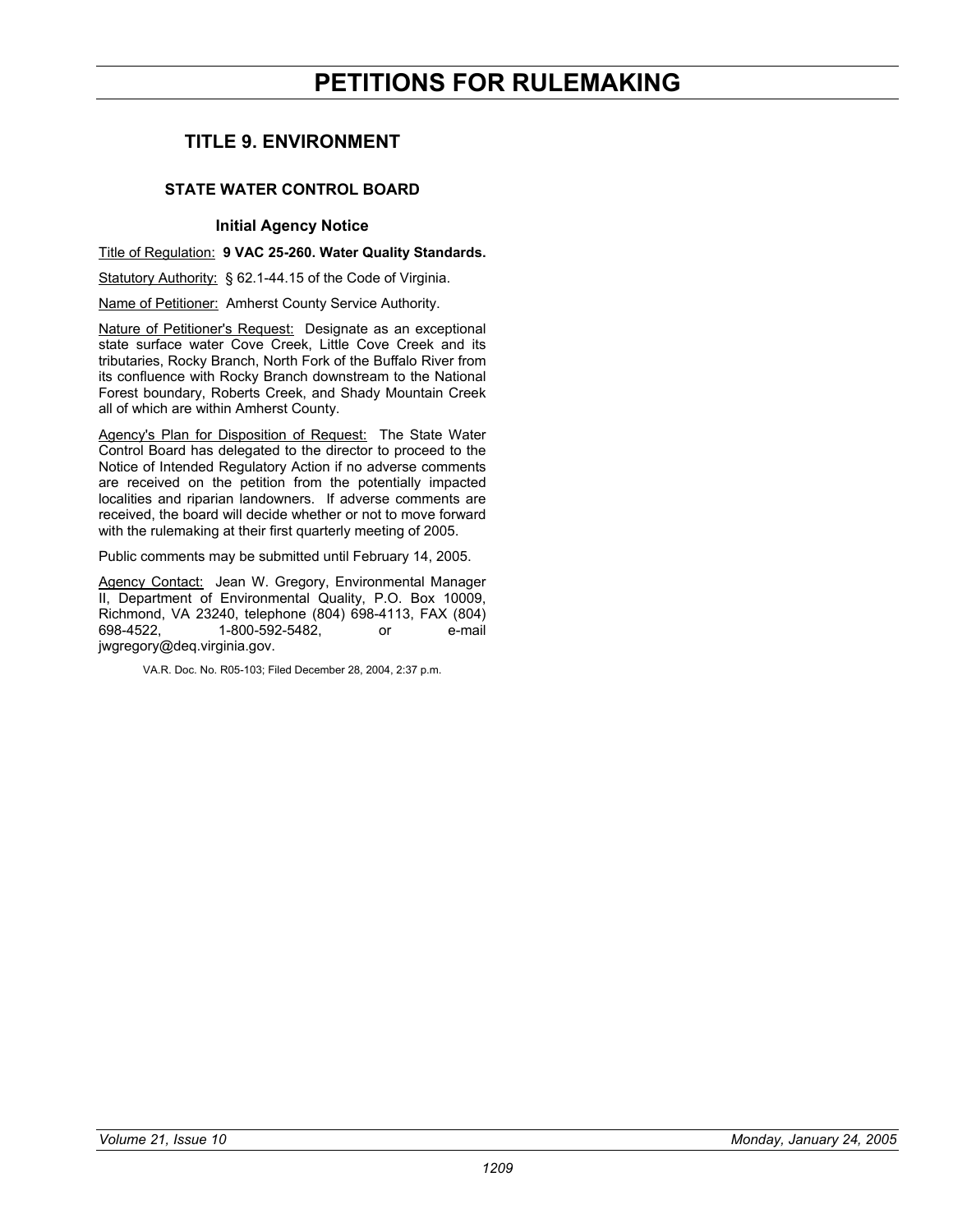# PETITIONS FOR RULEMAKING

## TITLE 9. ENVIRONMENT

### STATE WATER CONTROL BOARD

#### Initial Agency Notice

Title of Regulation: **9 VAC 25-260. Water Quality Standards.**

Statutory Authority: § 62.1-44.15 of the Code of Virginia.

Name of Petitioner: Amherst County Service Authority.

Nature of Petitioner's Request: Designate as an exceptional state surface water Cove Creek, Little Cove Creek and its tributaries, Rocky Branch, North Fork of the Buffalo River from its confluence with Rocky Branch downstream to the National Forest boundary, Roberts Creek, and Shady Mountain Creek all of which are within Amherst County.

Agency's Plan for Disposition of Request: The State Water Control Board has delegated to the director to proceed to the Notice of Intended Regulatory Action if no adverse comments are received on the petition from the potentially impacted localities and riparian landowners. If adverse comments are received, the board will decide whether or not to move forward with the rulemaking at their first quarterly meeting of 2005.

Public comments may be submitted until February 14, 2005.

Agency Contact: Jean W. Gregory, Environmental Manager II, Department of Environmental Quality, P.O. Box 10009, Richmond, VA 23240, telephone (804) 698-4113, FAX (804) 698-4522, 1-800-592-5482, or e-mail jwgregory@deq.virginia.gov.

VA.R. Doc. No. R05-103; Filed December 28, 2004, 2:37 p.m.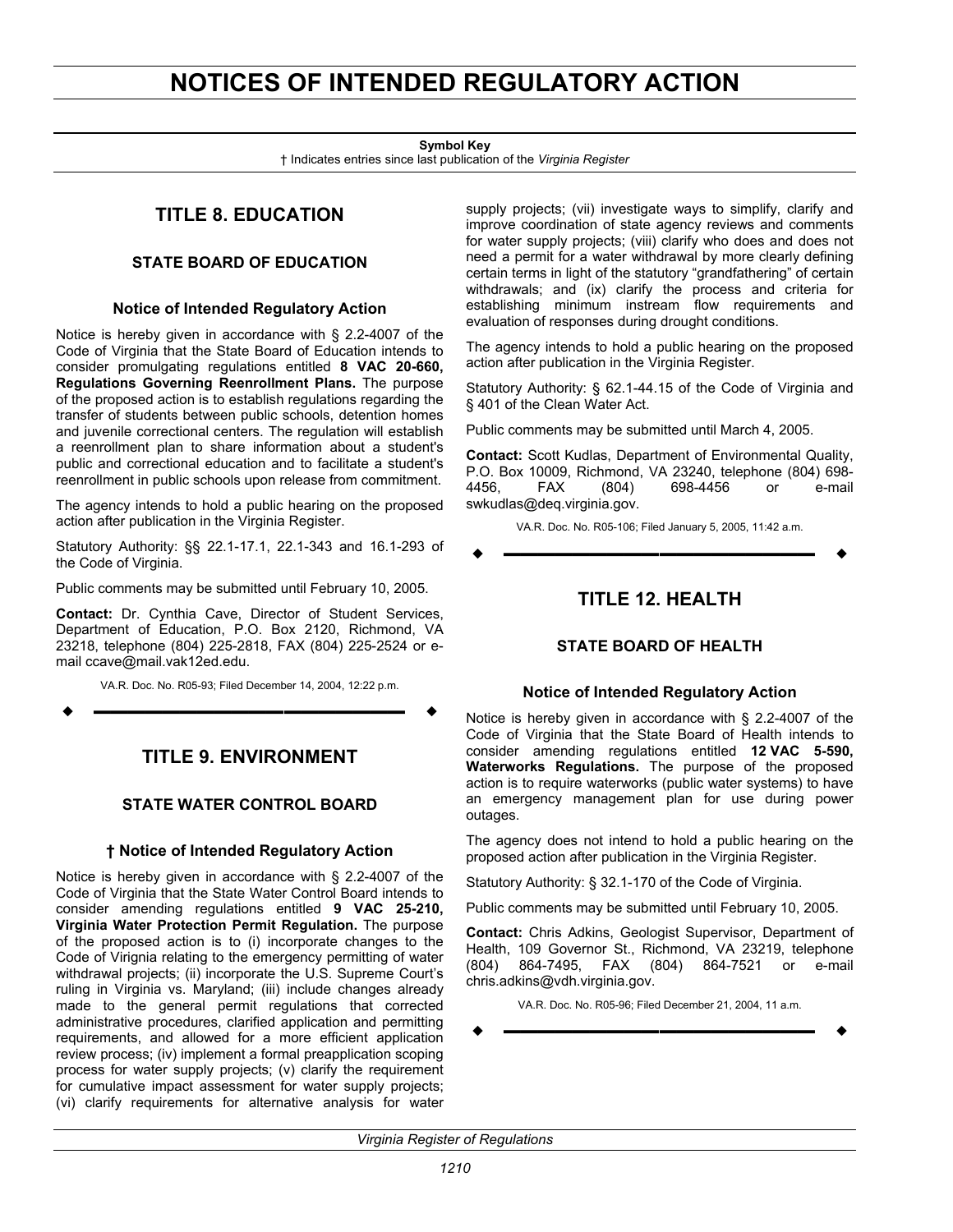# NOTICES OF INTENDED REGULATORY ACTION

**Symbol Key**
† Indicates entries since last publication of the *Virginia Register*

## TITLE 8. EDUCATION

### STATE BOARD OF EDUCATION

#### Notice of Intended Regulatory Action

Notice is hereby given in accordance with § 2.2-4007 of the Code of Virginia that the State Board of Education intends to consider promulgating regulations entitled **8 VAC 20-660, Regulations Governing Reenrollment Plans.** The purpose of the proposed action is to establish regulations regarding the transfer of students between public schools, detention homes and juvenile correctional centers. The regulation will establish a reenrollment plan to share information about a student's public and correctional education and to facilitate a student's reenrollment in public schools upon release from commitment.

The agency intends to hold a public hearing on the proposed action after publication in the Virginia Register.

Statutory Authority: §§ 22.1-17.1, 22.1-343 and 16.1-293 of the Code of Virginia.

Public comments may be submitted until February 10, 2005.

**Contact:** Dr. Cynthia Cave, Director of Student Services, Department of Education, P.O. Box 2120, Richmond, VA 23218, telephone (804) 225-2818, FAX (804) 225-2524 or e-mail ccave@mail.vak12ed.edu.

VA.R. Doc. No. R05-93; Filed December 14, 2004, 12:22 p.m.

## TITLE 9. ENVIRONMENT

### STATE WATER CONTROL BOARD

#### † Notice of Intended Regulatory Action

Notice is hereby given in accordance with § 2.2-4007 of the Code of Virginia that the State Water Control Board intends to consider amending regulations entitled **9 VAC 25-210, Virginia Water Protection Permit Regulation.** The purpose of the proposed action is to (i) incorporate changes to the Code of Virignia relating to the emergency permitting of water withdrawal projects; (ii) incorporate the U.S. Supreme Court's ruling in Virginia vs. Maryland; (iii) include changes already made to the general permit regulations that corrected administrative procedures, clarified application and permitting requirements, and allowed for a more efficient application review process; (iv) implement a formal preapplication scoping process for water supply projects; (v) clarify the requirement for cumulative impact assessment for water supply projects; (vi) clarify requirements for alternative analysis for water supply projects; (vii) investigate ways to simplify, clarify and improve coordination of state agency reviews and comments for water supply projects; (viii) clarify who does and does not need a permit for a water withdrawal by more clearly defining certain terms in light of the statutory "grandfathering" of certain withdrawals; and (ix) clarify the process and criteria for establishing minimum instream flow requirements and evaluation of responses during drought conditions.

The agency intends to hold a public hearing on the proposed action after publication in the Virginia Register.

Statutory Authority: § 62.1-44.15 of the Code of Virginia and § 401 of the Clean Water Act.

Public comments may be submitted until March 4, 2005.

**Contact:** Scott Kudlas, Department of Environmental Quality, P.O. Box 10009, Richmond, VA 23240, telephone (804) 698-4456, FAX (804) 698-4456 or e-mail swkudlas@deq.virginia.gov.

VA.R. Doc. No. R05-106; Filed January 5, 2005, 11:42 a.m.

## TITLE 12. HEALTH

### STATE BOARD OF HEALTH

#### Notice of Intended Regulatory Action

Notice is hereby given in accordance with § 2.2-4007 of the Code of Virginia that the State Board of Health intends to consider amending regulations entitled **12 VAC 5-590, Waterworks Regulations.** The purpose of the proposed action is to require waterworks (public water systems) to have an emergency management plan for use during power outages.

The agency does not intend to hold a public hearing on the proposed action after publication in the Virginia Register.

Statutory Authority: § 32.1-170 of the Code of Virginia.

Public comments may be submitted until February 10, 2005.

**Contact:** Chris Adkins, Geologist Supervisor, Department of Health, 109 Governor St., Richmond, VA 23219, telephone (804) 864-7495, FAX (804) 864-7521 or e-mail chris.adkins@vdh.virginia.gov.

VA.R. Doc. No. R05-96; Filed December 21, 2004, 11 a.m.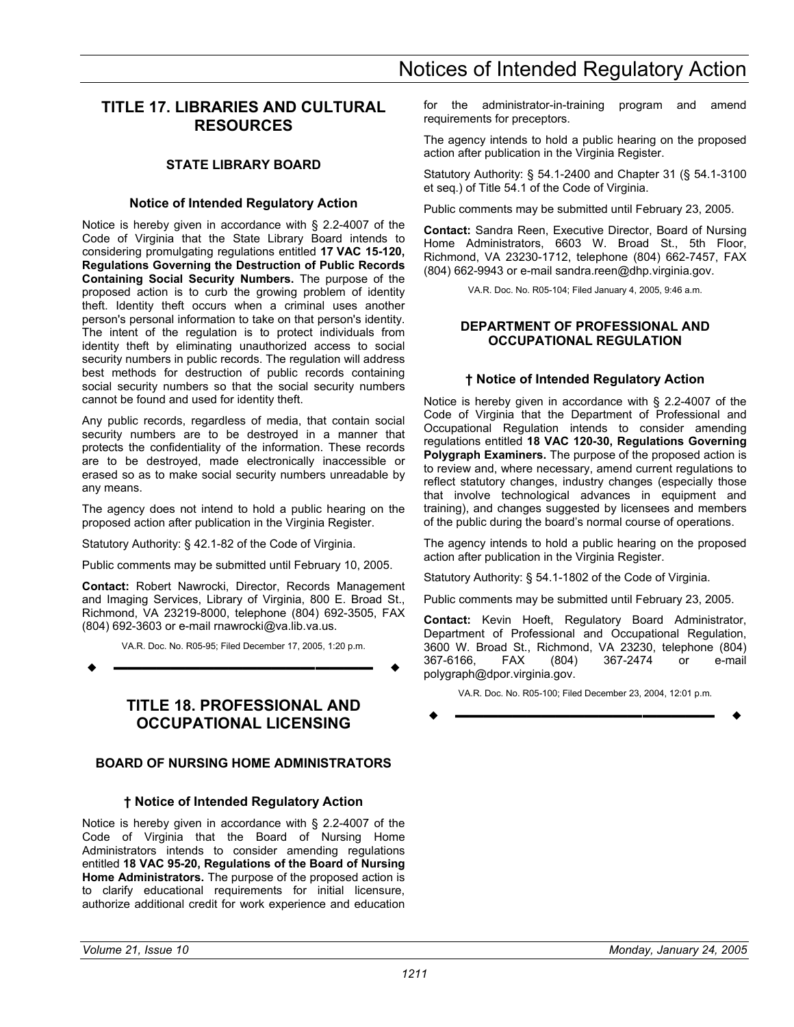# TITLE 17. LIBRARIES AND CULTURAL RESOURCES

## STATE LIBRARY BOARD

### Notice of Intended Regulatory Action

Notice is hereby given in accordance with § 2.2-4007 of the Code of Virginia that the State Library Board intends to considering promulgating regulations entitled **17 VAC 15-120, Regulations Governing the Destruction of Public Records Containing Social Security Numbers.** The purpose of the proposed action is to curb the growing problem of identity theft. Identity theft occurs when a criminal uses another person's personal information to take on that person's identity. The intent of the regulation is to protect individuals from identity theft by eliminating unauthorized access to social security numbers in public records. The regulation will address best methods for destruction of public records containing social security numbers so that the social security numbers cannot be found and used for identity theft.

Any public records, regardless of media, that contain social security numbers are to be destroyed in a manner that protects the confidentiality of the information. These records are to be destroyed, made electronically inaccessible or erased so as to make social security numbers unreadable by any means.

The agency does not intend to hold a public hearing on the proposed action after publication in the Virginia Register.

Statutory Authority: § 42.1-82 of the Code of Virginia.

Public comments may be submitted until February 10, 2005.

**Contact:** Robert Nawrocki, Director, Records Management and Imaging Services, Library of Virginia, 800 E. Broad St., Richmond, VA 23219-8000, telephone (804) 692-3505, FAX (804) 692-3603 or e-mail rnawrocki@va.lib.va.us.

VA.R. Doc. No. R05-95; Filed December 17, 2005, 1:20 p.m.

---

# TITLE 18. PROFESSIONAL AND OCCUPATIONAL LICENSING

## BOARD OF NURSING HOME ADMINISTRATORS

### † Notice of Intended Regulatory Action

Notice is hereby given in accordance with § 2.2-4007 of the Code of Virginia that the Board of Nursing Home Administrators intends to consider amending regulations entitled **18 VAC 95-20, Regulations of the Board of Nursing Home Administrators.** The purpose of the proposed action is to clarify educational requirements for initial licensure, authorize additional credit for work experience and education for the administrator-in-training program and amend requirements for preceptors.

The agency intends to hold a public hearing on the proposed action after publication in the Virginia Register.

Statutory Authority: § 54.1-2400 and Chapter 31 (§ 54.1-3100 et seq.) of Title 54.1 of the Code of Virginia.

Public comments may be submitted until February 23, 2005.

**Contact:** Sandra Reen, Executive Director, Board of Nursing Home Administrators, 6603 W. Broad St., 5th Floor, Richmond, VA 23230-1712, telephone (804) 662-7457, FAX (804) 662-9943 or e-mail sandra.reen@dhp.virginia.gov.

VA.R. Doc. No. R05-104; Filed January 4, 2005, 9:46 a.m.

## DEPARTMENT OF PROFESSIONAL AND OCCUPATIONAL REGULATION

### † Notice of Intended Regulatory Action

Notice is hereby given in accordance with § 2.2-4007 of the Code of Virginia that the Department of Professional and Occupational Regulation intends to consider amending regulations entitled **18 VAC 120-30, Regulations Governing Polygraph Examiners.** The purpose of the proposed action is to review and, where necessary, amend current regulations to reflect statutory changes, industry changes (especially those that involve technological advances in equipment and training), and changes suggested by licensees and members of the public during the board's normal course of operations.

The agency intends to hold a public hearing on the proposed action after publication in the Virginia Register.

Statutory Authority: § 54.1-1802 of the Code of Virginia.

Public comments may be submitted until February 23, 2005.

**Contact:** Kevin Hoeft, Regulatory Board Administrator, Department of Professional and Occupational Regulation, 3600 W. Broad St., Richmond, VA 23230, telephone (804) 367-6166, FAX (804) 367-2474 or e-mail polygraph@dpor.virginia.gov.

VA.R. Doc. No. R05-100; Filed December 23, 2004, 12:01 p.m.

---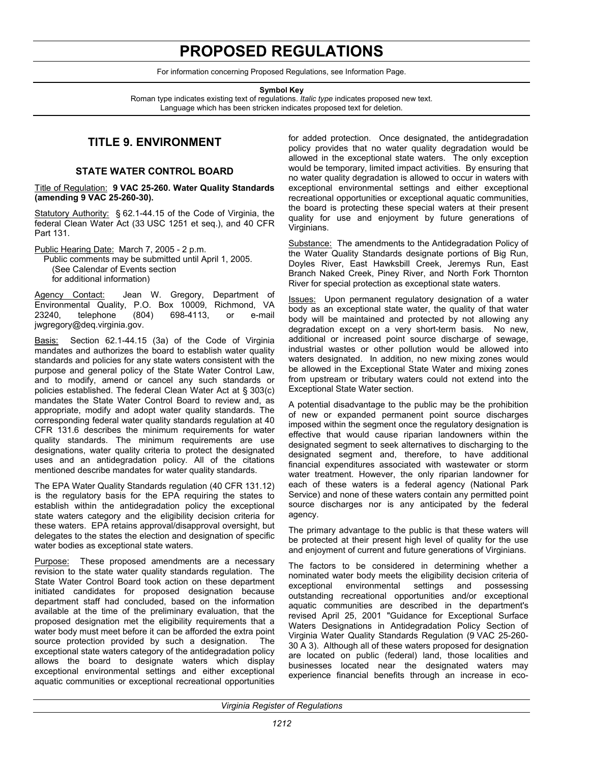# PROPOSED REGULATIONS

For information concerning Proposed Regulations, see Information Page.

**Symbol Key**

Roman type indicates existing text of regulations. *Italic type* indicates proposed new text. Language which has been stricken indicates proposed text for deletion.

## TITLE 9. ENVIRONMENT

### STATE WATER CONTROL BOARD

Title of Regulation: **9 VAC 25-260. Water Quality Standards (amending 9 VAC 25-260-30).**

Statutory Authority: § 62.1-44.15 of the Code of Virginia, the federal Clean Water Act (33 USC 1251 et seq.), and 40 CFR Part 131.

Public Hearing Date: March 7, 2005 - 2 p.m.
Public comments may be submitted until April 1, 2005.
(See Calendar of Events section
for additional information)

Agency Contact: Jean W. Gregory, Department of Environmental Quality, P.O. Box 10009, Richmond, VA 23240, telephone (804) 698-4113, or e-mail jwgregory@deq.virginia.gov.

Basis: Section 62.1-44.15 (3a) of the Code of Virginia mandates and authorizes the board to establish water quality standards and policies for any state waters consistent with the purpose and general policy of the State Water Control Law, and to modify, amend or cancel any such standards or policies established. The federal Clean Water Act at § 303(c) mandates the State Water Control Board to review and, as appropriate, modify and adopt water quality standards. The corresponding federal water quality standards regulation at 40 CFR 131.6 describes the minimum requirements for water quality standards. The minimum requirements are use designations, water quality criteria to protect the designated uses and an antidegradation policy. All of the citations mentioned describe mandates for water quality standards.

The EPA Water Quality Standards regulation (40 CFR 131.12) is the regulatory basis for the EPA requiring the states to establish within the antidegradation policy the exceptional state waters category and the eligibility decision criteria for these waters. EPA retains approval/disapproval oversight, but delegates to the states the election and designation of specific water bodies as exceptional state waters.

Purpose: These proposed amendments are a necessary revision to the state water quality standards regulation. The State Water Control Board took action on these department initiated candidates for proposed designation because department staff had concluded, based on the information available at the time of the preliminary evaluation, that the proposed designation met the eligibility requirements that a water body must meet before it can be afforded the extra point source protection provided by such a designation. The exceptional state waters category of the antidegradation policy allows the board to designate waters which display exceptional environmental settings and either exceptional aquatic communities or exceptional recreational opportunities for added protection. Once designated, the antidegradation policy provides that no water quality degradation would be allowed in the exceptional state waters. The only exception would be temporary, limited impact activities. By ensuring that no water quality degradation is allowed to occur in waters with exceptional environmental settings and either exceptional recreational opportunities or exceptional aquatic communities, the board is protecting these special waters at their present quality for use and enjoyment by future generations of Virginians.

Substance: The amendments to the Antidegradation Policy of the Water Quality Standards designate portions of Big Run, Doyles River, East Hawksbill Creek, Jeremys Run, East Branch Naked Creek, Piney River, and North Fork Thornton River for special protection as exceptional state waters.

Issues: Upon permanent regulatory designation of a water body as an exceptional state water, the quality of that water body will be maintained and protected by not allowing any degradation except on a very short-term basis. No new, additional or increased point source discharge of sewage, industrial wastes or other pollution would be allowed into waters designated. In addition, no new mixing zones would be allowed in the Exceptional State Water and mixing zones from upstream or tributary waters could not extend into the Exceptional State Water section.

A potential disadvantage to the public may be the prohibition of new or expanded permanent point source discharges imposed within the segment once the regulatory designation is effective that would cause riparian landowners within the designated segment to seek alternatives to discharging to the designated segment and, therefore, to have additional financial expenditures associated with wastewater or storm water treatment. However, the only riparian landowner for each of these waters is a federal agency (National Park Service) and none of these waters contain any permitted point source discharges nor is any anticipated by the federal agency.

The primary advantage to the public is that these waters will be protected at their present high level of quality for the use and enjoyment of current and future generations of Virginians.

The factors to be considered in determining whether a nominated water body meets the eligibility decision criteria of exceptional environmental settings and possessing outstanding recreational opportunities and/or exceptional aquatic communities are described in the department's revised April 25, 2001 "Guidance for Exceptional Surface Waters Designations in Antidegradation Policy Section of Virginia Water Quality Standards Regulation (9 VAC 25-260-30 A 3). Although all of these waters proposed for designation are located on public (federal) land, those localities and businesses located near the designated waters may experience financial benefits through an increase in eco-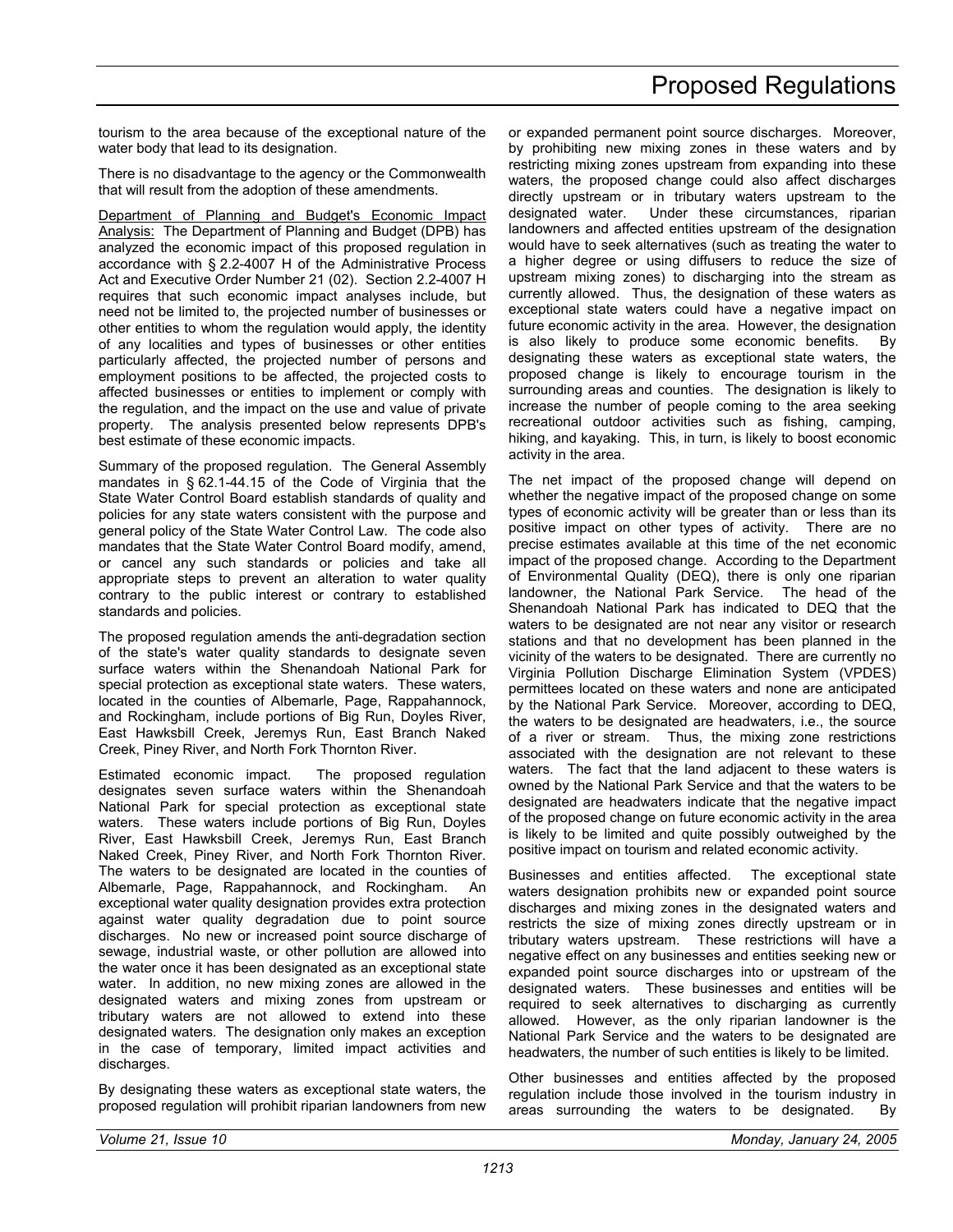tourism to the area because of the exceptional nature of the water body that lead to its designation.

There is no disadvantage to the agency or the Commonwealth that will result from the adoption of these amendments.

Department of Planning and Budget's Economic Impact Analysis: The Department of Planning and Budget (DPB) has analyzed the economic impact of this proposed regulation in accordance with § 2.2-4007 H of the Administrative Process Act and Executive Order Number 21 (02). Section 2.2-4007 H requires that such economic impact analyses include, but need not be limited to, the projected number of businesses or other entities to whom the regulation would apply, the identity of any localities and types of businesses or other entities particularly affected, the projected number of persons and employment positions to be affected, the projected costs to affected businesses or entities to implement or comply with the regulation, and the impact on the use and value of private property. The analysis presented below represents DPB's best estimate of these economic impacts.

Summary of the proposed regulation. The General Assembly mandates in § 62.1-44.15 of the Code of Virginia that the State Water Control Board establish standards of quality and policies for any state waters consistent with the purpose and general policy of the State Water Control Law. The code also mandates that the State Water Control Board modify, amend, or cancel any such standards or policies and take all appropriate steps to prevent an alteration to water quality contrary to the public interest or contrary to established standards and policies.

The proposed regulation amends the anti-degradation section of the state's water quality standards to designate seven surface waters within the Shenandoah National Park for special protection as exceptional state waters. These waters, located in the counties of Albemarle, Page, Rappahannock, and Rockingham, include portions of Big Run, Doyles River, East Hawksbill Creek, Jeremys Run, East Branch Naked Creek, Piney River, and North Fork Thornton River.

Estimated economic impact. The proposed regulation designates seven surface waters within the Shenandoah National Park for special protection as exceptional state waters. These waters include portions of Big Run, Doyles River, East Hawksbill Creek, Jeremys Run, East Branch Naked Creek, Piney River, and North Fork Thornton River. The waters to be designated are located in the counties of Albemarle, Page, Rappahannock, and Rockingham. An exceptional water quality designation provides extra protection against water quality degradation due to point source discharges. No new or increased point source discharge of sewage, industrial waste, or other pollution are allowed into the water once it has been designated as an exceptional state water. In addition, no new mixing zones are allowed in the designated waters and mixing zones from upstream or tributary waters are not allowed to extend into these designated waters. The designation only makes an exception in the case of temporary, limited impact activities and discharges.

By designating these waters as exceptional state waters, the proposed regulation will prohibit riparian landowners from new or expanded permanent point source discharges. Moreover, by prohibiting new mixing zones in these waters and by restricting mixing zones upstream from expanding into these waters, the proposed change could also affect discharges directly upstream or in tributary waters upstream to the designated water. Under these circumstances, riparian landowners and affected entities upstream of the designation would have to seek alternatives (such as treating the water to a higher degree or using diffusers to reduce the size of upstream mixing zones) to discharging into the stream as currently allowed. Thus, the designation of these waters as exceptional state waters could have a negative impact on future economic activity in the area. However, the designation is also likely to produce some economic benefits. By designating these waters as exceptional state waters, the proposed change is likely to encourage tourism in the surrounding areas and counties. The designation is likely to increase the number of people coming to the area seeking recreational outdoor activities such as fishing, camping, hiking, and kayaking. This, in turn, is likely to boost economic activity in the area.

The net impact of the proposed change will depend on whether the negative impact of the proposed change on some types of economic activity will be greater than or less than its positive impact on other types of activity. There are no precise estimates available at this time of the net economic impact of the proposed change. According to the Department of Environmental Quality (DEQ), there is only one riparian landowner, the National Park Service. The head of the Shenandoah National Park has indicated to DEQ that the waters to be designated are not near any visitor or research stations and that no development has been planned in the vicinity of the waters to be designated. There are currently no Virginia Pollution Discharge Elimination System (VPDES) permittees located on these waters and none are anticipated by the National Park Service. Moreover, according to DEQ, the waters to be designated are headwaters, i.e., the source of a river or stream. Thus, the mixing zone restrictions associated with the designation are not relevant to these waters. The fact that the land adjacent to these waters is owned by the National Park Service and that the waters to be designated are headwaters indicate that the negative impact of the proposed change on future economic activity in the area is likely to be limited and quite possibly outweighed by the positive impact on tourism and related economic activity.

Businesses and entities affected. The exceptional state waters designation prohibits new or expanded point source discharges and mixing zones in the designated waters and restricts the size of mixing zones directly upstream or in tributary waters upstream. These restrictions will have a negative effect on any businesses and entities seeking new or expanded point source discharges into or upstream of the designated waters. These businesses and entities will be required to seek alternatives to discharging as currently allowed. However, as the only riparian landowner is the National Park Service and the waters to be designated are headwaters, the number of such entities is likely to be limited.

Other businesses and entities affected by the proposed regulation include those involved in the tourism industry in areas surrounding the waters to be designated. By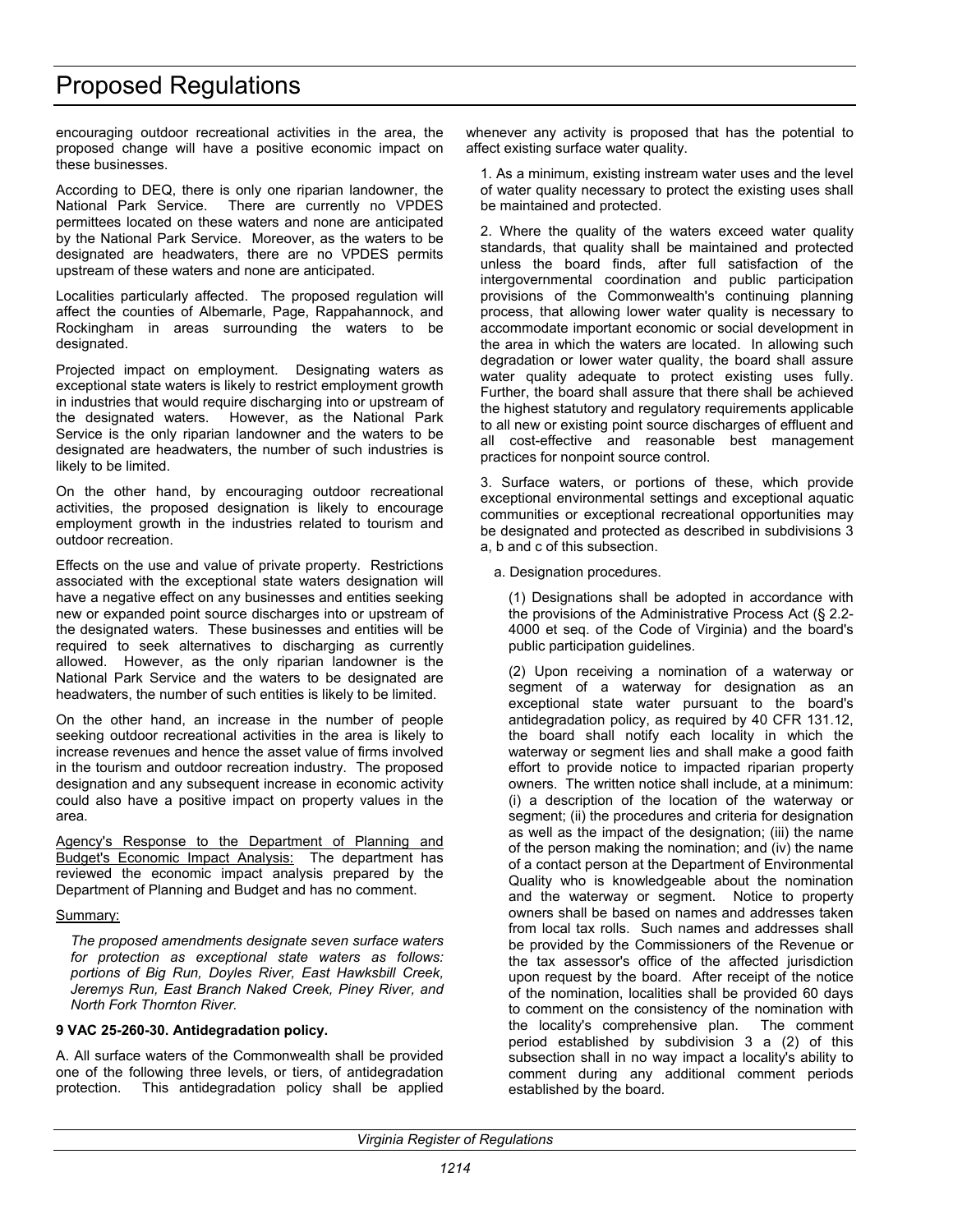encouraging outdoor recreational activities in the area, the proposed change will have a positive economic impact on these businesses.

According to DEQ, there is only one riparian landowner, the National Park Service. There are currently no VPDES permittees located on these waters and none are anticipated by the National Park Service. Moreover, as the waters to be designated are headwaters, there are no VPDES permits upstream of these waters and none are anticipated.

Localities particularly affected. The proposed regulation will affect the counties of Albemarle, Page, Rappahannock, and Rockingham in areas surrounding the waters to be designated.

Projected impact on employment. Designating waters as exceptional state waters is likely to restrict employment growth in industries that would require discharging into or upstream of the designated waters. However, as the National Park Service is the only riparian landowner and the waters to be designated are headwaters, the number of such industries is likely to be limited.

On the other hand, by encouraging outdoor recreational activities, the proposed designation is likely to encourage employment growth in the industries related to tourism and outdoor recreation.

Effects on the use and value of private property. Restrictions associated with the exceptional state waters designation will have a negative effect on any businesses and entities seeking new or expanded point source discharges into or upstream of the designated waters. These businesses and entities will be required to seek alternatives to discharging as currently allowed. However, as the only riparian landowner is the National Park Service and the waters to be designated are headwaters, the number of such entities is likely to be limited.

On the other hand, an increase in the number of people seeking outdoor recreational activities in the area is likely to increase revenues and hence the asset value of firms involved in the tourism and outdoor recreation industry. The proposed designation and any subsequent increase in economic activity could also have a positive impact on property values in the area.

Agency's Response to the Department of Planning and Budget's Economic Impact Analysis: The department has reviewed the economic impact analysis prepared by the Department of Planning and Budget and has no comment.

Summary:

*The proposed amendments designate seven surface waters for protection as exceptional state waters as follows: portions of Big Run, Doyles River, East Hawksbill Creek, Jeremys Run, East Branch Naked Creek, Piney River, and North Fork Thornton River.*

**9 VAC 25-260-30. Antidegradation policy.**

A. All surface waters of the Commonwealth shall be provided one of the following three levels, or tiers, of antidegradation protection. This antidegradation policy shall be applied whenever any activity is proposed that has the potential to affect existing surface water quality.

1. As a minimum, existing instream water uses and the level of water quality necessary to protect the existing uses shall be maintained and protected.

2. Where the quality of the waters exceed water quality standards, that quality shall be maintained and protected unless the board finds, after full satisfaction of the intergovernmental coordination and public participation provisions of the Commonwealth's continuing planning process, that allowing lower water quality is necessary to accommodate important economic or social development in the area in which the waters are located. In allowing such degradation or lower water quality, the board shall assure water quality adequate to protect existing uses fully. Further, the board shall assure that there shall be achieved the highest statutory and regulatory requirements applicable to all new or existing point source discharges of effluent and all cost-effective and reasonable best management practices for nonpoint source control.

3. Surface waters, or portions of these, which provide exceptional environmental settings and exceptional aquatic communities or exceptional recreational opportunities may be designated and protected as described in subdivisions 3 a, b and c of this subsection.

a. Designation procedures.

(1) Designations shall be adopted in accordance with the provisions of the Administrative Process Act (§ 2.2-4000 et seq. of the Code of Virginia) and the board's public participation guidelines.

(2) Upon receiving a nomination of a waterway or segment of a waterway for designation as an exceptional state water pursuant to the board's antidegradation policy, as required by 40 CFR 131.12, the board shall notify each locality in which the waterway or segment lies and shall make a good faith effort to provide notice to impacted riparian property owners. The written notice shall include, at a minimum: (i) a description of the location of the waterway or segment; (ii) the procedures and criteria for designation as well as the impact of the designation; (iii) the name of the person making the nomination; and (iv) the name of a contact person at the Department of Environmental Quality who is knowledgeable about the nomination and the waterway or segment. Notice to property owners shall be based on names and addresses taken from local tax rolls. Such names and addresses shall be provided by the Commissioners of the Revenue or the tax assessor's office of the affected jurisdiction upon request by the board. After receipt of the notice of the nomination, localities shall be provided 60 days to comment on the consistency of the nomination with the locality's comprehensive plan. The comment period established by subdivision 3 a (2) of this subsection shall in no way impact a locality's ability to comment during any additional comment periods established by the board.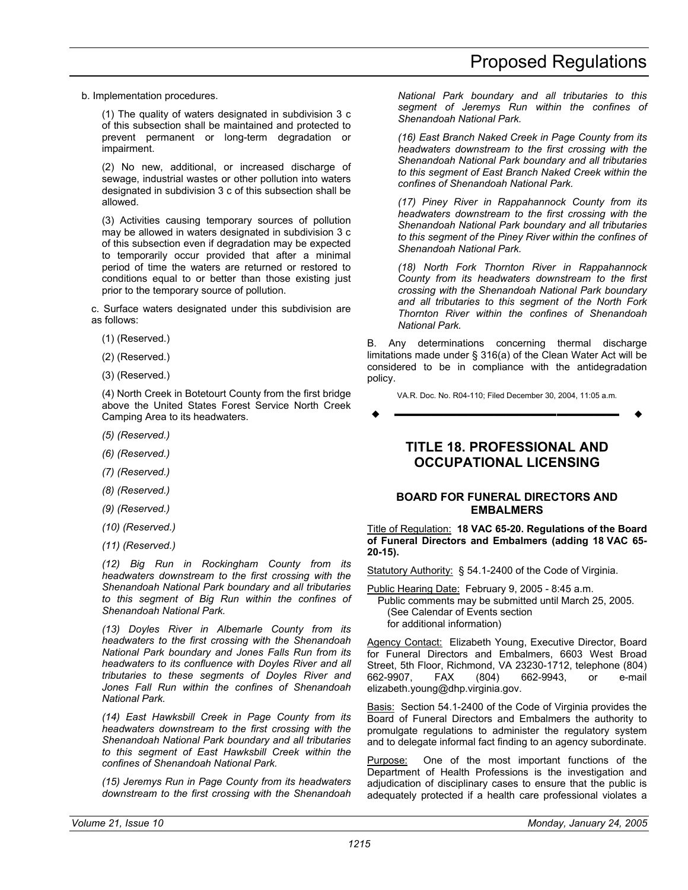b. Implementation procedures.

(1) The quality of waters designated in subdivision 3 c of this subsection shall be maintained and protected to prevent permanent or long-term degradation or impairment.

(2) No new, additional, or increased discharge of sewage, industrial wastes or other pollution into waters designated in subdivision 3 c of this subsection shall be allowed.

(3) Activities causing temporary sources of pollution may be allowed in waters designated in subdivision 3 c of this subsection even if degradation may be expected to temporarily occur provided that after a minimal period of time the waters are returned or restored to conditions equal to or better than those existing just prior to the temporary source of pollution.

c. Surface waters designated under this subdivision are as follows:

(1) (Reserved.)

(2) (Reserved.)

(3) (Reserved.)

(4) North Creek in Botetourt County from the first bridge above the United States Forest Service North Creek Camping Area to its headwaters.

*(5) (Reserved.)*

*(6) (Reserved.)*

*(7) (Reserved.)*

*(8) (Reserved.)*

*(9) (Reserved.)*

*(10) (Reserved.)*

*(11) (Reserved.)*

*(12) Big Run in Rockingham County from its headwaters downstream to the first crossing with the Shenandoah National Park boundary and all tributaries to this segment of Big Run within the confines of Shenandoah National Park.*

*(13) Doyles River in Albemarle County from its headwaters to the first crossing with the Shenandoah National Park boundary and Jones Falls Run from its headwaters to its confluence with Doyles River and all tributaries to these segments of Doyles River and Jones Fall Run within the confines of Shenandoah National Park.*

*(14) East Hawksbill Creek in Page County from its headwaters downstream to the first crossing with the Shenandoah National Park boundary and all tributaries to this segment of East Hawksbill Creek within the confines of Shenandoah National Park.*

*(15) Jeremys Run in Page County from its headwaters downstream to the first crossing with the Shenandoah National Park boundary and all tributaries to this segment of Jeremys Run within the confines of Shenandoah National Park.*

*(16) East Branch Naked Creek in Page County from its headwaters downstream to the first crossing with the Shenandoah National Park boundary and all tributaries to this segment of East Branch Naked Creek within the confines of Shenandoah National Park.*

*(17) Piney River in Rappahannock County from its headwaters downstream to the first crossing with the Shenandoah National Park boundary and all tributaries to this segment of the Piney River within the confines of Shenandoah National Park.*

*(18) North Fork Thornton River in Rappahannock County from its headwaters downstream to the first crossing with the Shenandoah National Park boundary and all tributaries to this segment of the North Fork Thornton River within the confines of Shenandoah National Park.*

B. Any determinations concerning thermal discharge limitations made under § 316(a) of the Clean Water Act will be considered to be in compliance with the antidegradation policy.

VA.R. Doc. No. R04-110; Filed December 30, 2004, 11:05 a.m.

---

# TITLE 18. PROFESSIONAL AND OCCUPATIONAL LICENSING

## BOARD FOR FUNERAL DIRECTORS AND EMBALMERS

Title of Regulation: **18 VAC 65-20. Regulations of the Board of Funeral Directors and Embalmers (adding 18 VAC 65-20-15).**

Statutory Authority: § 54.1-2400 of the Code of Virginia.

Public Hearing Date: February 9, 2005 - 8:45 a.m.
Public comments may be submitted until March 25, 2005.
(See Calendar of Events section
for additional information)

Agency Contact: Elizabeth Young, Executive Director, Board for Funeral Directors and Embalmers, 6603 West Broad Street, 5th Floor, Richmond, VA 23230-1712, telephone (804) 662-9907, FAX (804) 662-9943, or e-mail elizabeth.young@dhp.virginia.gov.

Basis: Section 54.1-2400 of the Code of Virginia provides the Board of Funeral Directors and Embalmers the authority to promulgate regulations to administer the regulatory system and to delegate informal fact finding to an agency subordinate.

Purpose: One of the most important functions of the Department of Health Professions is the investigation and adjudication of disciplinary cases to ensure that the public is adequately protected if a health care professional violates a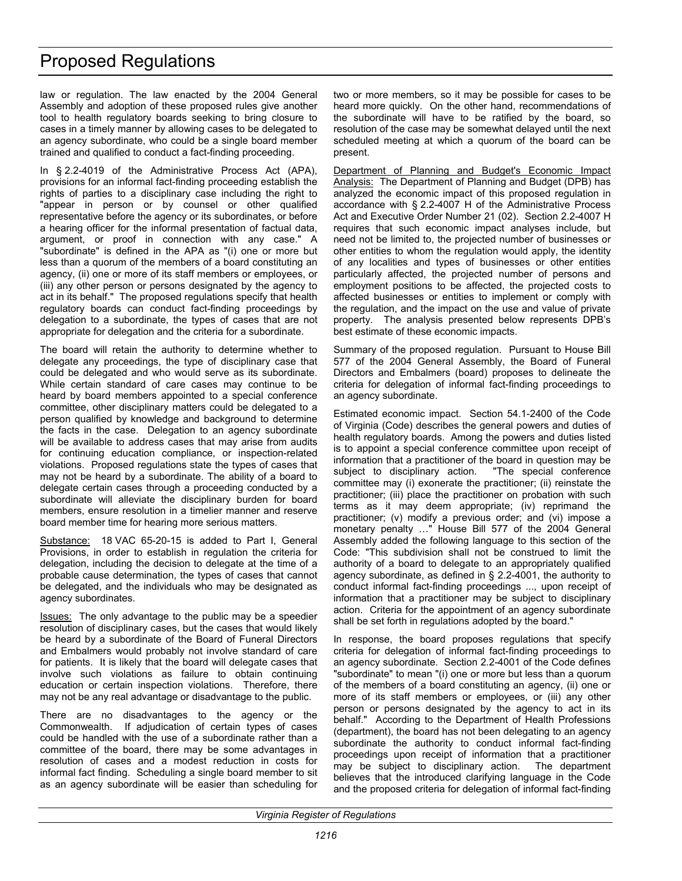law or regulation. The law enacted by the 2004 General Assembly and adoption of these proposed rules give another tool to health regulatory boards seeking to bring closure to cases in a timely manner by allowing cases to be delegated to an agency subordinate, who could be a single board member trained and qualified to conduct a fact-finding proceeding.

In § 2.2-4019 of the Administrative Process Act (APA), provisions for an informal fact-finding proceeding establish the rights of parties to a disciplinary case including the right to "appear in person or by counsel or other qualified representative before the agency or its subordinates, or before a hearing officer for the informal presentation of factual data, argument, or proof in connection with any case." A "subordinate" is defined in the APA as "(i) one or more but less than a quorum of the members of a board constituting an agency, (ii) one or more of its staff members or employees, or (iii) any other person or persons designated by the agency to act in its behalf." The proposed regulations specify that health regulatory boards can conduct fact-finding proceedings by delegation to a subordinate, the types of cases that are not appropriate for delegation and the criteria for a subordinate.

The board will retain the authority to determine whether to delegate any proceedings, the type of disciplinary case that could be delegated and who would serve as its subordinate. While certain standard of care cases may continue to be heard by board members appointed to a special conference committee, other disciplinary matters could be delegated to a person qualified by knowledge and background to determine the facts in the case. Delegation to an agency subordinate will be available to address cases that may arise from audits for continuing education compliance, or inspection-related violations. Proposed regulations state the types of cases that may not be heard by a subordinate. The ability of a board to delegate certain cases through a proceeding conducted by a subordinate will alleviate the disciplinary burden for board members, ensure resolution in a timelier manner and reserve board member time for hearing more serious matters.

Substance: 18 VAC 65-20-15 is added to Part I, General Provisions, in order to establish in regulation the criteria for delegation, including the decision to delegate at the time of a probable cause determination, the types of cases that cannot be delegated, and the individuals who may be designated as agency subordinates.

Issues: The only advantage to the public may be a speedier resolution of disciplinary cases, but the cases that would likely be heard by a subordinate of the Board of Funeral Directors and Embalmers would probably not involve standard of care for patients. It is likely that the board will delegate cases that involve such violations as failure to obtain continuing education or certain inspection violations. Therefore, there may not be any real advantage or disadvantage to the public.

There are no disadvantages to the agency or the Commonwealth. If adjudication of certain types of cases could be handled with the use of a subordinate rather than a committee of the board, there may be some advantages in resolution of cases and a modest reduction in costs for informal fact finding. Scheduling a single board member to sit as an agency subordinate will be easier than scheduling for two or more members, so it may be possible for cases to be heard more quickly. On the other hand, recommendations of the subordinate will have to be ratified by the board, so resolution of the case may be somewhat delayed until the next scheduled meeting at which a quorum of the board can be present.

Department of Planning and Budget's Economic Impact Analysis: The Department of Planning and Budget (DPB) has analyzed the economic impact of this proposed regulation in accordance with § 2.2-4007 H of the Administrative Process Act and Executive Order Number 21 (02). Section 2.2-4007 H requires that such economic impact analyses include, but need not be limited to, the projected number of businesses or other entities to whom the regulation would apply, the identity of any localities and types of businesses or other entities particularly affected, the projected number of persons and employment positions to be affected, the projected costs to affected businesses or entities to implement or comply with the regulation, and the impact on the use and value of private property. The analysis presented below represents DPB's best estimate of these economic impacts.

Summary of the proposed regulation. Pursuant to House Bill 577 of the 2004 General Assembly, the Board of Funeral Directors and Embalmers (board) proposes to delineate the criteria for delegation of informal fact-finding proceedings to an agency subordinate.

Estimated economic impact. Section 54.1-2400 of the Code of Virginia (Code) describes the general powers and duties of health regulatory boards. Among the powers and duties listed is to appoint a special conference committee upon receipt of information that a practitioner of the board in question may be subject to disciplinary action. "The special conference committee may (i) exonerate the practitioner; (ii) reinstate the practitioner; (iii) place the practitioner on probation with such terms as it may deem appropriate; (iv) reprimand the practitioner; (v) modify a previous order; and (vi) impose a monetary penalty …" House Bill 577 of the 2004 General Assembly added the following language to this section of the Code: "This subdivision shall not be construed to limit the authority of a board to delegate to an appropriately qualified agency subordinate, as defined in § 2.2-4001, the authority to conduct informal fact-finding proceedings ..., upon receipt of information that a practitioner may be subject to disciplinary action. Criteria for the appointment of an agency subordinate shall be set forth in regulations adopted by the board."

In response, the board proposes regulations that specify criteria for delegation of informal fact-finding proceedings to an agency subordinate. Section 2.2-4001 of the Code defines "subordinate" to mean "(i) one or more but less than a quorum of the members of a board constituting an agency, (ii) one or more of its staff members or employees, or (iii) any other person or persons designated by the agency to act in its behalf." According to the Department of Health Professions (department), the board has not been delegating to an agency subordinate the authority to conduct informal fact-finding proceedings upon receipt of information that a practitioner may be subject to disciplinary action. The department believes that the introduced clarifying language in the Code and the proposed criteria for delegation of informal fact-finding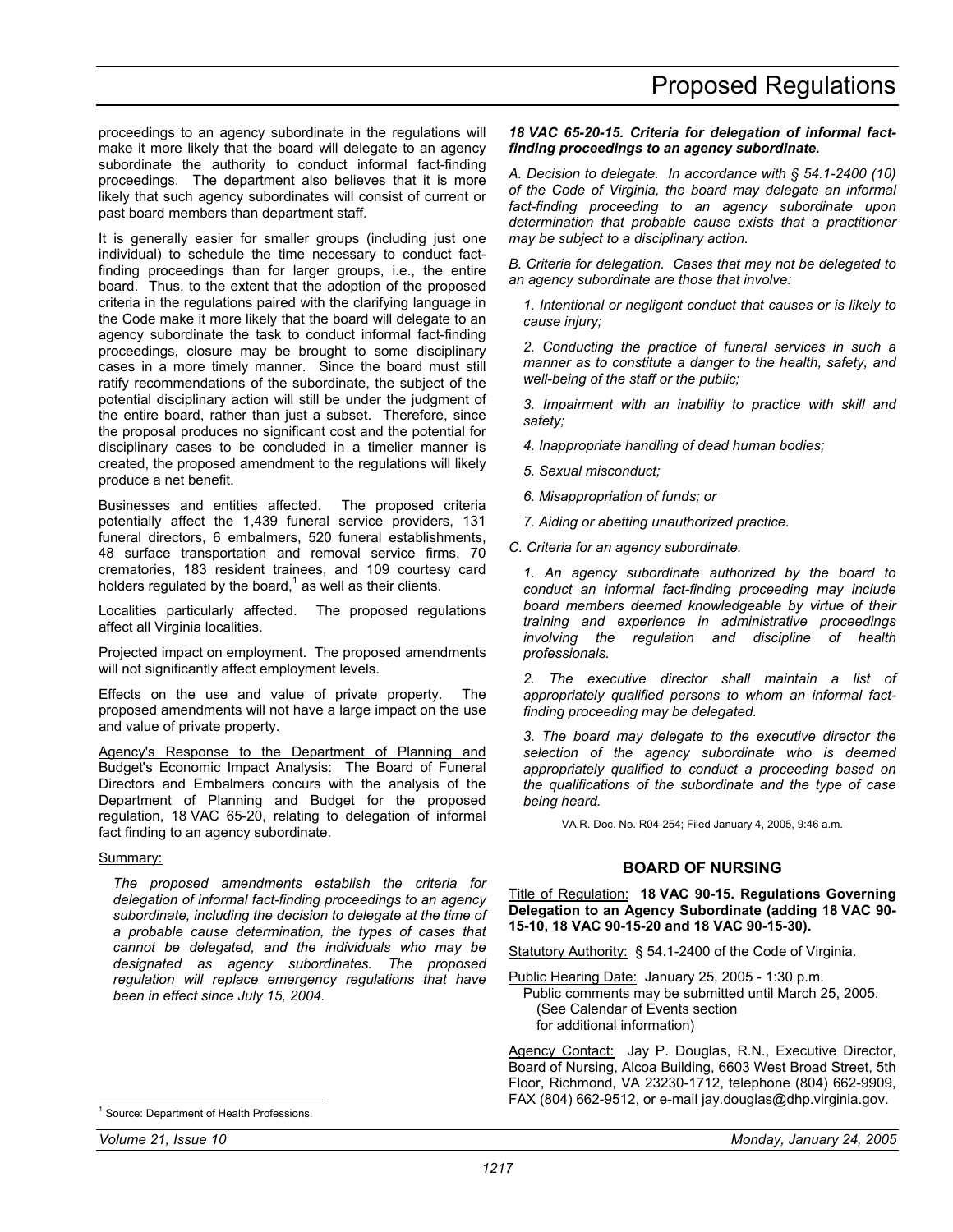proceedings to an agency subordinate in the regulations will make it more likely that the board will delegate to an agency subordinate the authority to conduct informal fact-finding proceedings. The department also believes that it is more likely that such agency subordinates will consist of current or past board members than department staff.

It is generally easier for smaller groups (including just one individual) to schedule the time necessary to conduct fact-finding proceedings than for larger groups, i.e., the entire board. Thus, to the extent that the adoption of the proposed criteria in the regulations paired with the clarifying language in the Code make it more likely that the board will delegate to an agency subordinate the task to conduct informal fact-finding proceedings, closure may be brought to some disciplinary cases in a more timely manner. Since the board must still ratify recommendations of the subordinate, the subject of the potential disciplinary action will still be under the judgment of the entire board, rather than just a subset. Therefore, since the proposal produces no significant cost and the potential for disciplinary cases to be concluded in a timelier manner is created, the proposed amendment to the regulations will likely produce a net benefit.

Businesses and entities affected. The proposed criteria potentially affect the 1,439 funeral service providers, 131 funeral directors, 6 embalmers, 520 funeral establishments, 48 surface transportation and removal service firms, 70 crematories, 183 resident trainees, and 109 courtesy card holders regulated by the board,[1] as well as their clients.

Localities particularly affected. The proposed regulations affect all Virginia localities.

Projected impact on employment. The proposed amendments will not significantly affect employment levels.

Effects on the use and value of private property. The proposed amendments will not have a large impact on the use and value of private property.

Agency's Response to the Department of Planning and Budget's Economic Impact Analysis: The Board of Funeral Directors and Embalmers concurs with the analysis of the Department of Planning and Budget for the proposed regulation, 18 VAC 65-20, relating to delegation of informal fact finding to an agency subordinate.

Summary:

*The proposed amendments establish the criteria for delegation of informal fact-finding proceedings to an agency subordinate, including the decision to delegate at the time of a probable cause determination, the types of cases that cannot be delegated, and the individuals who may be designated as agency subordinates. The proposed regulation will replace emergency regulations that have been in effect since July 15, 2004.*

[1] Source: Department of Health Professions.

***18 VAC 65-20-15. Criteria for delegation of informal fact-finding proceedings to an agency subordinate.***

*A. Decision to delegate. In accordance with § 54.1-2400 (10) of the Code of Virginia, the board may delegate an informal fact-finding proceeding to an agency subordinate upon determination that probable cause exists that a practitioner may be subject to a disciplinary action.*

*B. Criteria for delegation. Cases that may not be delegated to an agency subordinate are those that involve:*

*1. Intentional or negligent conduct that causes or is likely to cause injury;*

*2. Conducting the practice of funeral services in such a manner as to constitute a danger to the health, safety, and well-being of the staff or the public;*

*3. Impairment with an inability to practice with skill and safety;*

*4. Inappropriate handling of dead human bodies;*

*5. Sexual misconduct;*

*6. Misappropriation of funds; or*

*7. Aiding or abetting unauthorized practice.*

*C. Criteria for an agency subordinate.*

*1. An agency subordinate authorized by the board to conduct an informal fact-finding proceeding may include board members deemed knowledgeable by virtue of their training and experience in administrative proceedings involving the regulation and discipline of health professionals.*

*2. The executive director shall maintain a list of appropriately qualified persons to whom an informal fact-finding proceeding may be delegated.*

*3. The board may delegate to the executive director the selection of the agency subordinate who is deemed appropriately qualified to conduct a proceeding based on the qualifications of the subordinate and the type of case being heard.*

VA.R. Doc. No. R04-254; Filed January 4, 2005, 9:46 a.m.

## BOARD OF NURSING

Title of Regulation: **18 VAC 90-15. Regulations Governing Delegation to an Agency Subordinate (adding 18 VAC 90-15-10, 18 VAC 90-15-20 and 18 VAC 90-15-30).**

Statutory Authority: § 54.1-2400 of the Code of Virginia.

Public Hearing Date: January 25, 2005 - 1:30 p.m.
Public comments may be submitted until March 25, 2005.
(See Calendar of Events section for additional information)

Agency Contact: Jay P. Douglas, R.N., Executive Director, Board of Nursing, Alcoa Building, 6603 West Broad Street, 5th Floor, Richmond, VA 23230-1712, telephone (804) 662-9909, FAX (804) 662-9512, or e-mail jay.douglas@dhp.virginia.gov.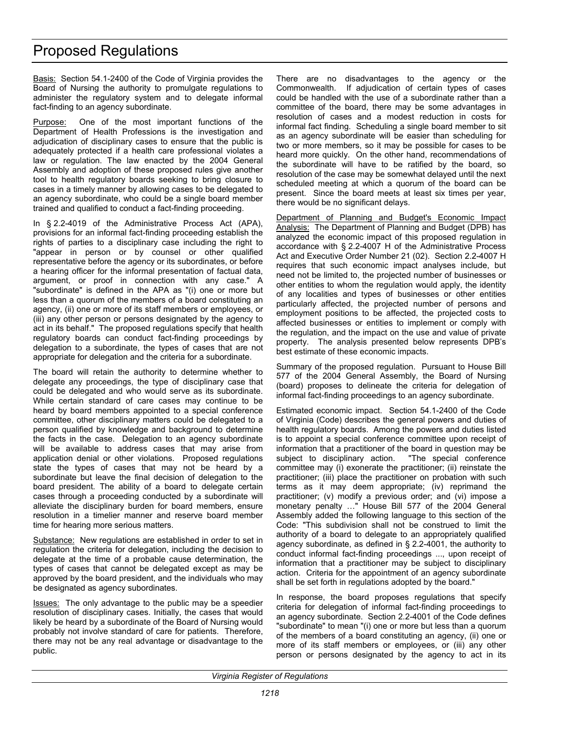Basis: Section 54.1-2400 of the Code of Virginia provides the Board of Nursing the authority to promulgate regulations to administer the regulatory system and to delegate informal fact-finding to an agency subordinate.

Purpose: One of the most important functions of the Department of Health Professions is the investigation and adjudication of disciplinary cases to ensure that the public is adequately protected if a health care professional violates a law or regulation. The law enacted by the 2004 General Assembly and adoption of these proposed rules give another tool to health regulatory boards seeking to bring closure to cases in a timely manner by allowing cases to be delegated to an agency subordinate, who could be a single board member trained and qualified to conduct a fact-finding proceeding.

In § 2.2-4019 of the Administrative Process Act (APA), provisions for an informal fact-finding proceeding establish the rights of parties to a disciplinary case including the right to "appear in person or by counsel or other qualified representative before the agency or its subordinates, or before a hearing officer for the informal presentation of factual data, argument, or proof in connection with any case." A "subordinate" is defined in the APA as "(i) one or more but less than a quorum of the members of a board constituting an agency, (ii) one or more of its staff members or employees, or (iii) any other person or persons designated by the agency to act in its behalf." The proposed regulations specify that health regulatory boards can conduct fact-finding proceedings by delegation to a subordinate, the types of cases that are not appropriate for delegation and the criteria for a subordinate.

The board will retain the authority to determine whether to delegate any proceedings, the type of disciplinary case that could be delegated and who would serve as its subordinate. While certain standard of care cases may continue to be heard by board members appointed to a special conference committee, other disciplinary matters could be delegated to a person qualified by knowledge and background to determine the facts in the case. Delegation to an agency subordinate will be available to address cases that may arise from application denial or other violations. Proposed regulations state the types of cases that may not be heard by a subordinate but leave the final decision of delegation to the board president. The ability of a board to delegate certain cases through a proceeding conducted by a subordinate will alleviate the disciplinary burden for board members, ensure resolution in a timelier manner and reserve board member time for hearing more serious matters.

Substance: New regulations are established in order to set in regulation the criteria for delegation, including the decision to delegate at the time of a probable cause determination, the types of cases that cannot be delegated except as may be approved by the board president, and the individuals who may be designated as agency subordinates.

Issues: The only advantage to the public may be a speedier resolution of disciplinary cases. Initially, the cases that would likely be heard by a subordinate of the Board of Nursing would probably not involve standard of care for patients. Therefore, there may not be any real advantage or disadvantage to the public.

There are no disadvantages to the agency or the Commonwealth. If adjudication of certain types of cases could be handled with the use of a subordinate rather than a committee of the board, there may be some advantages in resolution of cases and a modest reduction in costs for informal fact finding. Scheduling a single board member to sit as an agency subordinate will be easier than scheduling for two or more members, so it may be possible for cases to be heard more quickly. On the other hand, recommendations of the subordinate will have to be ratified by the board, so resolution of the case may be somewhat delayed until the next scheduled meeting at which a quorum of the board can be present. Since the board meets at least six times per year, there would be no significant delays.

Department of Planning and Budget's Economic Impact Analysis: The Department of Planning and Budget (DPB) has analyzed the economic impact of this proposed regulation in accordance with § 2.2-4007 H of the Administrative Process Act and Executive Order Number 21 (02). Section 2.2-4007 H requires that such economic impact analyses include, but need not be limited to, the projected number of businesses or other entities to whom the regulation would apply, the identity of any localities and types of businesses or other entities particularly affected, the projected number of persons and employment positions to be affected, the projected costs to affected businesses or entities to implement or comply with the regulation, and the impact on the use and value of private property. The analysis presented below represents DPB's best estimate of these economic impacts.

Summary of the proposed regulation. Pursuant to House Bill 577 of the 2004 General Assembly, the Board of Nursing (board) proposes to delineate the criteria for delegation of informal fact-finding proceedings to an agency subordinate.

Estimated economic impact. Section 54.1-2400 of the Code of Virginia (Code) describes the general powers and duties of health regulatory boards. Among the powers and duties listed is to appoint a special conference committee upon receipt of information that a practitioner of the board in question may be subject to disciplinary action. "The special conference committee may (i) exonerate the practitioner; (ii) reinstate the practitioner; (iii) place the practitioner on probation with such terms as it may deem appropriate; (iv) reprimand the practitioner; (v) modify a previous order; and (vi) impose a monetary penalty …" House Bill 577 of the 2004 General Assembly added the following language to this section of the Code: "This subdivision shall not be construed to limit the authority of a board to delegate to an appropriately qualified agency subordinate, as defined in § 2.2-4001, the authority to conduct informal fact-finding proceedings ..., upon receipt of information that a practitioner may be subject to disciplinary action. Criteria for the appointment of an agency subordinate shall be set forth in regulations adopted by the board."

In response, the board proposes regulations that specify criteria for delegation of informal fact-finding proceedings to an agency subordinate. Section 2.2-4001 of the Code defines "subordinate" to mean "(i) one or more but less than a quorum of the members of a board constituting an agency, (ii) one or more of its staff members or employees, or (iii) any other person or persons designated by the agency to act in its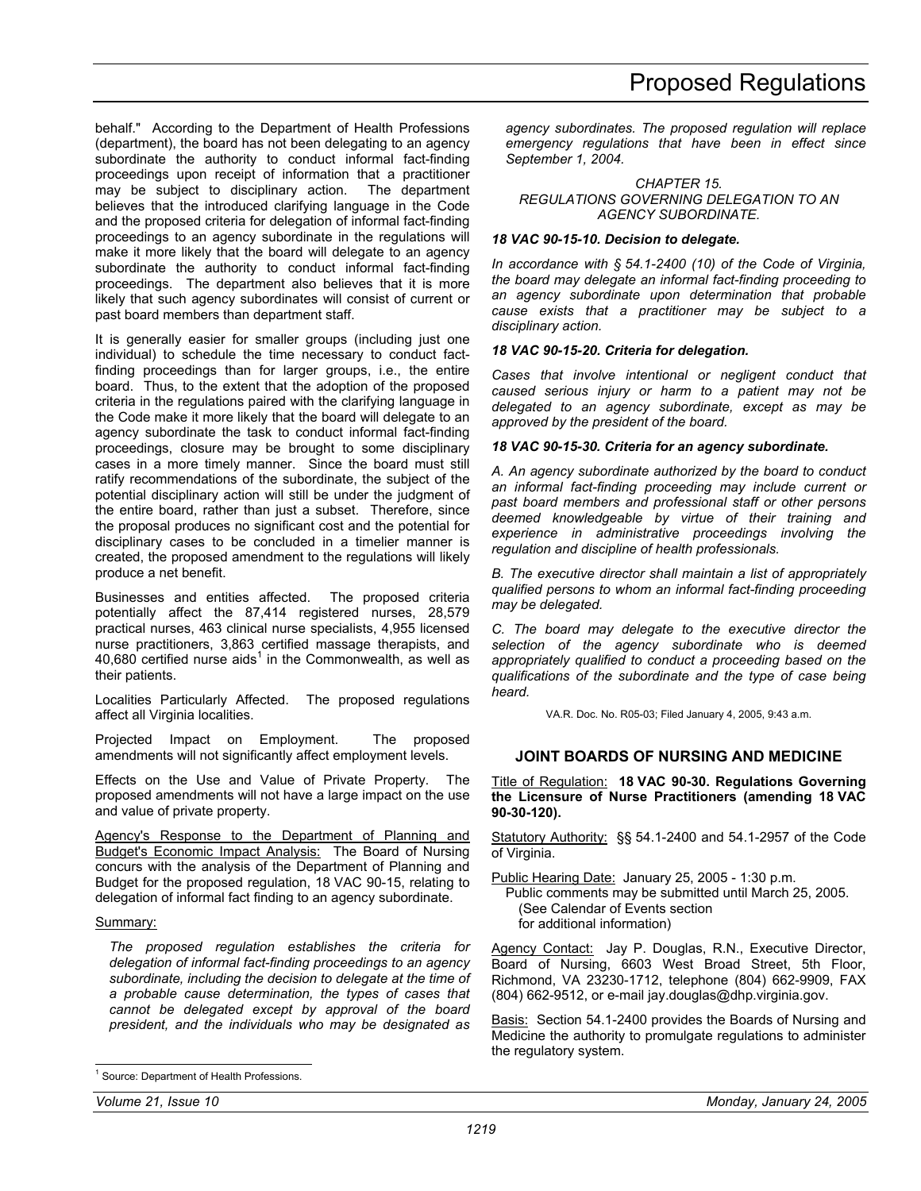behalf." According to the Department of Health Professions (department), the board has not been delegating to an agency subordinate the authority to conduct informal fact-finding proceedings upon receipt of information that a practitioner may be subject to disciplinary action. The department believes that the introduced clarifying language in the Code and the proposed criteria for delegation of informal fact-finding proceedings to an agency subordinate in the regulations will make it more likely that the board will delegate to an agency subordinate the authority to conduct informal fact-finding proceedings. The department also believes that it is more likely that such agency subordinates will consist of current or past board members than department staff.

It is generally easier for smaller groups (including just one individual) to schedule the time necessary to conduct fact-finding proceedings than for larger groups, i.e., the entire board. Thus, to the extent that the adoption of the proposed criteria in the regulations paired with the clarifying language in the Code make it more likely that the board will delegate to an agency subordinate the task to conduct informal fact-finding proceedings, closure may be brought to some disciplinary cases in a more timely manner. Since the board must still ratify recommendations of the subordinate, the subject of the potential disciplinary action will still be under the judgment of the entire board, rather than just a subset. Therefore, since the proposal produces no significant cost and the potential for disciplinary cases to be concluded in a timelier manner is created, the proposed amendment to the regulations will likely produce a net benefit.

Businesses and entities affected. The proposed criteria potentially affect the 87,414 registered nurses, 28,579 practical nurses, 463 clinical nurse specialists, 4,955 licensed nurse practitioners, 3,863 certified massage therapists, and 40,680 certified nurse aids[1] in the Commonwealth, as well as their patients.

Localities Particularly Affected. The proposed regulations affect all Virginia localities.

Projected Impact on Employment. The proposed amendments will not significantly affect employment levels.

Effects on the Use and Value of Private Property. The proposed amendments will not have a large impact on the use and value of private property.

Agency's Response to the Department of Planning and Budget's Economic Impact Analysis: The Board of Nursing concurs with the analysis of the Department of Planning and Budget for the proposed regulation, 18 VAC 90-15, relating to delegation of informal fact finding to an agency subordinate.

Summary:

*The proposed regulation establishes the criteria for delegation of informal fact-finding proceedings to an agency subordinate, including the decision to delegate at the time of a probable cause determination, the types of cases that cannot be delegated except by approval of the board president, and the individuals who may be designated as agency subordinates. The proposed regulation will replace emergency regulations that have been in effect since September 1, 2004.*

*CHAPTER 15.*
*REGULATIONS GOVERNING DELEGATION TO AN AGENCY SUBORDINATE.*

***18 VAC 90-15-10. Decision to delegate.***

*In accordance with § 54.1-2400 (10) of the Code of Virginia, the board may delegate an informal fact-finding proceeding to an agency subordinate upon determination that probable cause exists that a practitioner may be subject to a disciplinary action.*

***18 VAC 90-15-20. Criteria for delegation.***

*Cases that involve intentional or negligent conduct that caused serious injury or harm to a patient may not be delegated to an agency subordinate, except as may be approved by the president of the board.*

***18 VAC 90-15-30. Criteria for an agency subordinate.***

*A. An agency subordinate authorized by the board to conduct an informal fact-finding proceeding may include current or past board members and professional staff or other persons deemed knowledgeable by virtue of their training and experience in administrative proceedings involving the regulation and discipline of health professionals.*

*B. The executive director shall maintain a list of appropriately qualified persons to whom an informal fact-finding proceeding may be delegated.*

*C. The board may delegate to the executive director the selection of the agency subordinate who is deemed appropriately qualified to conduct a proceeding based on the qualifications of the subordinate and the type of case being heard.*

VA.R. Doc. No. R05-03; Filed January 4, 2005, 9:43 a.m.

## JOINT BOARDS OF NURSING AND MEDICINE

Title of Regulation: **18 VAC 90-30. Regulations Governing the Licensure of Nurse Practitioners (amending 18 VAC 90-30-120).**

Statutory Authority: §§ 54.1-2400 and 54.1-2957 of the Code of Virginia.

Public Hearing Date: January 25, 2005 - 1:30 p.m.
Public comments may be submitted until March 25, 2005.
(See Calendar of Events section for additional information)

Agency Contact: Jay P. Douglas, R.N., Executive Director, Board of Nursing, 6603 West Broad Street, 5th Floor, Richmond, VA 23230-1712, telephone (804) 662-9909, FAX (804) 662-9512, or e-mail jay.douglas@dhp.virginia.gov.

Basis: Section 54.1-2400 provides the Boards of Nursing and Medicine the authority to promulgate regulations to administer the regulatory system.

[1] Source: Department of Health Professions.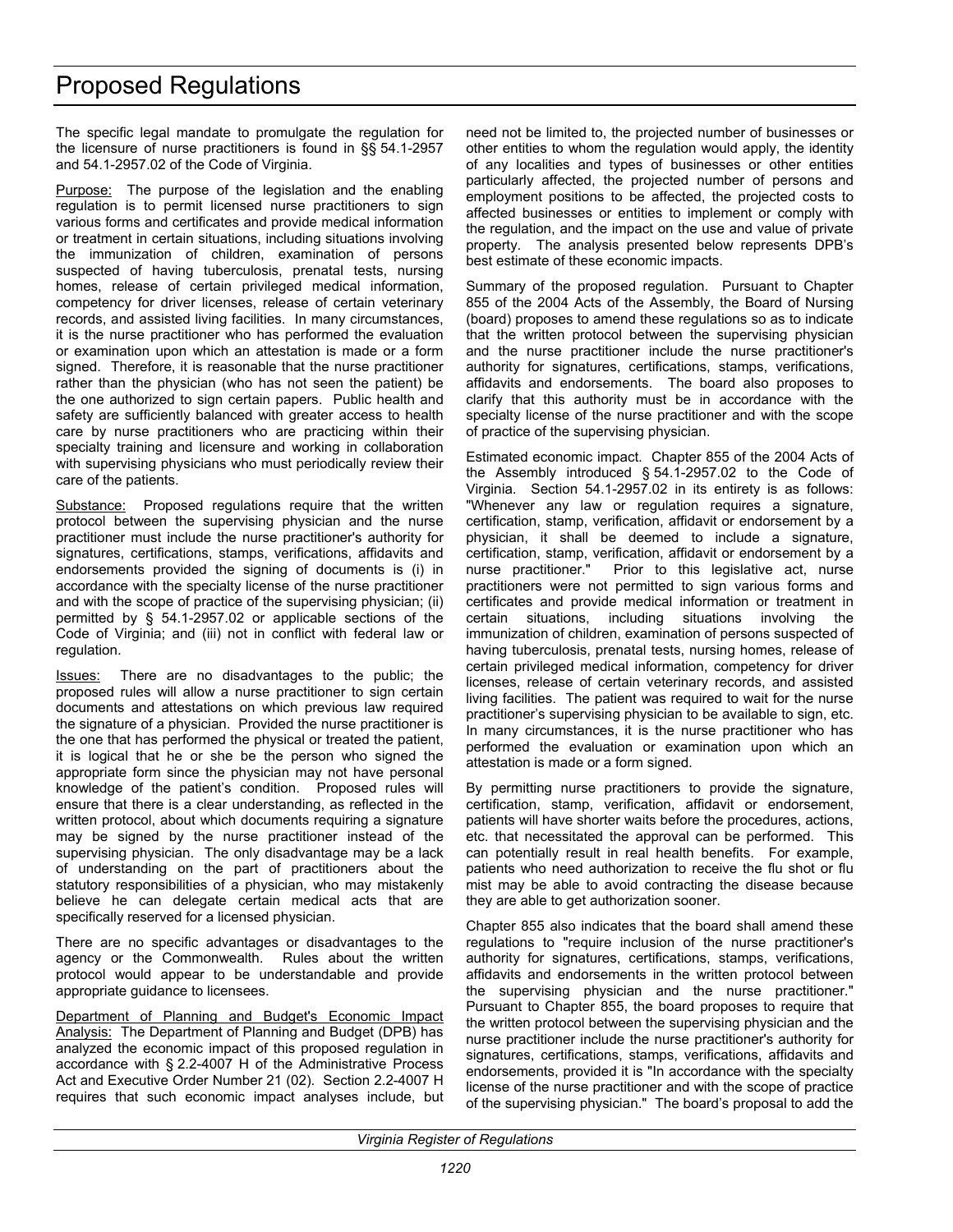The specific legal mandate to promulgate the regulation for the licensure of nurse practitioners is found in §§ 54.1-2957 and 54.1-2957.02 of the Code of Virginia.

Purpose: The purpose of the legislation and the enabling regulation is to permit licensed nurse practitioners to sign various forms and certificates and provide medical information or treatment in certain situations, including situations involving the immunization of children, examination of persons suspected of having tuberculosis, prenatal tests, nursing homes, release of certain privileged medical information, competency for driver licenses, release of certain veterinary records, and assisted living facilities. In many circumstances, it is the nurse practitioner who has performed the evaluation or examination upon which an attestation is made or a form signed. Therefore, it is reasonable that the nurse practitioner rather than the physician (who has not seen the patient) be the one authorized to sign certain papers. Public health and safety are sufficiently balanced with greater access to health care by nurse practitioners who are practicing within their specialty training and licensure and working in collaboration with supervising physicians who must periodically review their care of the patients.

Substance: Proposed regulations require that the written protocol between the supervising physician and the nurse practitioner must include the nurse practitioner's authority for signatures, certifications, stamps, verifications, affidavits and endorsements provided the signing of documents is (i) in accordance with the specialty license of the nurse practitioner and with the scope of practice of the supervising physician; (ii) permitted by § 54.1-2957.02 or applicable sections of the Code of Virginia; and (iii) not in conflict with federal law or regulation.

Issues: There are no disadvantages to the public; the proposed rules will allow a nurse practitioner to sign certain documents and attestations on which previous law required the signature of a physician. Provided the nurse practitioner is the one that has performed the physical or treated the patient, it is logical that he or she be the person who signed the appropriate form since the physician may not have personal knowledge of the patient's condition. Proposed rules will ensure that there is a clear understanding, as reflected in the written protocol, about which documents requiring a signature may be signed by the nurse practitioner instead of the supervising physician. The only disadvantage may be a lack of understanding on the part of practitioners about the statutory responsibilities of a physician, who may mistakenly believe he can delegate certain medical acts that are specifically reserved for a licensed physician.

There are no specific advantages or disadvantages to the agency or the Commonwealth. Rules about the written protocol would appear to be understandable and provide appropriate guidance to licensees.

Department of Planning and Budget's Economic Impact Analysis: The Department of Planning and Budget (DPB) has analyzed the economic impact of this proposed regulation in accordance with § 2.2-4007 H of the Administrative Process Act and Executive Order Number 21 (02). Section 2.2-4007 H requires that such economic impact analyses include, but need not be limited to, the projected number of businesses or other entities to whom the regulation would apply, the identity of any localities and types of businesses or other entities particularly affected, the projected number of persons and employment positions to be affected, the projected costs to affected businesses or entities to implement or comply with the regulation, and the impact on the use and value of private property. The analysis presented below represents DPB's best estimate of these economic impacts.

Summary of the proposed regulation. Pursuant to Chapter 855 of the 2004 Acts of the Assembly, the Board of Nursing (board) proposes to amend these regulations so as to indicate that the written protocol between the supervising physician and the nurse practitioner include the nurse practitioner's authority for signatures, certifications, stamps, verifications, affidavits and endorsements. The board also proposes to clarify that this authority must be in accordance with the specialty license of the nurse practitioner and with the scope of practice of the supervising physician.

Estimated economic impact. Chapter 855 of the 2004 Acts of the Assembly introduced § 54.1-2957.02 to the Code of Virginia. Section 54.1-2957.02 in its entirety is as follows: "Whenever any law or regulation requires a signature, certification, stamp, verification, affidavit or endorsement by a physician, it shall be deemed to include a signature, certification, stamp, verification, affidavit or endorsement by a nurse practitioner." Prior to this legislative act, nurse practitioners were not permitted to sign various forms and certificates and provide medical information or treatment in certain situations, including situations involving the immunization of children, examination of persons suspected of having tuberculosis, prenatal tests, nursing homes, release of certain privileged medical information, competency for driver licenses, release of certain veterinary records, and assisted living facilities. The patient was required to wait for the nurse practitioner's supervising physician to be available to sign, etc. In many circumstances, it is the nurse practitioner who has performed the evaluation or examination upon which an attestation is made or a form signed.

By permitting nurse practitioners to provide the signature, certification, stamp, verification, affidavit or endorsement, patients will have shorter waits before the procedures, actions, etc. that necessitated the approval can be performed. This can potentially result in real health benefits. For example, patients who need authorization to receive the flu shot or flu mist may be able to avoid contracting the disease because they are able to get authorization sooner.

Chapter 855 also indicates that the board shall amend these regulations to "require inclusion of the nurse practitioner's authority for signatures, certifications, stamps, verifications, affidavits and endorsements in the written protocol between the supervising physician and the nurse practitioner." Pursuant to Chapter 855, the board proposes to require that the written protocol between the supervising physician and the nurse practitioner include the nurse practitioner's authority for signatures, certifications, stamps, verifications, affidavits and endorsements, provided it is "In accordance with the specialty license of the nurse practitioner and with the scope of practice of the supervising physician." The board's proposal to add the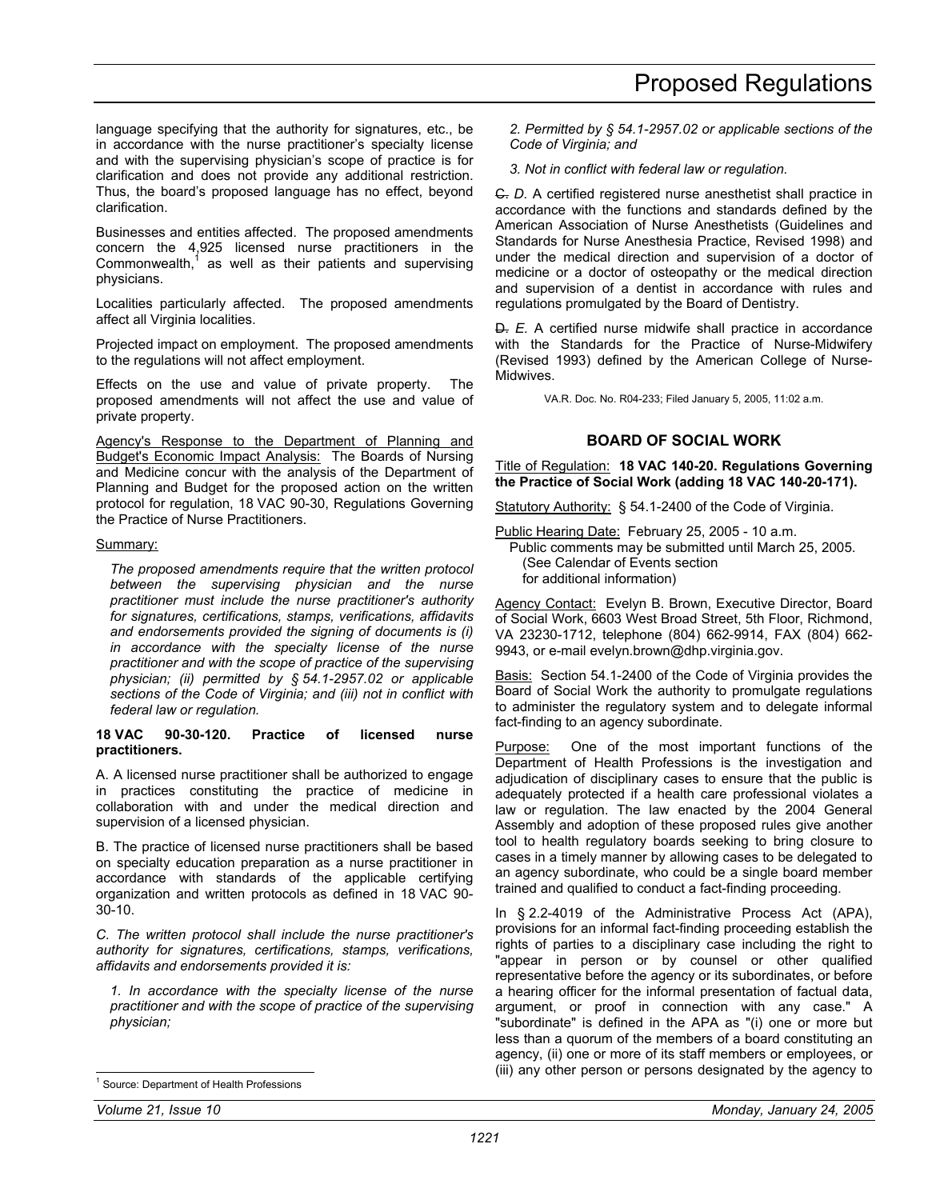language specifying that the authority for signatures, etc., be in accordance with the nurse practitioner's specialty license and with the supervising physician's scope of practice is for clarification and does not provide any additional restriction. Thus, the board's proposed language has no effect, beyond clarification.

Businesses and entities affected. The proposed amendments concern the 4,925 licensed nurse practitioners in the Commonwealth,[1] as well as their patients and supervising physicians.

Localities particularly affected. The proposed amendments affect all Virginia localities.

Projected impact on employment. The proposed amendments to the regulations will not affect employment.

Effects on the use and value of private property. The proposed amendments will not affect the use and value of private property.

Agency's Response to the Department of Planning and Budget's Economic Impact Analysis: The Boards of Nursing and Medicine concur with the analysis of the Department of Planning and Budget for the proposed action on the written protocol for regulation, 18 VAC 90-30, Regulations Governing the Practice of Nurse Practitioners.

Summary:

*The proposed amendments require that the written protocol between the supervising physician and the nurse practitioner must include the nurse practitioner's authority for signatures, certifications, stamps, verifications, affidavits and endorsements provided the signing of documents is (i) in accordance with the specialty license of the nurse practitioner and with the scope of practice of the supervising physician; (ii) permitted by § 54.1-2957.02 or applicable sections of the Code of Virginia; and (iii) not in conflict with federal law or regulation.*

**18 VAC 90-30-120. Practice of licensed nurse practitioners.**

A. A licensed nurse practitioner shall be authorized to engage in practices constituting the practice of medicine in collaboration with and under the medical direction and supervision of a licensed physician.

B. The practice of licensed nurse practitioners shall be based on specialty education preparation as a nurse practitioner in accordance with standards of the applicable certifying organization and written protocols as defined in 18 VAC 90-30-10.

*C. The written protocol shall include the nurse practitioner's authority for signatures, certifications, stamps, verifications, affidavits and endorsements provided it is:*

*1. In accordance with the specialty license of the nurse practitioner and with the scope of practice of the supervising physician;*

*2. Permitted by § 54.1-2957.02 or applicable sections of the Code of Virginia; and*

*3. Not in conflict with federal law or regulation.*

~~C.~~ *D.* A certified registered nurse anesthetist shall practice in accordance with the functions and standards defined by the American Association of Nurse Anesthetists (Guidelines and Standards for Nurse Anesthesia Practice, Revised 1998) and under the medical direction and supervision of a doctor of medicine or a doctor of osteopathy or the medical direction and supervision of a dentist in accordance with rules and regulations promulgated by the Board of Dentistry.

~~D.~~ *E.* A certified nurse midwife shall practice in accordance with the Standards for the Practice of Nurse-Midwifery (Revised 1993) defined by the American College of Nurse-Midwives.

VA.R. Doc. No. R04-233; Filed January 5, 2005, 11:02 a.m.

## BOARD OF SOCIAL WORK

Title of Regulation: **18 VAC 140-20. Regulations Governing the Practice of Social Work (adding 18 VAC 140-20-171).**

Statutory Authority: § 54.1-2400 of the Code of Virginia.

Public Hearing Date: February 25, 2005 - 10 a.m.
Public comments may be submitted until March 25, 2005.
(See Calendar of Events section for additional information)

Agency Contact: Evelyn B. Brown, Executive Director, Board of Social Work, 6603 West Broad Street, 5th Floor, Richmond, VA 23230-1712, telephone (804) 662-9914, FAX (804) 662-9943, or e-mail evelyn.brown@dhp.virginia.gov.

Basis: Section 54.1-2400 of the Code of Virginia provides the Board of Social Work the authority to promulgate regulations to administer the regulatory system and to delegate informal fact-finding to an agency subordinate.

Purpose: One of the most important functions of the Department of Health Professions is the investigation and adjudication of disciplinary cases to ensure that the public is adequately protected if a health care professional violates a law or regulation. The law enacted by the 2004 General Assembly and adoption of these proposed rules give another tool to health regulatory boards seeking to bring closure to cases in a timely manner by allowing cases to be delegated to an agency subordinate, who could be a single board member trained and qualified to conduct a fact-finding proceeding.

In § 2.2-4019 of the Administrative Process Act (APA), provisions for an informal fact-finding proceeding establish the rights of parties to a disciplinary case including the right to "appear in person or by counsel or other qualified representative before the agency or its subordinates, or before a hearing officer for the informal presentation of factual data, argument, or proof in connection with any case." A "subordinate" is defined in the APA as "(i) one or more but less than a quorum of the members of a board constituting an agency, (ii) one or more of its staff members or employees, or (iii) any other person or persons designated by the agency to

[1] Source: Department of Health Professions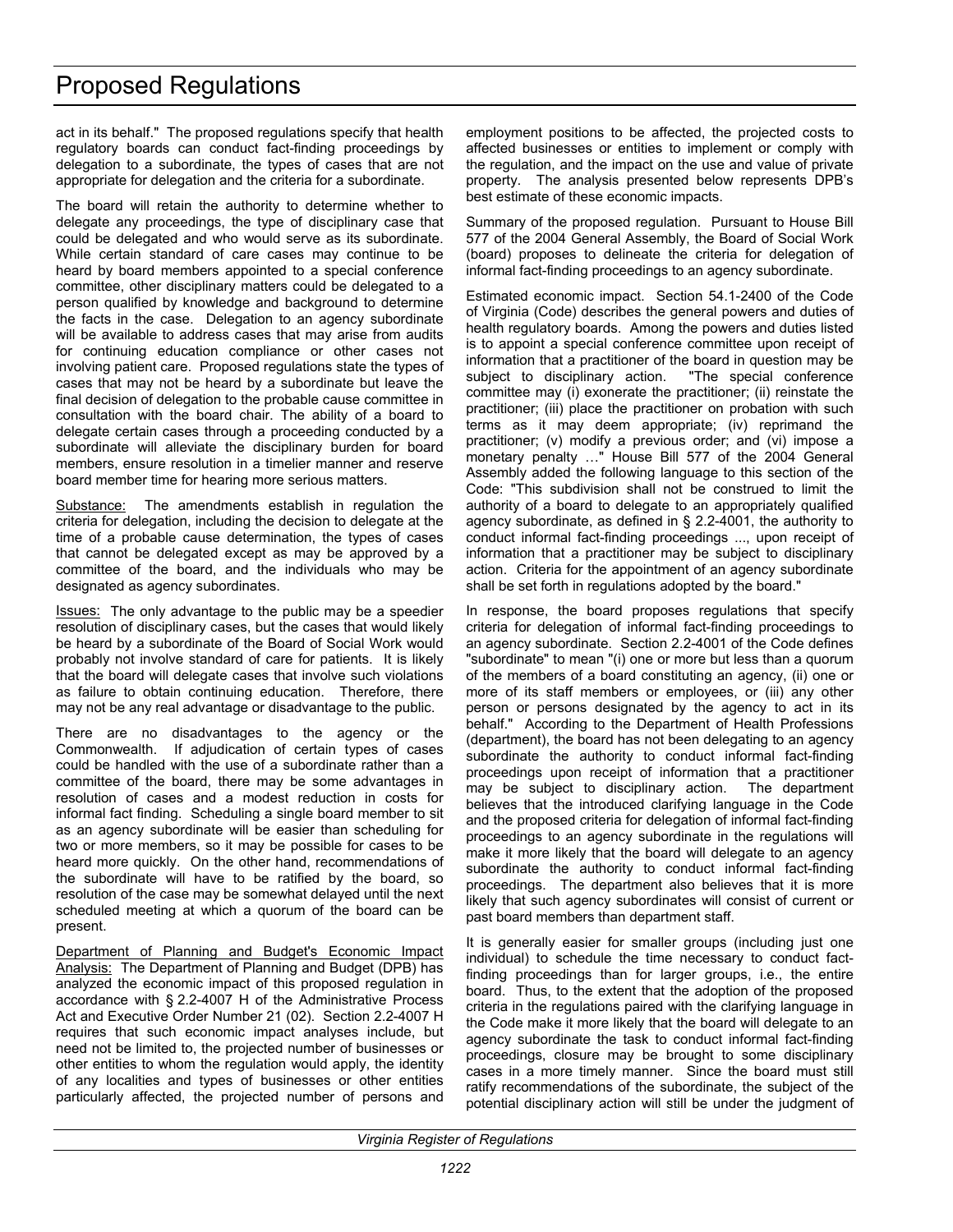act in its behalf." The proposed regulations specify that health regulatory boards can conduct fact-finding proceedings by delegation to a subordinate, the types of cases that are not appropriate for delegation and the criteria for a subordinate.

The board will retain the authority to determine whether to delegate any proceedings, the type of disciplinary case that could be delegated and who would serve as its subordinate. While certain standard of care cases may continue to be heard by board members appointed to a special conference committee, other disciplinary matters could be delegated to a person qualified by knowledge and background to determine the facts in the case. Delegation to an agency subordinate will be available to address cases that may arise from audits for continuing education compliance or other cases not involving patient care. Proposed regulations state the types of cases that may not be heard by a subordinate but leave the final decision of delegation to the probable cause committee in consultation with the board chair. The ability of a board to delegate certain cases through a proceeding conducted by a subordinate will alleviate the disciplinary burden for board members, ensure resolution in a timelier manner and reserve board member time for hearing more serious matters.

Substance: The amendments establish in regulation the criteria for delegation, including the decision to delegate at the time of a probable cause determination, the types of cases that cannot be delegated except as may be approved by a committee of the board, and the individuals who may be designated as agency subordinates.

Issues: The only advantage to the public may be a speedier resolution of disciplinary cases, but the cases that would likely be heard by a subordinate of the Board of Social Work would probably not involve standard of care for patients. It is likely that the board will delegate cases that involve such violations as failure to obtain continuing education. Therefore, there may not be any real advantage or disadvantage to the public.

There are no disadvantages to the agency or the Commonwealth. If adjudication of certain types of cases could be handled with the use of a subordinate rather than a committee of the board, there may be some advantages in resolution of cases and a modest reduction in costs for informal fact finding. Scheduling a single board member to sit as an agency subordinate will be easier than scheduling for two or more members, so it may be possible for cases to be heard more quickly. On the other hand, recommendations of the subordinate will have to be ratified by the board, so resolution of the case may be somewhat delayed until the next scheduled meeting at which a quorum of the board can be present.

Department of Planning and Budget's Economic Impact Analysis: The Department of Planning and Budget (DPB) has analyzed the economic impact of this proposed regulation in accordance with § 2.2-4007 H of the Administrative Process Act and Executive Order Number 21 (02). Section 2.2-4007 H requires that such economic impact analyses include, but need not be limited to, the projected number of businesses or other entities to whom the regulation would apply, the identity of any localities and types of businesses or other entities particularly affected, the projected number of persons and employment positions to be affected, the projected costs to affected businesses or entities to implement or comply with the regulation, and the impact on the use and value of private property. The analysis presented below represents DPB's best estimate of these economic impacts.

Summary of the proposed regulation. Pursuant to House Bill 577 of the 2004 General Assembly, the Board of Social Work (board) proposes to delineate the criteria for delegation of informal fact-finding proceedings to an agency subordinate.

Estimated economic impact. Section 54.1-2400 of the Code of Virginia (Code) describes the general powers and duties of health regulatory boards. Among the powers and duties listed is to appoint a special conference committee upon receipt of information that a practitioner of the board in question may be subject to disciplinary action. "The special conference committee may (i) exonerate the practitioner; (ii) reinstate the practitioner; (iii) place the practitioner on probation with such terms as it may deem appropriate; (iv) reprimand the practitioner; (v) modify a previous order; and (vi) impose a monetary penalty …" House Bill 577 of the 2004 General Assembly added the following language to this section of the Code: "This subdivision shall not be construed to limit the authority of a board to delegate to an appropriately qualified agency subordinate, as defined in § 2.2-4001, the authority to conduct informal fact-finding proceedings ..., upon receipt of information that a practitioner may be subject to disciplinary action. Criteria for the appointment of an agency subordinate shall be set forth in regulations adopted by the board."

In response, the board proposes regulations that specify criteria for delegation of informal fact-finding proceedings to an agency subordinate. Section 2.2-4001 of the Code defines "subordinate" to mean "(i) one or more but less than a quorum of the members of a board constituting an agency, (ii) one or more of its staff members or employees, or (iii) any other person or persons designated by the agency to act in its behalf." According to the Department of Health Professions (department), the board has not been delegating to an agency subordinate the authority to conduct informal fact-finding proceedings upon receipt of information that a practitioner may be subject to disciplinary action. The department believes that the introduced clarifying language in the Code and the proposed criteria for delegation of informal fact-finding proceedings to an agency subordinate in the regulations will make it more likely that the board will delegate to an agency subordinate the authority to conduct informal fact-finding proceedings. The department also believes that it is more likely that such agency subordinates will consist of current or past board members than department staff.

It is generally easier for smaller groups (including just one individual) to schedule the time necessary to conduct fact-finding proceedings than for larger groups, i.e., the entire board. Thus, to the extent that the adoption of the proposed criteria in the regulations paired with the clarifying language in the Code make it more likely that the board will delegate to an agency subordinate the task to conduct informal fact-finding proceedings, closure may be brought to some disciplinary cases in a more timely manner. Since the board must still ratify recommendations of the subordinate, the subject of the potential disciplinary action will still be under the judgment of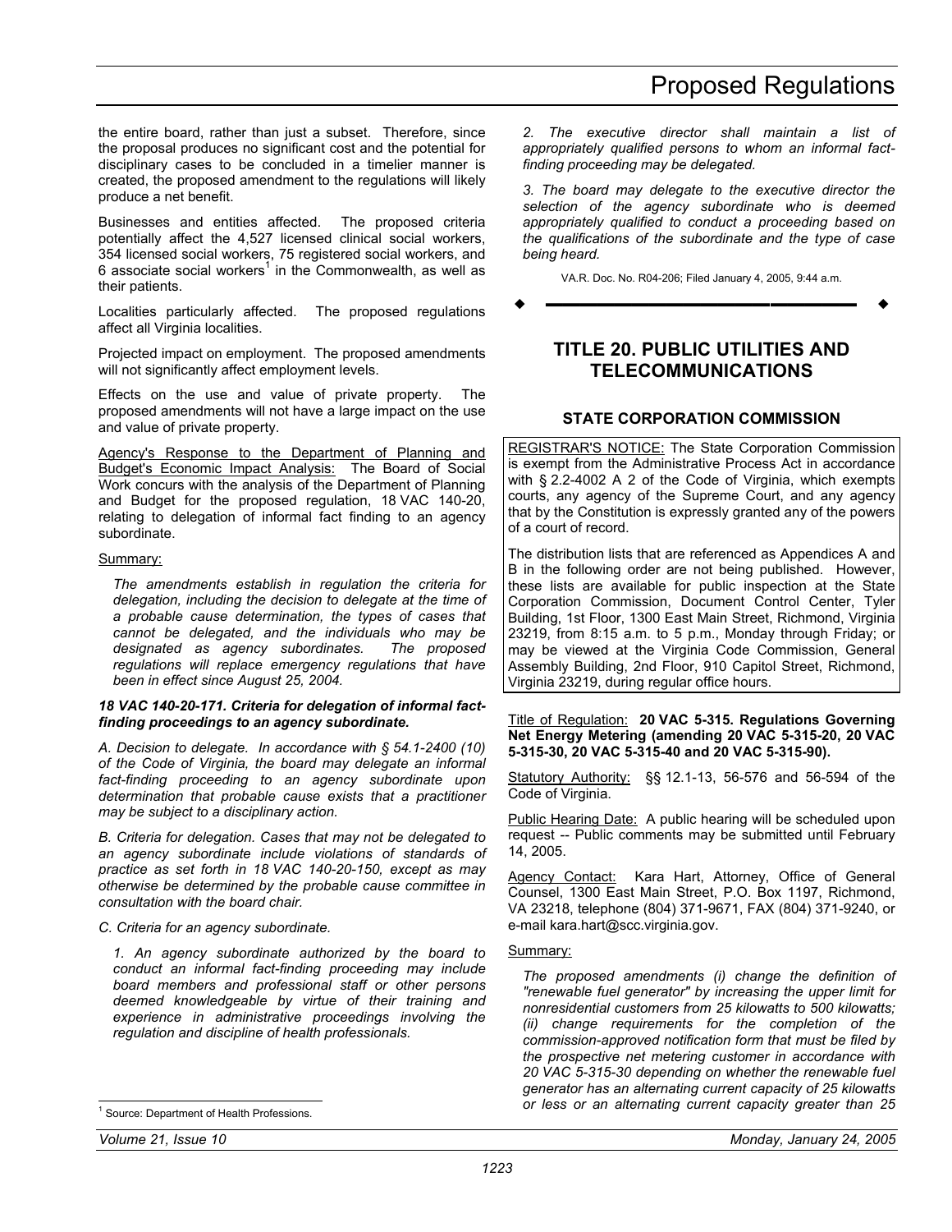the entire board, rather than just a subset. Therefore, since the proposal produces no significant cost and the potential for disciplinary cases to be concluded in a timelier manner is created, the proposed amendment to the regulations will likely produce a net benefit.

Businesses and entities affected. The proposed criteria potentially affect the 4,527 licensed clinical social workers, 354 licensed social workers, 75 registered social workers, and 6 associate social workers[1] in the Commonwealth, as well as their patients.

Localities particularly affected. The proposed regulations affect all Virginia localities.

Projected impact on employment. The proposed amendments will not significantly affect employment levels.

Effects on the use and value of private property. The proposed amendments will not have a large impact on the use and value of private property.

Agency's Response to the Department of Planning and Budget's Economic Impact Analysis: The Board of Social Work concurs with the analysis of the Department of Planning and Budget for the proposed regulation, 18 VAC 140-20, relating to delegation of informal fact finding to an agency subordinate.

Summary:

*The amendments establish in regulation the criteria for delegation, including the decision to delegate at the time of a probable cause determination, the types of cases that cannot be delegated, and the individuals who may be designated as agency subordinates. The proposed regulations will replace emergency regulations that have been in effect since August 25, 2004.*

***18 VAC 140-20-171. Criteria for delegation of informal fact-finding proceedings to an agency subordinate.***

*A. Decision to delegate. In accordance with § 54.1-2400 (10) of the Code of Virginia, the board may delegate an informal fact-finding proceeding to an agency subordinate upon determination that probable cause exists that a practitioner may be subject to a disciplinary action.*

*B. Criteria for delegation. Cases that may not be delegated to an agency subordinate include violations of standards of practice as set forth in 18 VAC 140-20-150, except as may otherwise be determined by the probable cause committee in consultation with the board chair.*

*C. Criteria for an agency subordinate.*

*1. An agency subordinate authorized by the board to conduct an informal fact-finding proceeding may include board members and professional staff or other persons deemed knowledgeable by virtue of their training and experience in administrative proceedings involving the regulation and discipline of health professionals.*

*2. The executive director shall maintain a list of appropriately qualified persons to whom an informal fact-finding proceeding may be delegated.*

*3. The board may delegate to the executive director the selection of the agency subordinate who is deemed appropriately qualified to conduct a proceeding based on the qualifications of the subordinate and the type of case being heard.*

VA.R. Doc. No. R04-206; Filed January 4, 2005, 9:44 a.m.

---

## TITLE 20. PUBLIC UTILITIES AND TELECOMMUNICATIONS

### STATE CORPORATION COMMISSION

REGISTRAR'S NOTICE: The State Corporation Commission is exempt from the Administrative Process Act in accordance with § 2.2-4002 A 2 of the Code of Virginia, which exempts courts, any agency of the Supreme Court, and any agency that by the Constitution is expressly granted any of the powers of a court of record.

The distribution lists that are referenced as Appendices A and B in the following order are not being published. However, these lists are available for public inspection at the State Corporation Commission, Document Control Center, Tyler Building, 1st Floor, 1300 East Main Street, Richmond, Virginia 23219, from 8:15 a.m. to 5 p.m., Monday through Friday; or may be viewed at the Virginia Code Commission, General Assembly Building, 2nd Floor, 910 Capitol Street, Richmond, Virginia 23219, during regular office hours.

Title of Regulation: **20 VAC 5-315. Regulations Governing Net Energy Metering (amending 20 VAC 5-315-20, 20 VAC 5-315-30, 20 VAC 5-315-40 and 20 VAC 5-315-90).**

Statutory Authority: §§ 12.1-13, 56-576 and 56-594 of the Code of Virginia.

Public Hearing Date: A public hearing will be scheduled upon request -- Public comments may be submitted until February 14, 2005.

Agency Contact: Kara Hart, Attorney, Office of General Counsel, 1300 East Main Street, P.O. Box 1197, Richmond, VA 23218, telephone (804) 371-9671, FAX (804) 371-9240, or e-mail kara.hart@scc.virginia.gov.

Summary:

*The proposed amendments (i) change the definition of "renewable fuel generator" by increasing the upper limit for nonresidential customers from 25 kilowatts to 500 kilowatts; (ii) change requirements for the completion of the commission-approved notification form that must be filed by the prospective net metering customer in accordance with 20 VAC 5-315-30 depending on whether the renewable fuel generator has an alternating current capacity of 25 kilowatts or less or an alternating current capacity greater than 25*

[1] Source: Department of Health Professions.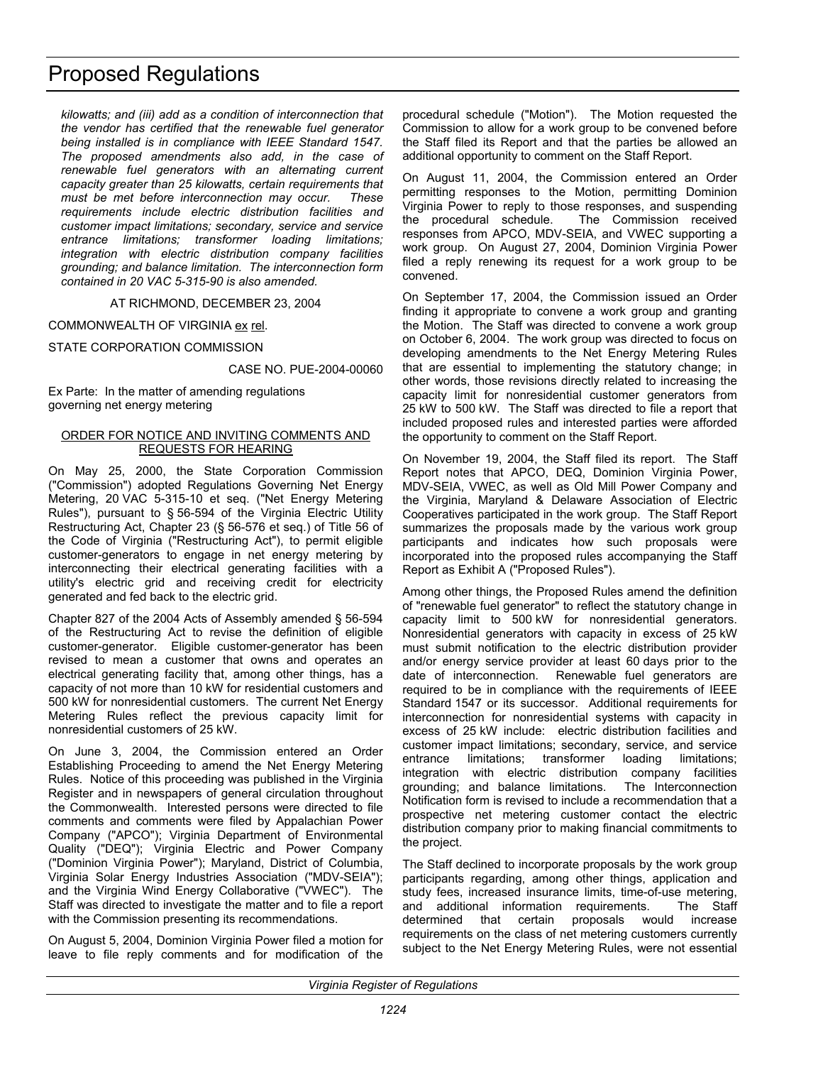*kilowatts; and (iii) add as a condition of interconnection that the vendor has certified that the renewable fuel generator being installed is in compliance with IEEE Standard 1547. The proposed amendments also add, in the case of renewable fuel generators with an alternating current capacity greater than 25 kilowatts, certain requirements that must be met before interconnection may occur. These requirements include electric distribution facilities and customer impact limitations; secondary, service and service entrance limitations; transformer loading limitations; integration with electric distribution company facilities grounding; and balance limitation. The interconnection form contained in 20 VAC 5-315-90 is also amended.*

AT RICHMOND, DECEMBER 23, 2004

COMMONWEALTH OF VIRGINIA ex rel.

STATE CORPORATION COMMISSION

CASE NO. PUE-2004-00060

Ex Parte: In the matter of amending regulations governing net energy metering

ORDER FOR NOTICE AND INVITING COMMENTS AND REQUESTS FOR HEARING

On May 25, 2000, the State Corporation Commission ("Commission") adopted Regulations Governing Net Energy Metering, 20 VAC 5-315-10 et seq. ("Net Energy Metering Rules"), pursuant to § 56-594 of the Virginia Electric Utility Restructuring Act, Chapter 23 (§ 56-576 et seq.) of Title 56 of the Code of Virginia ("Restructuring Act"), to permit eligible customer-generators to engage in net energy metering by interconnecting their electrical generating facilities with a utility's electric grid and receiving credit for electricity generated and fed back to the electric grid.

Chapter 827 of the 2004 Acts of Assembly amended § 56-594 of the Restructuring Act to revise the definition of eligible customer-generator. Eligible customer-generator has been revised to mean a customer that owns and operates an electrical generating facility that, among other things, has a capacity of not more than 10 kW for residential customers and 500 kW for nonresidential customers. The current Net Energy Metering Rules reflect the previous capacity limit for nonresidential customers of 25 kW.

On June 3, 2004, the Commission entered an Order Establishing Proceeding to amend the Net Energy Metering Rules. Notice of this proceeding was published in the Virginia Register and in newspapers of general circulation throughout the Commonwealth. Interested persons were directed to file comments and comments were filed by Appalachian Power Company ("APCO"); Virginia Department of Environmental Quality ("DEQ"); Virginia Electric and Power Company ("Dominion Virginia Power"); Maryland, District of Columbia, Virginia Solar Energy Industries Association ("MDV-SEIA"); and the Virginia Wind Energy Collaborative ("VWEC"). The Staff was directed to investigate the matter and to file a report with the Commission presenting its recommendations.

On August 5, 2004, Dominion Virginia Power filed a motion for leave to file reply comments and for modification of the procedural schedule ("Motion"). The Motion requested the Commission to allow for a work group to be convened before the Staff filed its Report and that the parties be allowed an additional opportunity to comment on the Staff Report.

On August 11, 2004, the Commission entered an Order permitting responses to the Motion, permitting Dominion Virginia Power to reply to those responses, and suspending the procedural schedule. The Commission received responses from APCO, MDV-SEIA, and VWEC supporting a work group. On August 27, 2004, Dominion Virginia Power filed a reply renewing its request for a work group to be convened.

On September 17, 2004, the Commission issued an Order finding it appropriate to convene a work group and granting the Motion. The Staff was directed to convene a work group on October 6, 2004. The work group was directed to focus on developing amendments to the Net Energy Metering Rules that are essential to implementing the statutory change; in other words, those revisions directly related to increasing the capacity limit for nonresidential customer generators from 25 kW to 500 kW. The Staff was directed to file a report that included proposed rules and interested parties were afforded the opportunity to comment on the Staff Report.

On November 19, 2004, the Staff filed its report. The Staff Report notes that APCO, DEQ, Dominion Virginia Power, MDV-SEIA, VWEC, as well as Old Mill Power Company and the Virginia, Maryland & Delaware Association of Electric Cooperatives participated in the work group. The Staff Report summarizes the proposals made by the various work group participants and indicates how such proposals were incorporated into the proposed rules accompanying the Staff Report as Exhibit A ("Proposed Rules").

Among other things, the Proposed Rules amend the definition of "renewable fuel generator" to reflect the statutory change in capacity limit to 500 kW for nonresidential generators. Nonresidential generators with capacity in excess of 25 kW must submit notification to the electric distribution provider and/or energy service provider at least 60 days prior to the date of interconnection. Renewable fuel generators are required to be in compliance with the requirements of IEEE Standard 1547 or its successor. Additional requirements for interconnection for nonresidential systems with capacity in excess of 25 kW include: electric distribution facilities and customer impact limitations; secondary, service, and service entrance limitations; transformer loading limitations; integration with electric distribution company facilities grounding; and balance limitations. The Interconnection Notification form is revised to include a recommendation that a prospective net metering customer contact the electric distribution company prior to making financial commitments to the project.

The Staff declined to incorporate proposals by the work group participants regarding, among other things, application and study fees, increased insurance limits, time-of-use metering, and additional information requirements. The Staff determined that certain proposals would increase requirements on the class of net metering customers currently subject to the Net Energy Metering Rules, were not essential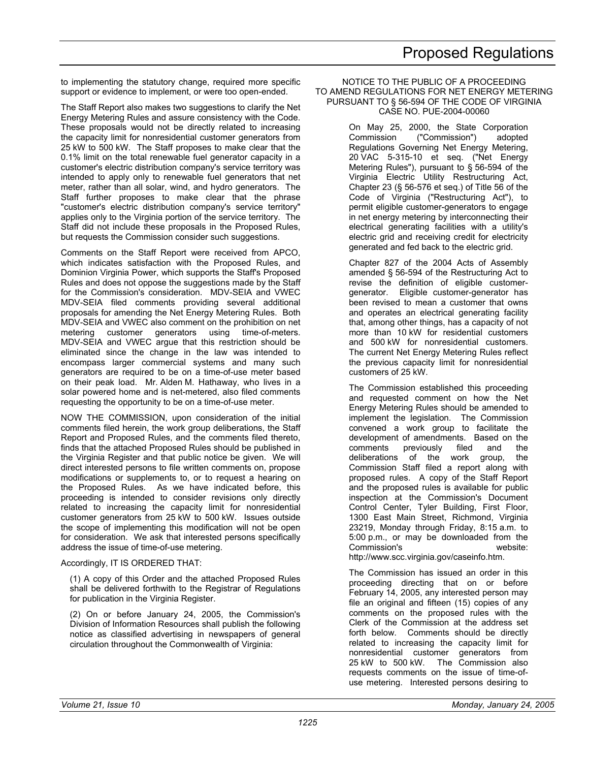to implementing the statutory change, required more specific support or evidence to implement, or were too open-ended.

The Staff Report also makes two suggestions to clarify the Net Energy Metering Rules and assure consistency with the Code. These proposals would not be directly related to increasing the capacity limit for nonresidential customer generators from 25 kW to 500 kW. The Staff proposes to make clear that the 0.1% limit on the total renewable fuel generator capacity in a customer's electric distribution company's service territory was intended to apply only to renewable fuel generators that net meter, rather than all solar, wind, and hydro generators. The Staff further proposes to make clear that the phrase "customer's electric distribution company's service territory" applies only to the Virginia portion of the service territory. The Staff did not include these proposals in the Proposed Rules, but requests the Commission consider such suggestions.

Comments on the Staff Report were received from APCO, which indicates satisfaction with the Proposed Rules, and Dominion Virginia Power, which supports the Staff's Proposed Rules and does not oppose the suggestions made by the Staff for the Commission's consideration. MDV-SEIA and VWEC MDV-SEIA filed comments providing several additional proposals for amending the Net Energy Metering Rules. Both MDV-SEIA and VWEC also comment on the prohibition on net metering customer generators using time-of-meters. MDV-SEIA and VWEC argue that this restriction should be eliminated since the change in the law was intended to encompass larger commercial systems and many such generators are required to be on a time-of-use meter based on their peak load. Mr. Alden M. Hathaway, who lives in a solar powered home and is net-metered, also filed comments requesting the opportunity to be on a time-of-use meter.

NOW THE COMMISSION, upon consideration of the initial comments filed herein, the work group deliberations, the Staff Report and Proposed Rules, and the comments filed thereto, finds that the attached Proposed Rules should be published in the Virginia Register and that public notice be given. We will direct interested persons to file written comments on, propose modifications or supplements to, or to request a hearing on the Proposed Rules. As we have indicated before, this proceeding is intended to consider revisions only directly related to increasing the capacity limit for nonresidential customer generators from 25 kW to 500 kW. Issues outside the scope of implementing this modification will not be open for consideration. We ask that interested persons specifically address the issue of time-of-use metering.

Accordingly, IT IS ORDERED THAT:

(1) A copy of this Order and the attached Proposed Rules shall be delivered forthwith to the Registrar of Regulations for publication in the Virginia Register.

(2) On or before January 24, 2005, the Commission's Division of Information Resources shall publish the following notice as classified advertising in newspapers of general circulation throughout the Commonwealth of Virginia:

NOTICE TO THE PUBLIC OF A PROCEEDING TO AMEND REGULATIONS FOR NET ENERGY METERING PURSUANT TO § 56-594 OF THE CODE OF VIRGINIA CASE NO. PUE-2004-00060

On May 25, 2000, the State Corporation Commission ("Commission") adopted Regulations Governing Net Energy Metering, 20 VAC 5-315-10 et seq. ("Net Energy Metering Rules"), pursuant to § 56-594 of the Virginia Electric Utility Restructuring Act, Chapter 23 (§ 56-576 et seq.) of Title 56 of the Code of Virginia ("Restructuring Act"), to permit eligible customer-generators to engage in net energy metering by interconnecting their electrical generating facilities with a utility's electric grid and receiving credit for electricity generated and fed back to the electric grid.

Chapter 827 of the 2004 Acts of Assembly amended § 56-594 of the Restructuring Act to revise the definition of eligible customer-generator. Eligible customer-generator has been revised to mean a customer that owns and operates an electrical generating facility that, among other things, has a capacity of not more than 10 kW for residential customers and 500 kW for nonresidential customers. The current Net Energy Metering Rules reflect the previous capacity limit for nonresidential customers of 25 kW.

The Commission established this proceeding and requested comment on how the Net Energy Metering Rules should be amended to implement the legislation. The Commission convened a work group to facilitate the development of amendments. Based on the comments previously filed and the deliberations of the work group, the Commission Staff filed a report along with proposed rules. A copy of the Staff Report and the proposed rules is available for public inspection at the Commission's Document Control Center, Tyler Building, First Floor, 1300 East Main Street, Richmond, Virginia 23219, Monday through Friday, 8:15 a.m. to 5:00 p.m., or may be downloaded from the Commission's website: http://www.scc.virginia.gov/caseinfo.htm.

The Commission has issued an order in this proceeding directing that on or before February 14, 2005, any interested person may file an original and fifteen (15) copies of any comments on the proposed rules with the Clerk of the Commission at the address set forth below. Comments should be directly related to increasing the capacity limit for nonresidential customer generators from 25 kW to 500 kW. The Commission also requests comments on the issue of time-of-use metering. Interested persons desiring to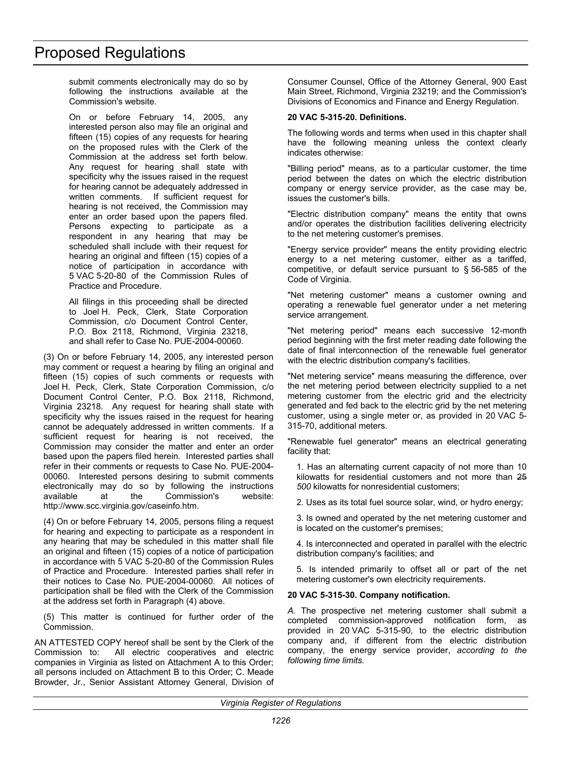submit comments electronically may do so by following the instructions available at the Commission's website.

On or before February 14, 2005, any interested person also may file an original and fifteen (15) copies of any requests for hearing on the proposed rules with the Clerk of the Commission at the address set forth below. Any request for hearing shall state with specificity why the issues raised in the request for hearing cannot be adequately addressed in written comments. If sufficient request for hearing is not received, the Commission may enter an order based upon the papers filed. Persons expecting to participate as a respondent in any hearing that may be scheduled shall include with their request for hearing an original and fifteen (15) copies of a notice of participation in accordance with 5 VAC 5-20-80 of the Commission Rules of Practice and Procedure.

All filings in this proceeding shall be directed to Joel H. Peck, Clerk, State Corporation Commission, c/o Document Control Center, P.O. Box 2118, Richmond, Virginia 23218, and shall refer to Case No. PUE-2004-00060.

(3) On or before February 14, 2005, any interested person may comment or request a hearing by filing an original and fifteen (15) copies of such comments or requests with Joel H. Peck, Clerk, State Corporation Commission, c/o Document Control Center, P.O. Box 2118, Richmond, Virginia 23218. Any request for hearing shall state with specificity why the issues raised in the request for hearing cannot be adequately addressed in written comments. If a sufficient request for hearing is not received, the Commission may consider the matter and enter an order based upon the papers filed herein. Interested parties shall refer in their comments or requests to Case No. PUE-2004-00060. Interested persons desiring to submit comments electronically may do so by following the instructions available at the Commission's website: http://www.scc.virginia.gov/caseinfo.htm.

(4) On or before February 14, 2005, persons filing a request for hearing and expecting to participate as a respondent in any hearing that may be scheduled in this matter shall file an original and fifteen (15) copies of a notice of participation in accordance with 5 VAC 5-20-80 of the Commission Rules of Practice and Procedure. Interested parties shall refer in their notices to Case No. PUE-2004-00060. All notices of participation shall be filed with the Clerk of the Commission at the address set forth in Paragraph (4) above.

(5) This matter is continued for further order of the Commission.

AN ATTESTED COPY hereof shall be sent by the Clerk of the Commission to: All electric cooperatives and electric companies in Virginia as listed on Attachment A to this Order; all persons included on Attachment B to this Order; C. Meade Browder, Jr., Senior Assistant Attorney General, Division of Consumer Counsel, Office of the Attorney General, 900 East Main Street, Richmond, Virginia 23219; and the Commission's Divisions of Economics and Finance and Energy Regulation.

**20 VAC 5-315-20. Definitions.**

The following words and terms when used in this chapter shall have the following meaning unless the context clearly indicates otherwise:

"Billing period" means, as to a particular customer, the time period between the dates on which the electric distribution company or energy service provider, as the case may be, issues the customer's bills.

"Electric distribution company" means the entity that owns and/or operates the distribution facilities delivering electricity to the net metering customer's premises.

"Energy service provider" means the entity providing electric energy to a net metering customer, either as a tariffed, competitive, or default service pursuant to § 56-585 of the Code of Virginia.

"Net metering customer" means a customer owning and operating a renewable fuel generator under a net metering service arrangement.

"Net metering period" means each successive 12-month period beginning with the first meter reading date following the date of final interconnection of the renewable fuel generator with the electric distribution company's facilities.

"Net metering service" means measuring the difference, over the net metering period between electricity supplied to a net metering customer from the electric grid and the electricity generated and fed back to the electric grid by the net metering customer, using a single meter or, as provided in 20 VAC 5-315-70, additional meters.

"Renewable fuel generator" means an electrical generating facility that:

1. Has an alternating current capacity of not more than 10 kilowatts for residential customers and not more than ~~25~~ *500* kilowatts for nonresidential customers;

2. Uses as its total fuel source solar, wind, or hydro energy;

3. Is owned and operated by the net metering customer and is located on the customer's premises;

4. Is interconnected and operated in parallel with the electric distribution company's facilities; and

5. Is intended primarily to offset all or part of the net metering customer's own electricity requirements.

**20 VAC 5-315-30. Company notification.**

*A.* The prospective net metering customer shall submit a completed commission-approved notification form, as provided in 20 VAC 5-315-90, to the electric distribution company and, if different from the electric distribution company, the energy service provider, *according to the following time limits.*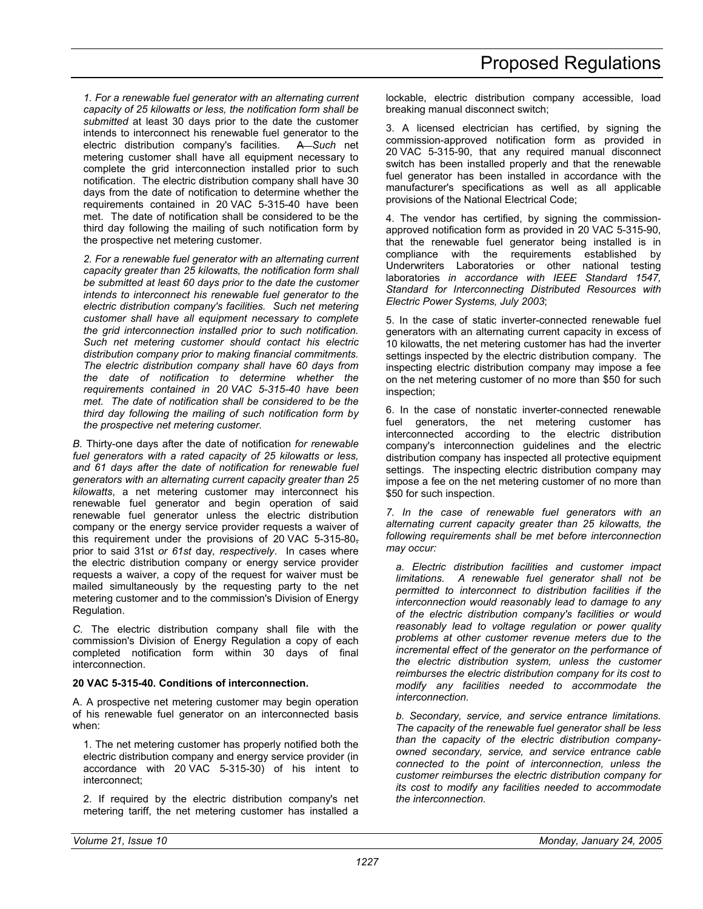*1. For a renewable fuel generator with an alternating current capacity of 25 kilowatts or less, the notification form shall be submitted* at least 30 days prior to the date the customer intends to interconnect his renewable fuel generator to the electric distribution company's facilities. ~~A~~ *Such* net metering customer shall have all equipment necessary to complete the grid interconnection installed prior to such notification. The electric distribution company shall have 30 days from the date of notification to determine whether the requirements contained in 20 VAC 5-315-40 have been met. The date of notification shall be considered to be the third day following the mailing of such notification form by the prospective net metering customer.

*2. For a renewable fuel generator with an alternating current capacity greater than 25 kilowatts, the notification form shall be submitted at least 60 days prior to the date the customer intends to interconnect his renewable fuel generator to the electric distribution company's facilities. Such net metering customer shall have all equipment necessary to complete the grid interconnection installed prior to such notification. Such net metering customer should contact his electric distribution company prior to making financial commitments. The electric distribution company shall have 60 days from the date of notification to determine whether the requirements contained in 20 VAC 5-315-40 have been met. The date of notification shall be considered to be the third day following the mailing of such notification form by the prospective net metering customer.*

*B.* Thirty-one days after the date of notification *for renewable fuel generators with a rated capacity of 25 kilowatts or less, and 61 days after the date of notification for renewable fuel generators with an alternating current capacity greater than 25 kilowatts*, a net metering customer may interconnect his renewable fuel generator and begin operation of said renewable fuel generator unless the electric distribution company or the energy service provider requests a waiver of this requirement under the provisions of 20 VAC 5-315-80~~,~~ prior to said 31st *or 61st* day*, respectively*. In cases where the electric distribution company or energy service provider requests a waiver, a copy of the request for waiver must be mailed simultaneously by the requesting party to the net metering customer and to the commission's Division of Energy Regulation.

*C.* The electric distribution company shall file with the commission's Division of Energy Regulation a copy of each completed notification form within 30 days of final interconnection.

**20 VAC 5-315-40. Conditions of interconnection.**

A. A prospective net metering customer may begin operation of his renewable fuel generator on an interconnected basis when:

1. The net metering customer has properly notified both the electric distribution company and energy service provider (in accordance with 20 VAC 5-315-30) of his intent to interconnect;

2. If required by the electric distribution company's net metering tariff, the net metering customer has installed a lockable, electric distribution company accessible, load breaking manual disconnect switch;

3. A licensed electrician has certified, by signing the commission-approved notification form as provided in 20 VAC 5-315-90, that any required manual disconnect switch has been installed properly and that the renewable fuel generator has been installed in accordance with the manufacturer's specifications as well as all applicable provisions of the National Electrical Code;

4. The vendor has certified, by signing the commission-approved notification form as provided in 20 VAC 5-315-90, that the renewable fuel generator being installed is in compliance with the requirements established by Underwriters Laboratories or other national testing laboratories *in accordance with IEEE Standard 1547, Standard for Interconnecting Distributed Resources with Electric Power Systems, July 2003*;

5. In the case of static inverter-connected renewable fuel generators with an alternating current capacity in excess of 10 kilowatts, the net metering customer has had the inverter settings inspected by the electric distribution company. The inspecting electric distribution company may impose a fee on the net metering customer of no more than $50 for such inspection;

6. In the case of nonstatic inverter-connected renewable fuel generators, the net metering customer has interconnected according to the electric distribution company's interconnection guidelines and the electric distribution company has inspected all protective equipment settings. The inspecting electric distribution company may impose a fee on the net metering customer of no more than $50 for such inspection.

*7. In the case of renewable fuel generators with an alternating current capacity greater than 25 kilowatts, the following requirements shall be met before interconnection may occur:*

*a. Electric distribution facilities and customer impact limitations. A renewable fuel generator shall not be permitted to interconnect to distribution facilities if the interconnection would reasonably lead to damage to any of the electric distribution company's facilities or would reasonably lead to voltage regulation or power quality problems at other customer revenue meters due to the incremental effect of the generator on the performance of the electric distribution system, unless the customer reimburses the electric distribution company for its cost to modify any facilities needed to accommodate the interconnection.*

*b. Secondary, service, and service entrance limitations. The capacity of the renewable fuel generator shall be less than the capacity of the electric distribution company-owned secondary, service, and service entrance cable connected to the point of interconnection, unless the customer reimburses the electric distribution company for its cost to modify any facilities needed to accommodate the interconnection.*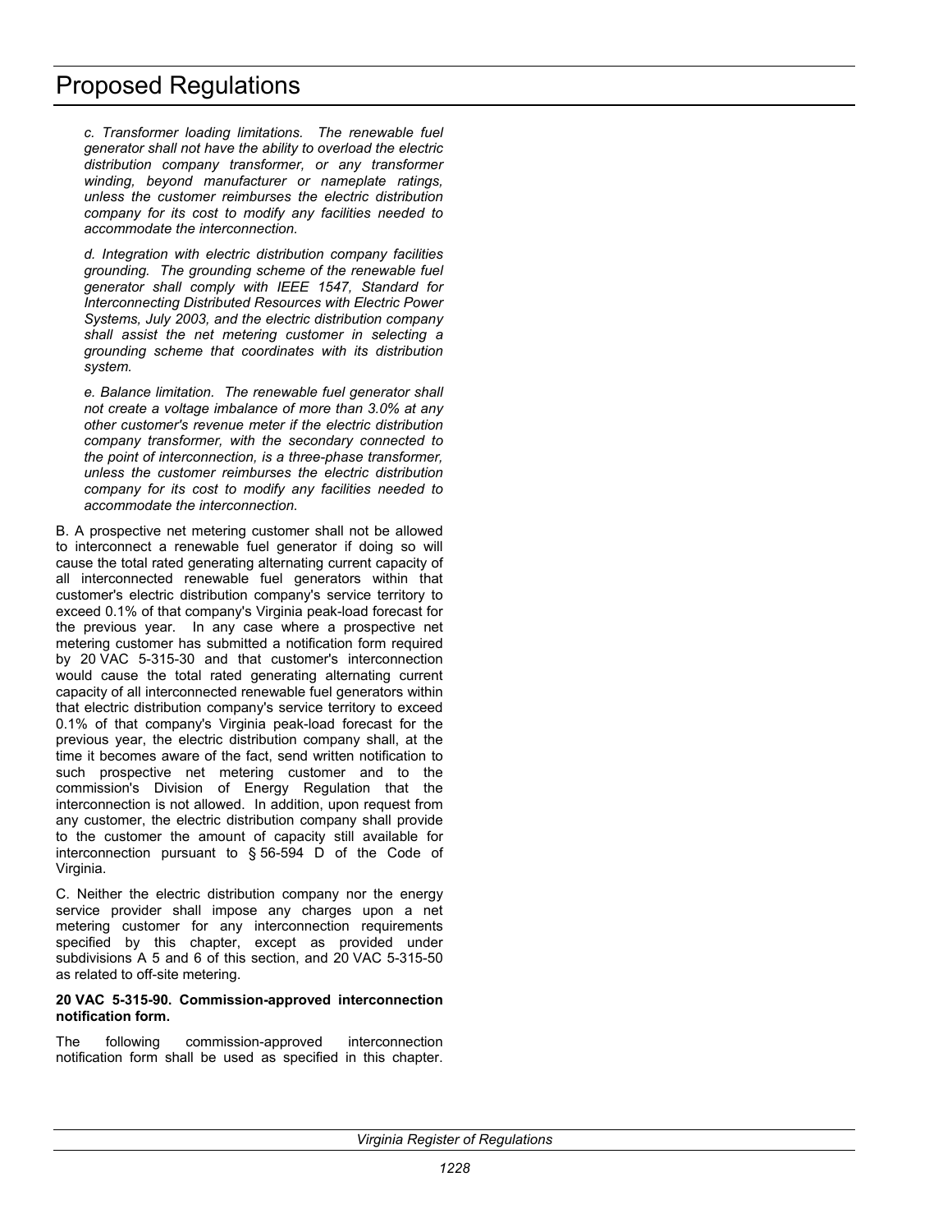*c. Transformer loading limitations. The renewable fuel generator shall not have the ability to overload the electric distribution company transformer, or any transformer winding, beyond manufacturer or nameplate ratings, unless the customer reimburses the electric distribution company for its cost to modify any facilities needed to accommodate the interconnection.*

*d. Integration with electric distribution company facilities grounding. The grounding scheme of the renewable fuel generator shall comply with IEEE 1547, Standard for Interconnecting Distributed Resources with Electric Power Systems, July 2003, and the electric distribution company shall assist the net metering customer in selecting a grounding scheme that coordinates with its distribution system.*

*e. Balance limitation. The renewable fuel generator shall not create a voltage imbalance of more than 3.0% at any other customer's revenue meter if the electric distribution company transformer, with the secondary connected to the point of interconnection, is a three-phase transformer, unless the customer reimburses the electric distribution company for its cost to modify any facilities needed to accommodate the interconnection.*

B. A prospective net metering customer shall not be allowed to interconnect a renewable fuel generator if doing so will cause the total rated generating alternating current capacity of all interconnected renewable fuel generators within that customer's electric distribution company's service territory to exceed 0.1% of that company's Virginia peak-load forecast for the previous year. In any case where a prospective net metering customer has submitted a notification form required by 20 VAC 5-315-30 and that customer's interconnection would cause the total rated generating alternating current capacity of all interconnected renewable fuel generators within that electric distribution company's service territory to exceed 0.1% of that company's Virginia peak-load forecast for the previous year, the electric distribution company shall, at the time it becomes aware of the fact, send written notification to such prospective net metering customer and to the commission's Division of Energy Regulation that the interconnection is not allowed. In addition, upon request from any customer, the electric distribution company shall provide to the customer the amount of capacity still available for interconnection pursuant to § 56-594 D of the Code of Virginia.

C. Neither the electric distribution company nor the energy service provider shall impose any charges upon a net metering customer for any interconnection requirements specified by this chapter, except as provided under subdivisions A 5 and 6 of this section, and 20 VAC 5-315-50 as related to off-site metering.

**20 VAC 5-315-90. Commission-approved interconnection notification form.**

The following commission-approved interconnection notification form shall be used as specified in this chapter.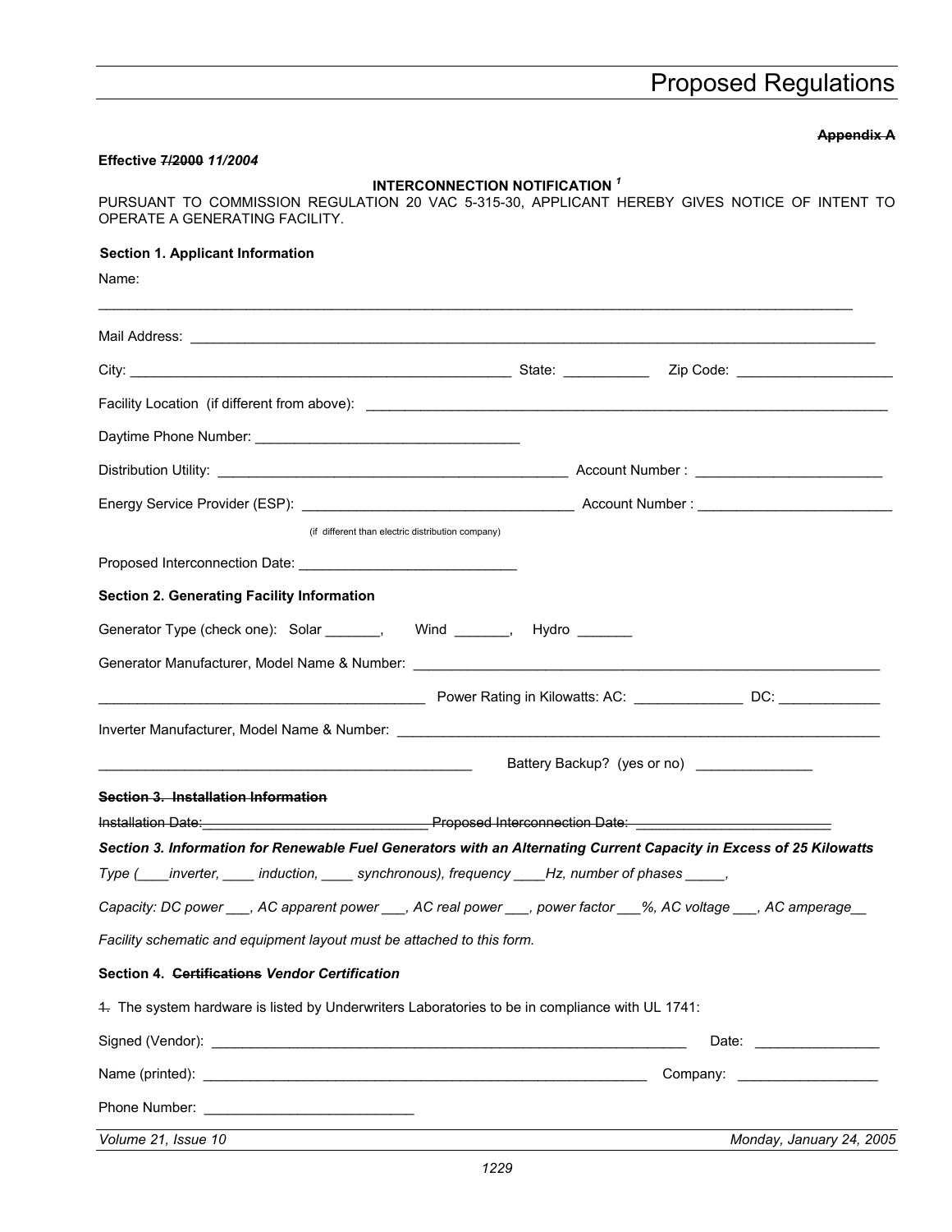~~Appendix A~~

**Effective ~~7/2000~~ *11/2004***

**INTERCONNECTION NOTIFICATION [1]**

PURSUANT TO COMMISSION REGULATION 20 VAC 5-315-30, APPLICANT HEREBY GIVES NOTICE OF INTENT TO OPERATE A GENERATING FACILITY.

**Section 1. Applicant Information**

Name:

_______________________________________________________________________________________________

Mail Address: _______________________________________________________________________________

City: ____________________________________________ State: __________ Zip Code: ___________________

Facility Location (if different from above): _________________________________________________________

Daytime Phone Number: _______________________________

Distribution Utility: __________________________________________ Account Number : ______________________

Energy Service Provider (ESP): __________________________________ Account Number : _______________________

(if different than electric distribution company)

Proposed Interconnection Date: ___________________________

**Section 2. Generating Facility Information**

Generator Type (check one): Solar _______, Wind _______, Hydro _______

Generator Manufacturer, Model Name & Number: _______________________________________________________

________________________________________ Power Rating in Kilowatts: AC: _____________ DC: ____________

Inverter Manufacturer, Model Name & Number: _________________________________________________________

_____________________________________________ Battery Backup? (yes or no) ______________

~~**Section 3. Installation Information**~~

~~Installation Date:____________________________ Proposed Interconnection Date: ________________________~~

***Section 3. Information for Renewable Fuel Generators with an Alternating Current Capacity in Excess of 25 Kilowatts***

*Type (____inverter, ____ induction, ____ synchronous), frequency ____Hz, number of phases _____,*

*Capacity: DC power ___, AC apparent power ___, AC real power ___, power factor ___%, AC voltage ___, AC amperage__*

*Facility schematic and equipment layout must be attached to this form.*

**Section 4. ~~Certifications~~ *Vendor Certification***

~~1.~~ The system hardware is listed by Underwriters Laboratories to be in compliance with UL 1741:

Signed (Vendor): ______________________________________________________________ Date: _______________

Name (printed): _________________________________________________________ Company: _________________

Phone Number: __________________________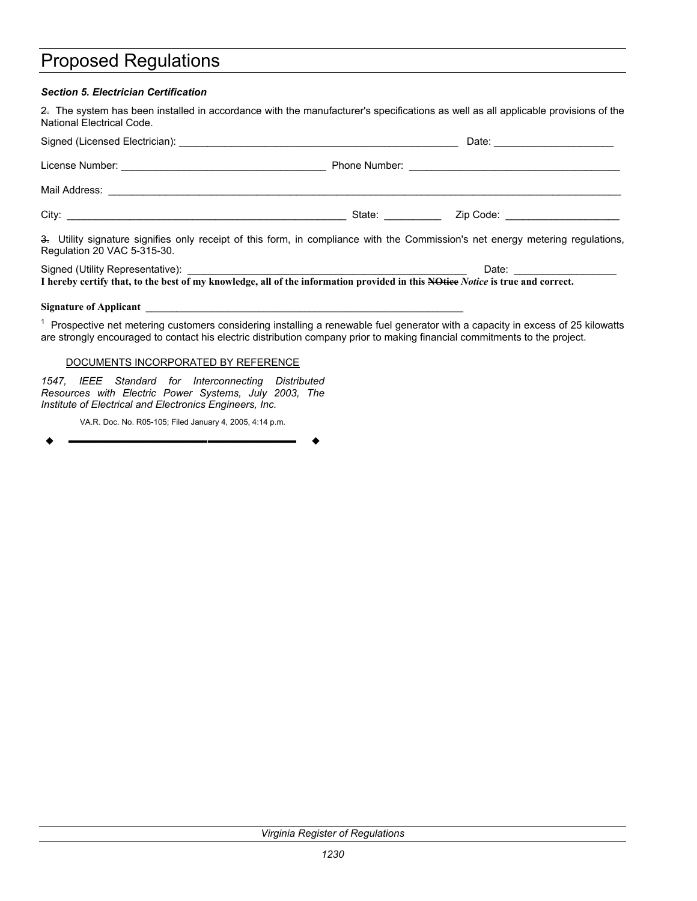# Proposed Regulations

***Section 5. Electrician Certification***

~~2.~~ The system has been installed in accordance with the manufacturer's specifications as well as all applicable provisions of the National Electrical Code.

Signed (Licensed Electrician): ___________________________________________________ Date: _____________________

License Number: ____________________________________ Phone Number: _____________________________________

Mail Address: _________________________________________________________________________________________

City: ___________________________________________________ State: __________ Zip Code: ____________________

~~3.~~ Utility signature signifies only receipt of this form, in compliance with the Commission's net energy metering regulations, Regulation 20 VAC 5-315-30.

Signed (Utility Representative): ___________________________________________________ Date: _________________

**I hereby certify that, to the best of my knowledge, all of the information provided in this ~~NOtice~~ *Notice* is true and correct.**

**Signature of Applicant** ____________________________________________________________

[1] Prospective net metering customers considering installing a renewable fuel generator with a capacity in excess of 25 kilowatts are strongly encouraged to contact his electric distribution company prior to making financial commitments to the project.

DOCUMENTS INCORPORATED BY REFERENCE

*1547, IEEE Standard for Interconnecting Distributed Resources with Electric Power Systems, July 2003, The Institute of Electrical and Electronics Engineers, Inc.*

VA.R. Doc. No. R05-105; Filed January 4, 2005, 4:14 p.m.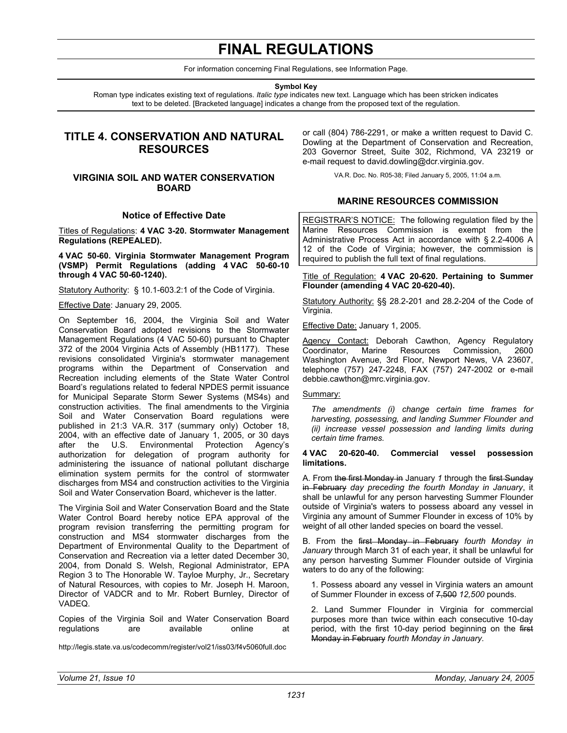# FINAL REGULATIONS

For information concerning Final Regulations, see Information Page.

**Symbol Key**

Roman type indicates existing text of regulations. *Italic type* indicates new text. Language which has been stricken indicates text to be deleted. [Bracketed language] indicates a change from the proposed text of the regulation.

## TITLE 4. CONSERVATION AND NATURAL RESOURCES

### VIRGINIA SOIL AND WATER CONSERVATION BOARD

#### Notice of Effective Date

Titles of Regulations: **4 VAC 3-20. Stormwater Management Regulations (REPEALED).**

**4 VAC 50-60. Virginia Stormwater Management Program (VSMP) Permit Regulations (adding 4 VAC 50-60-10 through 4 VAC 50-60-1240).**

Statutory Authority: § 10.1-603.2:1 of the Code of Virginia.

Effective Date: January 29, 2005.

On September 16, 2004, the Virginia Soil and Water Conservation Board adopted revisions to the Stormwater Management Regulations (4 VAC 50-60) pursuant to Chapter 372 of the 2004 Virginia Acts of Assembly (HB1177). These revisions consolidated Virginia's stormwater management programs within the Department of Conservation and Recreation including elements of the State Water Control Board's regulations related to federal NPDES permit issuance for Municipal Separate Storm Sewer Systems (MS4s) and construction activities. The final amendments to the Virginia Soil and Water Conservation Board regulations were published in 21:3 VA.R. 317 (summary only) October 18, 2004, with an effective date of January 1, 2005, or 30 days after the U.S. Environmental Protection Agency's authorization for delegation of program authority for administering the issuance of national pollutant discharge elimination system permits for the control of stormwater discharges from MS4 and construction activities to the Virginia Soil and Water Conservation Board, whichever is the latter.

The Virginia Soil and Water Conservation Board and the State Water Control Board hereby notice EPA approval of the program revision transferring the permitting program for construction and MS4 stormwater discharges from the Department of Environmental Quality to the Department of Conservation and Recreation via a letter dated December 30, 2004, from Donald S. Welsh, Regional Administrator, EPA Region 3 to The Honorable W. Tayloe Murphy, Jr., Secretary of Natural Resources, with copies to Mr. Joseph H. Maroon, Director of VADCR and to Mr. Robert Burnley, Director of VADEQ.

Copies of the Virginia Soil and Water Conservation Board regulations are available online at http://legis.state.va.us/codecomm/register/vol21/iss03/f4v5060full.doc or call (804) 786-2291, or make a written request to David C. Dowling at the Department of Conservation and Recreation, 203 Governor Street, Suite 302, Richmond, VA 23219 or e-mail request to david.dowling@dcr.virginia.gov.

VA.R. Doc. No. R05-38; Filed January 5, 2005, 11:04 a.m.

### MARINE RESOURCES COMMISSION

REGISTRAR'S NOTICE: The following regulation filed by the Marine Resources Commission is exempt from the Administrative Process Act in accordance with § 2.2-4006 A 12 of the Code of Virginia; however, the commission is required to publish the full text of final regulations.

Title of Regulation: **4 VAC 20-620. Pertaining to Summer Flounder (amending 4 VAC 20-620-40).**

Statutory Authority: §§ 28.2-201 and 28.2-204 of the Code of Virginia.

Effective Date: January 1, 2005.

Agency Contact: Deborah Cawthon, Agency Regulatory Coordinator, Marine Resources Commission, 2600 Washington Avenue, 3rd Floor, Newport News, VA 23607, telephone (757) 247-2248, FAX (757) 247-2002 or e-mail debbie.cawthon@mrc.virginia.gov.

Summary:

*The amendments (i) change certain time frames for harvesting, possessing, and landing Summer Flounder and (ii) increase vessel possession and landing limits during certain time frames.*

**4 VAC 20-620-40. Commercial vessel possession limitations.**

A. From ~~the first Monday in~~ January *1* through the ~~first Sunday in February~~ *day preceding the fourth Monday in January*, it shall be unlawful for any person harvesting Summer Flounder outside of Virginia's waters to possess aboard any vessel in Virginia any amount of Summer Flounder in excess of 10% by weight of all other landed species on board the vessel.

B. From the ~~first Monday in February~~ *fourth Monday in January* through March 31 of each year, it shall be unlawful for any person harvesting Summer Flounder outside of Virginia waters to do any of the following:

1. Possess aboard any vessel in Virginia waters an amount of Summer Flounder in excess of ~~7,500~~ *12,500* pounds.

2. Land Summer Flounder in Virginia for commercial purposes more than twice within each consecutive 10-day period, with the first 10-day period beginning on the ~~first Monday in February~~ *fourth Monday in January*.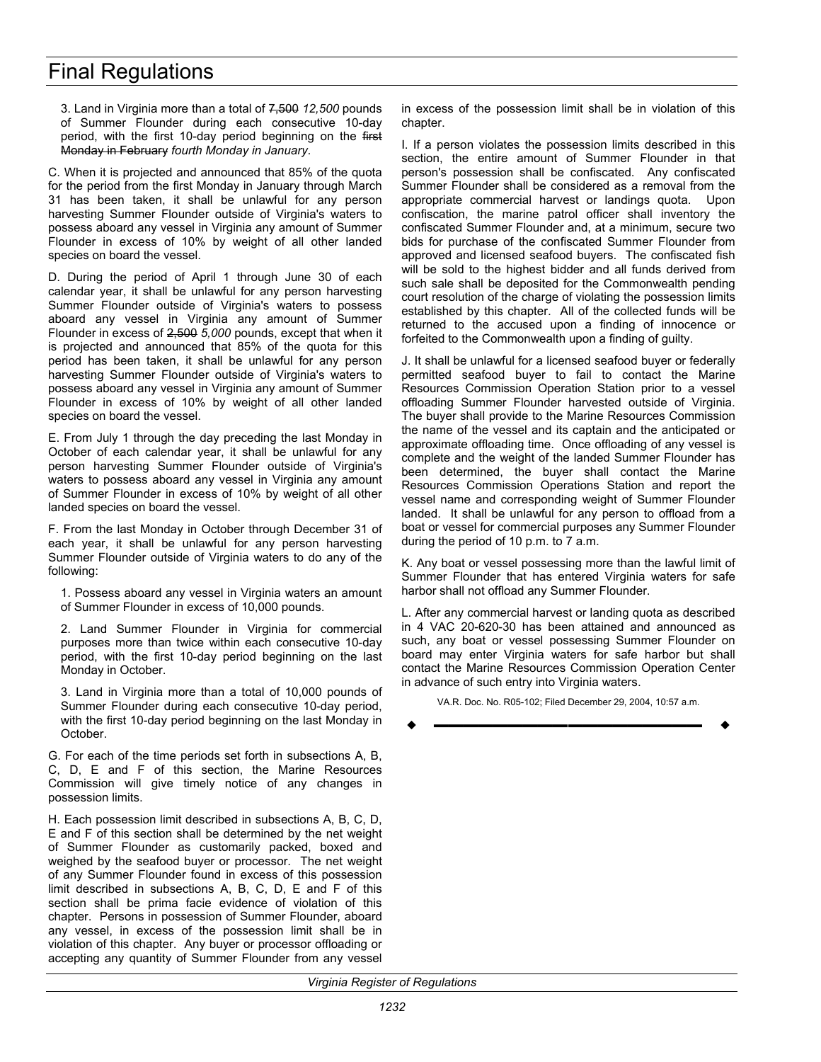3. Land in Virginia more than a total of ~~7,500~~ *12,500* pounds of Summer Flounder during each consecutive 10-day period, with the first 10-day period beginning on the ~~first Monday in February~~ *fourth Monday in January*.

C. When it is projected and announced that 85% of the quota for the period from the first Monday in January through March 31 has been taken, it shall be unlawful for any person harvesting Summer Flounder outside of Virginia's waters to possess aboard any vessel in Virginia any amount of Summer Flounder in excess of 10% by weight of all other landed species on board the vessel.

D. During the period of April 1 through June 30 of each calendar year, it shall be unlawful for any person harvesting Summer Flounder outside of Virginia's waters to possess aboard any vessel in Virginia any amount of Summer Flounder in excess of ~~2,500~~ *5,000* pounds, except that when it is projected and announced that 85% of the quota for this period has been taken, it shall be unlawful for any person harvesting Summer Flounder outside of Virginia's waters to possess aboard any vessel in Virginia any amount of Summer Flounder in excess of 10% by weight of all other landed species on board the vessel.

E. From July 1 through the day preceding the last Monday in October of each calendar year, it shall be unlawful for any person harvesting Summer Flounder outside of Virginia's waters to possess aboard any vessel in Virginia any amount of Summer Flounder in excess of 10% by weight of all other landed species on board the vessel.

F. From the last Monday in October through December 31 of each year, it shall be unlawful for any person harvesting Summer Flounder outside of Virginia waters to do any of the following:

1. Possess aboard any vessel in Virginia waters an amount of Summer Flounder in excess of 10,000 pounds.

2. Land Summer Flounder in Virginia for commercial purposes more than twice within each consecutive 10-day period, with the first 10-day period beginning on the last Monday in October.

3. Land in Virginia more than a total of 10,000 pounds of Summer Flounder during each consecutive 10-day period, with the first 10-day period beginning on the last Monday in October.

G. For each of the time periods set forth in subsections A, B, C, D, E and F of this section, the Marine Resources Commission will give timely notice of any changes in possession limits.

H. Each possession limit described in subsections A, B, C, D, E and F of this section shall be determined by the net weight of Summer Flounder as customarily packed, boxed and weighed by the seafood buyer or processor. The net weight of any Summer Flounder found in excess of this possession limit described in subsections A, B, C, D, E and F of this section shall be prima facie evidence of violation of this chapter. Persons in possession of Summer Flounder, aboard any vessel, in excess of the possession limit shall be in violation of this chapter. Any buyer or processor offloading or accepting any quantity of Summer Flounder from any vessel in excess of the possession limit shall be in violation of this chapter.

I. If a person violates the possession limits described in this section, the entire amount of Summer Flounder in that person's possession shall be confiscated. Any confiscated Summer Flounder shall be considered as a removal from the appropriate commercial harvest or landings quota. Upon confiscation, the marine patrol officer shall inventory the confiscated Summer Flounder and, at a minimum, secure two bids for purchase of the confiscated Summer Flounder from approved and licensed seafood buyers. The confiscated fish will be sold to the highest bidder and all funds derived from such sale shall be deposited for the Commonwealth pending court resolution of the charge of violating the possession limits established by this chapter. All of the collected funds will be returned to the accused upon a finding of innocence or forfeited to the Commonwealth upon a finding of guilty.

J. It shall be unlawful for a licensed seafood buyer or federally permitted seafood buyer to fail to contact the Marine Resources Commission Operation Station prior to a vessel offloading Summer Flounder harvested outside of Virginia. The buyer shall provide to the Marine Resources Commission the name of the vessel and its captain and the anticipated or approximate offloading time. Once offloading of any vessel is complete and the weight of the landed Summer Flounder has been determined, the buyer shall contact the Marine Resources Commission Operations Station and report the vessel name and corresponding weight of Summer Flounder landed. It shall be unlawful for any person to offload from a boat or vessel for commercial purposes any Summer Flounder during the period of 10 p.m. to 7 a.m.

K. Any boat or vessel possessing more than the lawful limit of Summer Flounder that has entered Virginia waters for safe harbor shall not offload any Summer Flounder.

L. After any commercial harvest or landing quota as described in 4 VAC 20-620-30 has been attained and announced as such, any boat or vessel possessing Summer Flounder on board may enter Virginia waters for safe harbor but shall contact the Marine Resources Commission Operation Center in advance of such entry into Virginia waters.

VA.R. Doc. No. R05-102; Filed December 29, 2004, 10:57 a.m.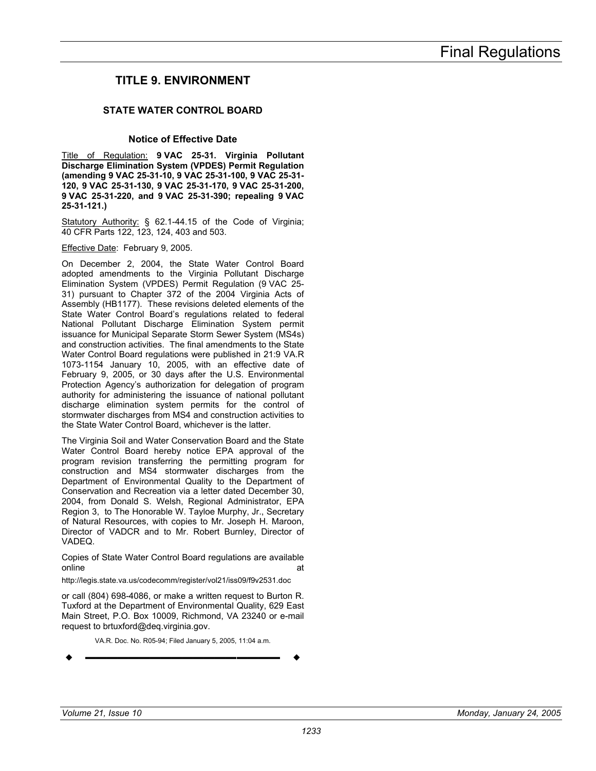# Final Regulations

## TITLE 9. ENVIRONMENT

### STATE WATER CONTROL BOARD

#### Notice of Effective Date

Title of Regulation: **9 VAC 25-31. Virginia Pollutant Discharge Elimination System (VPDES) Permit Regulation (amending 9 VAC 25-31-10, 9 VAC 25-31-100, 9 VAC 25-31-120, 9 VAC 25-31-130, 9 VAC 25-31-170, 9 VAC 25-31-200, 9 VAC 25-31-220, and 9 VAC 25-31-390; repealing 9 VAC 25-31-121.)**

Statutory Authority: § 62.1-44.15 of the Code of Virginia; 40 CFR Parts 122, 123, 124, 403 and 503.

Effective Date: February 9, 2005.

On December 2, 2004, the State Water Control Board adopted amendments to the Virginia Pollutant Discharge Elimination System (VPDES) Permit Regulation (9 VAC 25-31) pursuant to Chapter 372 of the 2004 Virginia Acts of Assembly (HB1177). These revisions deleted elements of the State Water Control Board's regulations related to federal National Pollutant Discharge Elimination System permit issuance for Municipal Separate Storm Sewer System (MS4s) and construction activities. The final amendments to the State Water Control Board regulations were published in 21:9 VA.R 1073-1154 January 10, 2005, with an effective date of February 9, 2005, or 30 days after the U.S. Environmental Protection Agency's authorization for delegation of program authority for administering the issuance of national pollutant discharge elimination system permits for the control of stormwater discharges from MS4 and construction activities to the State Water Control Board, whichever is the latter.

The Virginia Soil and Water Conservation Board and the State Water Control Board hereby notice EPA approval of the program revision transferring the permitting program for construction and MS4 stormwater discharges from the Department of Environmental Quality to the Department of Conservation and Recreation via a letter dated December 30, 2004, from Donald S. Welsh, Regional Administrator, EPA Region 3, to The Honorable W. Tayloe Murphy, Jr., Secretary of Natural Resources, with copies to Mr. Joseph H. Maroon, Director of VADCR and to Mr. Robert Burnley, Director of VADEQ.

Copies of State Water Control Board regulations are available online at

http://legis.state.va.us/codecomm/register/vol21/iss09/f9v2531.doc

or call (804) 698-4086, or make a written request to Burton R. Tuxford at the Department of Environmental Quality, 629 East Main Street, P.O. Box 10009, Richmond, VA 23240 or e-mail request to brtuxford@deq.virginia.gov.

VA.R. Doc. No. R05-94; Filed January 5, 2005, 11:04 a.m.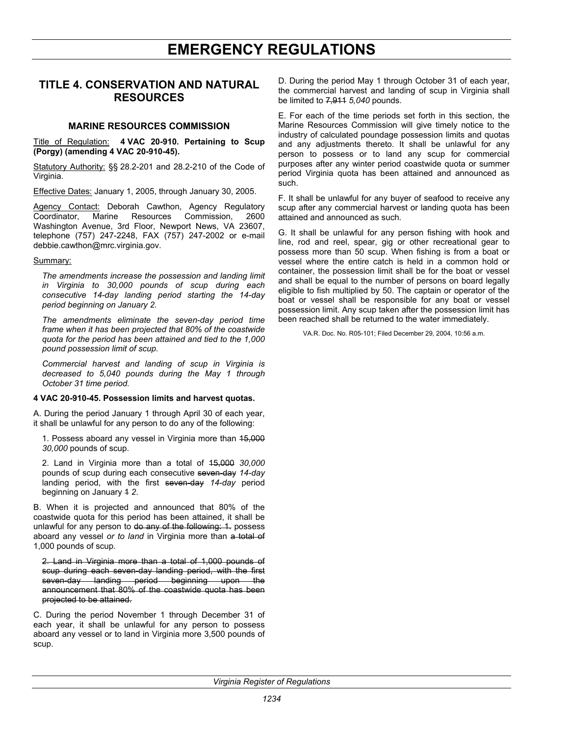# EMERGENCY REGULATIONS

## TITLE 4. CONSERVATION AND NATURAL RESOURCES

### MARINE RESOURCES COMMISSION

Title of Regulation: **4 VAC 20-910. Pertaining to Scup (Porgy) (amending 4 VAC 20-910-45).**

Statutory Authority: §§ 28.2-201 and 28.2-210 of the Code of Virginia.

Effective Dates: January 1, 2005, through January 30, 2005.

Agency Contact: Deborah Cawthon, Agency Regulatory Coordinator, Marine Resources Commission, 2600 Washington Avenue, 3rd Floor, Newport News, VA 23607, telephone (757) 247-2248, FAX (757) 247-2002 or e-mail debbie.cawthon@mrc.virginia.gov.

Summary:

*The amendments increase the possession and landing limit in Virginia to 30,000 pounds of scup during each consecutive 14-day landing period starting the 14-day period beginning on January 2.*

*The amendments eliminate the seven-day period time frame when it has been projected that 80% of the coastwide quota for the period has been attained and tied to the 1,000 pound possession limit of scup.*

*Commercial harvest and landing of scup in Virginia is decreased to 5,040 pounds during the May 1 through October 31 time period.*

**4 VAC 20-910-45. Possession limits and harvest quotas.**

A. During the period January 1 through April 30 of each year, it shall be unlawful for any person to do any of the following:

1. Possess aboard any vessel in Virginia more than ~~15,000~~ *30,000* pounds of scup.

2. Land in Virginia more than a total of ~~15,000~~ *30,000* pounds of scup during each consecutive ~~seven-day~~ *14-day* landing period, with the first ~~seven-day~~ *14-day* period beginning on January ~~1~~ *2*.

B. When it is projected and announced that 80% of the coastwide quota for this period has been attained, it shall be unlawful for any person to ~~do any of the following: 1.~~ possess aboard any vessel *or to land* in Virginia more than ~~a total of~~ 1,000 pounds of scup.

~~2. Land in Virginia more than a total of 1,000 pounds of scup during each seven-day landing period, with the first seven-day landing period beginning upon the announcement that 80% of the coastwide quota has been projected to be attained.~~

C. During the period November 1 through December 31 of each year, it shall be unlawful for any person to possess aboard any vessel or to land in Virginia more 3,500 pounds of scup.

D. During the period May 1 through October 31 of each year, the commercial harvest and landing of scup in Virginia shall be limited to ~~7,911~~ *5,040* pounds.

E. For each of the time periods set forth in this section, the Marine Resources Commission will give timely notice to the industry of calculated poundage possession limits and quotas and any adjustments thereto. It shall be unlawful for any person to possess or to land any scup for commercial purposes after any winter period coastwide quota or summer period Virginia quota has been attained and announced as such.

F. It shall be unlawful for any buyer of seafood to receive any scup after any commercial harvest or landing quota has been attained and announced as such.

G. It shall be unlawful for any person fishing with hook and line, rod and reel, spear, gig or other recreational gear to possess more than 50 scup. When fishing is from a boat or vessel where the entire catch is held in a common hold or container, the possession limit shall be for the boat or vessel and shall be equal to the number of persons on board legally eligible to fish multiplied by 50. The captain or operator of the boat or vessel shall be responsible for any boat or vessel possession limit. Any scup taken after the possession limit has been reached shall be returned to the water immediately.

VA.R. Doc. No. R05-101; Filed December 29, 2004, 10:56 a.m.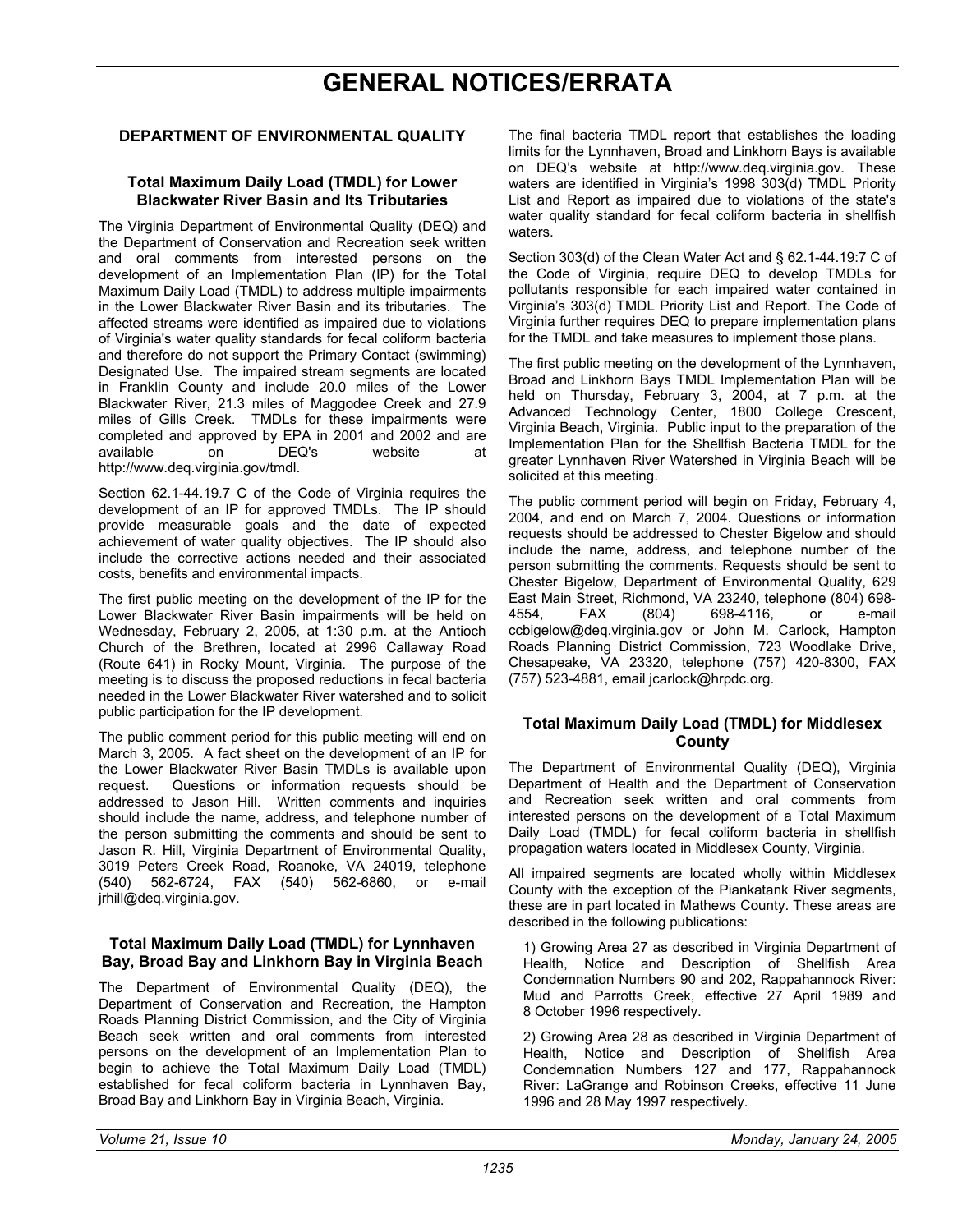# GENERAL NOTICES/ERRATA

## DEPARTMENT OF ENVIRONMENTAL QUALITY

### Total Maximum Daily Load (TMDL) for Lower Blackwater River Basin and Its Tributaries

The Virginia Department of Environmental Quality (DEQ) and the Department of Conservation and Recreation seek written and oral comments from interested persons on the development of an Implementation Plan (IP) for the Total Maximum Daily Load (TMDL) to address multiple impairments in the Lower Blackwater River Basin and its tributaries. The affected streams were identified as impaired due to violations of Virginia's water quality standards for fecal coliform bacteria and therefore do not support the Primary Contact (swimming) Designated Use. The impaired stream segments are located in Franklin County and include 20.0 miles of the Lower Blackwater River, 21.3 miles of Maggodee Creek and 27.9 miles of Gills Creek. TMDLs for these impairments were completed and approved by EPA in 2001 and 2002 and are available on DEQ's website at http://www.deq.virginia.gov/tmdl.

Section 62.1-44.19.7 C of the Code of Virginia requires the development of an IP for approved TMDLs. The IP should provide measurable goals and the date of expected achievement of water quality objectives. The IP should also include the corrective actions needed and their associated costs, benefits and environmental impacts.

The first public meeting on the development of the IP for the Lower Blackwater River Basin impairments will be held on Wednesday, February 2, 2005, at 1:30 p.m. at the Antioch Church of the Brethren, located at 2996 Callaway Road (Route 641) in Rocky Mount, Virginia. The purpose of the meeting is to discuss the proposed reductions in fecal bacteria needed in the Lower Blackwater River watershed and to solicit public participation for the IP development.

The public comment period for this public meeting will end on March 3, 2005. A fact sheet on the development of an IP for the Lower Blackwater River Basin TMDLs is available upon request. Questions or information requests should be addressed to Jason Hill. Written comments and inquiries should include the name, address, and telephone number of the person submitting the comments and should be sent to Jason R. Hill, Virginia Department of Environmental Quality, 3019 Peters Creek Road, Roanoke, VA 24019, telephone (540) 562-6724, FAX (540) 562-6860, or e-mail jrhill@deq.virginia.gov.

### Total Maximum Daily Load (TMDL) for Lynnhaven Bay, Broad Bay and Linkhorn Bay in Virginia Beach

The Department of Environmental Quality (DEQ), the Department of Conservation and Recreation, the Hampton Roads Planning District Commission, and the City of Virginia Beach seek written and oral comments from interested persons on the development of an Implementation Plan to begin to achieve the Total Maximum Daily Load (TMDL) established for fecal coliform bacteria in Lynnhaven Bay, Broad Bay and Linkhorn Bay in Virginia Beach, Virginia.

The final bacteria TMDL report that establishes the loading limits for the Lynnhaven, Broad and Linkhorn Bays is available on DEQ's website at http://www.deq.virginia.gov. These waters are identified in Virginia's 1998 303(d) TMDL Priority List and Report as impaired due to violations of the state's water quality standard for fecal coliform bacteria in shellfish waters.

Section 303(d) of the Clean Water Act and § 62.1-44.19:7 C of the Code of Virginia, require DEQ to develop TMDLs for pollutants responsible for each impaired water contained in Virginia's 303(d) TMDL Priority List and Report. The Code of Virginia further requires DEQ to prepare implementation plans for the TMDL and take measures to implement those plans.

The first public meeting on the development of the Lynnhaven, Broad and Linkhorn Bays TMDL Implementation Plan will be held on Thursday, February 3, 2004, at 7 p.m. at the Advanced Technology Center, 1800 College Crescent, Virginia Beach, Virginia. Public input to the preparation of the Implementation Plan for the Shellfish Bacteria TMDL for the greater Lynnhaven River Watershed in Virginia Beach will be solicited at this meeting.

The public comment period will begin on Friday, February 4, 2004, and end on March 7, 2004. Questions or information requests should be addressed to Chester Bigelow and should include the name, address, and telephone number of the person submitting the comments. Requests should be sent to Chester Bigelow, Department of Environmental Quality, 629 East Main Street, Richmond, VA 23240, telephone (804) 698-4554, FAX (804) 698-4116, or e-mail ccbigelow@deq.virginia.gov or John M. Carlock, Hampton Roads Planning District Commission, 723 Woodlake Drive, Chesapeake, VA 23320, telephone (757) 420-8300, FAX (757) 523-4881, email jcarlock@hrpdc.org.

### Total Maximum Daily Load (TMDL) for Middlesex County

The Department of Environmental Quality (DEQ), Virginia Department of Health and the Department of Conservation and Recreation seek written and oral comments from interested persons on the development of a Total Maximum Daily Load (TMDL) for fecal coliform bacteria in shellfish propagation waters located in Middlesex County, Virginia.

All impaired segments are located wholly within Middlesex County with the exception of the Piankatank River segments, these are in part located in Mathews County. These areas are described in the following publications:

1) Growing Area 27 as described in Virginia Department of Health, Notice and Description of Shellfish Area Condemnation Numbers 90 and 202, Rappahannock River: Mud and Parrotts Creek, effective 27 April 1989 and 8 October 1996 respectively.

2) Growing Area 28 as described in Virginia Department of Health, Notice and Description of Shellfish Area Condemnation Numbers 127 and 177, Rappahannock River: LaGrange and Robinson Creeks, effective 11 June 1996 and 28 May 1997 respectively.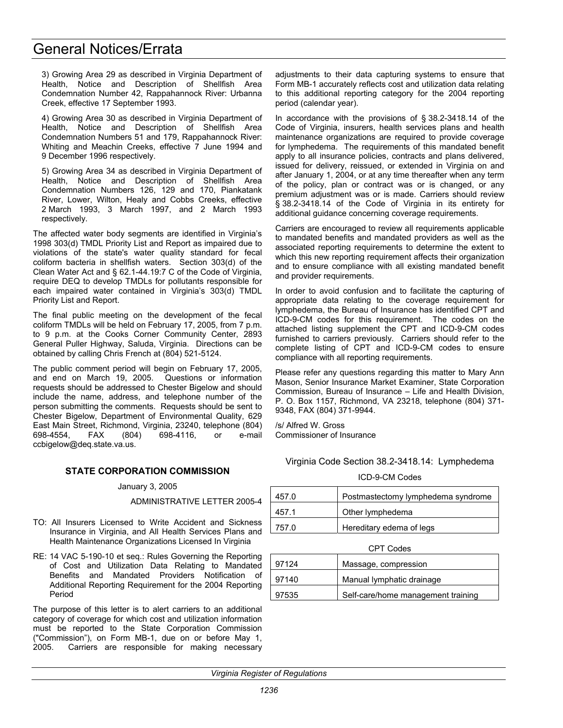3) Growing Area 29 as described in Virginia Department of Health, Notice and Description of Shellfish Area Condemnation Number 42, Rappahannock River: Urbanna Creek, effective 17 September 1993.

4) Growing Area 30 as described in Virginia Department of Health, Notice and Description of Shellfish Area Condemnation Numbers 51 and 179, Rappahannock River: Whiting and Meachin Creeks, effective 7 June 1994 and 9 December 1996 respectively.

5) Growing Area 34 as described in Virginia Department of Health, Notice and Description of Shellfish Area Condemnation Numbers 126, 129 and 170, Piankatank River, Lower, Wilton, Healy and Cobbs Creeks, effective 2 March 1993, 3 March 1997, and 2 March 1993 respectively.

The affected water body segments are identified in Virginia's 1998 303(d) TMDL Priority List and Report as impaired due to violations of the state's water quality standard for fecal coliform bacteria in shellfish waters. Section 303(d) of the Clean Water Act and § 62.1-44.19:7 C of the Code of Virginia, require DEQ to develop TMDLs for pollutants responsible for each impaired water contained in Virginia's 303(d) TMDL Priority List and Report.

The final public meeting on the development of the fecal coliform TMDLs will be held on February 17, 2005, from 7 p.m. to 9 p.m. at the Cooks Corner Community Center, 2893 General Puller Highway, Saluda, Virginia. Directions can be obtained by calling Chris French at (804) 521-5124.

The public comment period will begin on February 17, 2005, and end on March 19, 2005. Questions or information requests should be addressed to Chester Bigelow and should include the name, address, and telephone number of the person submitting the comments. Requests should be sent to Chester Bigelow, Department of Environmental Quality, 629 East Main Street, Richmond, Virginia, 23240, telephone (804) 698-4554, FAX (804) 698-4116, or e-mail ccbigelow@deq.state.va.us.

## STATE CORPORATION COMMISSION

January 3, 2005

ADMINISTRATIVE LETTER 2005-4

TO: All Insurers Licensed to Write Accident and Sickness Insurance in Virginia, and All Health Services Plans and Health Maintenance Organizations Licensed In Virginia

RE: 14 VAC 5-190-10 et seq.: Rules Governing the Reporting of Cost and Utilization Data Relating to Mandated Benefits and Mandated Providers Notification of Additional Reporting Requirement for the 2004 Reporting Period

The purpose of this letter is to alert carriers to an additional category of coverage for which cost and utilization information must be reported to the State Corporation Commission ("Commission"), on Form MB-1, due on or before May 1, 2005. Carriers are responsible for making necessary adjustments to their data capturing systems to ensure that Form MB-1 accurately reflects cost and utilization data relating to this additional reporting category for the 2004 reporting period (calendar year).

In accordance with the provisions of § 38.2-3418.14 of the Code of Virginia, insurers, health services plans and health maintenance organizations are required to provide coverage for lymphedema. The requirements of this mandated benefit apply to all insurance policies, contracts and plans delivered, issued for delivery, reissued, or extended in Virginia on and after January 1, 2004, or at any time thereafter when any term of the policy, plan or contract was or is changed, or any premium adjustment was or is made. Carriers should review § 38.2-3418.14 of the Code of Virginia in its entirety for additional guidance concerning coverage requirements.

Carriers are encouraged to review all requirements applicable to mandated benefits and mandated providers as well as the associated reporting requirements to determine the extent to which this new reporting requirement affects their organization and to ensure compliance with all existing mandated benefit and provider requirements.

In order to avoid confusion and to facilitate the capturing of appropriate data relating to the coverage requirement for lymphedema, the Bureau of Insurance has identified CPT and ICD-9-CM codes for this requirement. The codes on the attached listing supplement the CPT and ICD-9-CM codes furnished to carriers previously. Carriers should refer to the complete listing of CPT and ICD-9-CM codes to ensure compliance with all reporting requirements.

Please refer any questions regarding this matter to Mary Ann Mason, Senior Insurance Market Examiner, State Corporation Commission, Bureau of Insurance – Life and Health Division, P. O. Box 1157, Richmond, VA 23218, telephone (804) 371-9348, FAX (804) 371-9944.

/s/ Alfred W. Gross
Commissioner of Insurance

Virginia Code Section 38.2-3418.14: Lymphedema

ICD-9-CM Codes

| | |
|---|---|
| 457.0 | Postmastectomy lymphedema syndrome |
| 457.1 | Other lymphedema |
| 757.0 | Hereditary edema of legs |

CPT Codes

| | |
|---|---|
| 97124 | Massage, compression |
| 97140 | Manual lymphatic drainage |
| 97535 | Self-care/home management training |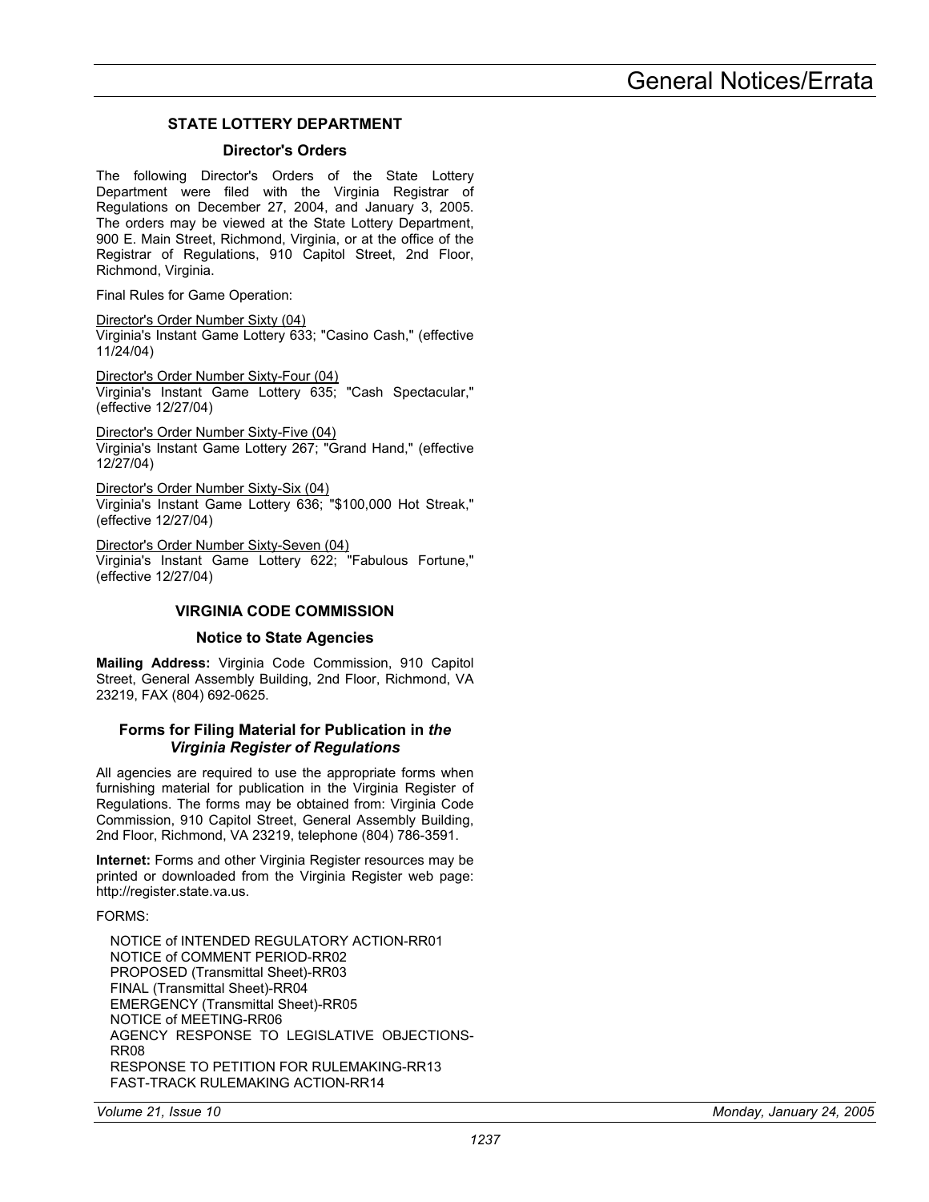# General Notices/Errata

## STATE LOTTERY DEPARTMENT

### Director's Orders

The following Director's Orders of the State Lottery Department were filed with the Virginia Registrar of Regulations on December 27, 2004, and January 3, 2005. The orders may be viewed at the State Lottery Department, 900 E. Main Street, Richmond, Virginia, or at the office of the Registrar of Regulations, 910 Capitol Street, 2nd Floor, Richmond, Virginia.

Final Rules for Game Operation:

Director's Order Number Sixty (04)
Virginia's Instant Game Lottery 633; "Casino Cash," (effective 11/24/04)

Director's Order Number Sixty-Four (04)
Virginia's Instant Game Lottery 635; "Cash Spectacular," (effective 12/27/04)

Director's Order Number Sixty-Five (04)
Virginia's Instant Game Lottery 267; "Grand Hand," (effective 12/27/04)

Director's Order Number Sixty-Six (04)
Virginia's Instant Game Lottery 636; "$100,000 Hot Streak," (effective 12/27/04)

Director's Order Number Sixty-Seven (04)
Virginia's Instant Game Lottery 622; "Fabulous Fortune," (effective 12/27/04)

## VIRGINIA CODE COMMISSION

### Notice to State Agencies

**Mailing Address:** Virginia Code Commission, 910 Capitol Street, General Assembly Building, 2nd Floor, Richmond, VA 23219, FAX (804) 692-0625.

### Forms for Filing Material for Publication in *the Virginia Register of Regulations*

All agencies are required to use the appropriate forms when furnishing material for publication in the Virginia Register of Regulations. The forms may be obtained from: Virginia Code Commission, 910 Capitol Street, General Assembly Building, 2nd Floor, Richmond, VA 23219, telephone (804) 786-3591.

**Internet:** Forms and other Virginia Register resources may be printed or downloaded from the Virginia Register web page: http://register.state.va.us.

FORMS:

NOTICE of INTENDED REGULATORY ACTION-RR01
NOTICE of COMMENT PERIOD-RR02
PROPOSED (Transmittal Sheet)-RR03
FINAL (Transmittal Sheet)-RR04
EMERGENCY (Transmittal Sheet)-RR05
NOTICE of MEETING-RR06
AGENCY RESPONSE TO LEGISLATIVE OBJECTIONS-RR08
RESPONSE TO PETITION FOR RULEMAKING-RR13
FAST-TRACK RULEMAKING ACTION-RR14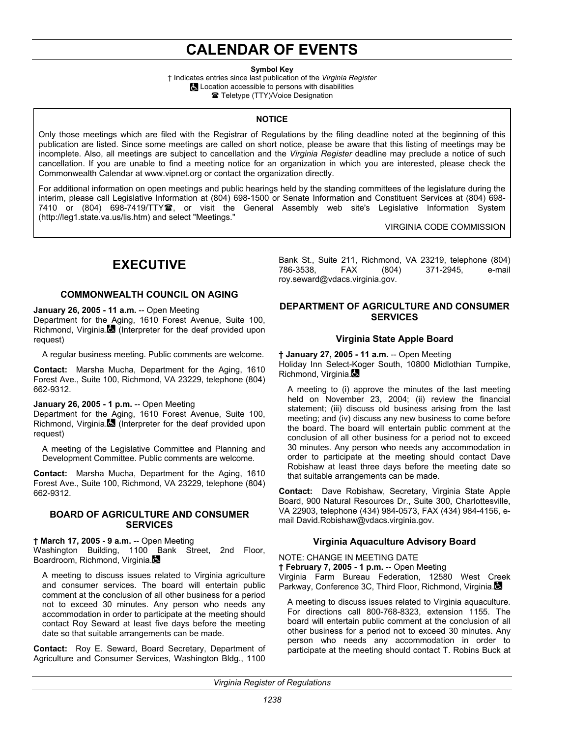# CALENDAR OF EVENTS

**Symbol Key**

† Indicates entries since last publication of the *Virginia Register*

♿ Location accessible to persons with disabilities

☎ Teletype (TTY)/Voice Designation

**NOTICE**

Only those meetings which are filed with the Registrar of Regulations by the filing deadline noted at the beginning of this publication are listed. Since some meetings are called on short notice, please be aware that this listing of meetings may be incomplete. Also, all meetings are subject to cancellation and the *Virginia Register* deadline may preclude a notice of such cancellation. If you are unable to find a meeting notice for an organization in which you are interested, please check the Commonwealth Calendar at www.vipnet.org or contact the organization directly.

For additional information on open meetings and public hearings held by the standing committees of the legislature during the interim, please call Legislative Information at (804) 698-1500 or Senate Information and Constituent Services at (804) 698-7410 or (804) 698-7419/TTY☎, or visit the General Assembly web site's Legislative Information System (http://leg1.state.va.us/lis.htm) and select "Meetings."

VIRGINIA CODE COMMISSION

## EXECUTIVE

### COMMONWEALTH COUNCIL ON AGING

**January 26, 2005 - 11 a.m.** -- Open Meeting
Department for the Aging, 1610 Forest Avenue, Suite 100, Richmond, Virginia.♿ (Interpreter for the deaf provided upon request)

A regular business meeting. Public comments are welcome.

**Contact:** Marsha Mucha, Department for the Aging, 1610 Forest Ave., Suite 100, Richmond, VA 23229, telephone (804) 662-9312.

**January 26, 2005 - 1 p.m.** -- Open Meeting
Department for the Aging, 1610 Forest Avenue, Suite 100, Richmond, Virginia.♿ (Interpreter for the deaf provided upon request)

A meeting of the Legislative Committee and Planning and Development Committee. Public comments are welcome.

**Contact:** Marsha Mucha, Department for the Aging, 1610 Forest Ave., Suite 100, Richmond, VA 23229, telephone (804) 662-9312.

### BOARD OF AGRICULTURE AND CONSUMER SERVICES

**† March 17, 2005 - 9 a.m.** -- Open Meeting
Washington Building, 1100 Bank Street, 2nd Floor, Boardroom, Richmond, Virginia.♿

A meeting to discuss issues related to Virginia agriculture and consumer services. The board will entertain public comment at the conclusion of all other business for a period not to exceed 30 minutes. Any person who needs any accommodation in order to participate at the meeting should contact Roy Seward at least five days before the meeting date so that suitable arrangements can be made.

**Contact:** Roy E. Seward, Board Secretary, Department of Agriculture and Consumer Services, Washington Bldg., 1100 Bank St., Suite 211, Richmond, VA 23219, telephone (804) 786-3538, FAX (804) 371-2945, e-mail roy.seward@vdacs.virginia.gov.

### DEPARTMENT OF AGRICULTURE AND CONSUMER SERVICES

#### Virginia State Apple Board

**† January 27, 2005 - 11 a.m.** -- Open Meeting
Holiday Inn Select-Koger South, 10800 Midlothian Turnpike, Richmond, Virginia.♿

A meeting to (i) approve the minutes of the last meeting held on November 23, 2004; (ii) review the financial statement; (iii) discuss old business arising from the last meeting; and (iv) discuss any new business to come before the board. The board will entertain public comment at the conclusion of all other business for a period not to exceed 30 minutes. Any person who needs any accommodation in order to participate at the meeting should contact Dave Robishaw at least three days before the meeting date so that suitable arrangements can be made.

**Contact:** Dave Robishaw, Secretary, Virginia State Apple Board, 900 Natural Resources Dr., Suite 300, Charlottesville, VA 22903, telephone (434) 984-0573, FAX (434) 984-4156, e-mail David.Robishaw@vdacs.virginia.gov.

#### Virginia Aquaculture Advisory Board

NOTE: CHANGE IN MEETING DATE
**† February 7, 2005 - 1 p.m.** -- Open Meeting
Virginia Farm Bureau Federation, 12580 West Creek Parkway, Conference 3C, Third Floor, Richmond, Virginia.♿

A meeting to discuss issues related to Virginia aquaculture. For directions call 800-768-8323, extension 1155. The board will entertain public comment at the conclusion of all other business for a period not to exceed 30 minutes. Any person who needs any accommodation in order to participate at the meeting should contact T. Robins Buck at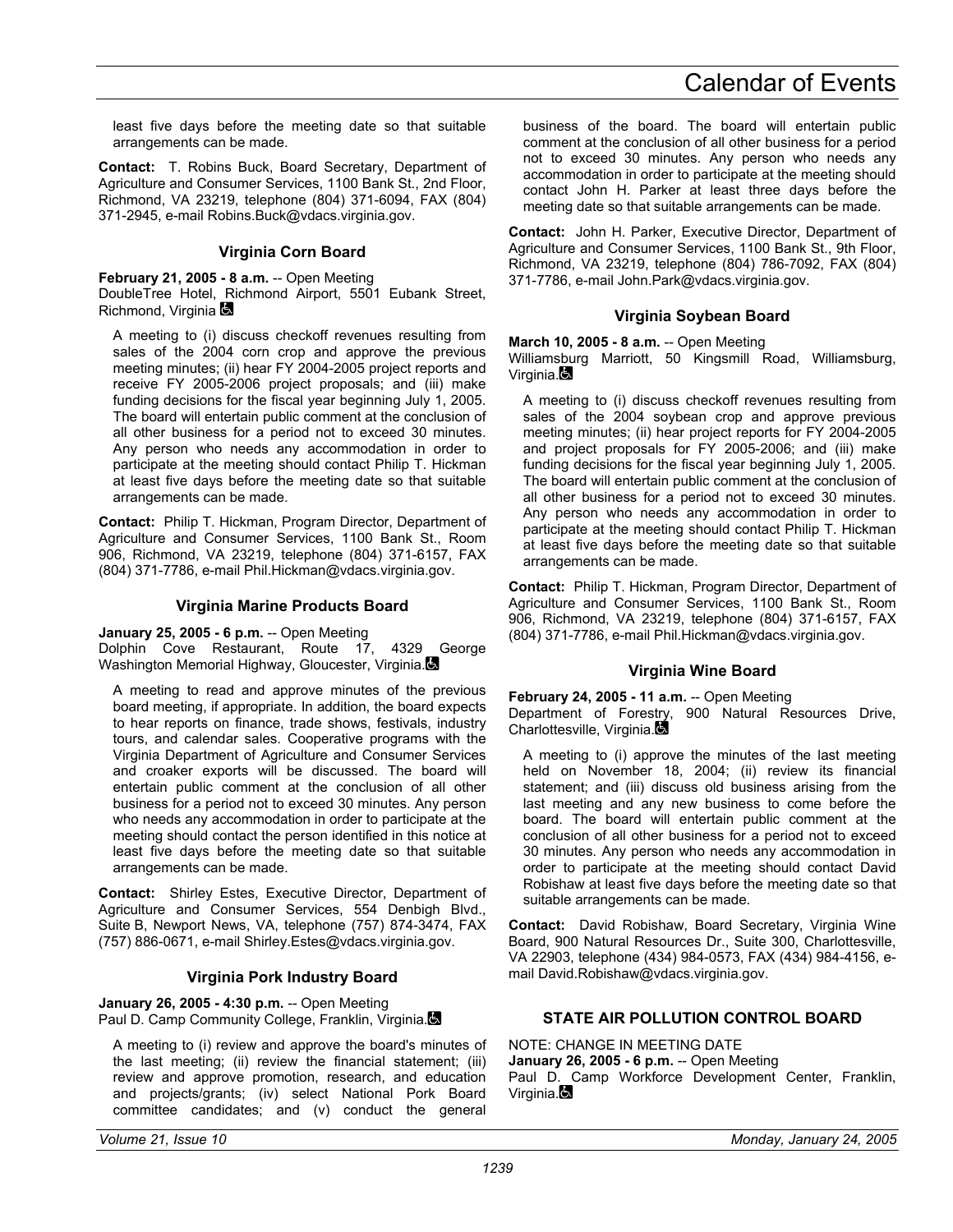least five days before the meeting date so that suitable arrangements can be made.

**Contact:** T. Robins Buck, Board Secretary, Department of Agriculture and Consumer Services, 1100 Bank St., 2nd Floor, Richmond, VA 23219, telephone (804) 371-6094, FAX (804) 371-2945, e-mail Robins.Buck@vdacs.virginia.gov.

### Virginia Corn Board

**February 21, 2005 - 8 a.m.** -- Open Meeting
DoubleTree Hotel, Richmond Airport, 5501 Eubank Street, Richmond, Virginia ♿

A meeting to (i) discuss checkoff revenues resulting from sales of the 2004 corn crop and approve the previous meeting minutes; (ii) hear FY 2004-2005 project reports and receive FY 2005-2006 project proposals; and (iii) make funding decisions for the fiscal year beginning July 1, 2005. The board will entertain public comment at the conclusion of all other business for a period not to exceed 30 minutes. Any person who needs any accommodation in order to participate at the meeting should contact Philip T. Hickman at least five days before the meeting date so that suitable arrangements can be made.

**Contact:** Philip T. Hickman, Program Director, Department of Agriculture and Consumer Services, 1100 Bank St., Room 906, Richmond, VA 23219, telephone (804) 371-6157, FAX (804) 371-7786, e-mail Phil.Hickman@vdacs.virginia.gov.

### Virginia Marine Products Board

**January 25, 2005 - 6 p.m.** -- Open Meeting
Dolphin Cove Restaurant, Route 17, 4329 George Washington Memorial Highway, Gloucester, Virginia.♿

A meeting to read and approve minutes of the previous board meeting, if appropriate. In addition, the board expects to hear reports on finance, trade shows, festivals, industry tours, and calendar sales. Cooperative programs with the Virginia Department of Agriculture and Consumer Services and croaker exports will be discussed. The board will entertain public comment at the conclusion of all other business for a period not to exceed 30 minutes. Any person who needs any accommodation in order to participate at the meeting should contact the person identified in this notice at least five days before the meeting date so that suitable arrangements can be made.

**Contact:** Shirley Estes, Executive Director, Department of Agriculture and Consumer Services, 554 Denbigh Blvd., Suite B, Newport News, VA, telephone (757) 874-3474, FAX (757) 886-0671, e-mail Shirley.Estes@vdacs.virginia.gov.

### Virginia Pork Industry Board

**January 26, 2005 - 4:30 p.m.** -- Open Meeting
Paul D. Camp Community College, Franklin, Virginia.♿

A meeting to (i) review and approve the board's minutes of the last meeting; (ii) review the financial statement; (iii) review and approve promotion, research, and education and projects/grants; (iv) select National Pork Board committee candidates; and (v) conduct the general business of the board. The board will entertain public comment at the conclusion of all other business for a period not to exceed 30 minutes. Any person who needs any accommodation in order to participate at the meeting should contact John H. Parker at least three days before the meeting date so that suitable arrangements can be made.

**Contact:** John H. Parker, Executive Director, Department of Agriculture and Consumer Services, 1100 Bank St., 9th Floor, Richmond, VA 23219, telephone (804) 786-7092, FAX (804) 371-7786, e-mail John.Park@vdacs.virginia.gov.

### Virginia Soybean Board

**March 10, 2005 - 8 a.m.** -- Open Meeting
Williamsburg Marriott, 50 Kingsmill Road, Williamsburg, Virginia.♿

A meeting to (i) discuss checkoff revenues resulting from sales of the 2004 soybean crop and approve previous meeting minutes; (ii) hear project reports for FY 2004-2005 and project proposals for FY 2005-2006; and (iii) make funding decisions for the fiscal year beginning July 1, 2005. The board will entertain public comment at the conclusion of all other business for a period not to exceed 30 minutes. Any person who needs any accommodation in order to participate at the meeting should contact Philip T. Hickman at least five days before the meeting date so that suitable arrangements can be made.

**Contact:** Philip T. Hickman, Program Director, Department of Agriculture and Consumer Services, 1100 Bank St., Room 906, Richmond, VA 23219, telephone (804) 371-6157, FAX (804) 371-7786, e-mail Phil.Hickman@vdacs.virginia.gov.

### Virginia Wine Board

**February 24, 2005 - 11 a.m.** -- Open Meeting
Department of Forestry, 900 Natural Resources Drive, Charlottesville, Virginia.♿

A meeting to (i) approve the minutes of the last meeting held on November 18, 2004; (ii) review its financial statement; and (iii) discuss old business arising from the last meeting and any new business to come before the board. The board will entertain public comment at the conclusion of all other business for a period not to exceed 30 minutes. Any person who needs any accommodation in order to participate at the meeting should contact David Robishaw at least five days before the meeting date so that suitable arrangements can be made.

**Contact:** David Robishaw, Board Secretary, Virginia Wine Board, 900 Natural Resources Dr., Suite 300, Charlottesville, VA 22903, telephone (434) 984-0573, FAX (434) 984-4156, e-mail David.Robishaw@vdacs.virginia.gov.

## STATE AIR POLLUTION CONTROL BOARD

NOTE: CHANGE IN MEETING DATE
**January 26, 2005 - 6 p.m.** -- Open Meeting
Paul D. Camp Workforce Development Center, Franklin, Virginia.♿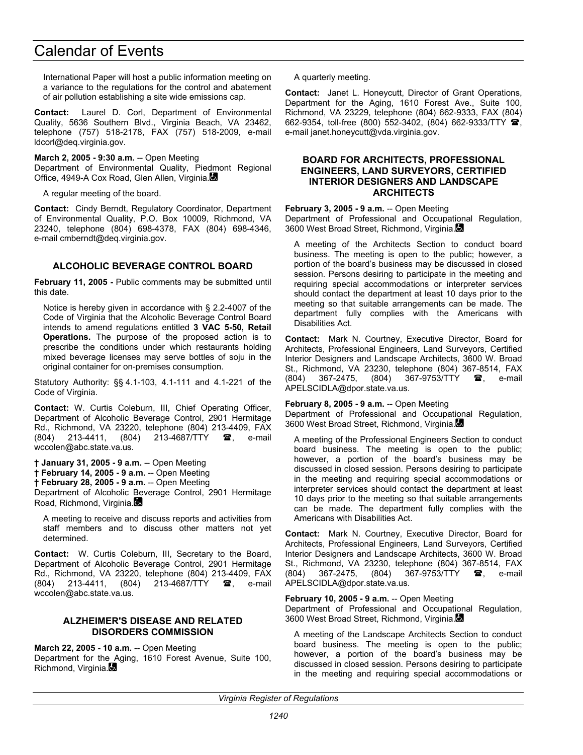International Paper will host a public information meeting on a variance to the regulations for the control and abatement of air pollution establishing a site wide emissions cap.

**Contact:** Laurel D. Corl, Department of Environmental Quality, 5636 Southern Blvd., Virginia Beach, VA 23462, telephone (757) 518-2178, FAX (757) 518-2009, e-mail ldcorl@deq.virginia.gov.

**March 2, 2005 - 9:30 a.m.** -- Open Meeting
Department of Environmental Quality, Piedmont Regional Office, 4949-A Cox Road, Glen Allen, Virginia.

A regular meeting of the board.

**Contact:** Cindy Berndt, Regulatory Coordinator, Department of Environmental Quality, P.O. Box 10009, Richmond, VA 23240, telephone (804) 698-4378, FAX (804) 698-4346, e-mail cmberndt@deq.virginia.gov.

### ALCOHOLIC BEVERAGE CONTROL BOARD

**February 11, 2005 -** Public comments may be submitted until this date.

Notice is hereby given in accordance with § 2.2-4007 of the Code of Virginia that the Alcoholic Beverage Control Board intends to amend regulations entitled **3 VAC 5-50, Retail Operations.** The purpose of the proposed action is to prescribe the conditions under which restaurants holding mixed beverage licenses may serve bottles of soju in the original container for on-premises consumption.

Statutory Authority: §§ 4.1-103, 4.1-111 and 4.1-221 of the Code of Virginia.

**Contact:** W. Curtis Coleburn, III, Chief Operating Officer, Department of Alcoholic Beverage Control, 2901 Hermitage Rd., Richmond, VA 23220, telephone (804) 213-4409, FAX (804) 213-4411, (804) 213-4687/TTY ☎, e-mail wccolen@abc.state.va.us.

**† January 31, 2005 - 9 a.m.** -- Open Meeting
**† February 14, 2005 - 9 a.m.** -- Open Meeting
**† February 28, 2005 - 9 a.m.** -- Open Meeting
Department of Alcoholic Beverage Control, 2901 Hermitage Road, Richmond, Virginia.

A meeting to receive and discuss reports and activities from staff members and to discuss other matters not yet determined.

**Contact:** W. Curtis Coleburn, III, Secretary to the Board, Department of Alcoholic Beverage Control, 2901 Hermitage Rd., Richmond, VA 23220, telephone (804) 213-4409, FAX (804) 213-4411, (804) 213-4687/TTY ☎, e-mail wccolen@abc.state.va.us.

### ALZHEIMER'S DISEASE AND RELATED DISORDERS COMMISSION

**March 22, 2005 - 10 a.m.** -- Open Meeting
Department for the Aging, 1610 Forest Avenue, Suite 100, Richmond, Virginia.

A quarterly meeting.

**Contact:** Janet L. Honeycutt, Director of Grant Operations, Department for the Aging, 1610 Forest Ave., Suite 100, Richmond, VA 23229, telephone (804) 662-9333, FAX (804) 662-9354, toll-free (800) 552-3402, (804) 662-9333/TTY ☎, e-mail janet.honeycutt@vda.virginia.gov.

### BOARD FOR ARCHITECTS, PROFESSIONAL ENGINEERS, LAND SURVEYORS, CERTIFIED INTERIOR DESIGNERS AND LANDSCAPE ARCHITECTS

**February 3, 2005 - 9 a.m.** -- Open Meeting
Department of Professional and Occupational Regulation, 3600 West Broad Street, Richmond, Virginia.

A meeting of the Architects Section to conduct board business. The meeting is open to the public; however, a portion of the board's business may be discussed in closed session. Persons desiring to participate in the meeting and requiring special accommodations or interpreter services should contact the department at least 10 days prior to the meeting so that suitable arrangements can be made. The department fully complies with the Americans with Disabilities Act.

**Contact:** Mark N. Courtney, Executive Director, Board for Architects, Professional Engineers, Land Surveyors, Certified Interior Designers and Landscape Architects, 3600 W. Broad St., Richmond, VA 23230, telephone (804) 367-8514, FAX (804) 367-2475, (804) 367-9753/TTY ☎, e-mail APELSCIDLA@dpor.state.va.us.

**February 8, 2005 - 9 a.m.** -- Open Meeting
Department of Professional and Occupational Regulation, 3600 West Broad Street, Richmond, Virginia.

A meeting of the Professional Engineers Section to conduct board business. The meeting is open to the public; however, a portion of the board's business may be discussed in closed session. Persons desiring to participate in the meeting and requiring special accommodations or interpreter services should contact the department at least 10 days prior to the meeting so that suitable arrangements can be made. The department fully complies with the Americans with Disabilities Act.

**Contact:** Mark N. Courtney, Executive Director, Board for Architects, Professional Engineers, Land Surveyors, Certified Interior Designers and Landscape Architects, 3600 W. Broad St., Richmond, VA 23230, telephone (804) 367-8514, FAX (804) 367-2475, (804) 367-9753/TTY ☎, e-mail APELSCIDLA@dpor.state.va.us.

**February 10, 2005 - 9 a.m.** -- Open Meeting
Department of Professional and Occupational Regulation, 3600 West Broad Street, Richmond, Virginia.

A meeting of the Landscape Architects Section to conduct board business. The meeting is open to the public; however, a portion of the board's business may be discussed in closed session. Persons desiring to participate in the meeting and requiring special accommodations or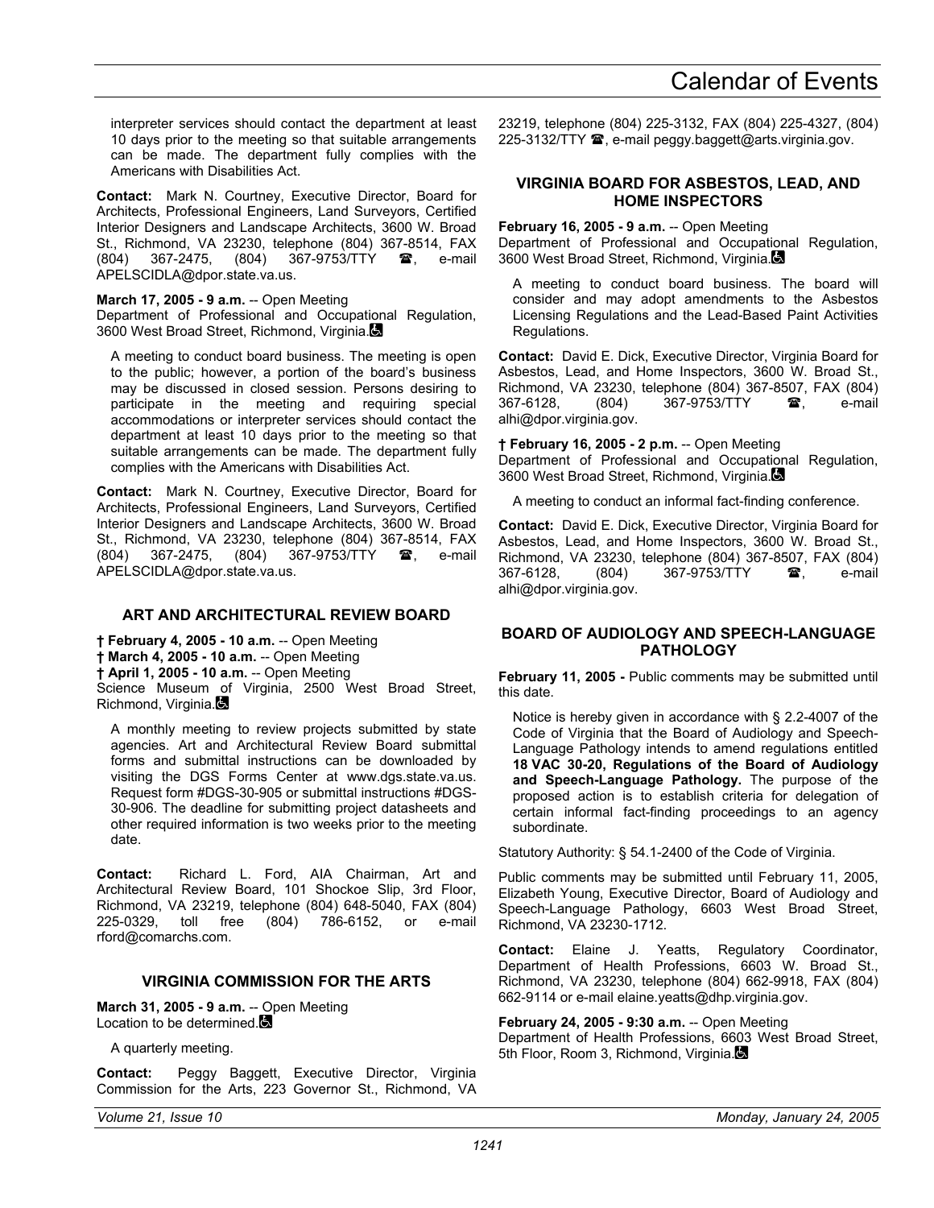interpreter services should contact the department at least 10 days prior to the meeting so that suitable arrangements can be made. The department fully complies with the Americans with Disabilities Act.

**Contact:** Mark N. Courtney, Executive Director, Board for Architects, Professional Engineers, Land Surveyors, Certified Interior Designers and Landscape Architects, 3600 W. Broad St., Richmond, VA 23230, telephone (804) 367-8514, FAX (804) 367-2475, (804) 367-9753/TTY ☎, e-mail APELSCIDLA@dpor.state.va.us.

**March 17, 2005 - 9 a.m.** -- Open Meeting
Department of Professional and Occupational Regulation, 3600 West Broad Street, Richmond, Virginia.♿

A meeting to conduct board business. The meeting is open to the public; however, a portion of the board's business may be discussed in closed session. Persons desiring to participate in the meeting and requiring special accommodations or interpreter services should contact the department at least 10 days prior to the meeting so that suitable arrangements can be made. The department fully complies with the Americans with Disabilities Act.

**Contact:** Mark N. Courtney, Executive Director, Board for Architects, Professional Engineers, Land Surveyors, Certified Interior Designers and Landscape Architects, 3600 W. Broad St., Richmond, VA 23230, telephone (804) 367-8514, FAX (804) 367-2475, (804) 367-9753/TTY ☎, e-mail APELSCIDLA@dpor.state.va.us.

### ART AND ARCHITECTURAL REVIEW BOARD

**† February 4, 2005 - 10 a.m.** -- Open Meeting
**† March 4, 2005 - 10 a.m.** -- Open Meeting
**† April 1, 2005 - 10 a.m.** -- Open Meeting
Science Museum of Virginia, 2500 West Broad Street, Richmond, Virginia.♿

A monthly meeting to review projects submitted by state agencies. Art and Architectural Review Board submittal forms and submittal instructions can be downloaded by visiting the DGS Forms Center at www.dgs.state.va.us. Request form #DGS-30-905 or submittal instructions #DGS-30-906. The deadline for submitting project datasheets and other required information is two weeks prior to the meeting date.

**Contact:** Richard L. Ford, AIA Chairman, Art and Architectural Review Board, 101 Shockoe Slip, 3rd Floor, Richmond, VA 23219, telephone (804) 648-5040, FAX (804) 225-0329, toll free (804) 786-6152, or e-mail rford@comarchs.com.

### VIRGINIA COMMISSION FOR THE ARTS

**March 31, 2005 - 9 a.m.** -- Open Meeting
Location to be determined.♿

A quarterly meeting.

**Contact:** Peggy Baggett, Executive Director, Virginia Commission for the Arts, 223 Governor St., Richmond, VA 23219, telephone (804) 225-3132, FAX (804) 225-4327, (804) 225-3132/TTY ☎, e-mail peggy.baggett@arts.virginia.gov.

### VIRGINIA BOARD FOR ASBESTOS, LEAD, AND HOME INSPECTORS

**February 16, 2005 - 9 a.m.** -- Open Meeting
Department of Professional and Occupational Regulation, 3600 West Broad Street, Richmond, Virginia.♿

A meeting to conduct board business. The board will consider and may adopt amendments to the Asbestos Licensing Regulations and the Lead-Based Paint Activities Regulations.

**Contact:** David E. Dick, Executive Director, Virginia Board for Asbestos, Lead, and Home Inspectors, 3600 W. Broad St., Richmond, VA 23230, telephone (804) 367-8507, FAX (804) 367-6128, (804) 367-9753/TTY ☎, e-mail alhi@dpor.virginia.gov.

**† February 16, 2005 - 2 p.m.** -- Open Meeting
Department of Professional and Occupational Regulation, 3600 West Broad Street, Richmond, Virginia.♿

A meeting to conduct an informal fact-finding conference.

**Contact:** David E. Dick, Executive Director, Virginia Board for Asbestos, Lead, and Home Inspectors, 3600 W. Broad St., Richmond, VA 23230, telephone (804) 367-8507, FAX (804) 367-6128, (804) 367-9753/TTY ☎, e-mail alhi@dpor.virginia.gov.

### BOARD OF AUDIOLOGY AND SPEECH-LANGUAGE PATHOLOGY

**February 11, 2005 -** Public comments may be submitted until this date.

Notice is hereby given in accordance with § 2.2-4007 of the Code of Virginia that the Board of Audiology and Speech-Language Pathology intends to amend regulations entitled **18 VAC 30-20, Regulations of the Board of Audiology and Speech-Language Pathology.** The purpose of the proposed action is to establish criteria for delegation of certain informal fact-finding proceedings to an agency subordinate.

Statutory Authority: § 54.1-2400 of the Code of Virginia.

Public comments may be submitted until February 11, 2005, Elizabeth Young, Executive Director, Board of Audiology and Speech-Language Pathology, 6603 West Broad Street, Richmond, VA 23230-1712.

**Contact:** Elaine J. Yeatts, Regulatory Coordinator, Department of Health Professions, 6603 W. Broad St., Richmond, VA 23230, telephone (804) 662-9918, FAX (804) 662-9114 or e-mail elaine.yeatts@dhp.virginia.gov.

**February 24, 2005 - 9:30 a.m.** -- Open Meeting
Department of Health Professions, 6603 West Broad Street, 5th Floor, Room 3, Richmond, Virginia.♿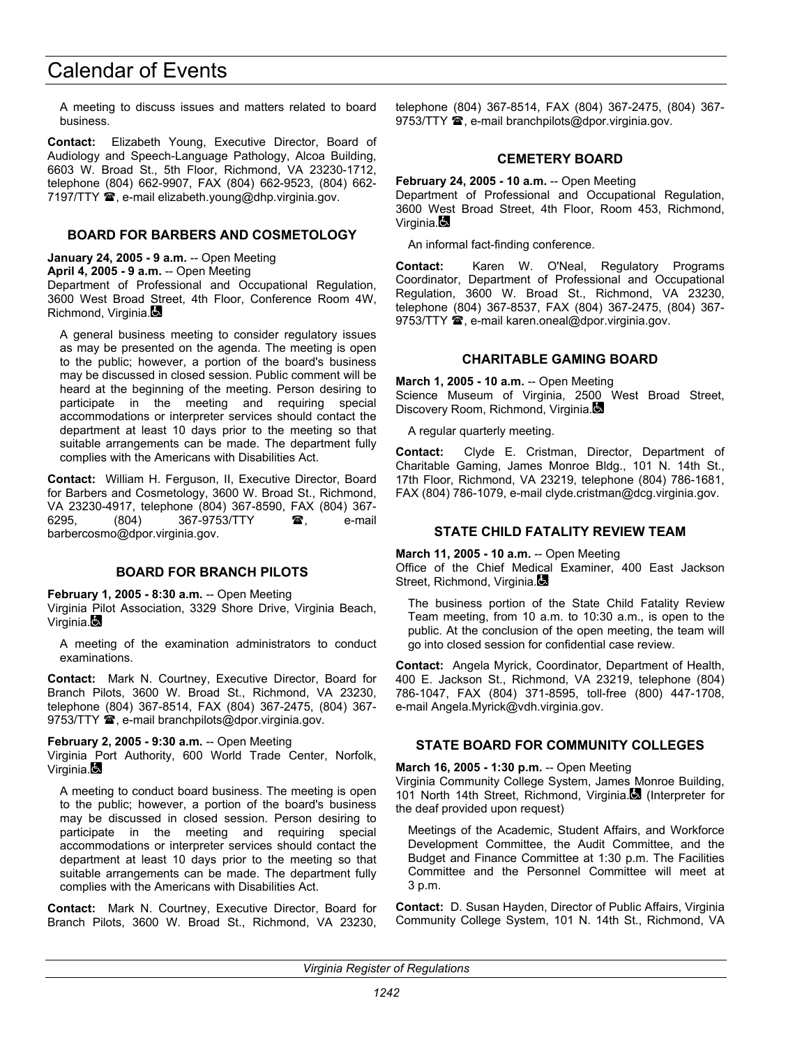A meeting to discuss issues and matters related to board business.

**Contact:** Elizabeth Young, Executive Director, Board of Audiology and Speech-Language Pathology, Alcoa Building, 6603 W. Broad St., 5th Floor, Richmond, VA 23230-1712, telephone (804) 662-9907, FAX (804) 662-9523, (804) 662-7197/TTY ☎, e-mail elizabeth.young@dhp.virginia.gov.

### BOARD FOR BARBERS AND COSMETOLOGY

**January 24, 2005 - 9 a.m.** -- Open Meeting
**April 4, 2005 - 9 a.m.** -- Open Meeting
Department of Professional and Occupational Regulation, 3600 West Broad Street, 4th Floor, Conference Room 4W, Richmond, Virginia.

A general business meeting to consider regulatory issues as may be presented on the agenda. The meeting is open to the public; however, a portion of the board's business may be discussed in closed session. Public comment will be heard at the beginning of the meeting. Person desiring to participate in the meeting and requiring special accommodations or interpreter services should contact the department at least 10 days prior to the meeting so that suitable arrangements can be made. The department fully complies with the Americans with Disabilities Act.

**Contact:** William H. Ferguson, II, Executive Director, Board for Barbers and Cosmetology, 3600 W. Broad St., Richmond, VA 23230-4917, telephone (804) 367-8590, FAX (804) 367-6295, (804) 367-9753/TTY ☎, e-mail barbercosmo@dpor.virginia.gov.

### BOARD FOR BRANCH PILOTS

**February 1, 2005 - 8:30 a.m.** -- Open Meeting
Virginia Pilot Association, 3329 Shore Drive, Virginia Beach, Virginia.

A meeting of the examination administrators to conduct examinations.

**Contact:** Mark N. Courtney, Executive Director, Board for Branch Pilots, 3600 W. Broad St., Richmond, VA 23230, telephone (804) 367-8514, FAX (804) 367-2475, (804) 367-9753/TTY ☎, e-mail branchpilots@dpor.virginia.gov.

**February 2, 2005 - 9:30 a.m.** -- Open Meeting
Virginia Port Authority, 600 World Trade Center, Norfolk, Virginia.

A meeting to conduct board business. The meeting is open to the public; however, a portion of the board's business may be discussed in closed session. Person desiring to participate in the meeting and requiring special accommodations or interpreter services should contact the department at least 10 days prior to the meeting so that suitable arrangements can be made. The department fully complies with the Americans with Disabilities Act.

**Contact:** Mark N. Courtney, Executive Director, Board for Branch Pilots, 3600 W. Broad St., Richmond, VA 23230, telephone (804) 367-8514, FAX (804) 367-2475, (804) 367-9753/TTY ☎, e-mail branchpilots@dpor.virginia.gov.

### CEMETERY BOARD

**February 24, 2005 - 10 a.m.** -- Open Meeting
Department of Professional and Occupational Regulation, 3600 West Broad Street, 4th Floor, Room 453, Richmond, Virginia.

An informal fact-finding conference.

**Contact:** Karen W. O'Neal, Regulatory Programs Coordinator, Department of Professional and Occupational Regulation, 3600 W. Broad St., Richmond, VA 23230, telephone (804) 367-8537, FAX (804) 367-2475, (804) 367-9753/TTY ☎, e-mail karen.oneal@dpor.virginia.gov.

### CHARITABLE GAMING BOARD

**March 1, 2005 - 10 a.m.** -- Open Meeting
Science Museum of Virginia, 2500 West Broad Street, Discovery Room, Richmond, Virginia.

A regular quarterly meeting.

**Contact:** Clyde E. Cristman, Director, Department of Charitable Gaming, James Monroe Bldg., 101 N. 14th St., 17th Floor, Richmond, VA 23219, telephone (804) 786-1681, FAX (804) 786-1079, e-mail clyde.cristman@dcg.virginia.gov.

### STATE CHILD FATALITY REVIEW TEAM

**March 11, 2005 - 10 a.m.** -- Open Meeting
Office of the Chief Medical Examiner, 400 East Jackson Street, Richmond, Virginia.

The business portion of the State Child Fatality Review Team meeting, from 10 a.m. to 10:30 a.m., is open to the public. At the conclusion of the open meeting, the team will go into closed session for confidential case review.

**Contact:** Angela Myrick, Coordinator, Department of Health, 400 E. Jackson St., Richmond, VA 23219, telephone (804) 786-1047, FAX (804) 371-8595, toll-free (800) 447-1708, e-mail Angela.Myrick@vdh.virginia.gov.

### STATE BOARD FOR COMMUNITY COLLEGES

**March 16, 2005 - 1:30 p.m.** -- Open Meeting
Virginia Community College System, James Monroe Building, 101 North 14th Street, Richmond, Virginia. (Interpreter for the deaf provided upon request)

Meetings of the Academic, Student Affairs, and Workforce Development Committee, the Audit Committee, and the Budget and Finance Committee at 1:30 p.m. The Facilities Committee and the Personnel Committee will meet at 3 p.m.

**Contact:** D. Susan Hayden, Director of Public Affairs, Virginia Community College System, 101 N. 14th St., Richmond, VA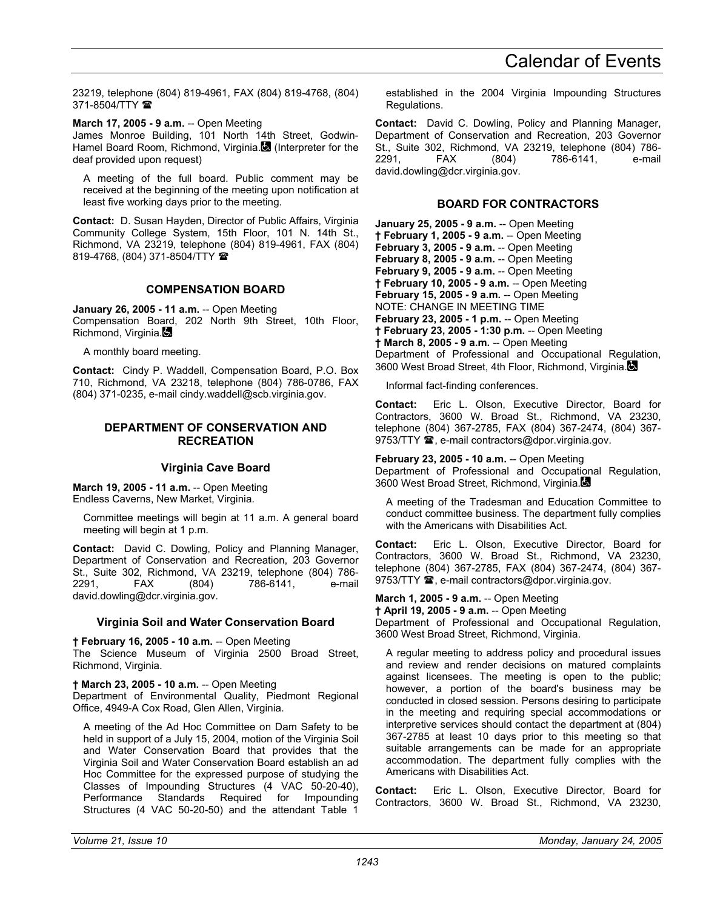23219, telephone (804) 819-4961, FAX (804) 819-4768, (804) 371-8504/TTY ☎

**March 17, 2005 - 9 a.m.** -- Open Meeting
James Monroe Building, 101 North 14th Street, Godwin-Hamel Board Room, Richmond, Virginia. (Interpreter for the deaf provided upon request)

A meeting of the full board. Public comment may be received at the beginning of the meeting upon notification at least five working days prior to the meeting.

**Contact:** D. Susan Hayden, Director of Public Affairs, Virginia Community College System, 15th Floor, 101 N. 14th St., Richmond, VA 23219, telephone (804) 819-4961, FAX (804) 819-4768, (804) 371-8504/TTY ☎

### COMPENSATION BOARD

**January 26, 2005 - 11 a.m.** -- Open Meeting
Compensation Board, 202 North 9th Street, 10th Floor, Richmond, Virginia.

A monthly board meeting.

**Contact:** Cindy P. Waddell, Compensation Board, P.O. Box 710, Richmond, VA 23218, telephone (804) 786-0786, FAX (804) 371-0235, e-mail cindy.waddell@scb.virginia.gov.

### DEPARTMENT OF CONSERVATION AND RECREATION

#### Virginia Cave Board

**March 19, 2005 - 11 a.m.** -- Open Meeting
Endless Caverns, New Market, Virginia.

Committee meetings will begin at 11 a.m. A general board meeting will begin at 1 p.m.

**Contact:** David C. Dowling, Policy and Planning Manager, Department of Conservation and Recreation, 203 Governor St., Suite 302, Richmond, VA 23219, telephone (804) 786-2291, FAX (804) 786-6141, e-mail david.dowling@dcr.virginia.gov.

#### Virginia Soil and Water Conservation Board

**† February 16, 2005 - 10 a.m.** -- Open Meeting
The Science Museum of Virginia 2500 Broad Street, Richmond, Virginia.

**† March 23, 2005 - 10 a.m.** -- Open Meeting
Department of Environmental Quality, Piedmont Regional Office, 4949-A Cox Road, Glen Allen, Virginia.

A meeting of the Ad Hoc Committee on Dam Safety to be held in support of a July 15, 2004, motion of the Virginia Soil and Water Conservation Board that provides that the Virginia Soil and Water Conservation Board establish an ad Hoc Committee for the expressed purpose of studying the Classes of Impounding Structures (4 VAC 50-20-40), Performance Standards Required for Impounding Structures (4 VAC 50-20-50) and the attendant Table 1 established in the 2004 Virginia Impounding Structures Regulations.

**Contact:** David C. Dowling, Policy and Planning Manager, Department of Conservation and Recreation, 203 Governor St., Suite 302, Richmond, VA 23219, telephone (804) 786-2291, FAX (804) 786-6141, e-mail david.dowling@dcr.virginia.gov.

### BOARD FOR CONTRACTORS

**January 25, 2005 - 9 a.m.** -- Open Meeting
**† February 1, 2005 - 9 a.m.** -- Open Meeting
**February 3, 2005 - 9 a.m.** -- Open Meeting
**February 8, 2005 - 9 a.m.** -- Open Meeting
**February 9, 2005 - 9 a.m.** -- Open Meeting
**† February 10, 2005 - 9 a.m.** -- Open Meeting
**February 15, 2005 - 9 a.m.** -- Open Meeting
NOTE: CHANGE IN MEETING TIME
**February 23, 2005 - 1 p.m.** -- Open Meeting
**† February 23, 2005 - 1:30 p.m.** -- Open Meeting
**† March 8, 2005 - 9 a.m.** -- Open Meeting
Department of Professional and Occupational Regulation, 3600 West Broad Street, 4th Floor, Richmond, Virginia.

Informal fact-finding conferences.

**Contact:** Eric L. Olson, Executive Director, Board for Contractors, 3600 W. Broad St., Richmond, VA 23230, telephone (804) 367-2785, FAX (804) 367-2474, (804) 367-9753/TTY ☎, e-mail contractors@dpor.virginia.gov.

**February 23, 2005 - 10 a.m.** -- Open Meeting
Department of Professional and Occupational Regulation, 3600 West Broad Street, Richmond, Virginia.

A meeting of the Tradesman and Education Committee to conduct committee business. The department fully complies with the Americans with Disabilities Act.

**Contact:** Eric L. Olson, Executive Director, Board for Contractors, 3600 W. Broad St., Richmond, VA 23230, telephone (804) 367-2785, FAX (804) 367-2474, (804) 367-9753/TTY ☎, e-mail contractors@dpor.virginia.gov.

**March 1, 2005 - 9 a.m.** -- Open Meeting
**† April 19, 2005 - 9 a.m.** -- Open Meeting
Department of Professional and Occupational Regulation, 3600 West Broad Street, Richmond, Virginia.

A regular meeting to address policy and procedural issues and review and render decisions on matured complaints against licensees. The meeting is open to the public; however, a portion of the board's business may be conducted in closed session. Persons desiring to participate in the meeting and requiring special accommodations or interpretive services should contact the department at (804) 367-2785 at least 10 days prior to this meeting so that suitable arrangements can be made for an appropriate accommodation. The department fully complies with the Americans with Disabilities Act.

**Contact:** Eric L. Olson, Executive Director, Board for Contractors, 3600 W. Broad St., Richmond, VA 23230,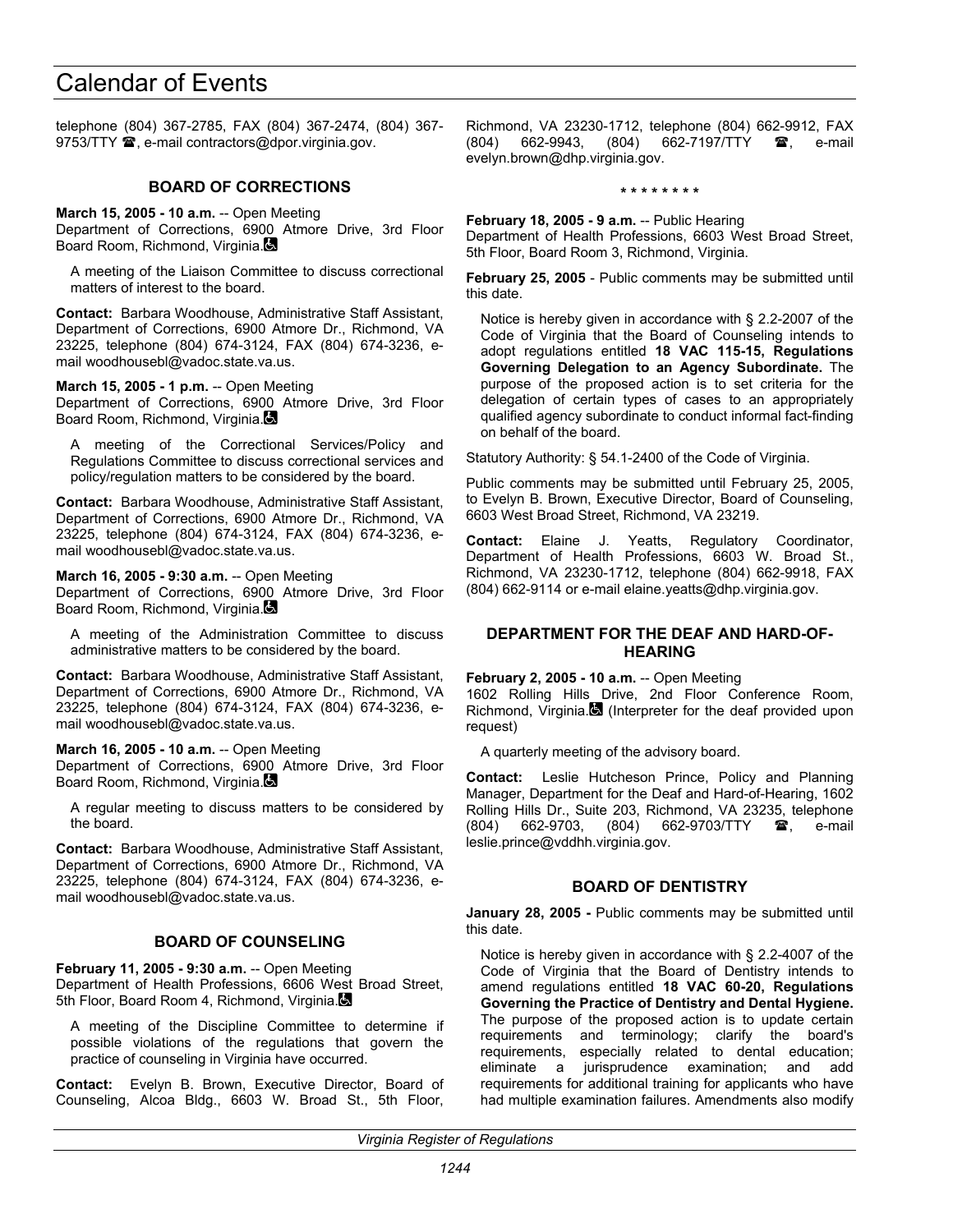telephone (804) 367-2785, FAX (804) 367-2474, (804) 367-9753/TTY ☎, e-mail contractors@dpor.virginia.gov.

### BOARD OF CORRECTIONS

**March 15, 2005 - 10 a.m.** -- Open Meeting
Department of Corrections, 6900 Atmore Drive, 3rd Floor Board Room, Richmond, Virginia. ♿

A meeting of the Liaison Committee to discuss correctional matters of interest to the board.

**Contact:** Barbara Woodhouse, Administrative Staff Assistant, Department of Corrections, 6900 Atmore Dr., Richmond, VA 23225, telephone (804) 674-3124, FAX (804) 674-3236, e-mail woodhousebl@vadoc.state.va.us.

**March 15, 2005 - 1 p.m.** -- Open Meeting
Department of Corrections, 6900 Atmore Drive, 3rd Floor Board Room, Richmond, Virginia. ♿

A meeting of the Correctional Services/Policy and Regulations Committee to discuss correctional services and policy/regulation matters to be considered by the board.

**Contact:** Barbara Woodhouse, Administrative Staff Assistant, Department of Corrections, 6900 Atmore Dr., Richmond, VA 23225, telephone (804) 674-3124, FAX (804) 674-3236, e-mail woodhousebl@vadoc.state.va.us.

**March 16, 2005 - 9:30 a.m.** -- Open Meeting
Department of Corrections, 6900 Atmore Drive, 3rd Floor Board Room, Richmond, Virginia. ♿

A meeting of the Administration Committee to discuss administrative matters to be considered by the board.

**Contact:** Barbara Woodhouse, Administrative Staff Assistant, Department of Corrections, 6900 Atmore Dr., Richmond, VA 23225, telephone (804) 674-3124, FAX (804) 674-3236, e-mail woodhousebl@vadoc.state.va.us.

**March 16, 2005 - 10 a.m.** -- Open Meeting
Department of Corrections, 6900 Atmore Drive, 3rd Floor Board Room, Richmond, Virginia. ♿

A regular meeting to discuss matters to be considered by the board.

**Contact:** Barbara Woodhouse, Administrative Staff Assistant, Department of Corrections, 6900 Atmore Dr., Richmond, VA 23225, telephone (804) 674-3124, FAX (804) 674-3236, e-mail woodhousebl@vadoc.state.va.us.

### BOARD OF COUNSELING

**February 11, 2005 - 9:30 a.m.** -- Open Meeting
Department of Health Professions, 6606 West Broad Street, 5th Floor, Board Room 4, Richmond, Virginia. ♿

A meeting of the Discipline Committee to determine if possible violations of the regulations that govern the practice of counseling in Virginia have occurred.

**Contact:** Evelyn B. Brown, Executive Director, Board of Counseling, Alcoa Bldg., 6603 W. Broad St., 5th Floor, Richmond, VA 23230-1712, telephone (804) 662-9912, FAX (804) 662-9943, (804) 662-7197/TTY ☎, e-mail evelyn.brown@dhp.virginia.gov.

\* \* \* \* \* \* \* \*

**February 18, 2005 - 9 a.m.** -- Public Hearing
Department of Health Professions, 6603 West Broad Street, 5th Floor, Board Room 3, Richmond, Virginia.

**February 25, 2005** - Public comments may be submitted until this date.

Notice is hereby given in accordance with § 2.2-2007 of the Code of Virginia that the Board of Counseling intends to adopt regulations entitled **18 VAC 115-15, Regulations Governing Delegation to an Agency Subordinate.** The purpose of the proposed action is to set criteria for the delegation of certain types of cases to an appropriately qualified agency subordinate to conduct informal fact-finding on behalf of the board.

Statutory Authority: § 54.1-2400 of the Code of Virginia.

Public comments may be submitted until February 25, 2005, to Evelyn B. Brown, Executive Director, Board of Counseling, 6603 West Broad Street, Richmond, VA 23219.

**Contact:** Elaine J. Yeatts, Regulatory Coordinator, Department of Health Professions, 6603 W. Broad St., Richmond, VA 23230-1712, telephone (804) 662-9918, FAX (804) 662-9114 or e-mail elaine.yeatts@dhp.virginia.gov.

### DEPARTMENT FOR THE DEAF AND HARD-OF-HEARING

**February 2, 2005 - 10 a.m.** -- Open Meeting
1602 Rolling Hills Drive, 2nd Floor Conference Room, Richmond, Virginia. ♿ (Interpreter for the deaf provided upon request)

A quarterly meeting of the advisory board.

**Contact:** Leslie Hutcheson Prince, Policy and Planning Manager, Department for the Deaf and Hard-of-Hearing, 1602 Rolling Hills Dr., Suite 203, Richmond, VA 23235, telephone (804) 662-9703, (804) 662-9703/TTY ☎, e-mail leslie.prince@vddhh.virginia.gov.

### BOARD OF DENTISTRY

**January 28, 2005 -** Public comments may be submitted until this date.

Notice is hereby given in accordance with § 2.2-4007 of the Code of Virginia that the Board of Dentistry intends to amend regulations entitled **18 VAC 60-20, Regulations Governing the Practice of Dentistry and Dental Hygiene.** The purpose of the proposed action is to update certain requirements and terminology; clarify the board's requirements, especially related to dental education; eliminate a jurisprudence examination; and add requirements for additional training for applicants who have had multiple examination failures. Amendments also modify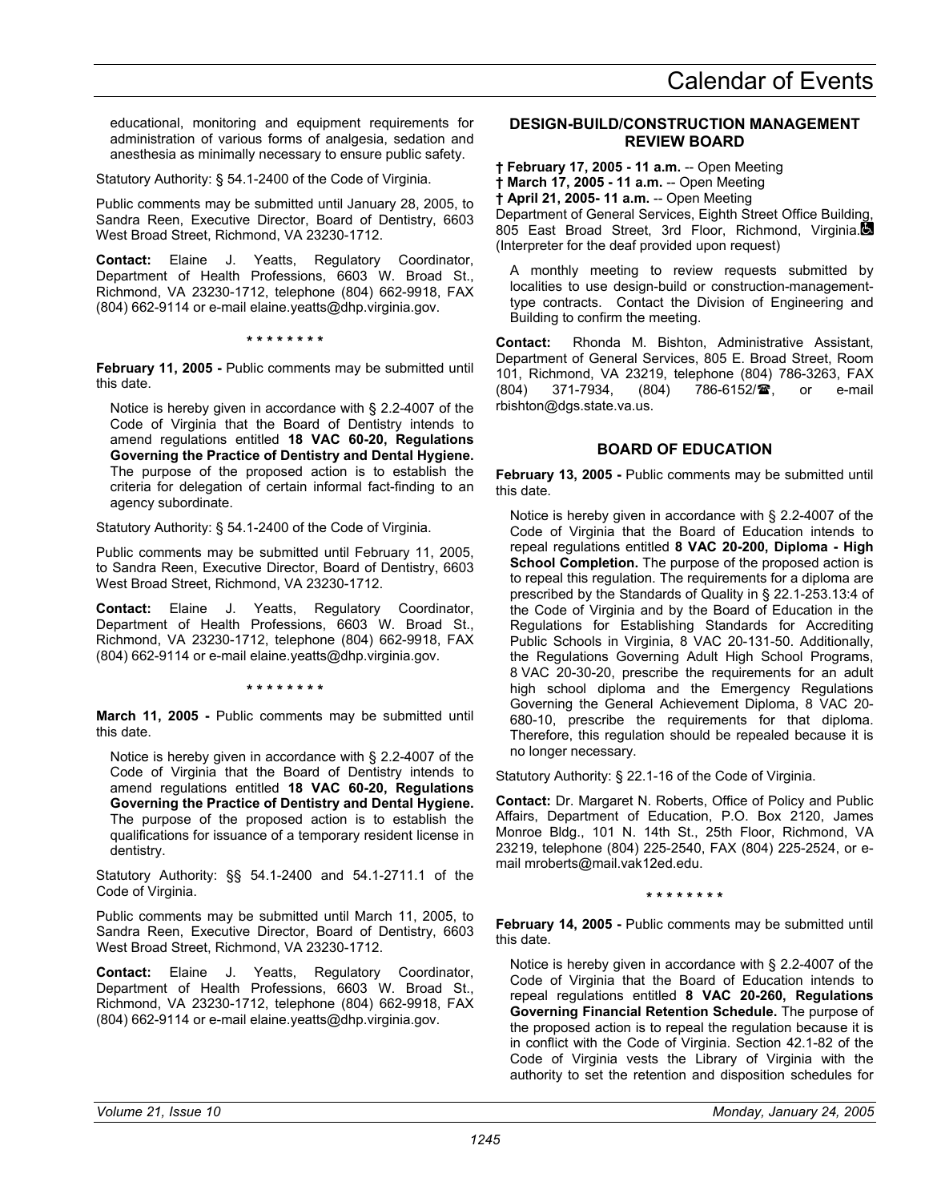educational, monitoring and equipment requirements for administration of various forms of analgesia, sedation and anesthesia as minimally necessary to ensure public safety.

Statutory Authority: § 54.1-2400 of the Code of Virginia.

Public comments may be submitted until January 28, 2005, to Sandra Reen, Executive Director, Board of Dentistry, 6603 West Broad Street, Richmond, VA 23230-1712.

**Contact:** Elaine J. Yeatts, Regulatory Coordinator, Department of Health Professions, 6603 W. Broad St., Richmond, VA 23230-1712, telephone (804) 662-9918, FAX (804) 662-9114 or e-mail elaine.yeatts@dhp.virginia.gov.

\* \* \* \* \* \* \* \*

**February 11, 2005 -** Public comments may be submitted until this date.

Notice is hereby given in accordance with § 2.2-4007 of the Code of Virginia that the Board of Dentistry intends to amend regulations entitled **18 VAC 60-20, Regulations Governing the Practice of Dentistry and Dental Hygiene.** The purpose of the proposed action is to establish the criteria for delegation of certain informal fact-finding to an agency subordinate.

Statutory Authority: § 54.1-2400 of the Code of Virginia.

Public comments may be submitted until February 11, 2005, to Sandra Reen, Executive Director, Board of Dentistry, 6603 West Broad Street, Richmond, VA 23230-1712.

**Contact:** Elaine J. Yeatts, Regulatory Coordinator, Department of Health Professions, 6603 W. Broad St., Richmond, VA 23230-1712, telephone (804) 662-9918, FAX (804) 662-9114 or e-mail elaine.yeatts@dhp.virginia.gov.

\* \* \* \* \* \* \* \*

**March 11, 2005 -** Public comments may be submitted until this date.

Notice is hereby given in accordance with § 2.2-4007 of the Code of Virginia that the Board of Dentistry intends to amend regulations entitled **18 VAC 60-20, Regulations Governing the Practice of Dentistry and Dental Hygiene.** The purpose of the proposed action is to establish the qualifications for issuance of a temporary resident license in dentistry.

Statutory Authority: §§ 54.1-2400 and 54.1-2711.1 of the Code of Virginia.

Public comments may be submitted until March 11, 2005, to Sandra Reen, Executive Director, Board of Dentistry, 6603 West Broad Street, Richmond, VA 23230-1712.

**Contact:** Elaine J. Yeatts, Regulatory Coordinator, Department of Health Professions, 6603 W. Broad St., Richmond, VA 23230-1712, telephone (804) 662-9918, FAX (804) 662-9114 or e-mail elaine.yeatts@dhp.virginia.gov.

### DESIGN-BUILD/CONSTRUCTION MANAGEMENT REVIEW BOARD

**† February 17, 2005 - 11 a.m.** -- Open Meeting
**† March 17, 2005 - 11 a.m.** -- Open Meeting
**† April 21, 2005- 11 a.m.** -- Open Meeting
Department of General Services, Eighth Street Office Building, 805 East Broad Street, 3rd Floor, Richmond, Virginia. (Interpreter for the deaf provided upon request)

A monthly meeting to review requests submitted by localities to use design-build or construction-management-type contracts. Contact the Division of Engineering and Building to confirm the meeting.

**Contact:** Rhonda M. Bishton, Administrative Assistant, Department of General Services, 805 E. Broad Street, Room 101, Richmond, VA 23219, telephone (804) 786-3263, FAX (804) 371-7934, (804) 786-6152/☎, or e-mail rbishton@dgs.state.va.us.

### BOARD OF EDUCATION

**February 13, 2005 -** Public comments may be submitted until this date.

Notice is hereby given in accordance with § 2.2-4007 of the Code of Virginia that the Board of Education intends to repeal regulations entitled **8 VAC 20-200, Diploma - High School Completion.** The purpose of the proposed action is to repeal this regulation. The requirements for a diploma are prescribed by the Standards of Quality in § 22.1-253.13:4 of the Code of Virginia and by the Board of Education in the Regulations for Establishing Standards for Accrediting Public Schools in Virginia, 8 VAC 20-131-50. Additionally, the Regulations Governing Adult High School Programs, 8 VAC 20-30-20, prescribe the requirements for an adult high school diploma and the Emergency Regulations Governing the General Achievement Diploma, 8 VAC 20-680-10, prescribe the requirements for that diploma. Therefore, this regulation should be repealed because it is no longer necessary.

Statutory Authority: § 22.1-16 of the Code of Virginia.

**Contact:** Dr. Margaret N. Roberts, Office of Policy and Public Affairs, Department of Education, P.O. Box 2120, James Monroe Bldg., 101 N. 14th St., 25th Floor, Richmond, VA 23219, telephone (804) 225-2540, FAX (804) 225-2524, or e-mail mroberts@mail.vak12ed.edu.

\* \* \* \* \* \* \* \*

**February 14, 2005 -** Public comments may be submitted until this date.

Notice is hereby given in accordance with § 2.2-4007 of the Code of Virginia that the Board of Education intends to repeal regulations entitled **8 VAC 20-260, Regulations Governing Financial Retention Schedule.** The purpose of the proposed action is to repeal the regulation because it is in conflict with the Code of Virginia. Section 42.1-82 of the Code of Virginia vests the Library of Virginia with the authority to set the retention and disposition schedules for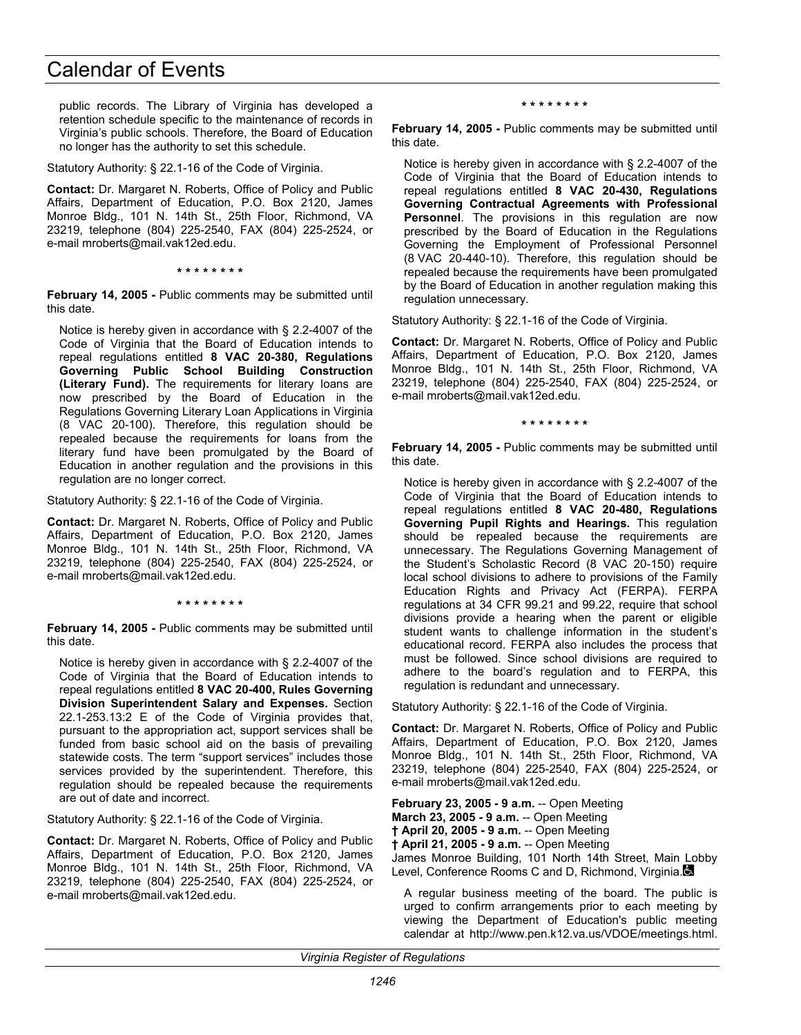public records. The Library of Virginia has developed a retention schedule specific to the maintenance of records in Virginia's public schools. Therefore, the Board of Education no longer has the authority to set this schedule.

Statutory Authority: § 22.1-16 of the Code of Virginia.

**Contact:** Dr. Margaret N. Roberts, Office of Policy and Public Affairs, Department of Education, P.O. Box 2120, James Monroe Bldg., 101 N. 14th St., 25th Floor, Richmond, VA 23219, telephone (804) 225-2540, FAX (804) 225-2524, or e-mail mroberts@mail.vak12ed.edu.

\* \* \* \* \* \* \* \*

**February 14, 2005 -** Public comments may be submitted until this date.

Notice is hereby given in accordance with § 2.2-4007 of the Code of Virginia that the Board of Education intends to repeal regulations entitled **8 VAC 20-380, Regulations Governing Public School Building Construction (Literary Fund).** The requirements for literary loans are now prescribed by the Board of Education in the Regulations Governing Literary Loan Applications in Virginia (8 VAC 20-100). Therefore, this regulation should be repealed because the requirements for loans from the literary fund have been promulgated by the Board of Education in another regulation and the provisions in this regulation are no longer correct.

Statutory Authority: § 22.1-16 of the Code of Virginia.

**Contact:** Dr. Margaret N. Roberts, Office of Policy and Public Affairs, Department of Education, P.O. Box 2120, James Monroe Bldg., 101 N. 14th St., 25th Floor, Richmond, VA 23219, telephone (804) 225-2540, FAX (804) 225-2524, or e-mail mroberts@mail.vak12ed.edu.

\* \* \* \* \* \* \* \*

**February 14, 2005 -** Public comments may be submitted until this date.

Notice is hereby given in accordance with § 2.2-4007 of the Code of Virginia that the Board of Education intends to repeal regulations entitled **8 VAC 20-400, Rules Governing Division Superintendent Salary and Expenses.** Section 22.1-253.13:2 E of the Code of Virginia provides that, pursuant to the appropriation act, support services shall be funded from basic school aid on the basis of prevailing statewide costs. The term "support services" includes those services provided by the superintendent. Therefore, this regulation should be repealed because the requirements are out of date and incorrect.

Statutory Authority: § 22.1-16 of the Code of Virginia.

**Contact:** Dr. Margaret N. Roberts, Office of Policy and Public Affairs, Department of Education, P.O. Box 2120, James Monroe Bldg., 101 N. 14th St., 25th Floor, Richmond, VA 23219, telephone (804) 225-2540, FAX (804) 225-2524, or e-mail mroberts@mail.vak12ed.edu.

\* \* \* \* \* \* \* \*

**February 14, 2005 -** Public comments may be submitted until this date.

Notice is hereby given in accordance with § 2.2-4007 of the Code of Virginia that the Board of Education intends to repeal regulations entitled **8 VAC 20-430, Regulations Governing Contractual Agreements with Professional Personnel**. The provisions in this regulation are now prescribed by the Board of Education in the Regulations Governing the Employment of Professional Personnel (8 VAC 20-440-10). Therefore, this regulation should be repealed because the requirements have been promulgated by the Board of Education in another regulation making this regulation unnecessary.

Statutory Authority: § 22.1-16 of the Code of Virginia.

**Contact:** Dr. Margaret N. Roberts, Office of Policy and Public Affairs, Department of Education, P.O. Box 2120, James Monroe Bldg., 101 N. 14th St., 25th Floor, Richmond, VA 23219, telephone (804) 225-2540, FAX (804) 225-2524, or e-mail mroberts@mail.vak12ed.edu.

\* \* \* \* \* \* \* \*

**February 14, 2005 -** Public comments may be submitted until this date.

Notice is hereby given in accordance with § 2.2-4007 of the Code of Virginia that the Board of Education intends to repeal regulations entitled **8 VAC 20-480, Regulations Governing Pupil Rights and Hearings.** This regulation should be repealed because the requirements are unnecessary. The Regulations Governing Management of the Student's Scholastic Record (8 VAC 20-150) require local school divisions to adhere to provisions of the Family Education Rights and Privacy Act (FERPA). FERPA regulations at 34 CFR 99.21 and 99.22, require that school divisions provide a hearing when the parent or eligible student wants to challenge information in the student's educational record. FERPA also includes the process that must be followed. Since school divisions are required to adhere to the board's regulation and to FERPA, this regulation is redundant and unnecessary.

Statutory Authority: § 22.1-16 of the Code of Virginia.

**Contact:** Dr. Margaret N. Roberts, Office of Policy and Public Affairs, Department of Education, P.O. Box 2120, James Monroe Bldg., 101 N. 14th St., 25th Floor, Richmond, VA 23219, telephone (804) 225-2540, FAX (804) 225-2524, or e-mail mroberts@mail.vak12ed.edu.

**February 23, 2005 - 9 a.m.** -- Open Meeting
**March 23, 2005 - 9 a.m.** -- Open Meeting
**† April 20, 2005 - 9 a.m.** -- Open Meeting
**† April 21, 2005 - 9 a.m.** -- Open Meeting
James Monroe Building, 101 North 14th Street, Main Lobby Level, Conference Rooms C and D, Richmond, Virginia. ♿

A regular business meeting of the board. The public is urged to confirm arrangements prior to each meeting by viewing the Department of Education's public meeting calendar at http://www.pen.k12.va.us/VDOE/meetings.html.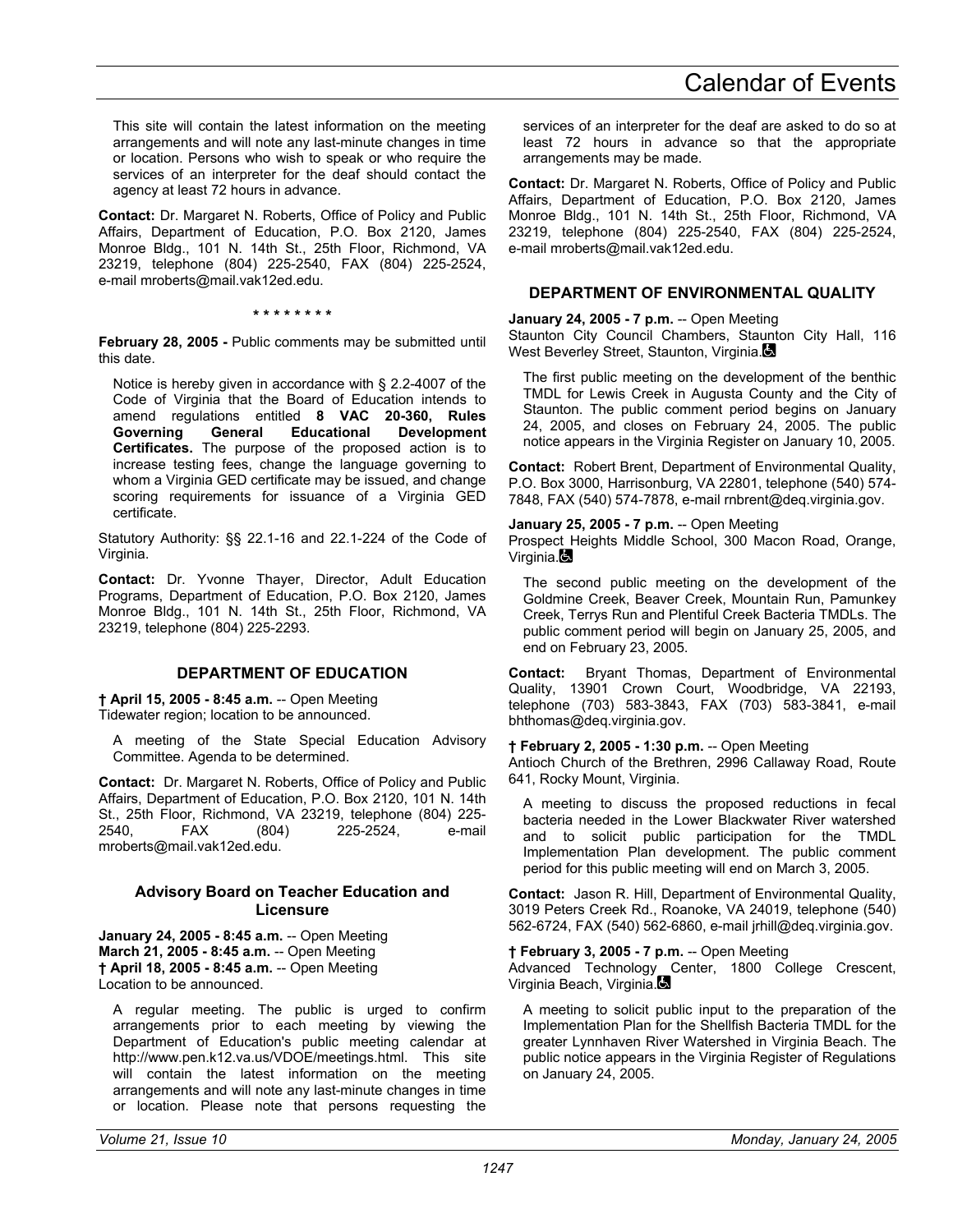This site will contain the latest information on the meeting arrangements and will note any last-minute changes in time or location. Persons who wish to speak or who require the services of an interpreter for the deaf should contact the agency at least 72 hours in advance.

**Contact:** Dr. Margaret N. Roberts, Office of Policy and Public Affairs, Department of Education, P.O. Box 2120, James Monroe Bldg., 101 N. 14th St., 25th Floor, Richmond, VA 23219, telephone (804) 225-2540, FAX (804) 225-2524, e-mail mroberts@mail.vak12ed.edu.

\* \* \* \* \* \* \* \*

**February 28, 2005 -** Public comments may be submitted until this date.

Notice is hereby given in accordance with § 2.2-4007 of the Code of Virginia that the Board of Education intends to amend regulations entitled **8 VAC 20-360, Rules Governing General Educational Development Certificates.** The purpose of the proposed action is to increase testing fees, change the language governing to whom a Virginia GED certificate may be issued, and change scoring requirements for issuance of a Virginia GED certificate.

Statutory Authority: §§ 22.1-16 and 22.1-224 of the Code of Virginia.

**Contact:** Dr. Yvonne Thayer, Director, Adult Education Programs, Department of Education, P.O. Box 2120, James Monroe Bldg., 101 N. 14th St., 25th Floor, Richmond, VA 23219, telephone (804) 225-2293.

### DEPARTMENT OF EDUCATION

**† April 15, 2005 - 8:45 a.m.** -- Open Meeting
Tidewater region; location to be announced.

A meeting of the State Special Education Advisory Committee. Agenda to be determined.

**Contact:** Dr. Margaret N. Roberts, Office of Policy and Public Affairs, Department of Education, P.O. Box 2120, 101 N. 14th St., 25th Floor, Richmond, VA 23219, telephone (804) 225-2540, FAX (804) 225-2524, e-mail mroberts@mail.vak12ed.edu.

#### Advisory Board on Teacher Education and Licensure

**January 24, 2005 - 8:45 a.m.** -- Open Meeting
**March 21, 2005 - 8:45 a.m.** -- Open Meeting
**† April 18, 2005 - 8:45 a.m.** -- Open Meeting
Location to be announced.

A regular meeting. The public is urged to confirm arrangements prior to each meeting by viewing the Department of Education's public meeting calendar at http://www.pen.k12.va.us/VDOE/meetings.html. This site will contain the latest information on the meeting arrangements and will note any last-minute changes in time or location. Please note that persons requesting the services of an interpreter for the deaf are asked to do so at least 72 hours in advance so that the appropriate arrangements may be made.

**Contact:** Dr. Margaret N. Roberts, Office of Policy and Public Affairs, Department of Education, P.O. Box 2120, James Monroe Bldg., 101 N. 14th St., 25th Floor, Richmond, VA 23219, telephone (804) 225-2540, FAX (804) 225-2524, e-mail mroberts@mail.vak12ed.edu.

### DEPARTMENT OF ENVIRONMENTAL QUALITY

**January 24, 2005 - 7 p.m.** -- Open Meeting
Staunton City Council Chambers, Staunton City Hall, 116 West Beverley Street, Staunton, Virginia.

The first public meeting on the development of the benthic TMDL for Lewis Creek in Augusta County and the City of Staunton. The public comment period begins on January 24, 2005, and closes on February 24, 2005. The public notice appears in the Virginia Register on January 10, 2005.

**Contact:** Robert Brent, Department of Environmental Quality, P.O. Box 3000, Harrisonburg, VA 22801, telephone (540) 574-7848, FAX (540) 574-7878, e-mail rnbrent@deq.virginia.gov.

**January 25, 2005 - 7 p.m.** -- Open Meeting
Prospect Heights Middle School, 300 Macon Road, Orange, Virginia.

The second public meeting on the development of the Goldmine Creek, Beaver Creek, Mountain Run, Pamunkey Creek, Terrys Run and Plentiful Creek Bacteria TMDLs. The public comment period will begin on January 25, 2005, and end on February 23, 2005.

**Contact:** Bryant Thomas, Department of Environmental Quality, 13901 Crown Court, Woodbridge, VA 22193, telephone (703) 583-3843, FAX (703) 583-3841, e-mail bhthomas@deq.virginia.gov.

**† February 2, 2005 - 1:30 p.m.** -- Open Meeting
Antioch Church of the Brethren, 2996 Callaway Road, Route 641, Rocky Mount, Virginia.

A meeting to discuss the proposed reductions in fecal bacteria needed in the Lower Blackwater River watershed and to solicit public participation for the TMDL Implementation Plan development. The public comment period for this public meeting will end on March 3, 2005.

**Contact:** Jason R. Hill, Department of Environmental Quality, 3019 Peters Creek Rd., Roanoke, VA 24019, telephone (540) 562-6724, FAX (540) 562-6860, e-mail jrhill@deq.virginia.gov.

**† February 3, 2005 - 7 p.m.** -- Open Meeting
Advanced Technology Center, 1800 College Crescent, Virginia Beach, Virginia.

A meeting to solicit public input to the preparation of the Implementation Plan for the Shellfish Bacteria TMDL for the greater Lynnhaven River Watershed in Virginia Beach. The public notice appears in the Virginia Register of Regulations on January 24, 2005.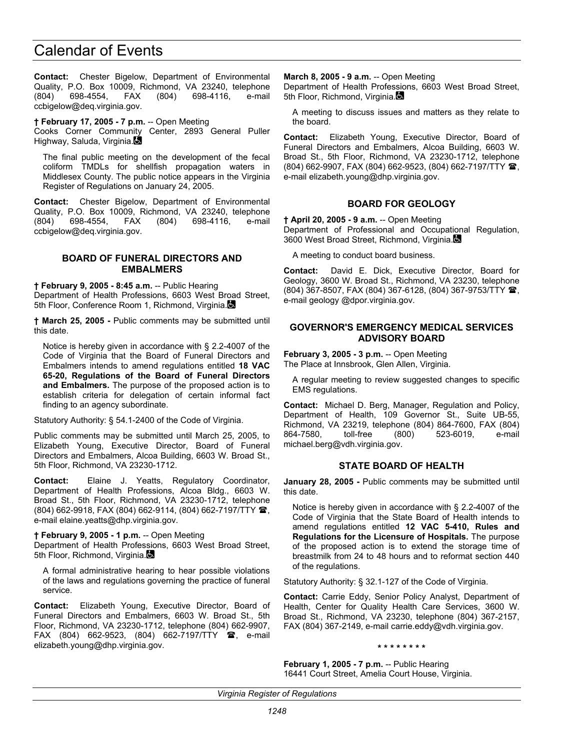**Contact:** Chester Bigelow, Department of Environmental Quality, P.O. Box 10009, Richmond, VA 23240, telephone (804) 698-4554, FAX (804) 698-4116, e-mail ccbigelow@deq.virginia.gov.

**† February 17, 2005 - 7 p.m.** -- Open Meeting
Cooks Corner Community Center, 2893 General Puller Highway, Saluda, Virginia.

The final public meeting on the development of the fecal coliform TMDLs for shellfish propagation waters in Middlesex County. The public notice appears in the Virginia Register of Regulations on January 24, 2005.

**Contact:** Chester Bigelow, Department of Environmental Quality, P.O. Box 10009, Richmond, VA 23240, telephone (804) 698-4554, FAX (804) 698-4116, e-mail ccbigelow@deq.virginia.gov.

### BOARD OF FUNERAL DIRECTORS AND EMBALMERS

**† February 9, 2005 - 8:45 a.m.** -- Public Hearing
Department of Health Professions, 6603 West Broad Street, 5th Floor, Conference Room 1, Richmond, Virginia.

**† March 25, 2005 -** Public comments may be submitted until this date.

Notice is hereby given in accordance with § 2.2-4007 of the Code of Virginia that the Board of Funeral Directors and Embalmers intends to amend regulations entitled **18 VAC 65-20, Regulations of the Board of Funeral Directors and Embalmers.** The purpose of the proposed action is to establish criteria for delegation of certain informal fact finding to an agency subordinate.

Statutory Authority: § 54.1-2400 of the Code of Virginia.

Public comments may be submitted until March 25, 2005, to Elizabeth Young, Executive Director, Board of Funeral Directors and Embalmers, Alcoa Building, 6603 W. Broad St., 5th Floor, Richmond, VA 23230-1712.

**Contact:** Elaine J. Yeatts, Regulatory Coordinator, Department of Health Professions, Alcoa Bldg., 6603 W. Broad St., 5th Floor, Richmond, VA 23230-1712, telephone (804) 662-9918, FAX (804) 662-9114, (804) 662-7197/TTY ☎, e-mail elaine.yeatts@dhp.virginia.gov.

**† February 9, 2005 - 1 p.m.** -- Open Meeting
Department of Health Professions, 6603 West Broad Street, 5th Floor, Richmond, Virginia.

A formal administrative hearing to hear possible violations of the laws and regulations governing the practice of funeral service.

**Contact:** Elizabeth Young, Executive Director, Board of Funeral Directors and Embalmers, 6603 W. Broad St., 5th Floor, Richmond, VA 23230-1712, telephone (804) 662-9907, FAX (804) 662-9523, (804) 662-7197/TTY ☎, e-mail elizabeth.young@dhp.virginia.gov.

**March 8, 2005 - 9 a.m.** -- Open Meeting
Department of Health Professions, 6603 West Broad Street, 5th Floor, Richmond, Virginia.

A meeting to discuss issues and matters as they relate to the board.

**Contact:** Elizabeth Young, Executive Director, Board of Funeral Directors and Embalmers, Alcoa Building, 6603 W. Broad St., 5th Floor, Richmond, VA 23230-1712, telephone (804) 662-9907, FAX (804) 662-9523, (804) 662-7197/TTY ☎, e-mail elizabeth.young@dhp.virginia.gov.

### BOARD FOR GEOLOGY

**† April 20, 2005 - 9 a.m.** -- Open Meeting
Department of Professional and Occupational Regulation, 3600 West Broad Street, Richmond, Virginia.

A meeting to conduct board business.

**Contact:** David E. Dick, Executive Director, Board for Geology, 3600 W. Broad St., Richmond, VA 23230, telephone (804) 367-8507, FAX (804) 367-6128, (804) 367-9753/TTY ☎, e-mail geology @dpor.virginia.gov.

### GOVERNOR'S EMERGENCY MEDICAL SERVICES ADVISORY BOARD

**February 3, 2005 - 3 p.m.** -- Open Meeting
The Place at Innsbrook, Glen Allen, Virginia.

A regular meeting to review suggested changes to specific EMS regulations.

**Contact:** Michael D. Berg, Manager, Regulation and Policy, Department of Health, 109 Governor St., Suite UB-55, Richmond, VA 23219, telephone (804) 864-7600, FAX (804) 864-7580, toll-free (800) 523-6019, e-mail michael.berg@vdh.virginia.gov.

### STATE BOARD OF HEALTH

**January 28, 2005 -** Public comments may be submitted until this date.

Notice is hereby given in accordance with § 2.2-4007 of the Code of Virginia that the State Board of Health intends to amend regulations entitled **12 VAC 5-410, Rules and Regulations for the Licensure of Hospitals.** The purpose of the proposed action is to extend the storage time of breastmilk from 24 to 48 hours and to reformat section 440 of the regulations.

Statutory Authority: § 32.1-127 of the Code of Virginia.

**Contact:** Carrie Eddy, Senior Policy Analyst, Department of Health, Center for Quality Health Care Services, 3600 W. Broad St., Richmond, VA 23230, telephone (804) 367-2157, FAX (804) 367-2149, e-mail carrie.eddy@vdh.virginia.gov.

\* \* \* \* \* \* \* \*

**February 1, 2005 - 7 p.m.** -- Public Hearing
16441 Court Street, Amelia Court House, Virginia.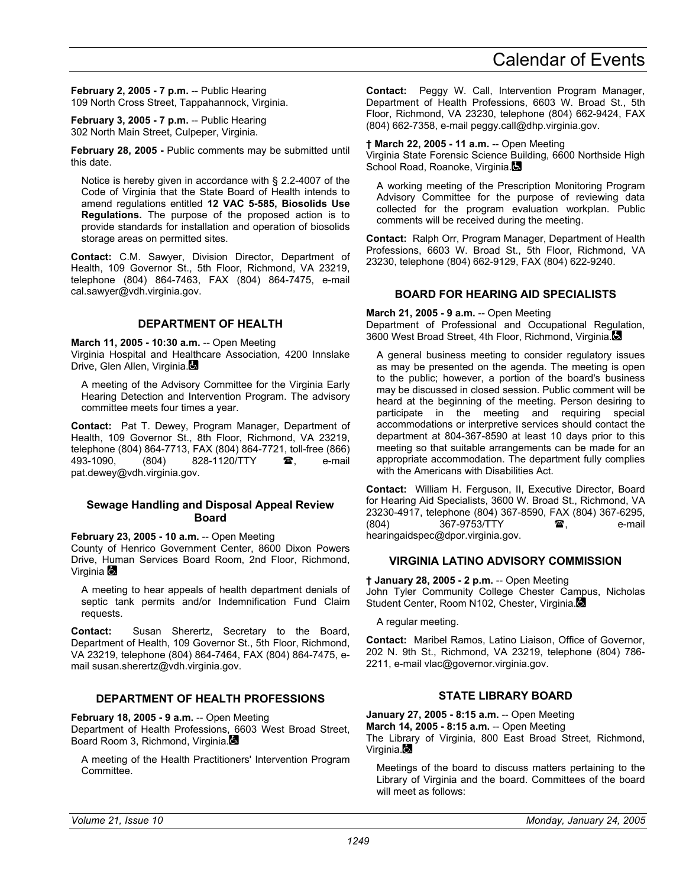**February 2, 2005 - 7 p.m.** -- Public Hearing
109 North Cross Street, Tappahannock, Virginia.

**February 3, 2005 - 7 p.m.** -- Public Hearing
302 North Main Street, Culpeper, Virginia.

**February 28, 2005 -** Public comments may be submitted until this date.

Notice is hereby given in accordance with § 2.2-4007 of the Code of Virginia that the State Board of Health intends to amend regulations entitled **12 VAC 5-585, Biosolids Use Regulations.** The purpose of the proposed action is to provide standards for installation and operation of biosolids storage areas on permitted sites.

**Contact:** C.M. Sawyer, Division Director, Department of Health, 109 Governor St., 5th Floor, Richmond, VA 23219, telephone (804) 864-7463, FAX (804) 864-7475, e-mail cal.sawyer@vdh.virginia.gov.

### DEPARTMENT OF HEALTH

**March 11, 2005 - 10:30 a.m.** -- Open Meeting
Virginia Hospital and Healthcare Association, 4200 Innslake Drive, Glen Allen, Virginia.

A meeting of the Advisory Committee for the Virginia Early Hearing Detection and Intervention Program. The advisory committee meets four times a year.

**Contact:** Pat T. Dewey, Program Manager, Department of Health, 109 Governor St., 8th Floor, Richmond, VA 23219, telephone (804) 864-7713, FAX (804) 864-7721, toll-free (866) 493-1090, (804) 828-1120/TTY ☎, e-mail pat.dewey@vdh.virginia.gov.

#### Sewage Handling and Disposal Appeal Review Board

**February 23, 2005 - 10 a.m.** -- Open Meeting
County of Henrico Government Center, 8600 Dixon Powers Drive, Human Services Board Room, 2nd Floor, Richmond, Virginia

A meeting to hear appeals of health department denials of septic tank permits and/or Indemnification Fund Claim requests.

**Contact:** Susan Sherertz, Secretary to the Board, Department of Health, 109 Governor St., 5th Floor, Richmond, VA 23219, telephone (804) 864-7464, FAX (804) 864-7475, e-mail susan.sherertz@vdh.virginia.gov.

### DEPARTMENT OF HEALTH PROFESSIONS

**February 18, 2005 - 9 a.m.** -- Open Meeting
Department of Health Professions, 6603 West Broad Street, Board Room 3, Richmond, Virginia.

A meeting of the Health Practitioners' Intervention Program Committee.

**Contact:** Peggy W. Call, Intervention Program Manager, Department of Health Professions, 6603 W. Broad St., 5th Floor, Richmond, VA 23230, telephone (804) 662-9424, FAX (804) 662-7358, e-mail peggy.call@dhp.virginia.gov.

**† March 22, 2005 - 11 a.m.** -- Open Meeting
Virginia State Forensic Science Building, 6600 Northside High School Road, Roanoke, Virginia.

A working meeting of the Prescription Monitoring Program Advisory Committee for the purpose of reviewing data collected for the program evaluation workplan. Public comments will be received during the meeting.

**Contact:** Ralph Orr, Program Manager, Department of Health Professions, 6603 W. Broad St., 5th Floor, Richmond, VA 23230, telephone (804) 662-9129, FAX (804) 622-9240.

### BOARD FOR HEARING AID SPECIALISTS

**March 21, 2005 - 9 a.m.** -- Open Meeting
Department of Professional and Occupational Regulation, 3600 West Broad Street, 4th Floor, Richmond, Virginia.

A general business meeting to consider regulatory issues as may be presented on the agenda. The meeting is open to the public; however, a portion of the board's business may be discussed in closed session. Public comment will be heard at the beginning of the meeting. Person desiring to participate in the meeting and requiring special accommodations or interpretive services should contact the department at 804-367-8590 at least 10 days prior to this meeting so that suitable arrangements can be made for an appropriate accommodation. The department fully complies with the Americans with Disabilities Act.

**Contact:** William H. Ferguson, II, Executive Director, Board for Hearing Aid Specialists, 3600 W. Broad St., Richmond, VA 23230-4917, telephone (804) 367-8590, FAX (804) 367-6295, (804) 367-9753/TTY ☎, e-mail hearingaidspec@dpor.virginia.gov.

### VIRGINIA LATINO ADVISORY COMMISSION

**† January 28, 2005 - 2 p.m.** -- Open Meeting
John Tyler Community College Chester Campus, Nicholas Student Center, Room N102, Chester, Virginia.

A regular meeting.

**Contact:** Maribel Ramos, Latino Liaison, Office of Governor, 202 N. 9th St., Richmond, VA 23219, telephone (804) 786-2211, e-mail vlac@governor.virginia.gov.

### STATE LIBRARY BOARD

**January 27, 2005 - 8:15 a.m.** -- Open Meeting
**March 14, 2005 - 8:15 a.m.** -- Open Meeting
The Library of Virginia, 800 East Broad Street, Richmond, Virginia.

Meetings of the board to discuss matters pertaining to the Library of Virginia and the board. Committees of the board will meet as follows: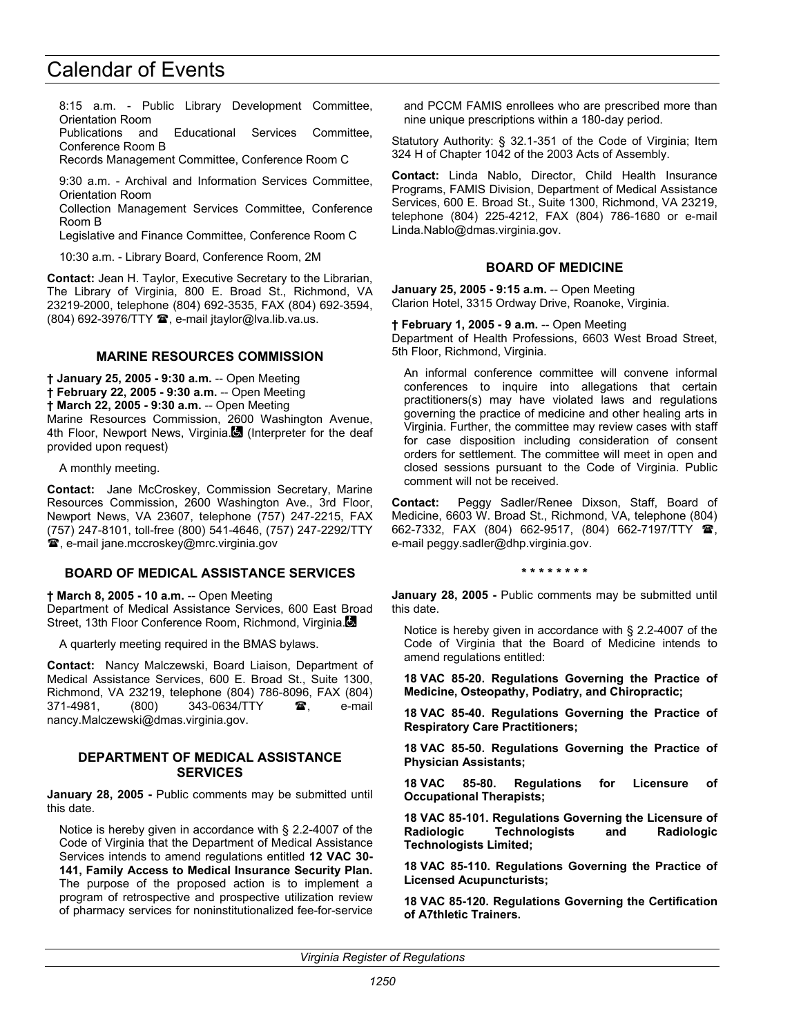8:15 a.m. - Public Library Development Committee, Orientation Room
Publications and Educational Services Committee, Conference Room B
Records Management Committee, Conference Room C

9:30 a.m. - Archival and Information Services Committee, Orientation Room
Collection Management Services Committee, Conference Room B
Legislative and Finance Committee, Conference Room C

10:30 a.m. - Library Board, Conference Room, 2M

**Contact:** Jean H. Taylor, Executive Secretary to the Librarian, The Library of Virginia, 800 E. Broad St., Richmond, VA 23219-2000, telephone (804) 692-3535, FAX (804) 692-3594, (804) 692-3976/TTY ☎, e-mail jtaylor@lva.lib.va.us.

### MARINE RESOURCES COMMISSION

**† January 25, 2005 - 9:30 a.m.** -- Open Meeting
**† February 22, 2005 - 9:30 a.m.** -- Open Meeting
**† March 22, 2005 - 9:30 a.m.** -- Open Meeting
Marine Resources Commission, 2600 Washington Avenue, 4th Floor, Newport News, Virginia. (Interpreter for the deaf provided upon request)

A monthly meeting.

**Contact:** Jane McCroskey, Commission Secretary, Marine Resources Commission, 2600 Washington Ave., 3rd Floor, Newport News, VA 23607, telephone (757) 247-2215, FAX (757) 247-8101, toll-free (800) 541-4646, (757) 247-2292/TTY ☎, e-mail jane.mccroskey@mrc.virginia.gov

### BOARD OF MEDICAL ASSISTANCE SERVICES

**† March 8, 2005 - 10 a.m.** -- Open Meeting
Department of Medical Assistance Services, 600 East Broad Street, 13th Floor Conference Room, Richmond, Virginia.

A quarterly meeting required in the BMAS bylaws.

**Contact:** Nancy Malczewski, Board Liaison, Department of Medical Assistance Services, 600 E. Broad St., Suite 1300, Richmond, VA 23219, telephone (804) 786-8096, FAX (804) 371-4981, (800) 343-0634/TTY ☎, e-mail nancy.Malczewski@dmas.virginia.gov.

### DEPARTMENT OF MEDICAL ASSISTANCE SERVICES

**January 28, 2005 -** Public comments may be submitted until this date.

Notice is hereby given in accordance with § 2.2-4007 of the Code of Virginia that the Department of Medical Assistance Services intends to amend regulations entitled **12 VAC 30-141, Family Access to Medical Insurance Security Plan.** The purpose of the proposed action is to implement a program of retrospective and prospective utilization review of pharmacy services for noninstitutionalized fee-for-service and PCCM FAMIS enrollees who are prescribed more than nine unique prescriptions within a 180-day period.

Statutory Authority: § 32.1-351 of the Code of Virginia; Item 324 H of Chapter 1042 of the 2003 Acts of Assembly.

**Contact:** Linda Nablo, Director, Child Health Insurance Programs, FAMIS Division, Department of Medical Assistance Services, 600 E. Broad St., Suite 1300, Richmond, VA 23219, telephone (804) 225-4212, FAX (804) 786-1680 or e-mail Linda.Nablo@dmas.virginia.gov.

### BOARD OF MEDICINE

**January 25, 2005 - 9:15 a.m.** -- Open Meeting
Clarion Hotel, 3315 Ordway Drive, Roanoke, Virginia.

**† February 1, 2005 - 9 a.m.** -- Open Meeting
Department of Health Professions, 6603 West Broad Street, 5th Floor, Richmond, Virginia.

An informal conference committee will convene informal conferences to inquire into allegations that certain practitioners(s) may have violated laws and regulations governing the practice of medicine and other healing arts in Virginia. Further, the committee may review cases with staff for case disposition including consideration of consent orders for settlement. The committee will meet in open and closed sessions pursuant to the Code of Virginia. Public comment will not be received.

**Contact:** Peggy Sadler/Renee Dixson, Staff, Board of Medicine, 6603 W. Broad St., Richmond, VA, telephone (804) 662-7332, FAX (804) 662-9517, (804) 662-7197/TTY ☎, e-mail peggy.sadler@dhp.virginia.gov.

\* \* \* \* \* \* \* \*

**January 28, 2005 -** Public comments may be submitted until this date.

Notice is hereby given in accordance with § 2.2-4007 of the Code of Virginia that the Board of Medicine intends to amend regulations entitled:

**18 VAC 85-20. Regulations Governing the Practice of Medicine, Osteopathy, Podiatry, and Chiropractic;**

**18 VAC 85-40. Regulations Governing the Practice of Respiratory Care Practitioners;**

**18 VAC 85-50. Regulations Governing the Practice of Physician Assistants;**

**18 VAC 85-80. Regulations for Licensure of Occupational Therapists;**

**18 VAC 85-101. Regulations Governing the Licensure of Radiologic Technologists and Radiologic Technologists Limited;**

**18 VAC 85-110. Regulations Governing the Practice of Licensed Acupuncturists;**

**18 VAC 85-120. Regulations Governing the Certification of A7thletic Trainers.**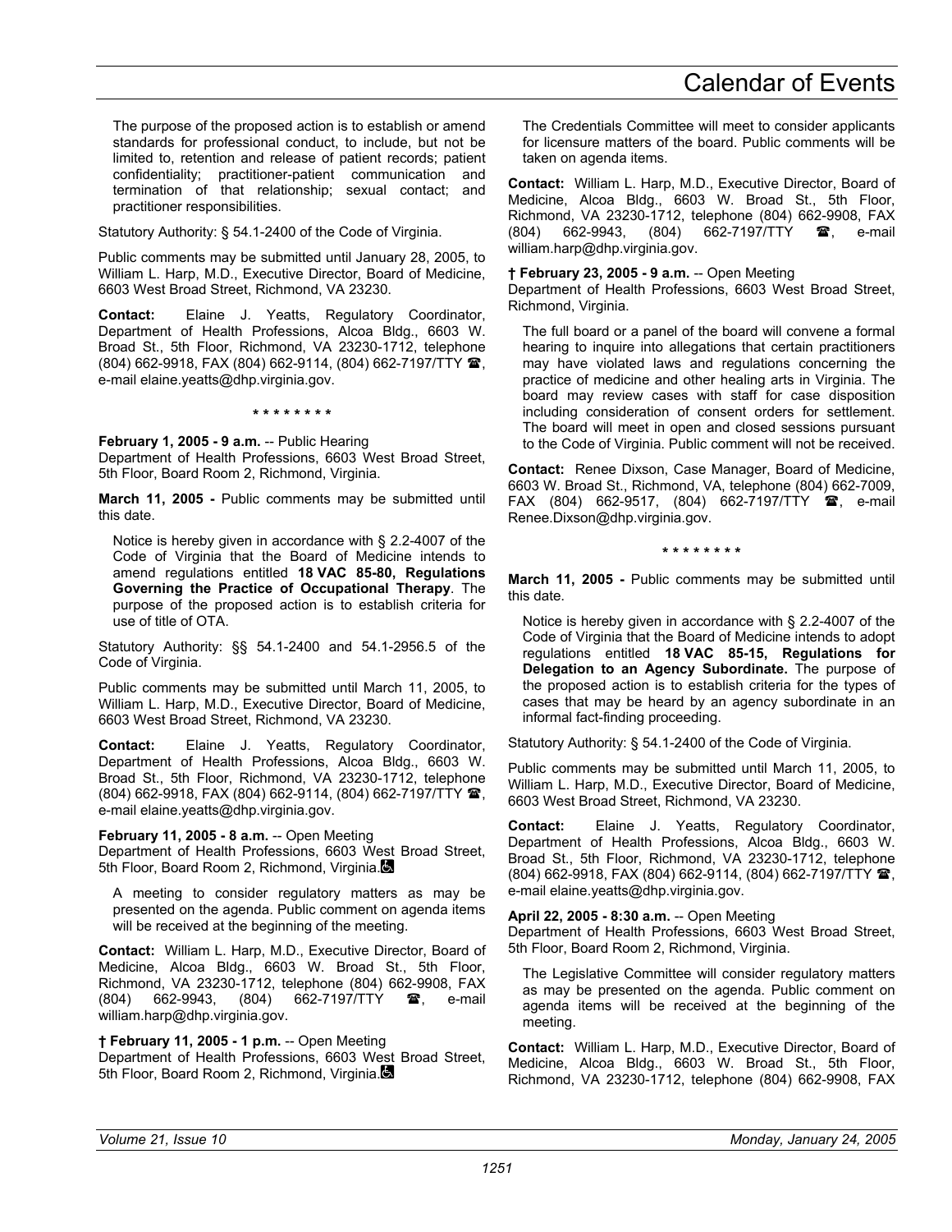The purpose of the proposed action is to establish or amend standards for professional conduct, to include, but not be limited to, retention and release of patient records; patient confidentiality; practitioner-patient communication and termination of that relationship; sexual contact; and practitioner responsibilities.

Statutory Authority: § 54.1-2400 of the Code of Virginia.

Public comments may be submitted until January 28, 2005, to William L. Harp, M.D., Executive Director, Board of Medicine, 6603 West Broad Street, Richmond, VA 23230.

**Contact:** Elaine J. Yeatts, Regulatory Coordinator, Department of Health Professions, Alcoa Bldg., 6603 W. Broad St., 5th Floor, Richmond, VA 23230-1712, telephone (804) 662-9918, FAX (804) 662-9114, (804) 662-7197/TTY ☎, e-mail elaine.yeatts@dhp.virginia.gov.

\* \* \* \* \* \* \* \*

**February 1, 2005 - 9 a.m.** -- Public Hearing
Department of Health Professions, 6603 West Broad Street, 5th Floor, Board Room 2, Richmond, Virginia.

**March 11, 2005 -** Public comments may be submitted until this date.

Notice is hereby given in accordance with § 2.2-4007 of the Code of Virginia that the Board of Medicine intends to amend regulations entitled **18 VAC 85-80, Regulations Governing the Practice of Occupational Therapy**. The purpose of the proposed action is to establish criteria for use of title of OTA.

Statutory Authority: §§ 54.1-2400 and 54.1-2956.5 of the Code of Virginia.

Public comments may be submitted until March 11, 2005, to William L. Harp, M.D., Executive Director, Board of Medicine, 6603 West Broad Street, Richmond, VA 23230.

**Contact:** Elaine J. Yeatts, Regulatory Coordinator, Department of Health Professions, Alcoa Bldg., 6603 W. Broad St., 5th Floor, Richmond, VA 23230-1712, telephone (804) 662-9918, FAX (804) 662-9114, (804) 662-7197/TTY ☎, e-mail elaine.yeatts@dhp.virginia.gov.

**February 11, 2005 - 8 a.m.** -- Open Meeting
Department of Health Professions, 6603 West Broad Street, 5th Floor, Board Room 2, Richmond, Virginia. ♿

A meeting to consider regulatory matters as may be presented on the agenda. Public comment on agenda items will be received at the beginning of the meeting.

**Contact:** William L. Harp, M.D., Executive Director, Board of Medicine, Alcoa Bldg., 6603 W. Broad St., 5th Floor, Richmond, VA 23230-1712, telephone (804) 662-9908, FAX (804) 662-9943, (804) 662-7197/TTY ☎, e-mail william.harp@dhp.virginia.gov.

**† February 11, 2005 - 1 p.m.** -- Open Meeting
Department of Health Professions, 6603 West Broad Street, 5th Floor, Board Room 2, Richmond, Virginia. ♿

The Credentials Committee will meet to consider applicants for licensure matters of the board. Public comments will be taken on agenda items.

**Contact:** William L. Harp, M.D., Executive Director, Board of Medicine, Alcoa Bldg., 6603 W. Broad St., 5th Floor, Richmond, VA 23230-1712, telephone (804) 662-9908, FAX (804) 662-9943, (804) 662-7197/TTY ☎, e-mail william.harp@dhp.virginia.gov.

**† February 23, 2005 - 9 a.m.** -- Open Meeting
Department of Health Professions, 6603 West Broad Street, Richmond, Virginia.

The full board or a panel of the board will convene a formal hearing to inquire into allegations that certain practitioners may have violated laws and regulations concerning the practice of medicine and other healing arts in Virginia. The board may review cases with staff for case disposition including consideration of consent orders for settlement. The board will meet in open and closed sessions pursuant to the Code of Virginia. Public comment will not be received.

**Contact:** Renee Dixson, Case Manager, Board of Medicine, 6603 W. Broad St., Richmond, VA, telephone (804) 662-7009, FAX (804) 662-9517, (804) 662-7197/TTY ☎, e-mail Renee.Dixson@dhp.virginia.gov.

\* \* \* \* \* \* \* \*

**March 11, 2005 -** Public comments may be submitted until this date.

Notice is hereby given in accordance with § 2.2-4007 of the Code of Virginia that the Board of Medicine intends to adopt regulations entitled **18 VAC 85-15, Regulations for Delegation to an Agency Subordinate.** The purpose of the proposed action is to establish criteria for the types of cases that may be heard by an agency subordinate in an informal fact-finding proceeding.

Statutory Authority: § 54.1-2400 of the Code of Virginia.

Public comments may be submitted until March 11, 2005, to William L. Harp, M.D., Executive Director, Board of Medicine, 6603 West Broad Street, Richmond, VA 23230.

**Contact:** Elaine J. Yeatts, Regulatory Coordinator, Department of Health Professions, Alcoa Bldg., 6603 W. Broad St., 5th Floor, Richmond, VA 23230-1712, telephone (804) 662-9918, FAX (804) 662-9114, (804) 662-7197/TTY ☎, e-mail elaine.yeatts@dhp.virginia.gov.

**April 22, 2005 - 8:30 a.m.** -- Open Meeting
Department of Health Professions, 6603 West Broad Street, 5th Floor, Board Room 2, Richmond, Virginia.

The Legislative Committee will consider regulatory matters as may be presented on the agenda. Public comment on agenda items will be received at the beginning of the meeting.

**Contact:** William L. Harp, M.D., Executive Director, Board of Medicine, Alcoa Bldg., 6603 W. Broad St., 5th Floor, Richmond, VA 23230-1712, telephone (804) 662-9908, FAX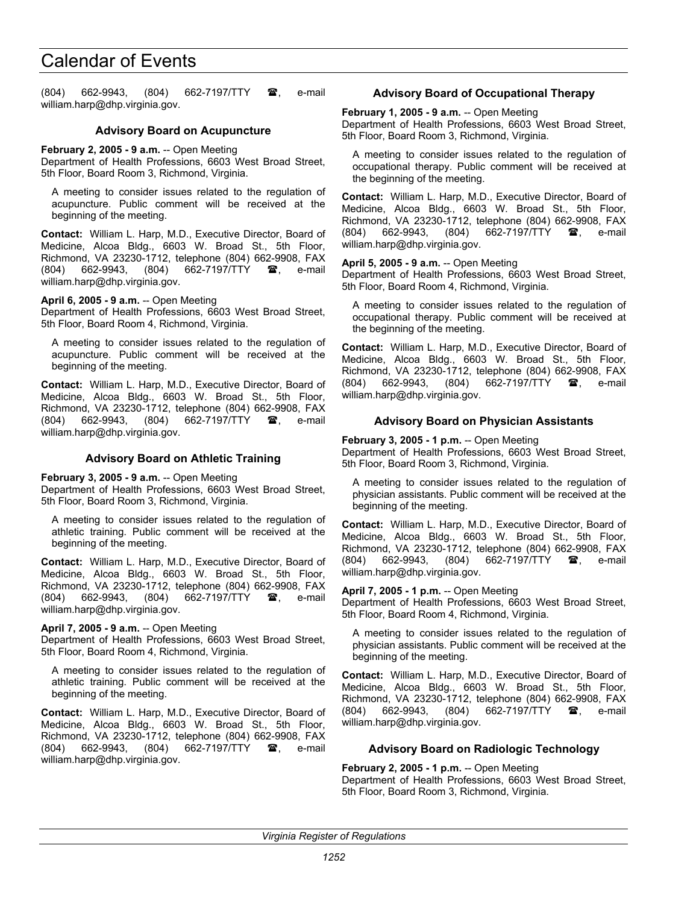(804) 662-9943, (804) 662-7197/TTY ☎, e-mail william.harp@dhp.virginia.gov.

### Advisory Board on Acupuncture

**February 2, 2005 - 9 a.m.** -- Open Meeting
Department of Health Professions, 6603 West Broad Street, 5th Floor, Board Room 3, Richmond, Virginia.

A meeting to consider issues related to the regulation of acupuncture. Public comment will be received at the beginning of the meeting.

**Contact:** William L. Harp, M.D., Executive Director, Board of Medicine, Alcoa Bldg., 6603 W. Broad St., 5th Floor, Richmond, VA 23230-1712, telephone (804) 662-9908, FAX (804) 662-9943, (804) 662-7197/TTY ☎, e-mail william.harp@dhp.virginia.gov.

**April 6, 2005 - 9 a.m.** -- Open Meeting
Department of Health Professions, 6603 West Broad Street, 5th Floor, Board Room 4, Richmond, Virginia.

A meeting to consider issues related to the regulation of acupuncture. Public comment will be received at the beginning of the meeting.

**Contact:** William L. Harp, M.D., Executive Director, Board of Medicine, Alcoa Bldg., 6603 W. Broad St., 5th Floor, Richmond, VA 23230-1712, telephone (804) 662-9908, FAX (804) 662-9943, (804) 662-7197/TTY ☎, e-mail william.harp@dhp.virginia.gov.

### Advisory Board on Athletic Training

**February 3, 2005 - 9 a.m.** -- Open Meeting
Department of Health Professions, 6603 West Broad Street, 5th Floor, Board Room 3, Richmond, Virginia.

A meeting to consider issues related to the regulation of athletic training. Public comment will be received at the beginning of the meeting.

**Contact:** William L. Harp, M.D., Executive Director, Board of Medicine, Alcoa Bldg., 6603 W. Broad St., 5th Floor, Richmond, VA 23230-1712, telephone (804) 662-9908, FAX (804) 662-9943, (804) 662-7197/TTY ☎, e-mail william.harp@dhp.virginia.gov.

**April 7, 2005 - 9 a.m.** -- Open Meeting
Department of Health Professions, 6603 West Broad Street, 5th Floor, Board Room 4, Richmond, Virginia.

A meeting to consider issues related to the regulation of athletic training. Public comment will be received at the beginning of the meeting.

**Contact:** William L. Harp, M.D., Executive Director, Board of Medicine, Alcoa Bldg., 6603 W. Broad St., 5th Floor, Richmond, VA 23230-1712, telephone (804) 662-9908, FAX (804) 662-9943, (804) 662-7197/TTY ☎, e-mail william.harp@dhp.virginia.gov.

### Advisory Board of Occupational Therapy

**February 1, 2005 - 9 a.m.** -- Open Meeting
Department of Health Professions, 6603 West Broad Street, 5th Floor, Board Room 3, Richmond, Virginia.

A meeting to consider issues related to the regulation of occupational therapy. Public comment will be received at the beginning of the meeting.

**Contact:** William L. Harp, M.D., Executive Director, Board of Medicine, Alcoa Bldg., 6603 W. Broad St., 5th Floor, Richmond, VA 23230-1712, telephone (804) 662-9908, FAX (804) 662-9943, (804) 662-7197/TTY ☎, e-mail william.harp@dhp.virginia.gov.

**April 5, 2005 - 9 a.m.** -- Open Meeting
Department of Health Professions, 6603 West Broad Street, 5th Floor, Board Room 4, Richmond, Virginia.

A meeting to consider issues related to the regulation of occupational therapy. Public comment will be received at the beginning of the meeting.

**Contact:** William L. Harp, M.D., Executive Director, Board of Medicine, Alcoa Bldg., 6603 W. Broad St., 5th Floor, Richmond, VA 23230-1712, telephone (804) 662-9908, FAX (804) 662-9943, (804) 662-7197/TTY ☎, e-mail william.harp@dhp.virginia.gov.

### Advisory Board on Physician Assistants

**February 3, 2005 - 1 p.m.** -- Open Meeting
Department of Health Professions, 6603 West Broad Street, 5th Floor, Board Room 3, Richmond, Virginia.

A meeting to consider issues related to the regulation of physician assistants. Public comment will be received at the beginning of the meeting.

**Contact:** William L. Harp, M.D., Executive Director, Board of Medicine, Alcoa Bldg., 6603 W. Broad St., 5th Floor, Richmond, VA 23230-1712, telephone (804) 662-9908, FAX (804) 662-9943, (804) 662-7197/TTY ☎, e-mail william.harp@dhp.virginia.gov.

**April 7, 2005 - 1 p.m.** -- Open Meeting
Department of Health Professions, 6603 West Broad Street, 5th Floor, Board Room 4, Richmond, Virginia.

A meeting to consider issues related to the regulation of physician assistants. Public comment will be received at the beginning of the meeting.

**Contact:** William L. Harp, M.D., Executive Director, Board of Medicine, Alcoa Bldg., 6603 W. Broad St., 5th Floor, Richmond, VA 23230-1712, telephone (804) 662-9908, FAX (804) 662-9943, (804) 662-7197/TTY ☎, e-mail william.harp@dhp.virginia.gov.

### Advisory Board on Radiologic Technology

**February 2, 2005 - 1 p.m.** -- Open Meeting
Department of Health Professions, 6603 West Broad Street, 5th Floor, Board Room 3, Richmond, Virginia.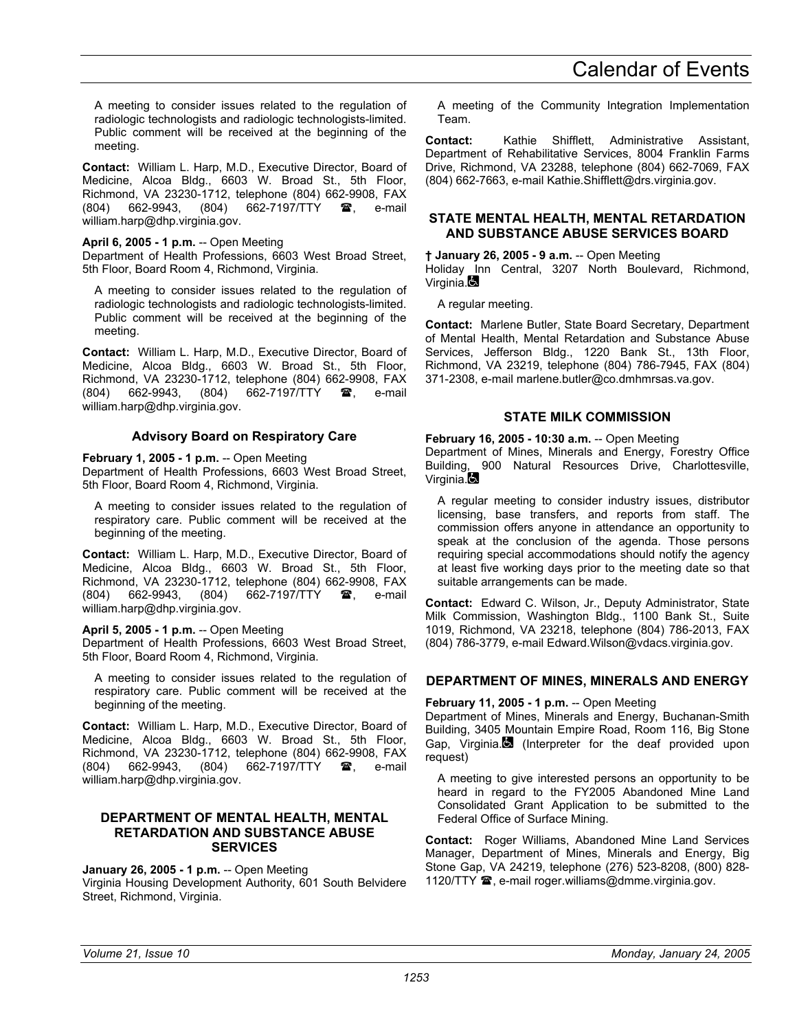A meeting to consider issues related to the regulation of radiologic technologists and radiologic technologists-limited. Public comment will be received at the beginning of the meeting.

**Contact:** William L. Harp, M.D., Executive Director, Board of Medicine, Alcoa Bldg., 6603 W. Broad St., 5th Floor, Richmond, VA 23230-1712, telephone (804) 662-9908, FAX (804) 662-9943, (804) 662-7197/TTY ☎, e-mail william.harp@dhp.virginia.gov.

**April 6, 2005 - 1 p.m.** -- Open Meeting
Department of Health Professions, 6603 West Broad Street, 5th Floor, Board Room 4, Richmond, Virginia.

A meeting to consider issues related to the regulation of radiologic technologists and radiologic technologists-limited. Public comment will be received at the beginning of the meeting.

**Contact:** William L. Harp, M.D., Executive Director, Board of Medicine, Alcoa Bldg., 6603 W. Broad St., 5th Floor, Richmond, VA 23230-1712, telephone (804) 662-9908, FAX (804) 662-9943, (804) 662-7197/TTY ☎, e-mail william.harp@dhp.virginia.gov.

### Advisory Board on Respiratory Care

**February 1, 2005 - 1 p.m.** -- Open Meeting
Department of Health Professions, 6603 West Broad Street, 5th Floor, Board Room 4, Richmond, Virginia.

A meeting to consider issues related to the regulation of respiratory care. Public comment will be received at the beginning of the meeting.

**Contact:** William L. Harp, M.D., Executive Director, Board of Medicine, Alcoa Bldg., 6603 W. Broad St., 5th Floor, Richmond, VA 23230-1712, telephone (804) 662-9908, FAX (804) 662-9943, (804) 662-7197/TTY ☎, e-mail william.harp@dhp.virginia.gov.

**April 5, 2005 - 1 p.m.** -- Open Meeting
Department of Health Professions, 6603 West Broad Street, 5th Floor, Board Room 4, Richmond, Virginia.

A meeting to consider issues related to the regulation of respiratory care. Public comment will be received at the beginning of the meeting.

**Contact:** William L. Harp, M.D., Executive Director, Board of Medicine, Alcoa Bldg., 6603 W. Broad St., 5th Floor, Richmond, VA 23230-1712, telephone (804) 662-9908, FAX (804) 662-9943, (804) 662-7197/TTY ☎, e-mail william.harp@dhp.virginia.gov.

## DEPARTMENT OF MENTAL HEALTH, MENTAL RETARDATION AND SUBSTANCE ABUSE SERVICES

**January 26, 2005 - 1 p.m.** -- Open Meeting
Virginia Housing Development Authority, 601 South Belvidere Street, Richmond, Virginia.

A meeting of the Community Integration Implementation Team.

**Contact:** Kathie Shifflett, Administrative Assistant, Department of Rehabilitative Services, 8004 Franklin Farms Drive, Richmond, VA 23288, telephone (804) 662-7069, FAX (804) 662-7663, e-mail Kathie.Shifflett@drs.virginia.gov.

## STATE MENTAL HEALTH, MENTAL RETARDATION AND SUBSTANCE ABUSE SERVICES BOARD

**† January 26, 2005 - 9 a.m.** -- Open Meeting
Holiday Inn Central, 3207 North Boulevard, Richmond, Virginia.♿

A regular meeting.

**Contact:** Marlene Butler, State Board Secretary, Department of Mental Health, Mental Retardation and Substance Abuse Services, Jefferson Bldg., 1220 Bank St., 13th Floor, Richmond, VA 23219, telephone (804) 786-7945, FAX (804) 371-2308, e-mail marlene.butler@co.dmhmrsas.va.gov.

## STATE MILK COMMISSION

**February 16, 2005 - 10:30 a.m.** -- Open Meeting
Department of Mines, Minerals and Energy, Forestry Office Building, 900 Natural Resources Drive, Charlottesville, Virginia.♿

A regular meeting to consider industry issues, distributor licensing, base transfers, and reports from staff. The commission offers anyone in attendance an opportunity to speak at the conclusion of the agenda. Those persons requiring special accommodations should notify the agency at least five working days prior to the meeting date so that suitable arrangements can be made.

**Contact:** Edward C. Wilson, Jr., Deputy Administrator, State Milk Commission, Washington Bldg., 1100 Bank St., Suite 1019, Richmond, VA 23218, telephone (804) 786-2013, FAX (804) 786-3779, e-mail Edward.Wilson@vdacs.virginia.gov.

## DEPARTMENT OF MINES, MINERALS AND ENERGY

**February 11, 2005 - 1 p.m.** -- Open Meeting
Department of Mines, Minerals and Energy, Buchanan-Smith Building, 3405 Mountain Empire Road, Room 116, Big Stone Gap, Virginia.♿ (Interpreter for the deaf provided upon request)

A meeting to give interested persons an opportunity to be heard in regard to the FY2005 Abandoned Mine Land Consolidated Grant Application to be submitted to the Federal Office of Surface Mining.

**Contact:** Roger Williams, Abandoned Mine Land Services Manager, Department of Mines, Minerals and Energy, Big Stone Gap, VA 24219, telephone (276) 523-8208, (800) 828-1120/TTY ☎, e-mail roger.williams@dmme.virginia.gov.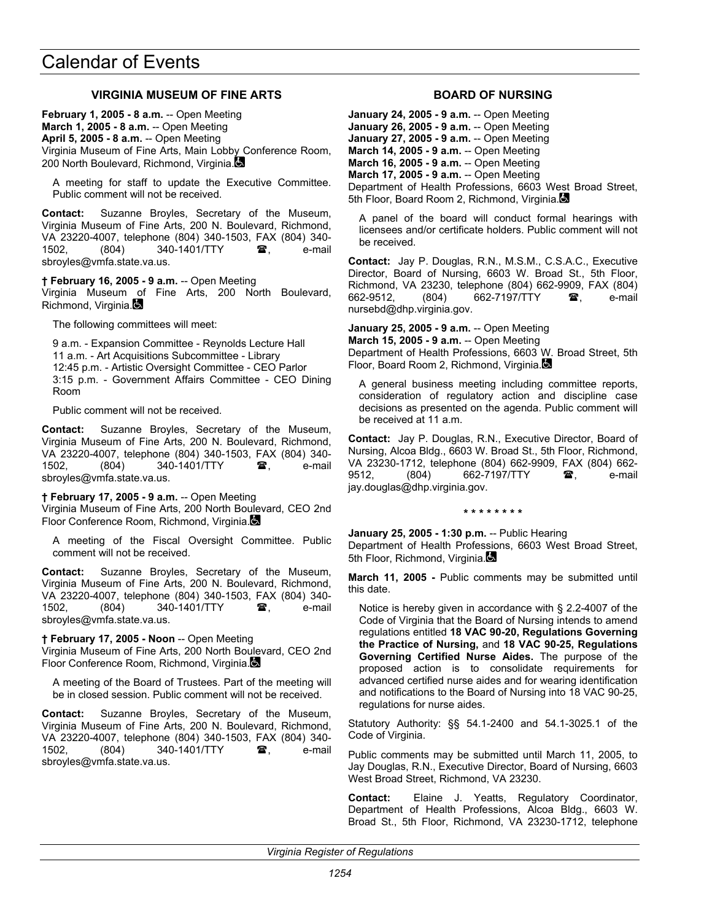# Calendar of Events

### VIRGINIA MUSEUM OF FINE ARTS

**February 1, 2005 - 8 a.m.** -- Open Meeting
**March 1, 2005 - 8 a.m.** -- Open Meeting
**April 5, 2005 - 8 a.m.** -- Open Meeting
Virginia Museum of Fine Arts, Main Lobby Conference Room, 200 North Boulevard, Richmond, Virginia.

A meeting for staff to update the Executive Committee. Public comment will not be received.

**Contact:** Suzanne Broyles, Secretary of the Museum, Virginia Museum of Fine Arts, 200 N. Boulevard, Richmond, VA 23220-4007, telephone (804) 340-1503, FAX (804) 340-1502, (804) 340-1401/TTY ☎, e-mail sbroyles@vmfa.state.va.us.

**† February 16, 2005 - 9 a.m.** -- Open Meeting
Virginia Museum of Fine Arts, 200 North Boulevard, Richmond, Virginia.

The following committees will meet:

9 a.m. - Expansion Committee - Reynolds Lecture Hall
11 a.m. - Art Acquisitions Subcommittee - Library
12:45 p.m. - Artistic Oversight Committee - CEO Parlor
3:15 p.m. - Government Affairs Committee - CEO Dining Room

Public comment will not be received.

**Contact:** Suzanne Broyles, Secretary of the Museum, Virginia Museum of Fine Arts, 200 N. Boulevard, Richmond, VA 23220-4007, telephone (804) 340-1503, FAX (804) 340-1502, (804) 340-1401/TTY ☎, e-mail sbroyles@vmfa.state.va.us.

**† February 17, 2005 - 9 a.m.** -- Open Meeting
Virginia Museum of Fine Arts, 200 North Boulevard, CEO 2nd Floor Conference Room, Richmond, Virginia.

A meeting of the Fiscal Oversight Committee. Public comment will not be received.

**Contact:** Suzanne Broyles, Secretary of the Museum, Virginia Museum of Fine Arts, 200 N. Boulevard, Richmond, VA 23220-4007, telephone (804) 340-1503, FAX (804) 340-1502, (804) 340-1401/TTY ☎, e-mail sbroyles@vmfa.state.va.us.

**† February 17, 2005 - Noon** -- Open Meeting
Virginia Museum of Fine Arts, 200 North Boulevard, CEO 2nd Floor Conference Room, Richmond, Virginia.

A meeting of the Board of Trustees. Part of the meeting will be in closed session. Public comment will not be received.

**Contact:** Suzanne Broyles, Secretary of the Museum, Virginia Museum of Fine Arts, 200 N. Boulevard, Richmond, VA 23220-4007, telephone (804) 340-1503, FAX (804) 340-1502, (804) 340-1401/TTY ☎, e-mail sbroyles@vmfa.state.va.us.

### BOARD OF NURSING

**January 24, 2005 - 9 a.m.** -- Open Meeting
**January 26, 2005 - 9 a.m.** -- Open Meeting
**January 27, 2005 - 9 a.m.** -- Open Meeting
**March 14, 2005 - 9 a.m.** -- Open Meeting
**March 16, 2005 - 9 a.m.** -- Open Meeting
**March 17, 2005 - 9 a.m.** -- Open Meeting
Department of Health Professions, 6603 West Broad Street, 5th Floor, Board Room 2, Richmond, Virginia.

A panel of the board will conduct formal hearings with licensees and/or certificate holders. Public comment will not be received.

**Contact:** Jay P. Douglas, R.N., M.S.M., C.S.A.C., Executive Director, Board of Nursing, 6603 W. Broad St., 5th Floor, Richmond, VA 23230, telephone (804) 662-9909, FAX (804) 662-9512, (804) 662-7197/TTY ☎, e-mail nursebd@dhp.virginia.gov.

**January 25, 2005 - 9 a.m.** -- Open Meeting
**March 15, 2005 - 9 a.m.** -- Open Meeting
Department of Health Professions, 6603 W. Broad Street, 5th Floor, Board Room 2, Richmond, Virginia.

A general business meeting including committee reports, consideration of regulatory action and discipline case decisions as presented on the agenda. Public comment will be received at 11 a.m.

**Contact:** Jay P. Douglas, R.N., Executive Director, Board of Nursing, Alcoa Bldg., 6603 W. Broad St., 5th Floor, Richmond, VA 23230-1712, telephone (804) 662-9909, FAX (804) 662-9512, (804) 662-7197/TTY ☎, e-mail jay.douglas@dhp.virginia.gov.

\* \* \* \* \* \* \* \*

**January 25, 2005 - 1:30 p.m.** -- Public Hearing
Department of Health Professions, 6603 West Broad Street, 5th Floor, Richmond, Virginia.

**March 11, 2005 -** Public comments may be submitted until this date.

Notice is hereby given in accordance with § 2.2-4007 of the Code of Virginia that the Board of Nursing intends to amend regulations entitled **18 VAC 90-20, Regulations Governing the Practice of Nursing,** and **18 VAC 90-25, Regulations Governing Certified Nurse Aides.** The purpose of the proposed action is to consolidate requirements for advanced certified nurse aides and for wearing identification and notifications to the Board of Nursing into 18 VAC 90-25, regulations for nurse aides.

Statutory Authority: §§ 54.1-2400 and 54.1-3025.1 of the Code of Virginia.

Public comments may be submitted until March 11, 2005, to Jay Douglas, R.N., Executive Director, Board of Nursing, 6603 West Broad Street, Richmond, VA 23230.

**Contact:** Elaine J. Yeatts, Regulatory Coordinator, Department of Health Professions, Alcoa Bldg., 6603 W. Broad St., 5th Floor, Richmond, VA 23230-1712, telephone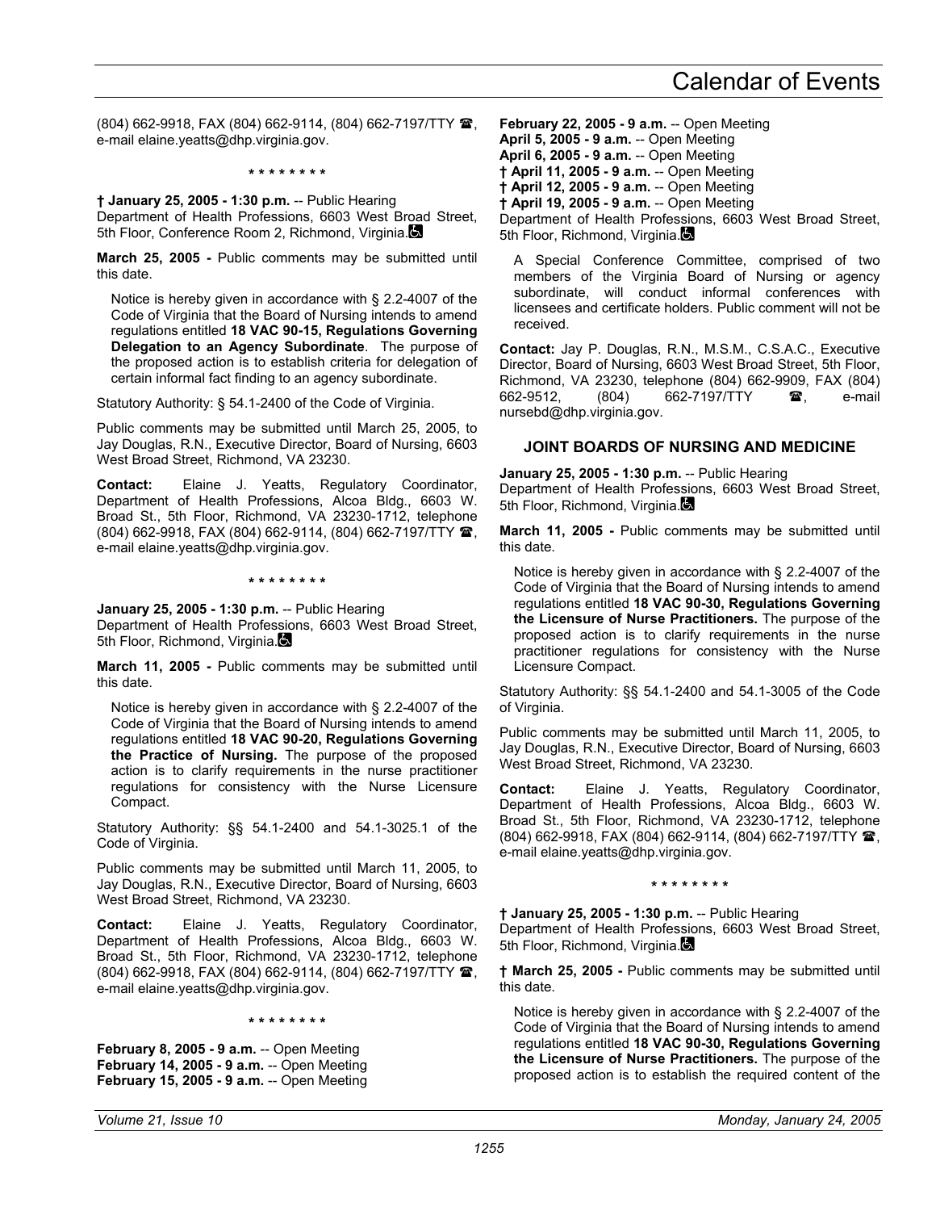(804) 662-9918, FAX (804) 662-9114, (804) 662-7197/TTY ☎, e-mail elaine.yeatts@dhp.virginia.gov.

\* \* \* \* \* \* \* \*

**† January 25, 2005 - 1:30 p.m.** -- Public Hearing
Department of Health Professions, 6603 West Broad Street, 5th Floor, Conference Room 2, Richmond, Virginia.♿

**March 25, 2005 -** Public comments may be submitted until this date.

Notice is hereby given in accordance with § 2.2-4007 of the Code of Virginia that the Board of Nursing intends to amend regulations entitled **18 VAC 90-15, Regulations Governing Delegation to an Agency Subordinate**. The purpose of the proposed action is to establish criteria for delegation of certain informal fact finding to an agency subordinate.

Statutory Authority: § 54.1-2400 of the Code of Virginia.

Public comments may be submitted until March 25, 2005, to Jay Douglas, R.N., Executive Director, Board of Nursing, 6603 West Broad Street, Richmond, VA 23230.

**Contact:** Elaine J. Yeatts, Regulatory Coordinator, Department of Health Professions, Alcoa Bldg., 6603 W. Broad St., 5th Floor, Richmond, VA 23230-1712, telephone (804) 662-9918, FAX (804) 662-9114, (804) 662-7197/TTY ☎, e-mail elaine.yeatts@dhp.virginia.gov.

\* \* \* \* \* \* \* \*

**January 25, 2005 - 1:30 p.m.** -- Public Hearing
Department of Health Professions, 6603 West Broad Street, 5th Floor, Richmond, Virginia.♿

**March 11, 2005 -** Public comments may be submitted until this date.

Notice is hereby given in accordance with § 2.2-4007 of the Code of Virginia that the Board of Nursing intends to amend regulations entitled **18 VAC 90-20, Regulations Governing the Practice of Nursing.** The purpose of the proposed action is to clarify requirements in the nurse practitioner regulations for consistency with the Nurse Licensure Compact.

Statutory Authority: §§ 54.1-2400 and 54.1-3025.1 of the Code of Virginia.

Public comments may be submitted until March 11, 2005, to Jay Douglas, R.N., Executive Director, Board of Nursing, 6603 West Broad Street, Richmond, VA 23230.

**Contact:** Elaine J. Yeatts, Regulatory Coordinator, Department of Health Professions, Alcoa Bldg., 6603 W. Broad St., 5th Floor, Richmond, VA 23230-1712, telephone (804) 662-9918, FAX (804) 662-9114, (804) 662-7197/TTY ☎, e-mail elaine.yeatts@dhp.virginia.gov.

\* \* \* \* \* \* \* \*

**February 8, 2005 - 9 a.m.** -- Open Meeting
**February 14, 2005 - 9 a.m.** -- Open Meeting
**February 15, 2005 - 9 a.m.** -- Open Meeting
**February 22, 2005 - 9 a.m.** -- Open Meeting
**April 5, 2005 - 9 a.m.** -- Open Meeting
**April 6, 2005 - 9 a.m.** -- Open Meeting
**† April 11, 2005 - 9 a.m.** -- Open Meeting
**† April 12, 2005 - 9 a.m.** -- Open Meeting
**† April 19, 2005 - 9 a.m.** -- Open Meeting
Department of Health Professions, 6603 West Broad Street, 5th Floor, Richmond, Virginia.♿

A Special Conference Committee, comprised of two members of the Virginia Board of Nursing or agency subordinate, will conduct informal conferences with licensees and certificate holders. Public comment will not be received.

**Contact:** Jay P. Douglas, R.N., M.S.M., C.S.A.C., Executive Director, Board of Nursing, 6603 West Broad Street, 5th Floor, Richmond, VA 23230, telephone (804) 662-9909, FAX (804) 662-9512, (804) 662-7197/TTY ☎, e-mail nursebd@dhp.virginia.gov.

## JOINT BOARDS OF NURSING AND MEDICINE

**January 25, 2005 - 1:30 p.m.** -- Public Hearing
Department of Health Professions, 6603 West Broad Street, 5th Floor, Richmond, Virginia.♿

**March 11, 2005 -** Public comments may be submitted until this date.

Notice is hereby given in accordance with § 2.2-4007 of the Code of Virginia that the Board of Nursing intends to amend regulations entitled **18 VAC 90-30, Regulations Governing the Licensure of Nurse Practitioners.** The purpose of the proposed action is to clarify requirements in the nurse practitioner regulations for consistency with the Nurse Licensure Compact.

Statutory Authority: §§ 54.1-2400 and 54.1-3005 of the Code of Virginia.

Public comments may be submitted until March 11, 2005, to Jay Douglas, R.N., Executive Director, Board of Nursing, 6603 West Broad Street, Richmond, VA 23230.

**Contact:** Elaine J. Yeatts, Regulatory Coordinator, Department of Health Professions, Alcoa Bldg., 6603 W. Broad St., 5th Floor, Richmond, VA 23230-1712, telephone (804) 662-9918, FAX (804) 662-9114, (804) 662-7197/TTY ☎, e-mail elaine.yeatts@dhp.virginia.gov.

\* \* \* \* \* \* \* \*

**† January 25, 2005 - 1:30 p.m.** -- Public Hearing
Department of Health Professions, 6603 West Broad Street, 5th Floor, Richmond, Virginia.♿

**† March 25, 2005 -** Public comments may be submitted until this date.

Notice is hereby given in accordance with § 2.2-4007 of the Code of Virginia that the Board of Nursing intends to amend regulations entitled **18 VAC 90-30, Regulations Governing the Licensure of Nurse Practitioners.** The purpose of the proposed action is to establish the required content of the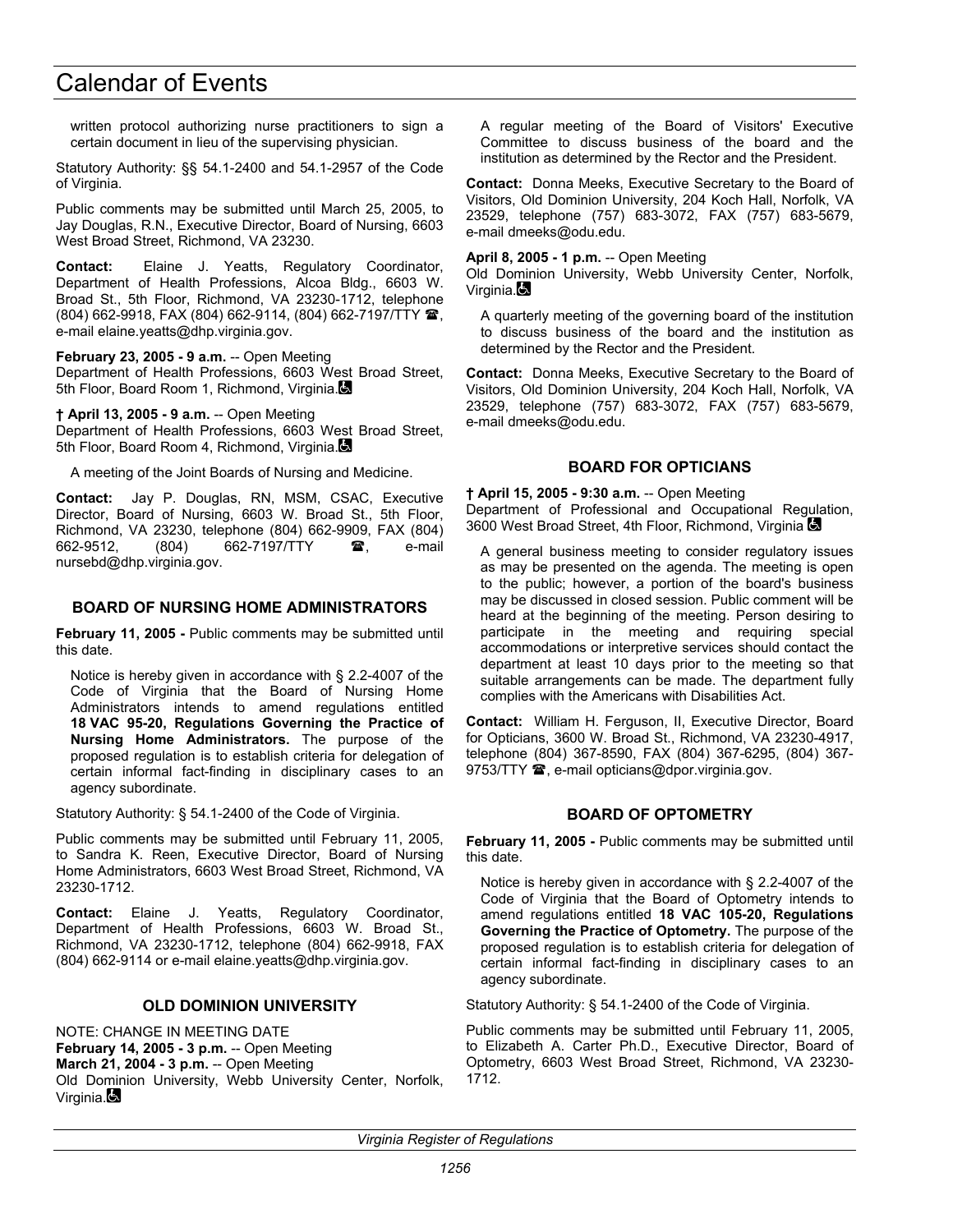written protocol authorizing nurse practitioners to sign a certain document in lieu of the supervising physician.

Statutory Authority: §§ 54.1-2400 and 54.1-2957 of the Code of Virginia.

Public comments may be submitted until March 25, 2005, to Jay Douglas, R.N., Executive Director, Board of Nursing, 6603 West Broad Street, Richmond, VA 23230.

**Contact:** Elaine J. Yeatts, Regulatory Coordinator, Department of Health Professions, Alcoa Bldg., 6603 W. Broad St., 5th Floor, Richmond, VA 23230-1712, telephone (804) 662-9918, FAX (804) 662-9114, (804) 662-7197/TTY ☎, e-mail elaine.yeatts@dhp.virginia.gov.

**February 23, 2005 - 9 a.m.** -- Open Meeting
Department of Health Professions, 6603 West Broad Street, 5th Floor, Board Room 1, Richmond, Virginia.♿

**† April 13, 2005 - 9 a.m.** -- Open Meeting
Department of Health Professions, 6603 West Broad Street, 5th Floor, Board Room 4, Richmond, Virginia.♿

A meeting of the Joint Boards of Nursing and Medicine.

**Contact:** Jay P. Douglas, RN, MSM, CSAC, Executive Director, Board of Nursing, 6603 W. Broad St., 5th Floor, Richmond, VA 23230, telephone (804) 662-9909, FAX (804) 662-9512, (804) 662-7197/TTY ☎, e-mail nursebd@dhp.virginia.gov.

### BOARD OF NURSING HOME ADMINISTRATORS

**February 11, 2005 -** Public comments may be submitted until this date.

Notice is hereby given in accordance with § 2.2-4007 of the Code of Virginia that the Board of Nursing Home Administrators intends to amend regulations entitled **18 VAC 95-20, Regulations Governing the Practice of Nursing Home Administrators.** The purpose of the proposed regulation is to establish criteria for delegation of certain informal fact-finding in disciplinary cases to an agency subordinate.

Statutory Authority: § 54.1-2400 of the Code of Virginia.

Public comments may be submitted until February 11, 2005, to Sandra K. Reen, Executive Director, Board of Nursing Home Administrators, 6603 West Broad Street, Richmond, VA 23230-1712.

**Contact:** Elaine J. Yeatts, Regulatory Coordinator, Department of Health Professions, 6603 W. Broad St., Richmond, VA 23230-1712, telephone (804) 662-9918, FAX (804) 662-9114 or e-mail elaine.yeatts@dhp.virginia.gov.

### OLD DOMINION UNIVERSITY

NOTE: CHANGE IN MEETING DATE
**February 14, 2005 - 3 p.m.** -- Open Meeting
**March 21, 2004 - 3 p.m.** -- Open Meeting
Old Dominion University, Webb University Center, Norfolk, Virginia.♿

A regular meeting of the Board of Visitors' Executive Committee to discuss business of the board and the institution as determined by the Rector and the President.

**Contact:** Donna Meeks, Executive Secretary to the Board of Visitors, Old Dominion University, 204 Koch Hall, Norfolk, VA 23529, telephone (757) 683-3072, FAX (757) 683-5679, e-mail dmeeks@odu.edu.

**April 8, 2005 - 1 p.m.** -- Open Meeting
Old Dominion University, Webb University Center, Norfolk, Virginia.♿

A quarterly meeting of the governing board of the institution to discuss business of the board and the institution as determined by the Rector and the President.

**Contact:** Donna Meeks, Executive Secretary to the Board of Visitors, Old Dominion University, 204 Koch Hall, Norfolk, VA 23529, telephone (757) 683-3072, FAX (757) 683-5679, e-mail dmeeks@odu.edu.

### BOARD FOR OPTICIANS

**† April 15, 2005 - 9:30 a.m.** -- Open Meeting
Department of Professional and Occupational Regulation, 3600 West Broad Street, 4th Floor, Richmond, Virginia ♿

A general business meeting to consider regulatory issues as may be presented on the agenda. The meeting is open to the public; however, a portion of the board's business may be discussed in closed session. Public comment will be heard at the beginning of the meeting. Person desiring to participate in the meeting and requiring special accommodations or interpretive services should contact the department at least 10 days prior to the meeting so that suitable arrangements can be made. The department fully complies with the Americans with Disabilities Act.

**Contact:** William H. Ferguson, II, Executive Director, Board for Opticians, 3600 W. Broad St., Richmond, VA 23230-4917, telephone (804) 367-8590, FAX (804) 367-6295, (804) 367-9753/TTY ☎, e-mail opticians@dpor.virginia.gov.

### BOARD OF OPTOMETRY

**February 11, 2005 -** Public comments may be submitted until this date.

Notice is hereby given in accordance with § 2.2-4007 of the Code of Virginia that the Board of Optometry intends to amend regulations entitled **18 VAC 105-20, Regulations Governing the Practice of Optometry.** The purpose of the proposed regulation is to establish criteria for delegation of certain informal fact-finding in disciplinary cases to an agency subordinate.

Statutory Authority: § 54.1-2400 of the Code of Virginia.

Public comments may be submitted until February 11, 2005, to Elizabeth A. Carter Ph.D., Executive Director, Board of Optometry, 6603 West Broad Street, Richmond, VA 23230-1712.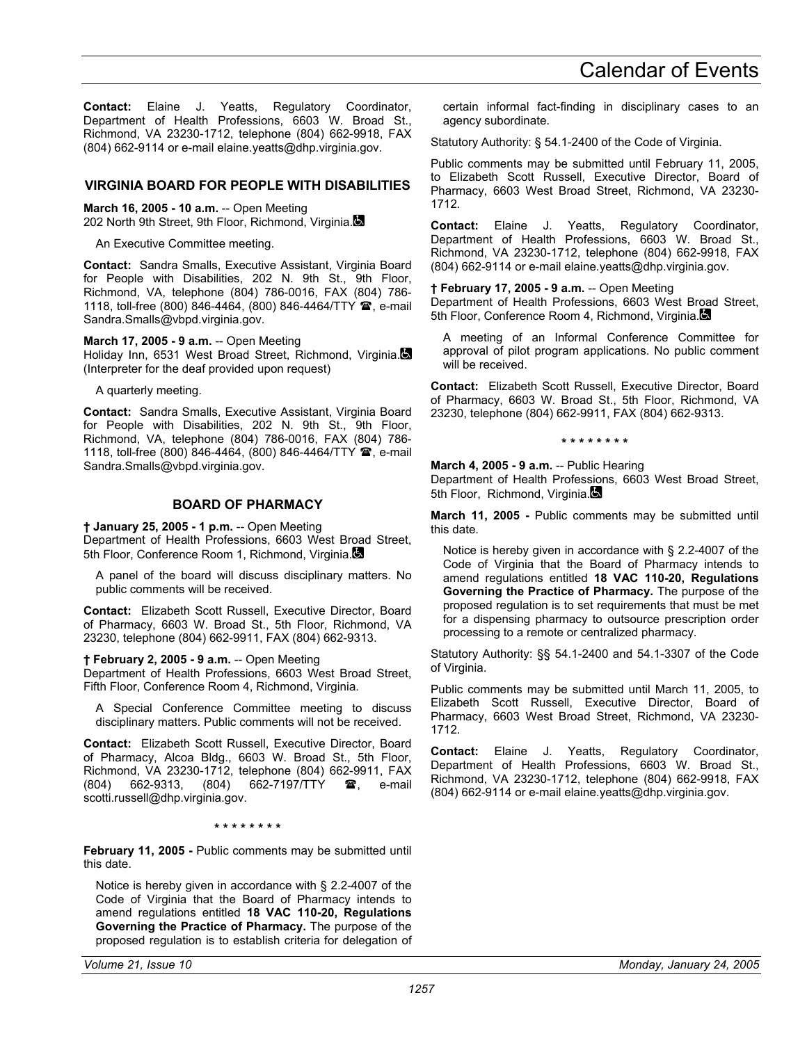**Contact:** Elaine J. Yeatts, Regulatory Coordinator, Department of Health Professions, 6603 W. Broad St., Richmond, VA 23230-1712, telephone (804) 662-9918, FAX (804) 662-9114 or e-mail elaine.yeatts@dhp.virginia.gov.

## VIRGINIA BOARD FOR PEOPLE WITH DISABILITIES

**March 16, 2005 - 10 a.m.** -- Open Meeting
202 North 9th Street, 9th Floor, Richmond, Virginia.

An Executive Committee meeting.

**Contact:** Sandra Smalls, Executive Assistant, Virginia Board for People with Disabilities, 202 N. 9th St., 9th Floor, Richmond, VA, telephone (804) 786-0016, FAX (804) 786-1118, toll-free (800) 846-4464, (800) 846-4464/TTY ☎, e-mail Sandra.Smalls@vbpd.virginia.gov.

**March 17, 2005 - 9 a.m.** -- Open Meeting
Holiday Inn, 6531 West Broad Street, Richmond, Virginia. (Interpreter for the deaf provided upon request)

A quarterly meeting.

**Contact:** Sandra Smalls, Executive Assistant, Virginia Board for People with Disabilities, 202 N. 9th St., 9th Floor, Richmond, VA, telephone (804) 786-0016, FAX (804) 786-1118, toll-free (800) 846-4464, (800) 846-4464/TTY ☎, e-mail Sandra.Smalls@vbpd.virginia.gov.

## BOARD OF PHARMACY

**† January 25, 2005 - 1 p.m.** -- Open Meeting
Department of Health Professions, 6603 West Broad Street, 5th Floor, Conference Room 1, Richmond, Virginia.

A panel of the board will discuss disciplinary matters. No public comments will be received.

**Contact:** Elizabeth Scott Russell, Executive Director, Board of Pharmacy, 6603 W. Broad St., 5th Floor, Richmond, VA 23230, telephone (804) 662-9911, FAX (804) 662-9313.

**† February 2, 2005 - 9 a.m.** -- Open Meeting
Department of Health Professions, 6603 West Broad Street, Fifth Floor, Conference Room 4, Richmond, Virginia.

A Special Conference Committee meeting to discuss disciplinary matters. Public comments will not be received.

**Contact:** Elizabeth Scott Russell, Executive Director, Board of Pharmacy, Alcoa Bldg., 6603 W. Broad St., 5th Floor, Richmond, VA 23230-1712, telephone (804) 662-9911, FAX (804) 662-9313, (804) 662-7197/TTY ☎, e-mail scotti.russell@dhp.virginia.gov.

\* \* \* \* \* \* \* \*

**February 11, 2005 -** Public comments may be submitted until this date.

Notice is hereby given in accordance with § 2.2-4007 of the Code of Virginia that the Board of Pharmacy intends to amend regulations entitled **18 VAC 110-20, Regulations Governing the Practice of Pharmacy.** The purpose of the proposed regulation is to establish criteria for delegation of certain informal fact-finding in disciplinary cases to an agency subordinate.

Statutory Authority: § 54.1-2400 of the Code of Virginia.

Public comments may be submitted until February 11, 2005, to Elizabeth Scott Russell, Executive Director, Board of Pharmacy, 6603 West Broad Street, Richmond, VA 23230-1712.

**Contact:** Elaine J. Yeatts, Regulatory Coordinator, Department of Health Professions, 6603 W. Broad St., Richmond, VA 23230-1712, telephone (804) 662-9918, FAX (804) 662-9114 or e-mail elaine.yeatts@dhp.virginia.gov.

**† February 17, 2005 - 9 a.m.** -- Open Meeting
Department of Health Professions, 6603 West Broad Street, 5th Floor, Conference Room 4, Richmond, Virginia.

A meeting of an Informal Conference Committee for approval of pilot program applications. No public comment will be received.

**Contact:** Elizabeth Scott Russell, Executive Director, Board of Pharmacy, 6603 W. Broad St., 5th Floor, Richmond, VA 23230, telephone (804) 662-9911, FAX (804) 662-9313.

\* \* \* \* \* \* \* \*

**March 4, 2005 - 9 a.m.** -- Public Hearing
Department of Health Professions, 6603 West Broad Street, 5th Floor, Richmond, Virginia.

**March 11, 2005 -** Public comments may be submitted until this date.

Notice is hereby given in accordance with § 2.2-4007 of the Code of Virginia that the Board of Pharmacy intends to amend regulations entitled **18 VAC 110-20, Regulations Governing the Practice of Pharmacy.** The purpose of the proposed regulation is to set requirements that must be met for a dispensing pharmacy to outsource prescription order processing to a remote or centralized pharmacy.

Statutory Authority: §§ 54.1-2400 and 54.1-3307 of the Code of Virginia.

Public comments may be submitted until March 11, 2005, to Elizabeth Scott Russell, Executive Director, Board of Pharmacy, 6603 West Broad Street, Richmond, VA 23230-1712.

**Contact:** Elaine J. Yeatts, Regulatory Coordinator, Department of Health Professions, 6603 W. Broad St., Richmond, VA 23230-1712, telephone (804) 662-9918, FAX (804) 662-9114 or e-mail elaine.yeatts@dhp.virginia.gov.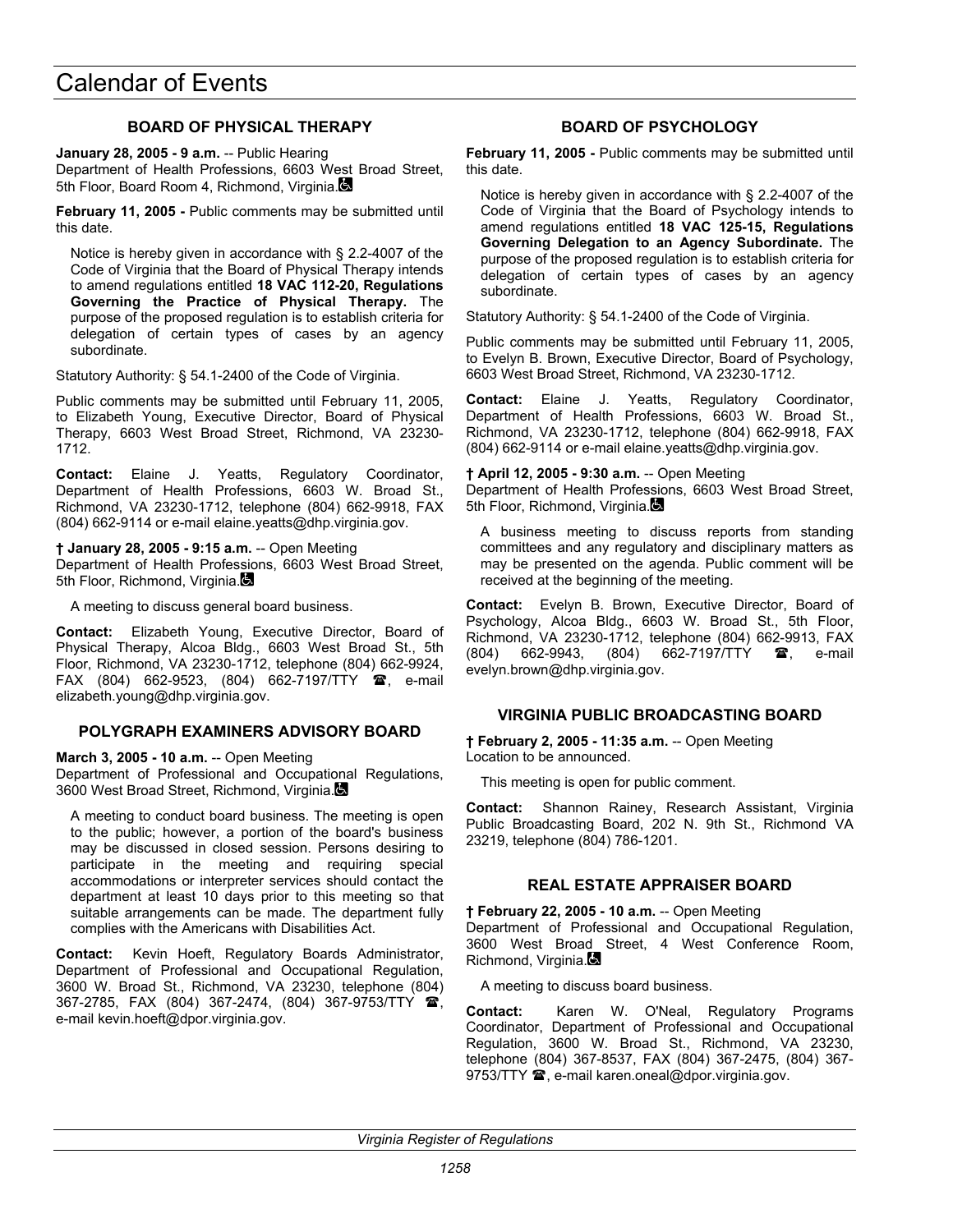# Calendar of Events

## BOARD OF PHYSICAL THERAPY

**January 28, 2005 - 9 a.m.** -- Public Hearing
Department of Health Professions, 6603 West Broad Street, 5th Floor, Board Room 4, Richmond, Virginia.

**February 11, 2005 -** Public comments may be submitted until this date.

Notice is hereby given in accordance with § 2.2-4007 of the Code of Virginia that the Board of Physical Therapy intends to amend regulations entitled **18 VAC 112-20, Regulations Governing the Practice of Physical Therapy.** The purpose of the proposed regulation is to establish criteria for delegation of certain types of cases by an agency subordinate.

Statutory Authority: § 54.1-2400 of the Code of Virginia.

Public comments may be submitted until February 11, 2005, to Elizabeth Young, Executive Director, Board of Physical Therapy, 6603 West Broad Street, Richmond, VA 23230-1712.

**Contact:** Elaine J. Yeatts, Regulatory Coordinator, Department of Health Professions, 6603 W. Broad St., Richmond, VA 23230-1712, telephone (804) 662-9918, FAX (804) 662-9114 or e-mail elaine.yeatts@dhp.virginia.gov.

**† January 28, 2005 - 9:15 a.m.** -- Open Meeting
Department of Health Professions, 6603 West Broad Street, 5th Floor, Richmond, Virginia.

A meeting to discuss general board business.

**Contact:** Elizabeth Young, Executive Director, Board of Physical Therapy, Alcoa Bldg., 6603 West Broad St., 5th Floor, Richmond, VA 23230-1712, telephone (804) 662-9924, FAX (804) 662-9523, (804) 662-7197/TTY ☎, e-mail elizabeth.young@dhp.virginia.gov.

## POLYGRAPH EXAMINERS ADVISORY BOARD

**March 3, 2005 - 10 a.m.** -- Open Meeting
Department of Professional and Occupational Regulations, 3600 West Broad Street, Richmond, Virginia.

A meeting to conduct board business. The meeting is open to the public; however, a portion of the board's business may be discussed in closed session. Persons desiring to participate in the meeting and requiring special accommodations or interpreter services should contact the department at least 10 days prior to this meeting so that suitable arrangements can be made. The department fully complies with the Americans with Disabilities Act.

**Contact:** Kevin Hoeft, Regulatory Boards Administrator, Department of Professional and Occupational Regulation, 3600 W. Broad St., Richmond, VA 23230, telephone (804) 367-2785, FAX (804) 367-2474, (804) 367-9753/TTY ☎, e-mail kevin.hoeft@dpor.virginia.gov.

## BOARD OF PSYCHOLOGY

**February 11, 2005 -** Public comments may be submitted until this date.

Notice is hereby given in accordance with § 2.2-4007 of the Code of Virginia that the Board of Psychology intends to amend regulations entitled **18 VAC 125-15, Regulations Governing Delegation to an Agency Subordinate.** The purpose of the proposed regulation is to establish criteria for delegation of certain types of cases by an agency subordinate.

Statutory Authority: § 54.1-2400 of the Code of Virginia.

Public comments may be submitted until February 11, 2005, to Evelyn B. Brown, Executive Director, Board of Psychology, 6603 West Broad Street, Richmond, VA 23230-1712.

**Contact:** Elaine J. Yeatts, Regulatory Coordinator, Department of Health Professions, 6603 W. Broad St., Richmond, VA 23230-1712, telephone (804) 662-9918, FAX (804) 662-9114 or e-mail elaine.yeatts@dhp.virginia.gov.

**† April 12, 2005 - 9:30 a.m.** -- Open Meeting
Department of Health Professions, 6603 West Broad Street, 5th Floor, Richmond, Virginia.

A business meeting to discuss reports from standing committees and any regulatory and disciplinary matters as may be presented on the agenda. Public comment will be received at the beginning of the meeting.

**Contact:** Evelyn B. Brown, Executive Director, Board of Psychology, Alcoa Bldg., 6603 W. Broad St., 5th Floor, Richmond, VA 23230-1712, telephone (804) 662-9913, FAX (804) 662-9943, (804) 662-7197/TTY ☎, e-mail evelyn.brown@dhp.virginia.gov.

## VIRGINIA PUBLIC BROADCASTING BOARD

**† February 2, 2005 - 11:35 a.m.** -- Open Meeting
Location to be announced.

This meeting is open for public comment.

**Contact:** Shannon Rainey, Research Assistant, Virginia Public Broadcasting Board, 202 N. 9th St., Richmond VA 23219, telephone (804) 786-1201.

## REAL ESTATE APPRAISER BOARD

**† February 22, 2005 - 10 a.m.** -- Open Meeting
Department of Professional and Occupational Regulation, 3600 West Broad Street, 4 West Conference Room, Richmond, Virginia.

A meeting to discuss board business.

**Contact:** Karen W. O'Neal, Regulatory Programs Coordinator, Department of Professional and Occupational Regulation, 3600 W. Broad St., Richmond, VA 23230, telephone (804) 367-8537, FAX (804) 367-2475, (804) 367-9753/TTY ☎, e-mail karen.oneal@dpor.virginia.gov.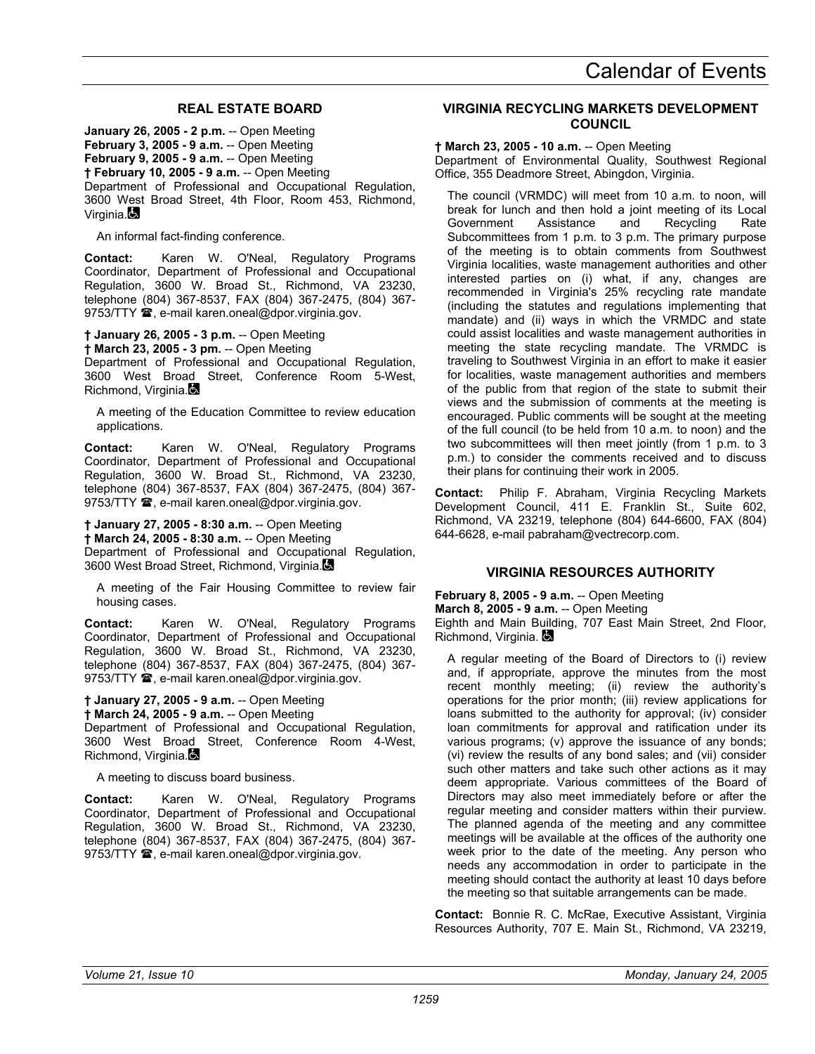## REAL ESTATE BOARD

**January 26, 2005 - 2 p.m.** -- Open Meeting
**February 3, 2005 - 9 a.m.** -- Open Meeting
**February 9, 2005 - 9 a.m.** -- Open Meeting
**† February 10, 2005 - 9 a.m.** -- Open Meeting
Department of Professional and Occupational Regulation, 3600 West Broad Street, 4th Floor, Room 453, Richmond, Virginia.

An informal fact-finding conference.

**Contact:** Karen W. O'Neal, Regulatory Programs Coordinator, Department of Professional and Occupational Regulation, 3600 W. Broad St., Richmond, VA 23230, telephone (804) 367-8537, FAX (804) 367-2475, (804) 367-9753/TTY ☎, e-mail karen.oneal@dpor.virginia.gov.

**† January 26, 2005 - 3 p.m.** -- Open Meeting
**† March 23, 2005 - 3 pm.** -- Open Meeting
Department of Professional and Occupational Regulation, 3600 West Broad Street, Conference Room 5-West, Richmond, Virginia.

A meeting of the Education Committee to review education applications.

**Contact:** Karen W. O'Neal, Regulatory Programs Coordinator, Department of Professional and Occupational Regulation, 3600 W. Broad St., Richmond, VA 23230, telephone (804) 367-8537, FAX (804) 367-2475, (804) 367-9753/TTY ☎, e-mail karen.oneal@dpor.virginia.gov.

**† January 27, 2005 - 8:30 a.m.** -- Open Meeting
**† March 24, 2005 - 8:30 a.m.** -- Open Meeting
Department of Professional and Occupational Regulation, 3600 West Broad Street, Richmond, Virginia.

A meeting of the Fair Housing Committee to review fair housing cases.

**Contact:** Karen W. O'Neal, Regulatory Programs Coordinator, Department of Professional and Occupational Regulation, 3600 W. Broad St., Richmond, VA 23230, telephone (804) 367-8537, FAX (804) 367-2475, (804) 367-9753/TTY ☎, e-mail karen.oneal@dpor.virginia.gov.

**† January 27, 2005 - 9 a.m.** -- Open Meeting
**† March 24, 2005 - 9 a.m.** -- Open Meeting
Department of Professional and Occupational Regulation, 3600 West Broad Street, Conference Room 4-West, Richmond, Virginia.

A meeting to discuss board business.

**Contact:** Karen W. O'Neal, Regulatory Programs Coordinator, Department of Professional and Occupational Regulation, 3600 W. Broad St., Richmond, VA 23230, telephone (804) 367-8537, FAX (804) 367-2475, (804) 367-9753/TTY ☎, e-mail karen.oneal@dpor.virginia.gov.

## VIRGINIA RECYCLING MARKETS DEVELOPMENT COUNCIL

**† March 23, 2005 - 10 a.m.** -- Open Meeting
Department of Environmental Quality, Southwest Regional Office, 355 Deadmore Street, Abingdon, Virginia.

The council (VRMDC) will meet from 10 a.m. to noon, will break for lunch and then hold a joint meeting of its Local Government Assistance and Recycling Rate Subcommittees from 1 p.m. to 3 p.m. The primary purpose of the meeting is to obtain comments from Southwest Virginia localities, waste management authorities and other interested parties on (i) what, if any, changes are recommended in Virginia's 25% recycling rate mandate (including the statutes and regulations implementing that mandate) and (ii) ways in which the VRMDC and state could assist localities and waste management authorities in meeting the state recycling mandate. The VRMDC is traveling to Southwest Virginia in an effort to make it easier for localities, waste management authorities and members of the public from that region of the state to submit their views and the submission of comments at the meeting is encouraged. Public comments will be sought at the meeting of the full council (to be held from 10 a.m. to noon) and the two subcommittees will then meet jointly (from 1 p.m. to 3 p.m.) to consider the comments received and to discuss their plans for continuing their work in 2005.

**Contact:** Philip F. Abraham, Virginia Recycling Markets Development Council, 411 E. Franklin St., Suite 602, Richmond, VA 23219, telephone (804) 644-6600, FAX (804) 644-6628, e-mail pabraham@vectrecorp.com.

## VIRGINIA RESOURCES AUTHORITY

**February 8, 2005 - 9 a.m.** -- Open Meeting
**March 8, 2005 - 9 a.m.** -- Open Meeting
Eighth and Main Building, 707 East Main Street, 2nd Floor, Richmond, Virginia.

A regular meeting of the Board of Directors to (i) review and, if appropriate, approve the minutes from the most recent monthly meeting; (ii) review the authority's operations for the prior month; (iii) review applications for loans submitted to the authority for approval; (iv) consider loan commitments for approval and ratification under its various programs; (v) approve the issuance of any bonds; (vi) review the results of any bond sales; and (vii) consider such other matters and take such other actions as it may deem appropriate. Various committees of the Board of Directors may also meet immediately before or after the regular meeting and consider matters within their purview. The planned agenda of the meeting and any committee meetings will be available at the offices of the authority one week prior to the date of the meeting. Any person who needs any accommodation in order to participate in the meeting should contact the authority at least 10 days before the meeting so that suitable arrangements can be made.

**Contact:** Bonnie R. C. McRae, Executive Assistant, Virginia Resources Authority, 707 E. Main St., Richmond, VA 23219,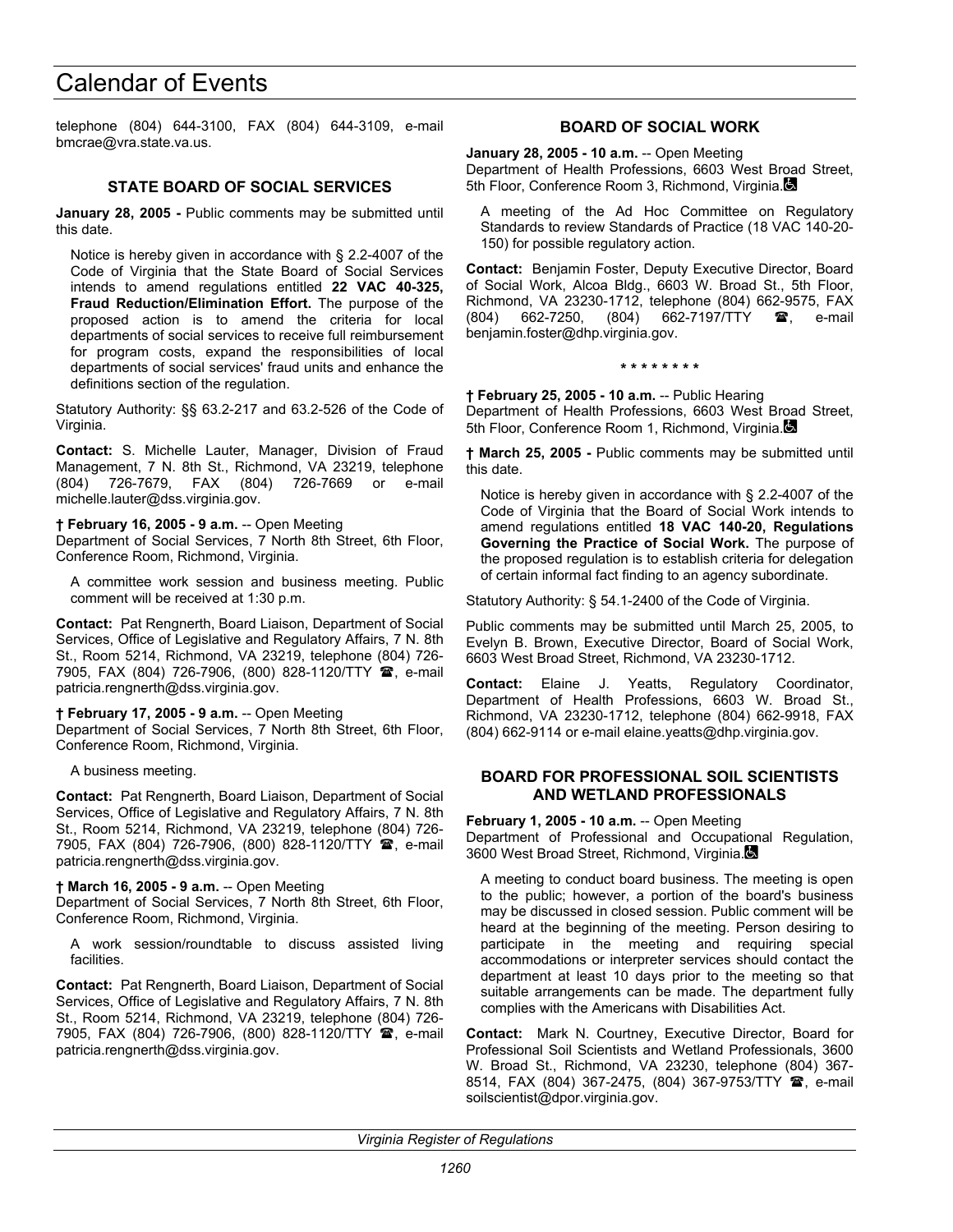telephone (804) 644-3100, FAX (804) 644-3109, e-mail bmcrae@vra.state.va.us.

### STATE BOARD OF SOCIAL SERVICES

**January 28, 2005 -** Public comments may be submitted until this date.

Notice is hereby given in accordance with § 2.2-4007 of the Code of Virginia that the State Board of Social Services intends to amend regulations entitled **22 VAC 40-325, Fraud Reduction/Elimination Effort.** The purpose of the proposed action is to amend the criteria for local departments of social services to receive full reimbursement for program costs, expand the responsibilities of local departments of social services' fraud units and enhance the definitions section of the regulation.

Statutory Authority: §§ 63.2-217 and 63.2-526 of the Code of Virginia.

**Contact:** S. Michelle Lauter, Manager, Division of Fraud Management, 7 N. 8th St., Richmond, VA 23219, telephone (804) 726-7679, FAX (804) 726-7669 or e-mail michelle.lauter@dss.virginia.gov.

**† February 16, 2005 - 9 a.m.** -- Open Meeting
Department of Social Services, 7 North 8th Street, 6th Floor, Conference Room, Richmond, Virginia.

A committee work session and business meeting. Public comment will be received at 1:30 p.m.

**Contact:** Pat Rengnerth, Board Liaison, Department of Social Services, Office of Legislative and Regulatory Affairs, 7 N. 8th St., Room 5214, Richmond, VA 23219, telephone (804) 726-7905, FAX (804) 726-7906, (800) 828-1120/TTY ☎, e-mail patricia.rengnerth@dss.virginia.gov.

**† February 17, 2005 - 9 a.m.** -- Open Meeting
Department of Social Services, 7 North 8th Street, 6th Floor, Conference Room, Richmond, Virginia.

A business meeting.

**Contact:** Pat Rengnerth, Board Liaison, Department of Social Services, Office of Legislative and Regulatory Affairs, 7 N. 8th St., Room 5214, Richmond, VA 23219, telephone (804) 726-7905, FAX (804) 726-7906, (800) 828-1120/TTY ☎, e-mail patricia.rengnerth@dss.virginia.gov.

**† March 16, 2005 - 9 a.m.** -- Open Meeting
Department of Social Services, 7 North 8th Street, 6th Floor, Conference Room, Richmond, Virginia.

A work session/roundtable to discuss assisted living facilities.

**Contact:** Pat Rengnerth, Board Liaison, Department of Social Services, Office of Legislative and Regulatory Affairs, 7 N. 8th St., Room 5214, Richmond, VA 23219, telephone (804) 726-7905, FAX (804) 726-7906, (800) 828-1120/TTY ☎, e-mail patricia.rengnerth@dss.virginia.gov.

### BOARD OF SOCIAL WORK

**January 28, 2005 - 10 a.m.** -- Open Meeting
Department of Health Professions, 6603 West Broad Street, 5th Floor, Conference Room 3, Richmond, Virginia.

A meeting of the Ad Hoc Committee on Regulatory Standards to review Standards of Practice (18 VAC 140-20-150) for possible regulatory action.

**Contact:** Benjamin Foster, Deputy Executive Director, Board of Social Work, Alcoa Bldg., 6603 W. Broad St., 5th Floor, Richmond, VA 23230-1712, telephone (804) 662-9575, FAX (804) 662-7250, (804) 662-7197/TTY ☎, e-mail benjamin.foster@dhp.virginia.gov.

\* \* \* \* \* \* \* \*

**† February 25, 2005 - 10 a.m.** -- Public Hearing
Department of Health Professions, 6603 West Broad Street, 5th Floor, Conference Room 1, Richmond, Virginia.

**† March 25, 2005 -** Public comments may be submitted until this date.

Notice is hereby given in accordance with § 2.2-4007 of the Code of Virginia that the Board of Social Work intends to amend regulations entitled **18 VAC 140-20, Regulations Governing the Practice of Social Work.** The purpose of the proposed regulation is to establish criteria for delegation of certain informal fact finding to an agency subordinate.

Statutory Authority: § 54.1-2400 of the Code of Virginia.

Public comments may be submitted until March 25, 2005, to Evelyn B. Brown, Executive Director, Board of Social Work, 6603 West Broad Street, Richmond, VA 23230-1712.

**Contact:** Elaine J. Yeatts, Regulatory Coordinator, Department of Health Professions, 6603 W. Broad St., Richmond, VA 23230-1712, telephone (804) 662-9918, FAX (804) 662-9114 or e-mail elaine.yeatts@dhp.virginia.gov.

### BOARD FOR PROFESSIONAL SOIL SCIENTISTS AND WETLAND PROFESSIONALS

**February 1, 2005 - 10 a.m.** -- Open Meeting
Department of Professional and Occupational Regulation, 3600 West Broad Street, Richmond, Virginia.

A meeting to conduct board business. The meeting is open to the public; however, a portion of the board's business may be discussed in closed session. Public comment will be heard at the beginning of the meeting. Person desiring to participate in the meeting and requiring special accommodations or interpreter services should contact the department at least 10 days prior to the meeting so that suitable arrangements can be made. The department fully complies with the Americans with Disabilities Act.

**Contact:** Mark N. Courtney, Executive Director, Board for Professional Soil Scientists and Wetland Professionals, 3600 W. Broad St., Richmond, VA 23230, telephone (804) 367-8514, FAX (804) 367-2475, (804) 367-9753/TTY ☎, e-mail soilscientist@dpor.virginia.gov.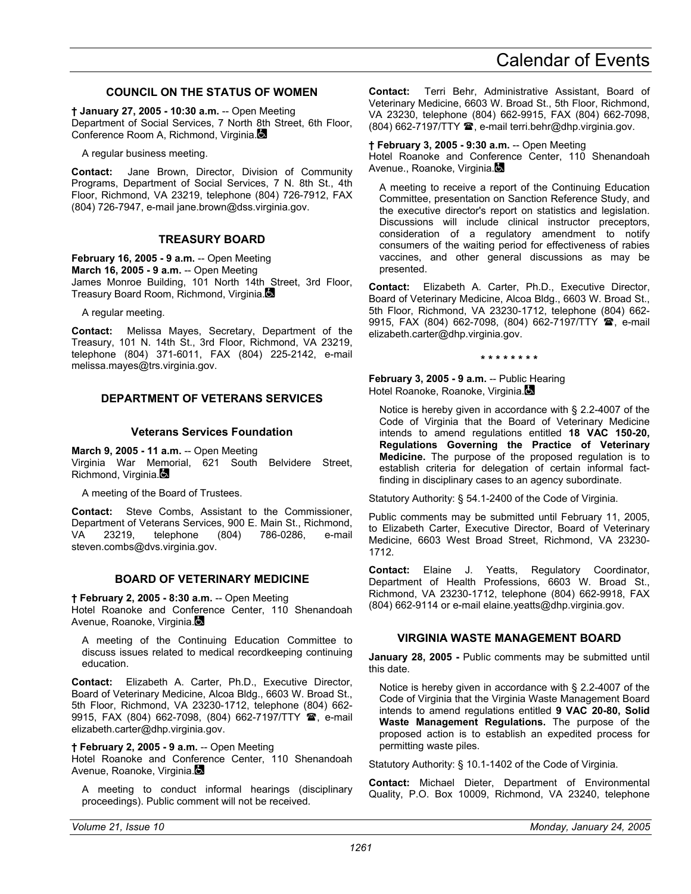### COUNCIL ON THE STATUS OF WOMEN

**† January 27, 2005 - 10:30 a.m.** -- Open Meeting
Department of Social Services, 7 North 8th Street, 6th Floor, Conference Room A, Richmond, Virginia.

A regular business meeting.

**Contact:** Jane Brown, Director, Division of Community Programs, Department of Social Services, 7 N. 8th St., 4th Floor, Richmond, VA 23219, telephone (804) 726-7912, FAX (804) 726-7947, e-mail jane.brown@dss.virginia.gov.

### TREASURY BOARD

**February 16, 2005 - 9 a.m.** -- Open Meeting
**March 16, 2005 - 9 a.m.** -- Open Meeting
James Monroe Building, 101 North 14th Street, 3rd Floor, Treasury Board Room, Richmond, Virginia.

A regular meeting.

**Contact:** Melissa Mayes, Secretary, Department of the Treasury, 101 N. 14th St., 3rd Floor, Richmond, VA 23219, telephone (804) 371-6011, FAX (804) 225-2142, e-mail melissa.mayes@trs.virginia.gov.

### DEPARTMENT OF VETERANS SERVICES

#### Veterans Services Foundation

**March 9, 2005 - 11 a.m.** -- Open Meeting
Virginia War Memorial, 621 South Belvidere Street, Richmond, Virginia.

A meeting of the Board of Trustees.

**Contact:** Steve Combs, Assistant to the Commissioner, Department of Veterans Services, 900 E. Main St., Richmond, VA 23219, telephone (804) 786-0286, e-mail steven.combs@dvs.virginia.gov.

### BOARD OF VETERINARY MEDICINE

**† February 2, 2005 - 8:30 a.m.** -- Open Meeting
Hotel Roanoke and Conference Center, 110 Shenandoah Avenue, Roanoke, Virginia.

A meeting of the Continuing Education Committee to discuss issues related to medical recordkeeping continuing education.

**Contact:** Elizabeth A. Carter, Ph.D., Executive Director, Board of Veterinary Medicine, Alcoa Bldg., 6603 W. Broad St., 5th Floor, Richmond, VA 23230-1712, telephone (804) 662-9915, FAX (804) 662-7098, (804) 662-7197/TTY ☎, e-mail elizabeth.carter@dhp.virginia.gov.

**† February 2, 2005 - 9 a.m.** -- Open Meeting
Hotel Roanoke and Conference Center, 110 Shenandoah Avenue, Roanoke, Virginia.

A meeting to conduct informal hearings (disciplinary proceedings). Public comment will not be received.

**Contact:** Terri Behr, Administrative Assistant, Board of Veterinary Medicine, 6603 W. Broad St., 5th Floor, Richmond, VA 23230, telephone (804) 662-9915, FAX (804) 662-7098, (804) 662-7197/TTY ☎, e-mail terri.behr@dhp.virginia.gov.

**† February 3, 2005 - 9:30 a.m.** -- Open Meeting
Hotel Roanoke and Conference Center, 110 Shenandoah Avenue., Roanoke, Virginia.

A meeting to receive a report of the Continuing Education Committee, presentation on Sanction Reference Study, and the executive director's report on statistics and legislation. Discussions will include clinical instructor preceptors, consideration of a regulatory amendment to notify consumers of the waiting period for effectiveness of rabies vaccines, and other general discussions as may be presented.

**Contact:** Elizabeth A. Carter, Ph.D., Executive Director, Board of Veterinary Medicine, Alcoa Bldg., 6603 W. Broad St., 5th Floor, Richmond, VA 23230-1712, telephone (804) 662-9915, FAX (804) 662-7098, (804) 662-7197/TTY ☎, e-mail elizabeth.carter@dhp.virginia.gov.

\* \* \* \* \* \* \* \*

**February 3, 2005 - 9 a.m.** -- Public Hearing
Hotel Roanoke, Roanoke, Virginia.

Notice is hereby given in accordance with § 2.2-4007 of the Code of Virginia that the Board of Veterinary Medicine intends to amend regulations entitled **18 VAC 150-20, Regulations Governing the Practice of Veterinary Medicine.** The purpose of the proposed regulation is to establish criteria for delegation of certain informal fact-finding in disciplinary cases to an agency subordinate.

Statutory Authority: § 54.1-2400 of the Code of Virginia.

Public comments may be submitted until February 11, 2005, to Elizabeth Carter, Executive Director, Board of Veterinary Medicine, 6603 West Broad Street, Richmond, VA 23230-1712.

**Contact:** Elaine J. Yeatts, Regulatory Coordinator, Department of Health Professions, 6603 W. Broad St., Richmond, VA 23230-1712, telephone (804) 662-9918, FAX (804) 662-9114 or e-mail elaine.yeatts@dhp.virginia.gov.

### VIRGINIA WASTE MANAGEMENT BOARD

**January 28, 2005 -** Public comments may be submitted until this date.

Notice is hereby given in accordance with § 2.2-4007 of the Code of Virginia that the Virginia Waste Management Board intends to amend regulations entitled **9 VAC 20-80, Solid Waste Management Regulations.** The purpose of the proposed action is to establish an expedited process for permitting waste piles.

Statutory Authority: § 10.1-1402 of the Code of Virginia.

**Contact:** Michael Dieter, Department of Environmental Quality, P.O. Box 10009, Richmond, VA 23240, telephone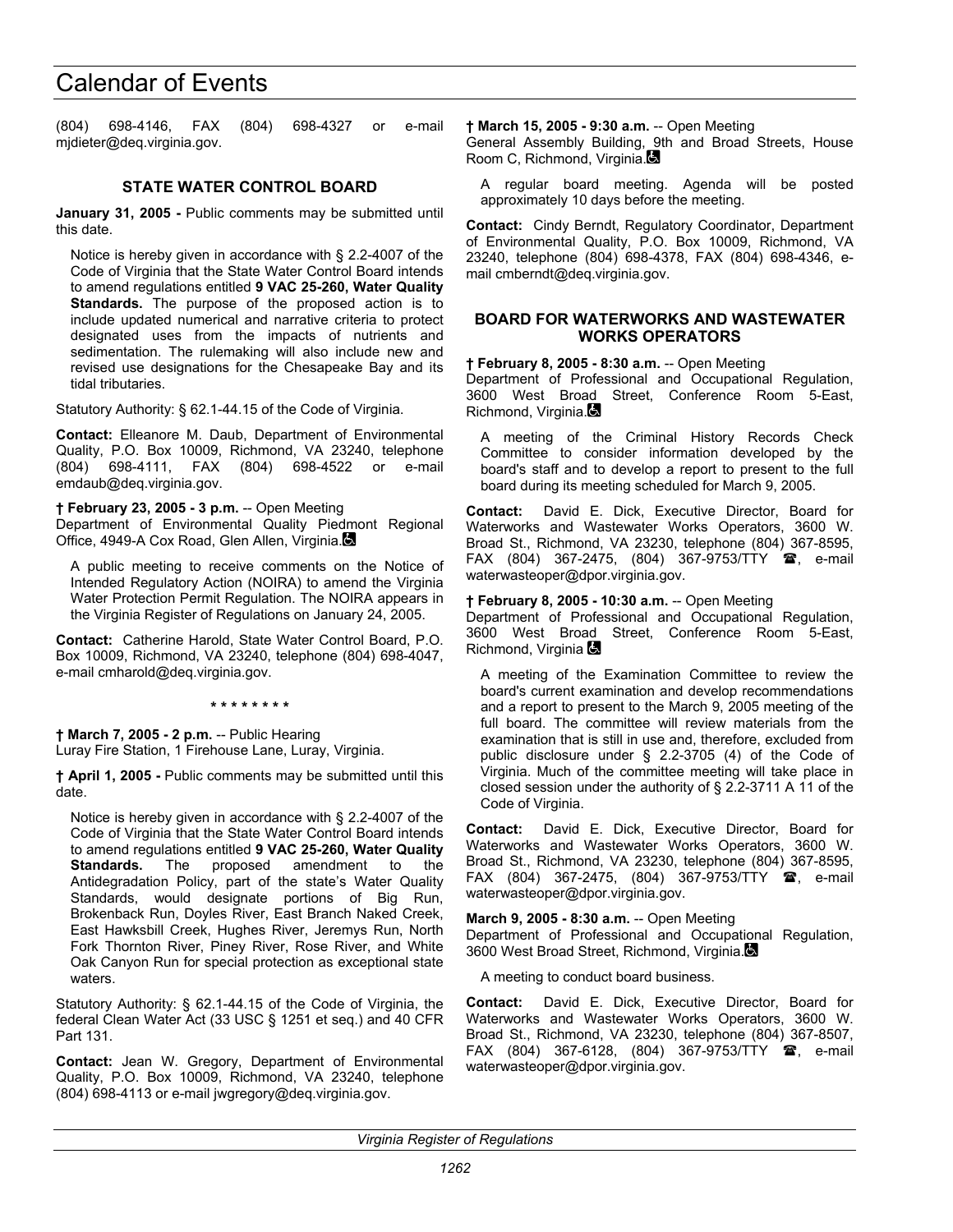(804) 698-4146, FAX (804) 698-4327 or e-mail mjdieter@deq.virginia.gov.

### STATE WATER CONTROL BOARD

**January 31, 2005 -** Public comments may be submitted until this date.

Notice is hereby given in accordance with § 2.2-4007 of the Code of Virginia that the State Water Control Board intends to amend regulations entitled **9 VAC 25-260, Water Quality Standards.** The purpose of the proposed action is to include updated numerical and narrative criteria to protect designated uses from the impacts of nutrients and sedimentation. The rulemaking will also include new and revised use designations for the Chesapeake Bay and its tidal tributaries.

Statutory Authority: § 62.1-44.15 of the Code of Virginia.

**Contact:** Elleanore M. Daub, Department of Environmental Quality, P.O. Box 10009, Richmond, VA 23240, telephone (804) 698-4111, FAX (804) 698-4522 or e-mail emdaub@deq.virginia.gov.

**† February 23, 2005 - 3 p.m.** -- Open Meeting
Department of Environmental Quality Piedmont Regional Office, 4949-A Cox Road, Glen Allen, Virginia.

A public meeting to receive comments on the Notice of Intended Regulatory Action (NOIRA) to amend the Virginia Water Protection Permit Regulation. The NOIRA appears in the Virginia Register of Regulations on January 24, 2005.

**Contact:** Catherine Harold, State Water Control Board, P.O. Box 10009, Richmond, VA 23240, telephone (804) 698-4047, e-mail cmharold@deq.virginia.gov.

\* \* \* \* \* \* \* \*

**† March 7, 2005 - 2 p.m.** -- Public Hearing
Luray Fire Station, 1 Firehouse Lane, Luray, Virginia.

**† April 1, 2005 -** Public comments may be submitted until this date.

Notice is hereby given in accordance with § 2.2-4007 of the Code of Virginia that the State Water Control Board intends to amend regulations entitled **9 VAC 25-260, Water Quality Standards.** The proposed amendment to the Antidegradation Policy, part of the state's Water Quality Standards, would designate portions of Big Run, Brokenback Run, Doyles River, East Branch Naked Creek, East Hawksbill Creek, Hughes River, Jeremys Run, North Fork Thornton River, Piney River, Rose River, and White Oak Canyon Run for special protection as exceptional state waters.

Statutory Authority: § 62.1-44.15 of the Code of Virginia, the federal Clean Water Act (33 USC § 1251 et seq.) and 40 CFR Part 131.

**Contact:** Jean W. Gregory, Department of Environmental Quality, P.O. Box 10009, Richmond, VA 23240, telephone (804) 698-4113 or e-mail jwgregory@deq.virginia.gov.

**† March 15, 2005 - 9:30 a.m.** -- Open Meeting
General Assembly Building, 9th and Broad Streets, House Room C, Richmond, Virginia.

A regular board meeting. Agenda will be posted approximately 10 days before the meeting.

**Contact:** Cindy Berndt, Regulatory Coordinator, Department of Environmental Quality, P.O. Box 10009, Richmond, VA 23240, telephone (804) 698-4378, FAX (804) 698-4346, e-mail cmberndt@deq.virginia.gov.

### BOARD FOR WATERWORKS AND WASTEWATER WORKS OPERATORS

**† February 8, 2005 - 8:30 a.m.** -- Open Meeting
Department of Professional and Occupational Regulation, 3600 West Broad Street, Conference Room 5-East, Richmond, Virginia.

A meeting of the Criminal History Records Check Committee to consider information developed by the board's staff and to develop a report to present to the full board during its meeting scheduled for March 9, 2005.

**Contact:** David E. Dick, Executive Director, Board for Waterworks and Wastewater Works Operators, 3600 W. Broad St., Richmond, VA 23230, telephone (804) 367-8595, FAX (804) 367-2475, (804) 367-9753/TTY ☎, e-mail waterwasteoper@dpor.virginia.gov.

**† February 8, 2005 - 10:30 a.m.** -- Open Meeting
Department of Professional and Occupational Regulation, 3600 West Broad Street, Conference Room 5-East, Richmond, Virginia

A meeting of the Examination Committee to review the board's current examination and develop recommendations and a report to present to the March 9, 2005 meeting of the full board. The committee will review materials from the examination that is still in use and, therefore, excluded from public disclosure under § 2.2-3705 (4) of the Code of Virginia. Much of the committee meeting will take place in closed session under the authority of § 2.2-3711 A 11 of the Code of Virginia.

**Contact:** David E. Dick, Executive Director, Board for Waterworks and Wastewater Works Operators, 3600 W. Broad St., Richmond, VA 23230, telephone (804) 367-8595, FAX (804) 367-2475, (804) 367-9753/TTY ☎, e-mail waterwasteoper@dpor.virginia.gov.

**March 9, 2005 - 8:30 a.m.** -- Open Meeting
Department of Professional and Occupational Regulation, 3600 West Broad Street, Richmond, Virginia.

A meeting to conduct board business.

**Contact:** David E. Dick, Executive Director, Board for Waterworks and Wastewater Works Operators, 3600 W. Broad St., Richmond, VA 23230, telephone (804) 367-8507, FAX (804) 367-6128, (804) 367-9753/TTY ☎, e-mail waterwasteoper@dpor.virginia.gov.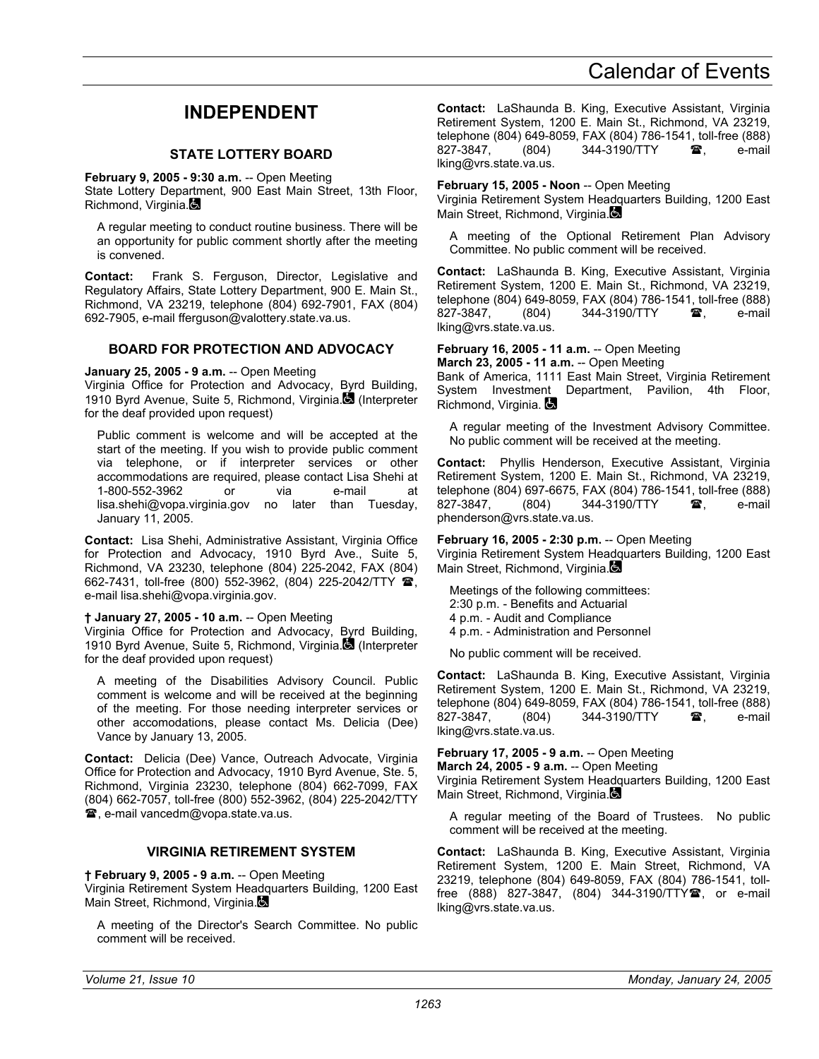# INDEPENDENT

## STATE LOTTERY BOARD

**February 9, 2005 - 9:30 a.m.** -- Open Meeting
State Lottery Department, 900 East Main Street, 13th Floor, Richmond, Virginia.

A regular meeting to conduct routine business. There will be an opportunity for public comment shortly after the meeting is convened.

**Contact:** Frank S. Ferguson, Director, Legislative and Regulatory Affairs, State Lottery Department, 900 E. Main St., Richmond, VA 23219, telephone (804) 692-7901, FAX (804) 692-7905, e-mail fferguson@valottery.state.va.us.

## BOARD FOR PROTECTION AND ADVOCACY

**January 25, 2005 - 9 a.m.** -- Open Meeting
Virginia Office for Protection and Advocacy, Byrd Building, 1910 Byrd Avenue, Suite 5, Richmond, Virginia. (Interpreter for the deaf provided upon request)

Public comment is welcome and will be accepted at the start of the meeting. If you wish to provide public comment via telephone, or if interpreter services or other accommodations are required, please contact Lisa Shehi at 1-800-552-3962 or via e-mail at lisa.shehi@vopa.virginia.gov no later than Tuesday, January 11, 2005.

**Contact:** Lisa Shehi, Administrative Assistant, Virginia Office for Protection and Advocacy, 1910 Byrd Ave., Suite 5, Richmond, VA 23230, telephone (804) 225-2042, FAX (804) 662-7431, toll-free (800) 552-3962, (804) 225-2042/TTY ☎, e-mail lisa.shehi@vopa.virginia.gov.

**† January 27, 2005 - 10 a.m.** -- Open Meeting
Virginia Office for Protection and Advocacy, Byrd Building, 1910 Byrd Avenue, Suite 5, Richmond, Virginia. (Interpreter for the deaf provided upon request)

A meeting of the Disabilities Advisory Council. Public comment is welcome and will be received at the beginning of the meeting. For those needing interpreter services or other accomodations, please contact Ms. Delicia (Dee) Vance by January 13, 2005.

**Contact:** Delicia (Dee) Vance, Outreach Advocate, Virginia Office for Protection and Advocacy, 1910 Byrd Avenue, Ste. 5, Richmond, Virginia 23230, telephone (804) 662-7099, FAX (804) 662-7057, toll-free (800) 552-3962, (804) 225-2042/TTY ☎, e-mail vancedm@vopa.state.va.us.

## VIRGINIA RETIREMENT SYSTEM

**† February 9, 2005 - 9 a.m.** -- Open Meeting
Virginia Retirement System Headquarters Building, 1200 East Main Street, Richmond, Virginia.

A meeting of the Director's Search Committee. No public comment will be received.

**Contact:** LaShaunda B. King, Executive Assistant, Virginia Retirement System, 1200 E. Main St., Richmond, VA 23219, telephone (804) 649-8059, FAX (804) 786-1541, toll-free (888) 827-3847, (804) 344-3190/TTY ☎, e-mail lking@vrs.state.va.us.

**February 15, 2005 - Noon** -- Open Meeting
Virginia Retirement System Headquarters Building, 1200 East Main Street, Richmond, Virginia.

A meeting of the Optional Retirement Plan Advisory Committee. No public comment will be received.

**Contact:** LaShaunda B. King, Executive Assistant, Virginia Retirement System, 1200 E. Main St., Richmond, VA 23219, telephone (804) 649-8059, FAX (804) 786-1541, toll-free (888) 827-3847, (804) 344-3190/TTY ☎, e-mail lking@vrs.state.va.us.

**February 16, 2005 - 11 a.m.** -- Open Meeting
**March 23, 2005 - 11 a.m.** -- Open Meeting
Bank of America, 1111 East Main Street, Virginia Retirement System Investment Department, Pavilion, 4th Floor, Richmond, Virginia.

A regular meeting of the Investment Advisory Committee. No public comment will be received at the meeting.

**Contact:** Phyllis Henderson, Executive Assistant, Virginia Retirement System, 1200 E. Main St., Richmond, VA 23219, telephone (804) 697-6675, FAX (804) 786-1541, toll-free (888) 827-3847, (804) 344-3190/TTY ☎, e-mail phenderson@vrs.state.va.us.

**February 16, 2005 - 2:30 p.m.** -- Open Meeting
Virginia Retirement System Headquarters Building, 1200 East Main Street, Richmond, Virginia.

Meetings of the following committees:
2:30 p.m. - Benefits and Actuarial
4 p.m. - Audit and Compliance
4 p.m. - Administration and Personnel

No public comment will be received.

**Contact:** LaShaunda B. King, Executive Assistant, Virginia Retirement System, 1200 E. Main St., Richmond, VA 23219, telephone (804) 649-8059, FAX (804) 786-1541, toll-free (888) 827-3847, (804) 344-3190/TTY ☎, e-mail lking@vrs.state.va.us.

**February 17, 2005 - 9 a.m.** -- Open Meeting
**March 24, 2005 - 9 a.m.** -- Open Meeting
Virginia Retirement System Headquarters Building, 1200 East Main Street, Richmond, Virginia.

A regular meeting of the Board of Trustees. No public comment will be received at the meeting.

**Contact:** LaShaunda B. King, Executive Assistant, Virginia Retirement System, 1200 E. Main Street, Richmond, VA 23219, telephone (804) 649-8059, FAX (804) 786-1541, toll-free (888) 827-3847, (804) 344-3190/TTY ☎, or e-mail lking@vrs.state.va.us.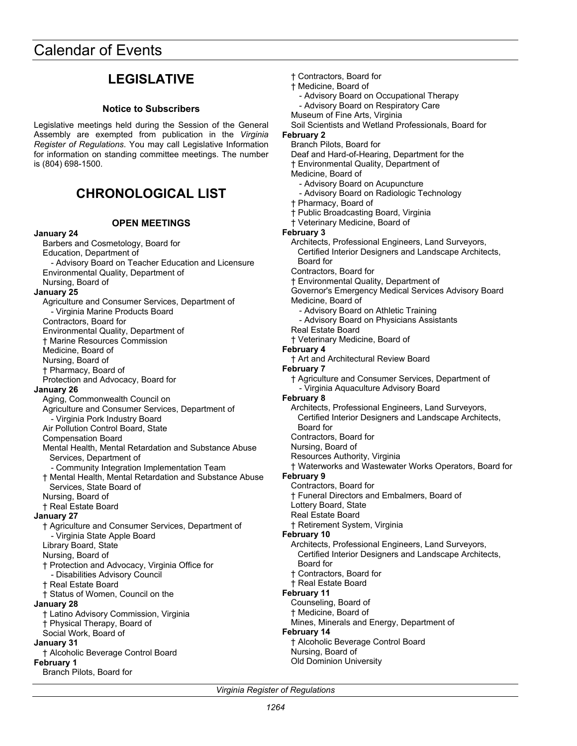# Calendar of Events

## LEGISLATIVE

### Notice to Subscribers

Legislative meetings held during the Session of the General Assembly are exempted from publication in the *Virginia Register of Regulations*. You may call Legislative Information for information on standing committee meetings. The number is (804) 698-1500.

## CHRONOLOGICAL LIST

### OPEN MEETINGS

**January 24**

Barbers and Cosmetology, Board for
Education, Department of
- Advisory Board on Teacher Education and Licensure

Environmental Quality, Department of
Nursing, Board of

**January 25**

Agriculture and Consumer Services, Department of
- Virginia Marine Products Board

Contractors, Board for
Environmental Quality, Department of
† Marine Resources Commission
Medicine, Board of
Nursing, Board of
† Pharmacy, Board of
Protection and Advocacy, Board for

**January 26**

Aging, Commonwealth Council on
Agriculture and Consumer Services, Department of
- Virginia Pork Industry Board

Air Pollution Control Board, State
Compensation Board
Mental Health, Mental Retardation and Substance Abuse Services, Department of
- Community Integration Implementation Team

† Mental Health, Mental Retardation and Substance Abuse Services, State Board of
Nursing, Board of
† Real Estate Board

**January 27**

† Agriculture and Consumer Services, Department of
- Virginia State Apple Board

Library Board, State
Nursing, Board of
† Protection and Advocacy, Virginia Office for
- Disabilities Advisory Council

† Real Estate Board
† Status of Women, Council on the

**January 28**

† Latino Advisory Commission, Virginia
† Physical Therapy, Board of
Social Work, Board of

**January 31**

† Alcoholic Beverage Control Board

**February 1**

Branch Pilots, Board for
† Contractors, Board for
† Medicine, Board of
- Advisory Board on Occupational Therapy
- Advisory Board on Respiratory Care

Museum of Fine Arts, Virginia
Soil Scientists and Wetland Professionals, Board for

**February 2**

Branch Pilots, Board for
Deaf and Hard-of-Hearing, Department for the
† Environmental Quality, Department of
Medicine, Board of
- Advisory Board on Acupuncture
- Advisory Board on Radiologic Technology

† Pharmacy, Board of
† Public Broadcasting Board, Virginia
† Veterinary Medicine, Board of

**February 3**

Architects, Professional Engineers, Land Surveyors, Certified Interior Designers and Landscape Architects, Board for
Contractors, Board for
† Environmental Quality, Department of
Governor's Emergency Medical Services Advisory Board
Medicine, Board of
- Advisory Board on Athletic Training
- Advisory Board on Physicians Assistants

Real Estate Board
† Veterinary Medicine, Board of

**February 4**

† Art and Architectural Review Board

**February 7**

† Agriculture and Consumer Services, Department of
- Virginia Aquaculture Advisory Board

**February 8**

Architects, Professional Engineers, Land Surveyors, Certified Interior Designers and Landscape Architects, Board for
Contractors, Board for
Nursing, Board of
Resources Authority, Virginia
† Waterworks and Wastewater Works Operators, Board for

**February 9**

Contractors, Board for
† Funeral Directors and Embalmers, Board of
Lottery Board, State
Real Estate Board
† Retirement System, Virginia

**February 10**

Architects, Professional Engineers, Land Surveyors, Certified Interior Designers and Landscape Architects, Board for
† Contractors, Board for
† Real Estate Board

**February 11**

Counseling, Board of
† Medicine, Board of
Mines, Minerals and Energy, Department of

**February 14**

† Alcoholic Beverage Control Board
Nursing, Board of
Old Dominion University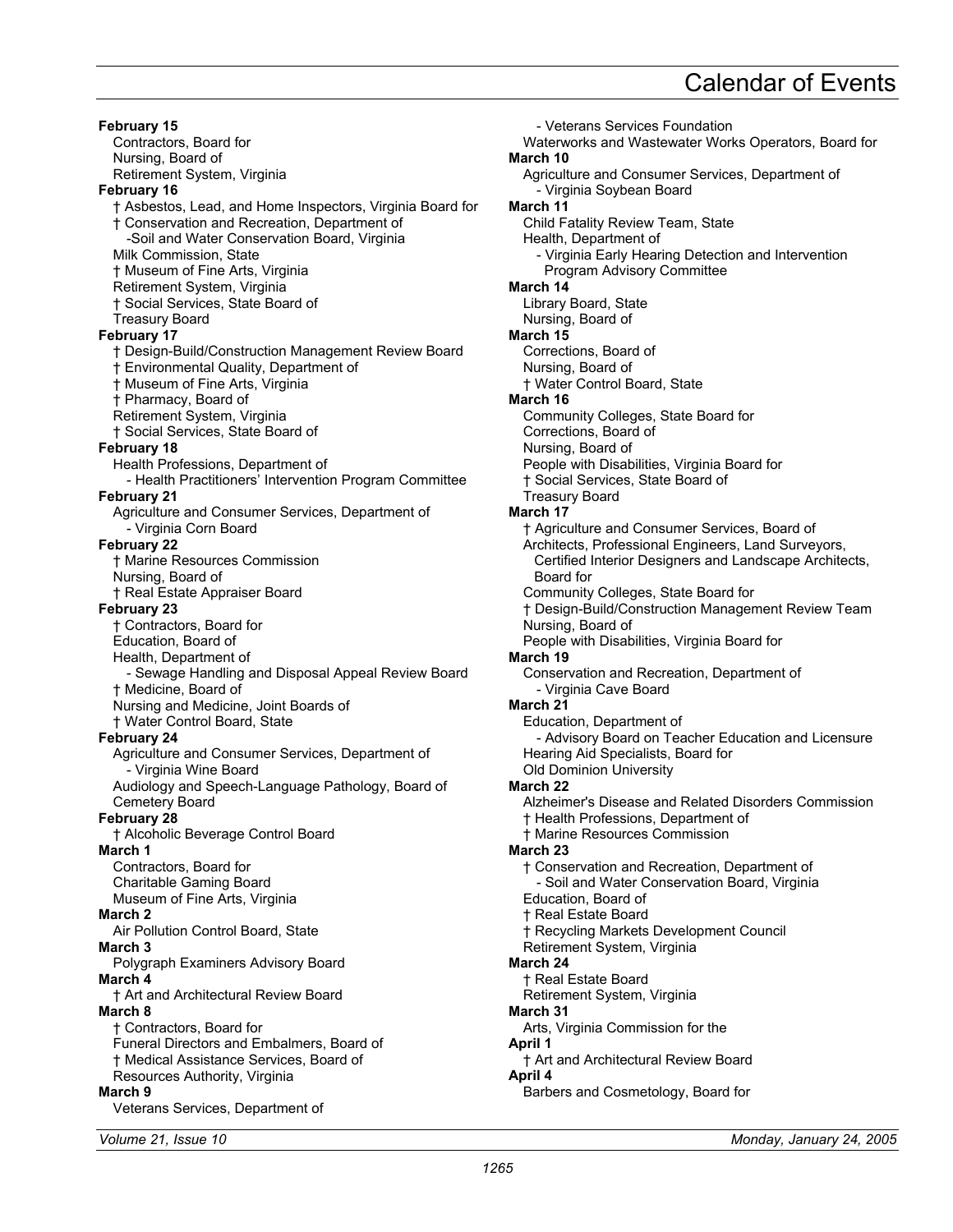# Calendar of Events

**February 15**
- Contractors, Board for
- Nursing, Board of
- Retirement System, Virginia

**February 16**
- † Asbestos, Lead, and Home Inspectors, Virginia Board for
- † Conservation and Recreation, Department of
  - -Soil and Water Conservation Board, Virginia
- Milk Commission, State
- † Museum of Fine Arts, Virginia
- Retirement System, Virginia
- † Social Services, State Board of
- Treasury Board

**February 17**
- † Design-Build/Construction Management Review Board
- † Environmental Quality, Department of
- † Museum of Fine Arts, Virginia
- † Pharmacy, Board of
- Retirement System, Virginia
- † Social Services, State Board of

**February 18**
- Health Professions, Department of
  - - Health Practitioners' Intervention Program Committee

**February 21**
- Agriculture and Consumer Services, Department of
  - - Virginia Corn Board

**February 22**
- † Marine Resources Commission
- Nursing, Board of
- † Real Estate Appraiser Board

**February 23**
- † Contractors, Board for
- Education, Board of
- Health, Department of
  - - Sewage Handling and Disposal Appeal Review Board
- † Medicine, Board of
- Nursing and Medicine, Joint Boards of
- † Water Control Board, State

**February 24**
- Agriculture and Consumer Services, Department of
  - - Virginia Wine Board
- Audiology and Speech-Language Pathology, Board of
- Cemetery Board

**February 28**
- † Alcoholic Beverage Control Board

**March 1**
- Contractors, Board for
- Charitable Gaming Board
- Museum of Fine Arts, Virginia

**March 2**
- Air Pollution Control Board, State

**March 3**
- Polygraph Examiners Advisory Board

**March 4**
- † Art and Architectural Review Board

**March 8**
- † Contractors, Board for
- Funeral Directors and Embalmers, Board of
- † Medical Assistance Services, Board of
- Resources Authority, Virginia

**March 9**
- Veterans Services, Department of
  - - Veterans Services Foundation
- Waterworks and Wastewater Works Operators, Board for

**March 10**
- Agriculture and Consumer Services, Department of
  - - Virginia Soybean Board

**March 11**
- Child Fatality Review Team, State
- Health, Department of
  - - Virginia Early Hearing Detection and Intervention Program Advisory Committee

**March 14**
- Library Board, State
- Nursing, Board of

**March 15**
- Corrections, Board of
- Nursing, Board of
- † Water Control Board, State

**March 16**
- Community Colleges, State Board for
- Corrections, Board of
- Nursing, Board of
- People with Disabilities, Virginia Board for
- † Social Services, State Board of
- Treasury Board

**March 17**
- † Agriculture and Consumer Services, Board of
- Architects, Professional Engineers, Land Surveyors, Certified Interior Designers and Landscape Architects, Board for
- Community Colleges, State Board for
- † Design-Build/Construction Management Review Team
- Nursing, Board of
- People with Disabilities, Virginia Board for

**March 19**
- Conservation and Recreation, Department of
  - - Virginia Cave Board

**March 21**
- Education, Department of
  - - Advisory Board on Teacher Education and Licensure
- Hearing Aid Specialists, Board for
- Old Dominion University

**March 22**
- Alzheimer's Disease and Related Disorders Commission
- † Health Professions, Department of
- † Marine Resources Commission

**March 23**
- † Conservation and Recreation, Department of
  - - Soil and Water Conservation Board, Virginia
- Education, Board of
- † Real Estate Board
- † Recycling Markets Development Council
- Retirement System, Virginia

**March 24**
- † Real Estate Board
- Retirement System, Virginia

**March 31**
- Arts, Virginia Commission for the

**April 1**
- † Art and Architectural Review Board

**April 4**
- Barbers and Cosmetology, Board for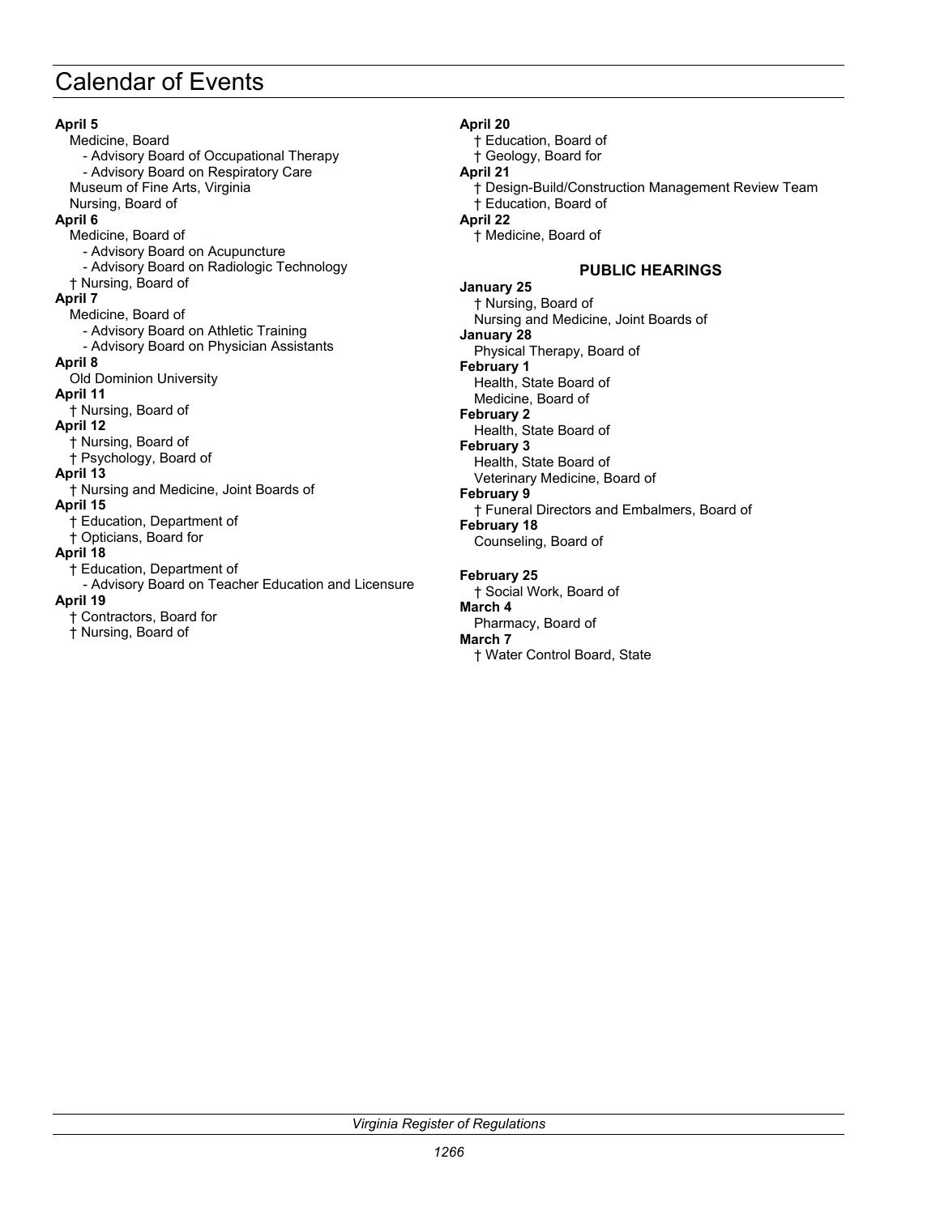# Calendar of Events

**April 5**
Medicine, Board
- Advisory Board of Occupational Therapy
- Advisory Board on Respiratory Care

Museum of Fine Arts, Virginia
Nursing, Board of

**April 6**
Medicine, Board of
- Advisory Board on Acupuncture
- Advisory Board on Radiologic Technology

† Nursing, Board of

**April 7**
Medicine, Board of
- Advisory Board on Athletic Training
- Advisory Board on Physician Assistants

**April 8**
Old Dominion University

**April 11**
† Nursing, Board of

**April 12**
† Nursing, Board of
† Psychology, Board of

**April 13**
† Nursing and Medicine, Joint Boards of

**April 15**
† Education, Department of
† Opticians, Board for

**April 18**
† Education, Department of
- Advisory Board on Teacher Education and Licensure

**April 19**
† Contractors, Board for
† Nursing, Board of

**April 20**
† Education, Board of
† Geology, Board for

**April 21**
† Design-Build/Construction Management Review Team
† Education, Board of

**April 22**
† Medicine, Board of

## PUBLIC HEARINGS

**January 25**
† Nursing, Board of
Nursing and Medicine, Joint Boards of

**January 28**
Physical Therapy, Board of

**February 1**
Health, State Board of
Medicine, Board of

**February 2**
Health, State Board of

**February 3**
Health, State Board of
Veterinary Medicine, Board of

**February 9**
† Funeral Directors and Embalmers, Board of

**February 18**
Counseling, Board of

**February 25**
† Social Work, Board of

**March 4**
Pharmacy, Board of

**March 7**
† Water Control Board, State